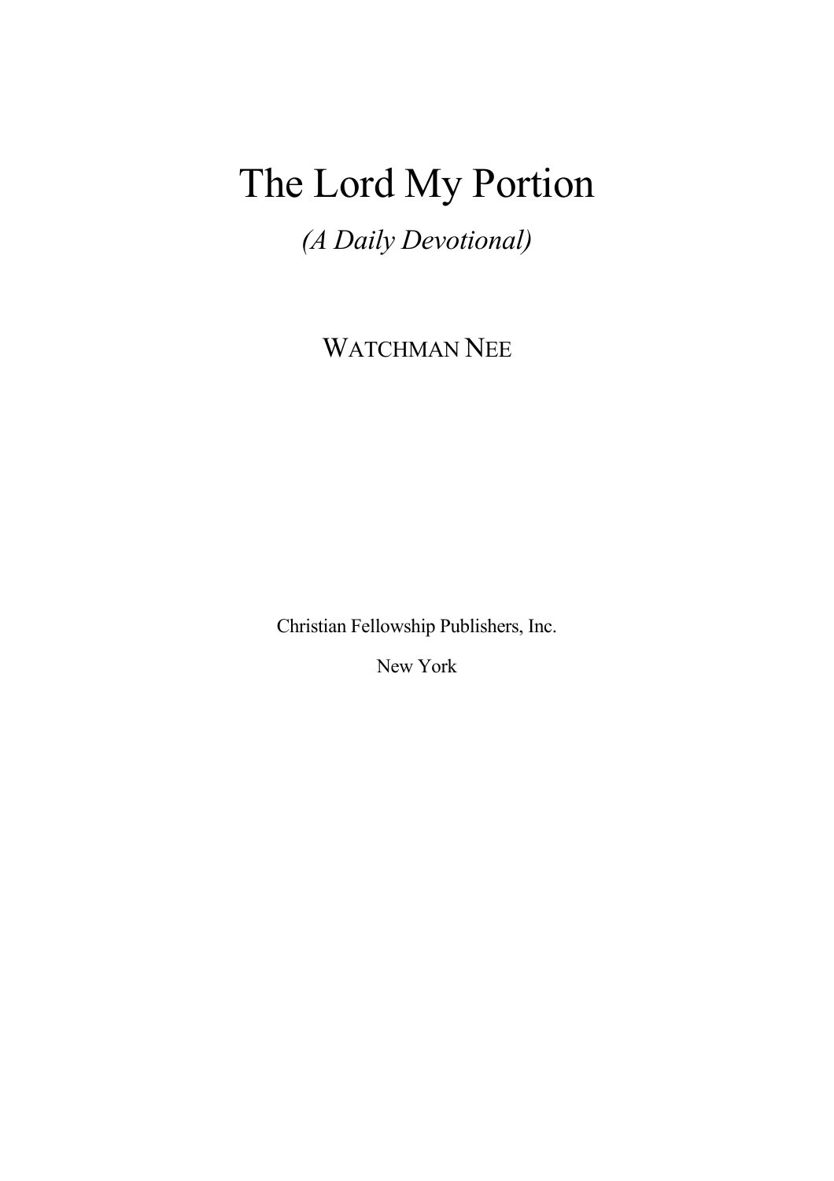# The Lord My Portion

*(A Daily Devotional)*

WATCHMAN NEE

Christian Fellowship Publishers, Inc.

New York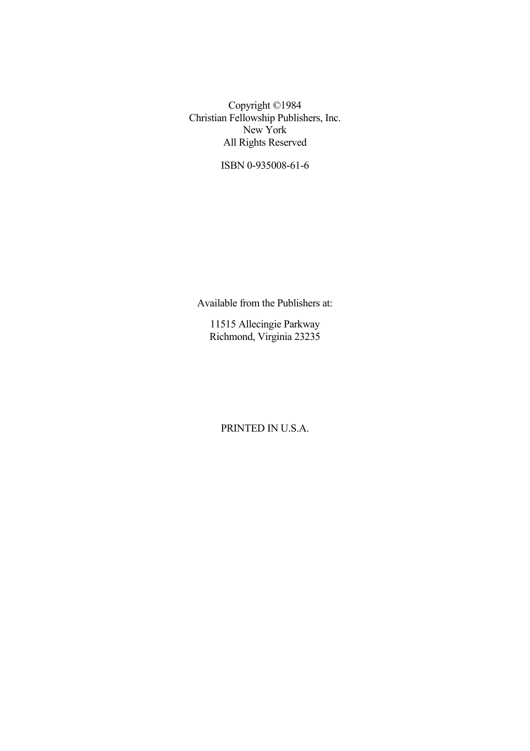Copyright ©1984
Christian Fellowship Publishers, Inc.
New York
All Rights Reserved

ISBN 0-935008-61-6

Available from the Publishers at:

11515 Allecingie Parkway
Richmond, Virginia 23235

PRINTED IN U.S.A.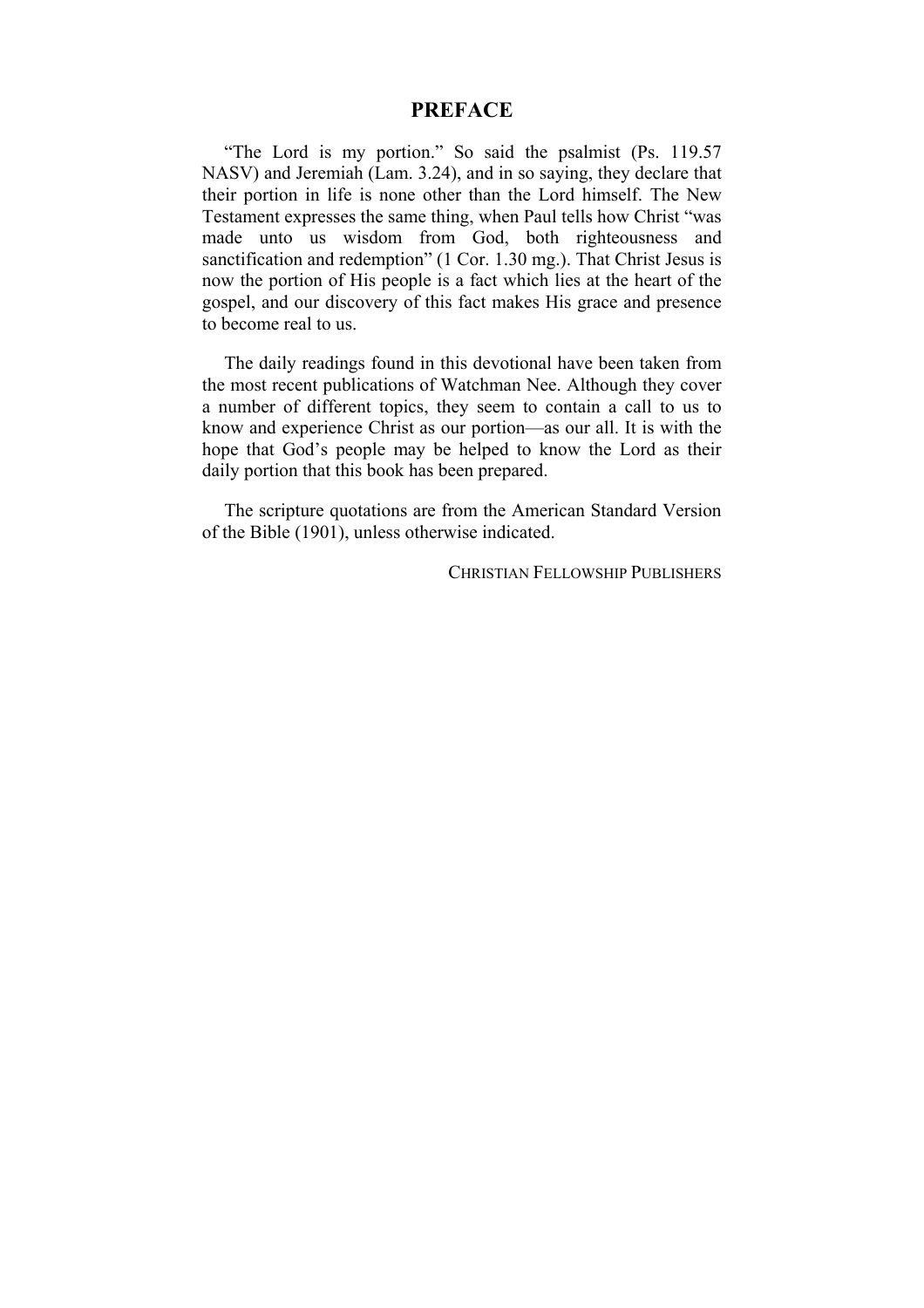# PREFACE

"The Lord is my portion." So said the psalmist (Ps. 119.57 NASV) and Jeremiah (Lam. 3.24), and in so saying, they declare that their portion in life is none other than the Lord himself. The New Testament expresses the same thing, when Paul tells how Christ "was made unto us wisdom from God, both righteousness and sanctification and redemption" (1 Cor. 1.30 mg.). That Christ Jesus is now the portion of His people is a fact which lies at the heart of the gospel, and our discovery of this fact makes His grace and presence to become real to us.

The daily readings found in this devotional have been taken from the most recent publications of Watchman Nee. Although they cover a number of different topics, they seem to contain a call to us to know and experience Christ as our portion—as our all. It is with the hope that God's people may be helped to know the Lord as their daily portion that this book has been prepared.

The scripture quotations are from the American Standard Version of the Bible (1901), unless otherwise indicated.

CHRISTIAN FELLOWSHIP PUBLISHERS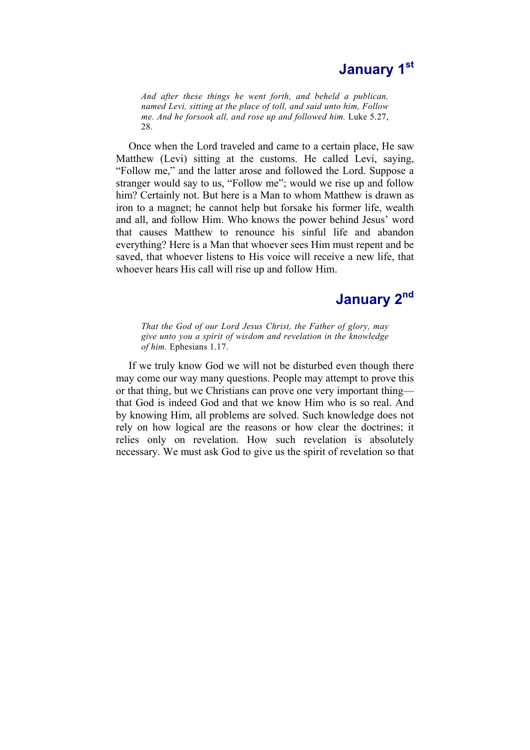## January 1st

> *And after these things he went forth, and beheld a publican, named Levi, sitting at the place of toll, and said unto him, Follow me. And he forsook all, and rose up and followed him.* Luke 5.27, 28.

Once when the Lord traveled and came to a certain place, He saw Matthew (Levi) sitting at the customs. He called Levi, saying, "Follow me," and the latter arose and followed the Lord. Suppose a stranger would say to us, "Follow me"; would we rise up and follow him? Certainly not. But here is a Man to whom Matthew is drawn as iron to a magnet; he cannot help but forsake his former life, wealth and all, and follow Him. Who knows the power behind Jesus' word that causes Matthew to renounce his sinful life and abandon everything? Here is a Man that whoever sees Him must repent and be saved, that whoever listens to His voice will receive a new life, that whoever hears His call will rise up and follow Him.

## January 2nd

> *That the God of our Lord Jesus Christ, the Father of glory, may give unto you a spirit of wisdom and revelation in the knowledge of him.* Ephesians 1.17.

If we truly know God we will not be disturbed even though there may come our way many questions. People may attempt to prove this or that thing, but we Christians can prove one very important thing—that God is indeed God and that we know Him who is so real. And by knowing Him, all problems are solved. Such knowledge does not rely on how logical are the reasons or how clear the doctrines; it relies only on revelation. How such revelation is absolutely necessary. We must ask God to give us the spirit of revelation so that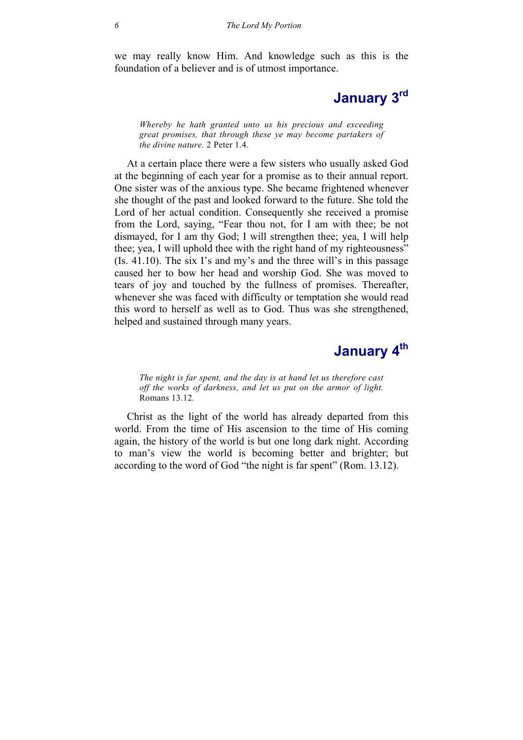we may really know Him. And knowledge such as this is the foundation of a believer and is of utmost importance.

## January 3rd

> *Whereby he hath granted unto us his precious and exceeding great promises, that through these ye may become partakers of the divine nature.* 2 Peter 1.4.

At a certain place there were a few sisters who usually asked God at the beginning of each year for a promise as to their annual report. One sister was of the anxious type. She became frightened whenever she thought of the past and looked forward to the future. She told the Lord of her actual condition. Consequently she received a promise from the Lord, saying, "Fear thou not, for I am with thee; be not dismayed, for I am thy God; I will strengthen thee; yea, I will help thee; yea, I will uphold thee with the right hand of my righteousness" (Is. 41.10). The six I's and my's and the three will's in this passage caused her to bow her head and worship God. She was moved to tears of joy and touched by the fullness of promises. Thereafter, whenever she was faced with difficulty or temptation she would read this word to herself as well as to God. Thus was she strengthened, helped and sustained through many years.

## January 4th

> *The night is far spent, and the day is at hand let us therefore cast off the works of darkness, and let us put on the armor of light.* Romans 13.12.

Christ as the light of the world has already departed from this world. From the time of His ascension to the time of His coming again, the history of the world is but one long dark night. According to man's view the world is becoming better and brighter; but according to the word of God "the night is far spent" (Rom. 13.12).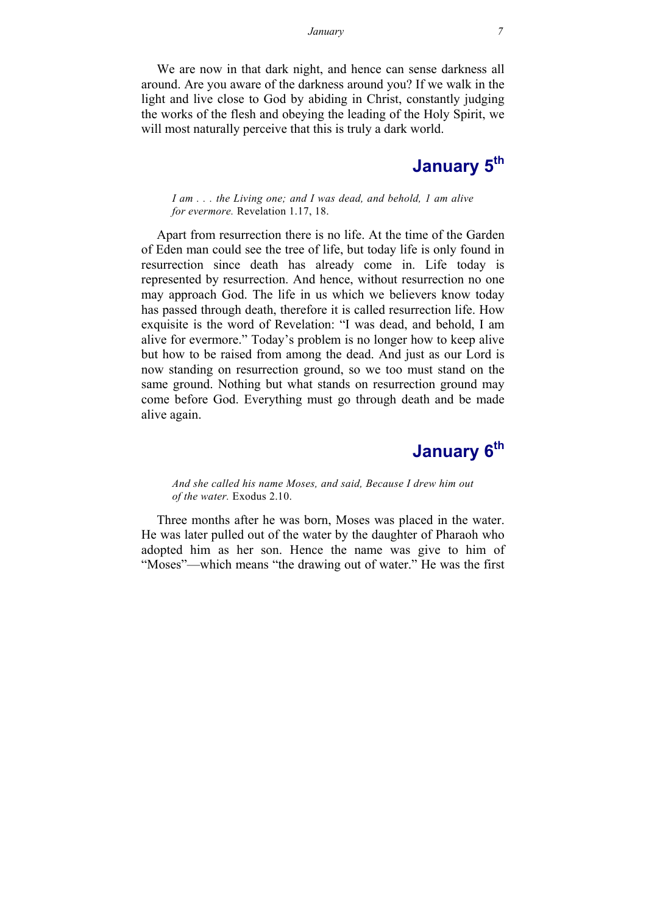We are now in that dark night, and hence can sense darkness all around. Are you aware of the darkness around you? If we walk in the light and live close to God by abiding in Christ, constantly judging the works of the flesh and obeying the leading of the Holy Spirit, we will most naturally perceive that this is truly a dark world.

## January 5th

*I am . . . the Living one; and I was dead, and behold, 1 am alive for evermore.* Revelation 1.17, 18.

Apart from resurrection there is no life. At the time of the Garden of Eden man could see the tree of life, but today life is only found in resurrection since death has already come in. Life today is represented by resurrection. And hence, without resurrection no one may approach God. The life in us which we believers know today has passed through death, therefore it is called resurrection life. How exquisite is the word of Revelation: "I was dead, and behold, I am alive for evermore." Today's problem is no longer how to keep alive but how to be raised from among the dead. And just as our Lord is now standing on resurrection ground, so we too must stand on the same ground. Nothing but what stands on resurrection ground may come before God. Everything must go through death and be made alive again.

## January 6th

*And she called his name Moses, and said, Because I drew him out of the water.* Exodus 2.10.

Three months after he was born, Moses was placed in the water. He was later pulled out of the water by the daughter of Pharaoh who adopted him as her son. Hence the name was give to him of "Moses"—which means "the drawing out of water." He was the first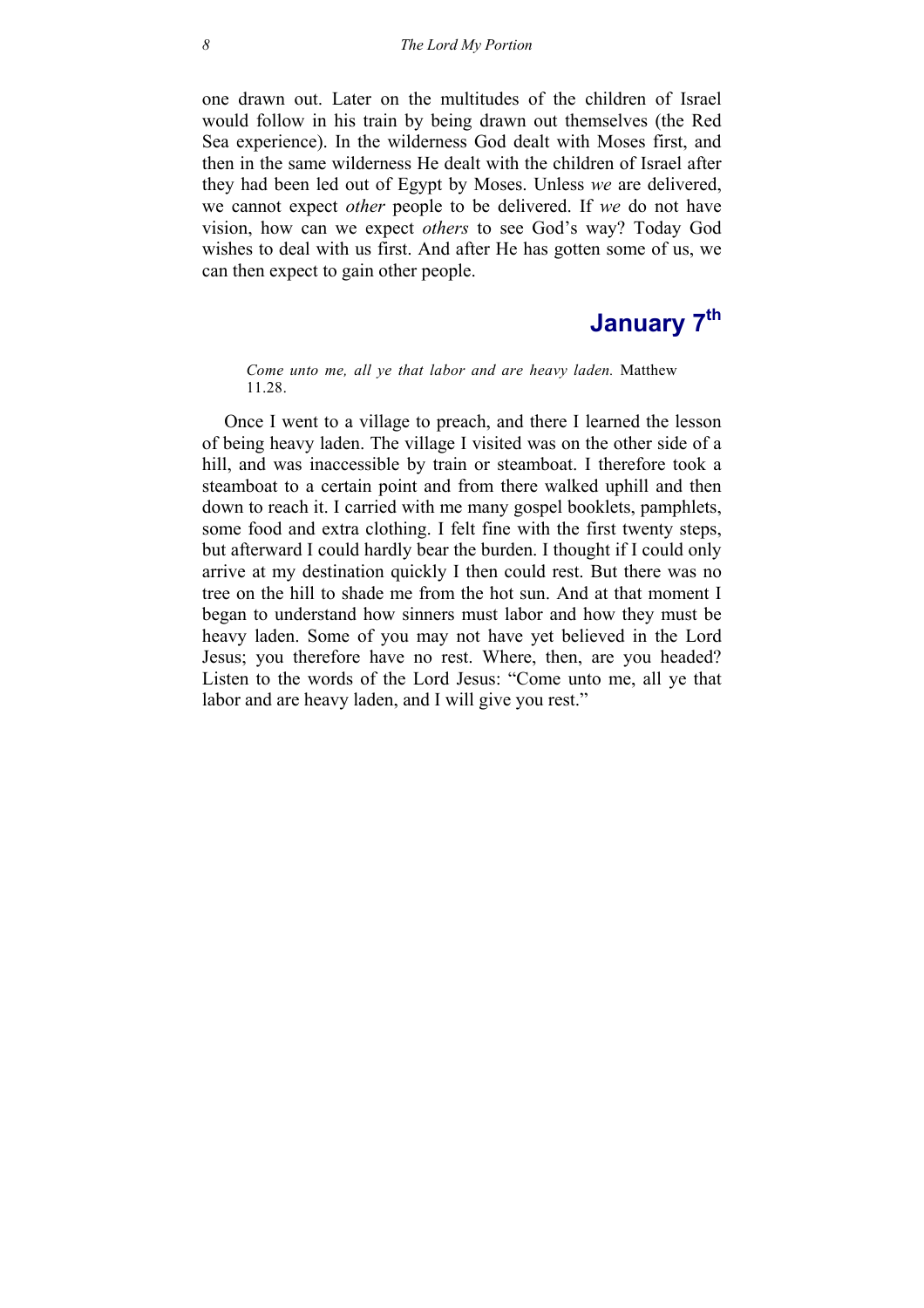one drawn out. Later on the multitudes of the children of Israel would follow in his train by being drawn out themselves (the Red Sea experience). In the wilderness God dealt with Moses first, and then in the same wilderness He dealt with the children of Israel after they had been led out of Egypt by Moses. Unless *we* are delivered, we cannot expect *other* people to be delivered. If *we* do not have vision, how can we expect *others* to see God's way? Today God wishes to deal with us first. And after He has gotten some of us, we can then expect to gain other people.

## January 7th

> *Come unto me, all ye that labor and are heavy laden.* Matthew 11.28.

Once I went to a village to preach, and there I learned the lesson of being heavy laden. The village I visited was on the other side of a hill, and was inaccessible by train or steamboat. I therefore took a steamboat to a certain point and from there walked uphill and then down to reach it. I carried with me many gospel booklets, pamphlets, some food and extra clothing. I felt fine with the first twenty steps, but afterward I could hardly bear the burden. I thought if I could only arrive at my destination quickly I then could rest. But there was no tree on the hill to shade me from the hot sun. And at that moment I began to understand how sinners must labor and how they must be heavy laden. Some of you may not have yet believed in the Lord Jesus; you therefore have no rest. Where, then, are you headed? Listen to the words of the Lord Jesus: "Come unto me, all ye that labor and are heavy laden, and I will give you rest."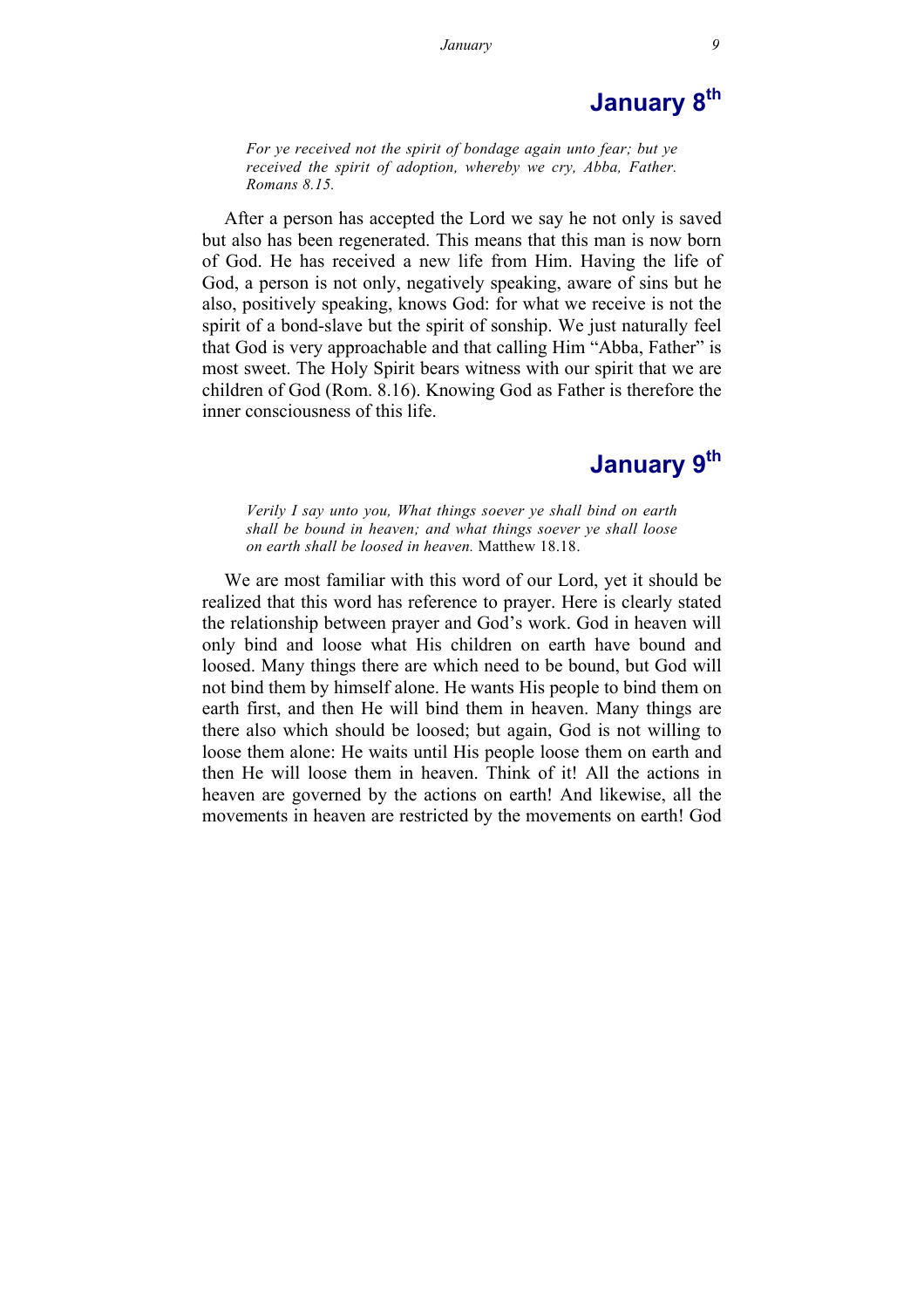## January 8th

*For ye received not the spirit of bondage again unto fear; but ye received the spirit of adoption, whereby we cry, Abba, Father. Romans 8.15.*

After a person has accepted the Lord we say he not only is saved but also has been regenerated. This means that this man is now born of God. He has received a new life from Him. Having the life of God, a person is not only, negatively speaking, aware of sins but he also, positively speaking, knows God: for what we receive is not the spirit of a bond-slave but the spirit of sonship. We just naturally feel that God is very approachable and that calling Him "Abba, Father" is most sweet. The Holy Spirit bears witness with our spirit that we are children of God (Rom. 8.16). Knowing God as Father is therefore the inner consciousness of this life.

## January 9th

*Verily I say unto you, What things soever ye shall bind on earth shall be bound in heaven; and what things soever ye shall loose on earth shall be loosed in heaven.* Matthew 18.18.

We are most familiar with this word of our Lord, yet it should be realized that this word has reference to prayer. Here is clearly stated the relationship between prayer and God's work. God in heaven will only bind and loose what His children on earth have bound and loosed. Many things there are which need to be bound, but God will not bind them by himself alone. He wants His people to bind them on earth first, and then He will bind them in heaven. Many things are there also which should be loosed; but again, God is not willing to loose them alone: He waits until His people loose them on earth and then He will loose them in heaven. Think of it! All the actions in heaven are governed by the actions on earth! And likewise, all the movements in heaven are restricted by the movements on earth! God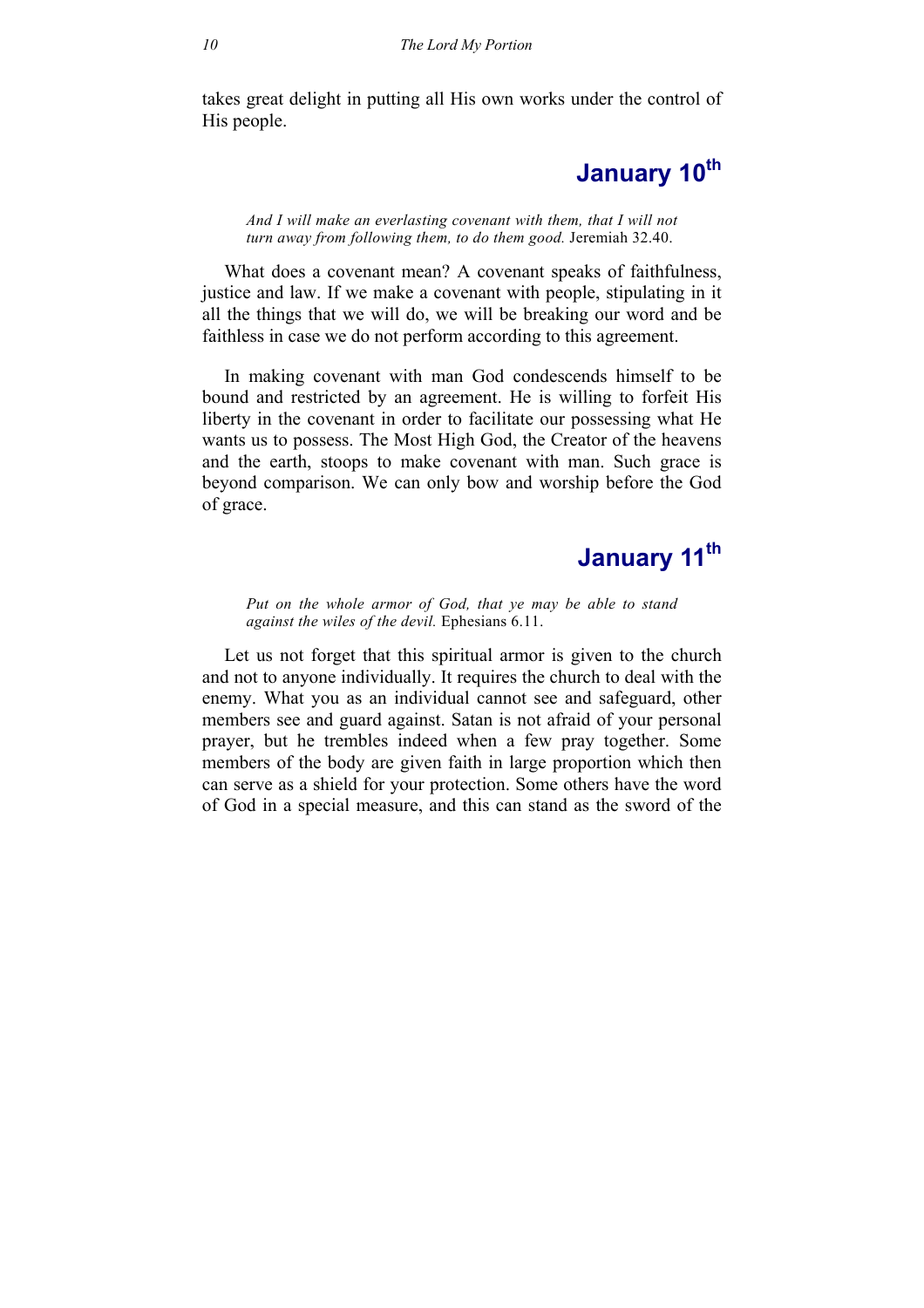takes great delight in putting all His own works under the control of His people.

## January 10th

*And I will make an everlasting covenant with them, that I will not turn away from following them, to do them good.* Jeremiah 32.40.

What does a covenant mean? A covenant speaks of faithfulness, justice and law. If we make a covenant with people, stipulating in it all the things that we will do, we will be breaking our word and be faithless in case we do not perform according to this agreement.

In making covenant with man God condescends himself to be bound and restricted by an agreement. He is willing to forfeit His liberty in the covenant in order to facilitate our possessing what He wants us to possess. The Most High God, the Creator of the heavens and the earth, stoops to make covenant with man. Such grace is beyond comparison. We can only bow and worship before the God of grace.

## January 11th

*Put on the whole armor of God, that ye may be able to stand against the wiles of the devil.* Ephesians 6.11.

Let us not forget that this spiritual armor is given to the church and not to anyone individually. It requires the church to deal with the enemy. What you as an individual cannot see and safeguard, other members see and guard against. Satan is not afraid of your personal prayer, but he trembles indeed when a few pray together. Some members of the body are given faith in large proportion which then can serve as a shield for your protection. Some others have the word of God in a special measure, and this can stand as the sword of the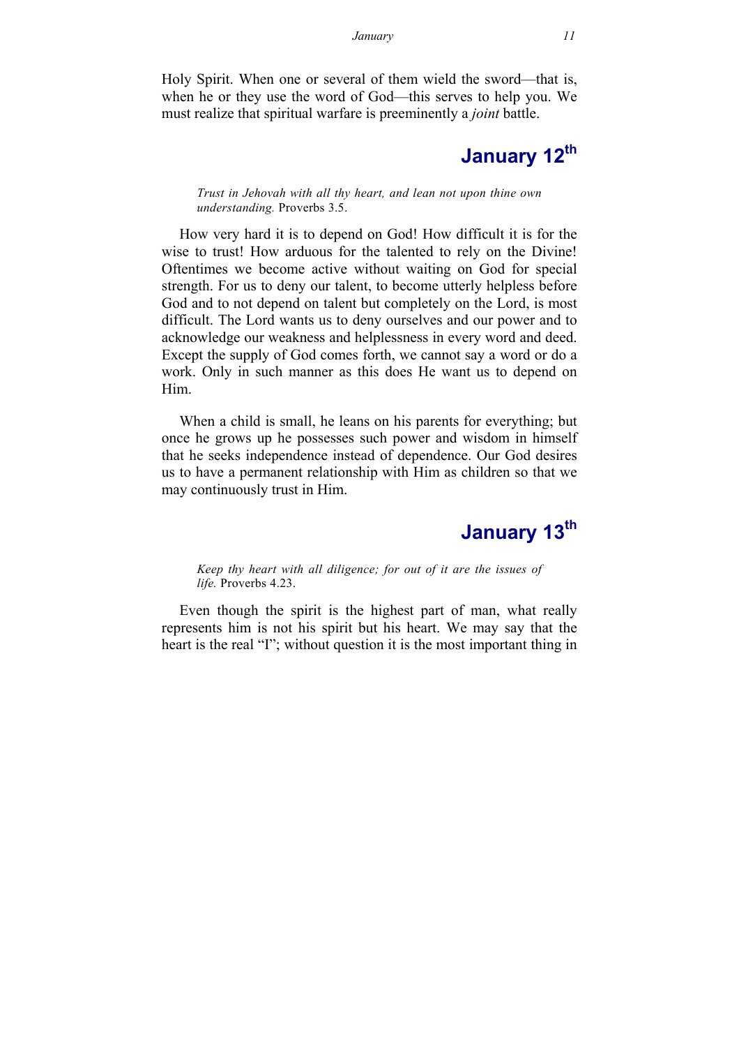Holy Spirit. When one or several of them wield the sword—that is, when he or they use the word of God—this serves to help you. We must realize that spiritual warfare is preeminently a *joint* battle.

## January 12th

> *Trust in Jehovah with all thy heart, and lean not upon thine own understanding.* Proverbs 3.5.

How very hard it is to depend on God! How difficult it is for the wise to trust! How arduous for the talented to rely on the Divine! Oftentimes we become active without waiting on God for special strength. For us to deny our talent, to become utterly helpless before God and to not depend on talent but completely on the Lord, is most difficult. The Lord wants us to deny ourselves and our power and to acknowledge our weakness and helplessness in every word and deed. Except the supply of God comes forth, we cannot say a word or do a work. Only in such manner as this does He want us to depend on Him.

When a child is small, he leans on his parents for everything; but once he grows up he possesses such power and wisdom in himself that he seeks independence instead of dependence. Our God desires us to have a permanent relationship with Him as children so that we may continuously trust in Him.

## January 13th

> *Keep thy heart with all diligence; for out of it are the issues of life.* Proverbs 4.23.

Even though the spirit is the highest part of man, what really represents him is not his spirit but his heart. We may say that the heart is the real "I"; without question it is the most important thing in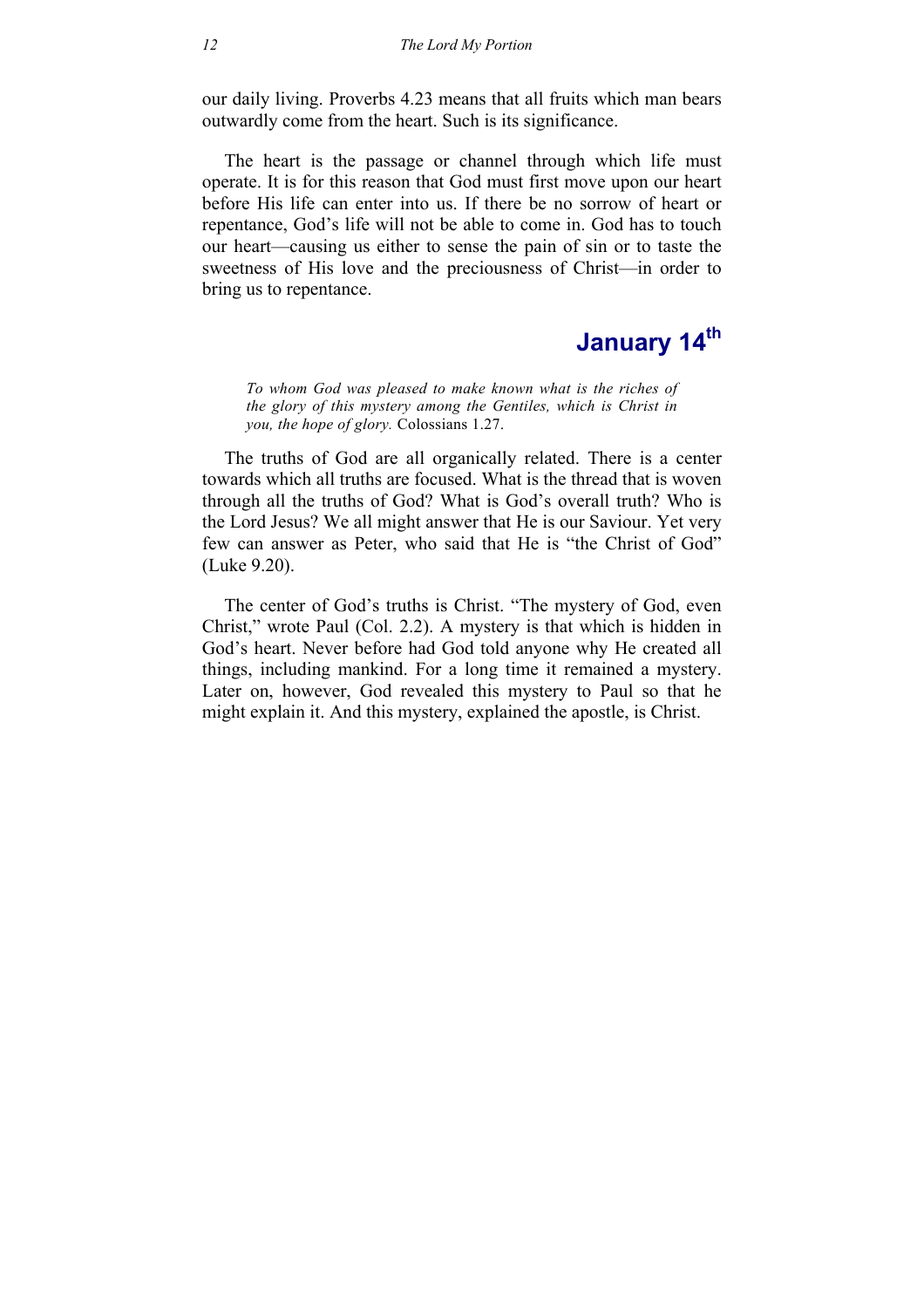our daily living. Proverbs 4.23 means that all fruits which man bears outwardly come from the heart. Such is its significance.

The heart is the passage or channel through which life must operate. It is for this reason that God must first move upon our heart before His life can enter into us. If there be no sorrow of heart or repentance, God's life will not be able to come in. God has to touch our heart—causing us either to sense the pain of sin or to taste the sweetness of His love and the preciousness of Christ—in order to bring us to repentance.

## January 14th

> *To whom God was pleased to make known what is the riches of the glory of this mystery among the Gentiles, which is Christ in you, the hope of glory.* Colossians 1.27.

The truths of God are all organically related. There is a center towards which all truths are focused. What is the thread that is woven through all the truths of God? What is God's overall truth? Who is the Lord Jesus? We all might answer that He is our Saviour. Yet very few can answer as Peter, who said that He is "the Christ of God" (Luke 9.20).

The center of God's truths is Christ. "The mystery of God, even Christ," wrote Paul (Col. 2.2). A mystery is that which is hidden in God's heart. Never before had God told anyone why He created all things, including mankind. For a long time it remained a mystery. Later on, however, God revealed this mystery to Paul so that he might explain it. And this mystery, explained the apostle, is Christ.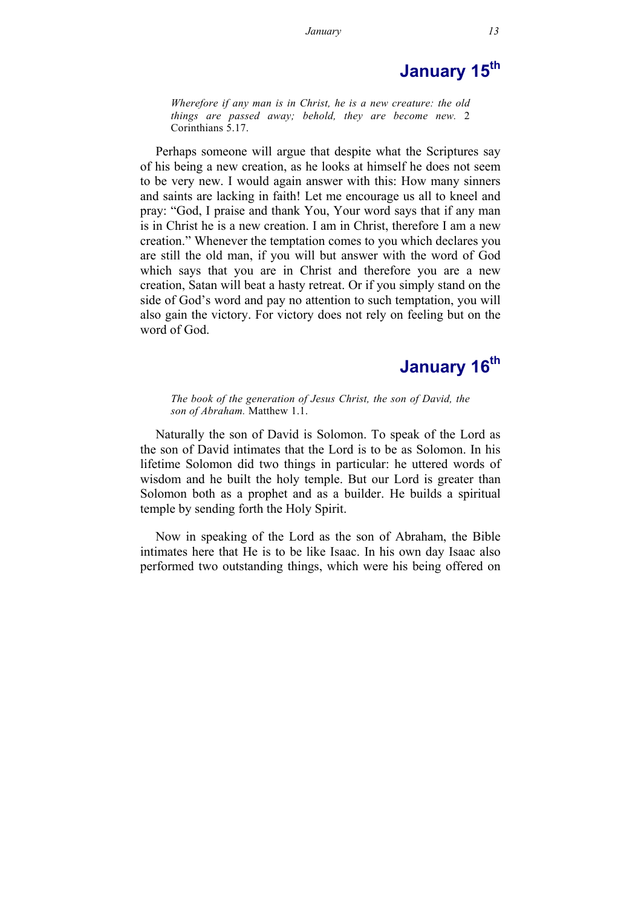## January 15th

*Wherefore if any man is in Christ, he is a new creature: the old things are passed away; behold, they are become new.* 2 Corinthians 5.17.

Perhaps someone will argue that despite what the Scriptures say of his being a new creation, as he looks at himself he does not seem to be very new. I would again answer with this: How many sinners and saints are lacking in faith! Let me encourage us all to kneel and pray: "God, I praise and thank You, Your word says that if any man is in Christ he is a new creation. I am in Christ, therefore I am a new creation." Whenever the temptation comes to you which declares you are still the old man, if you will but answer with the word of God which says that you are in Christ and therefore you are a new creation, Satan will beat a hasty retreat. Or if you simply stand on the side of God's word and pay no attention to such temptation, you will also gain the victory. For victory does not rely on feeling but on the word of God.

## January 16th

*The book of the generation of Jesus Christ, the son of David, the son of Abraham.* Matthew 1.1.

Naturally the son of David is Solomon. To speak of the Lord as the son of David intimates that the Lord is to be as Solomon. In his lifetime Solomon did two things in particular: he uttered words of wisdom and he built the holy temple. But our Lord is greater than Solomon both as a prophet and as a builder. He builds a spiritual temple by sending forth the Holy Spirit.

Now in speaking of the Lord as the son of Abraham, the Bible intimates here that He is to be like Isaac. In his own day Isaac also performed two outstanding things, which were his being offered on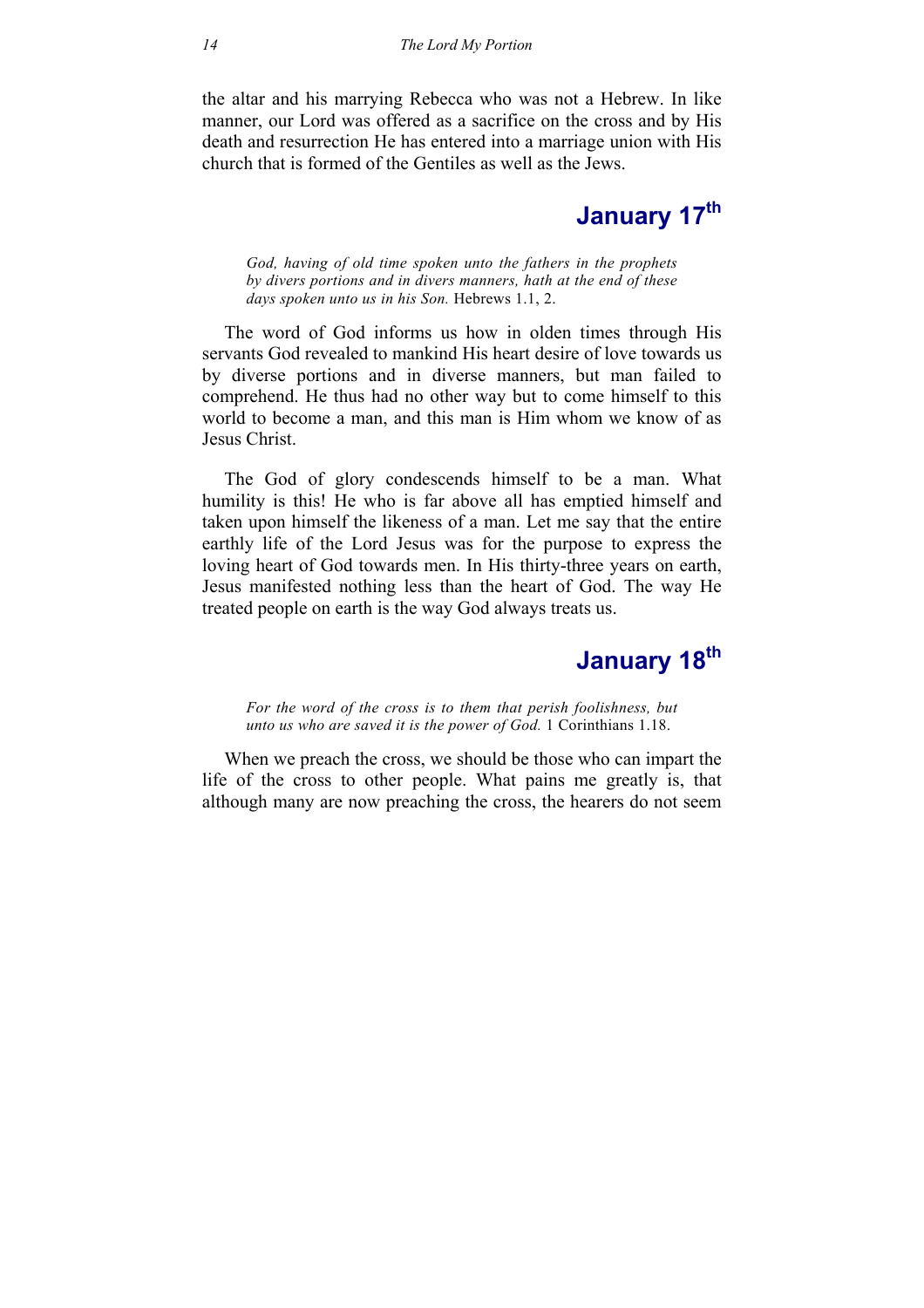the altar and his marrying Rebecca who was not a Hebrew. In like manner, our Lord was offered as a sacrifice on the cross and by His death and resurrection He has entered into a marriage union with His church that is formed of the Gentiles as well as the Jews.

## January 17th

> *God, having of old time spoken unto the fathers in the prophets by divers portions and in divers manners, hath at the end of these days spoken unto us in his Son.* Hebrews 1.1, 2.

The word of God informs us how in olden times through His servants God revealed to mankind His heart desire of love towards us by diverse portions and in diverse manners, but man failed to comprehend. He thus had no other way but to come himself to this world to become a man, and this man is Him whom we know of as Jesus Christ.

The God of glory condescends himself to be a man. What humility is this! He who is far above all has emptied himself and taken upon himself the likeness of a man. Let me say that the entire earthly life of the Lord Jesus was for the purpose to express the loving heart of God towards men. In His thirty-three years on earth, Jesus manifested nothing less than the heart of God. The way He treated people on earth is the way God always treats us.

## January 18th

> *For the word of the cross is to them that perish foolishness, but unto us who are saved it is the power of God.* 1 Corinthians 1.18.

When we preach the cross, we should be those who can impart the life of the cross to other people. What pains me greatly is, that although many are now preaching the cross, the hearers do not seem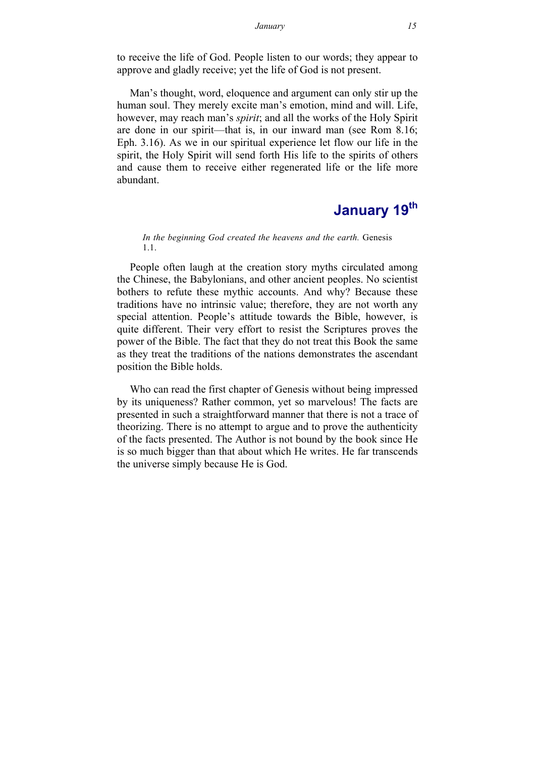to receive the life of God. People listen to our words; they appear to approve and gladly receive; yet the life of God is not present.

Man's thought, word, eloquence and argument can only stir up the human soul. They merely excite man's emotion, mind and will. Life, however, may reach man's *spirit*; and all the works of the Holy Spirit are done in our spirit—that is, in our inward man (see Rom 8.16; Eph. 3.16). As we in our spiritual experience let flow our life in the spirit, the Holy Spirit will send forth His life to the spirits of others and cause them to receive either regenerated life or the life more abundant.

## January 19th

> *In the beginning God created the heavens and the earth.* Genesis 1.1.

People often laugh at the creation story myths circulated among the Chinese, the Babylonians, and other ancient peoples. No scientist bothers to refute these mythic accounts. And why? Because these traditions have no intrinsic value; therefore, they are not worth any special attention. People's attitude towards the Bible, however, is quite different. Their very effort to resist the Scriptures proves the power of the Bible. The fact that they do not treat this Book the same as they treat the traditions of the nations demonstrates the ascendant position the Bible holds.

Who can read the first chapter of Genesis without being impressed by its uniqueness? Rather common, yet so marvelous! The facts are presented in such a straightforward manner that there is not a trace of theorizing. There is no attempt to argue and to prove the authenticity of the facts presented. The Author is not bound by the book since He is so much bigger than that about which He writes. He far transcends the universe simply because He is God.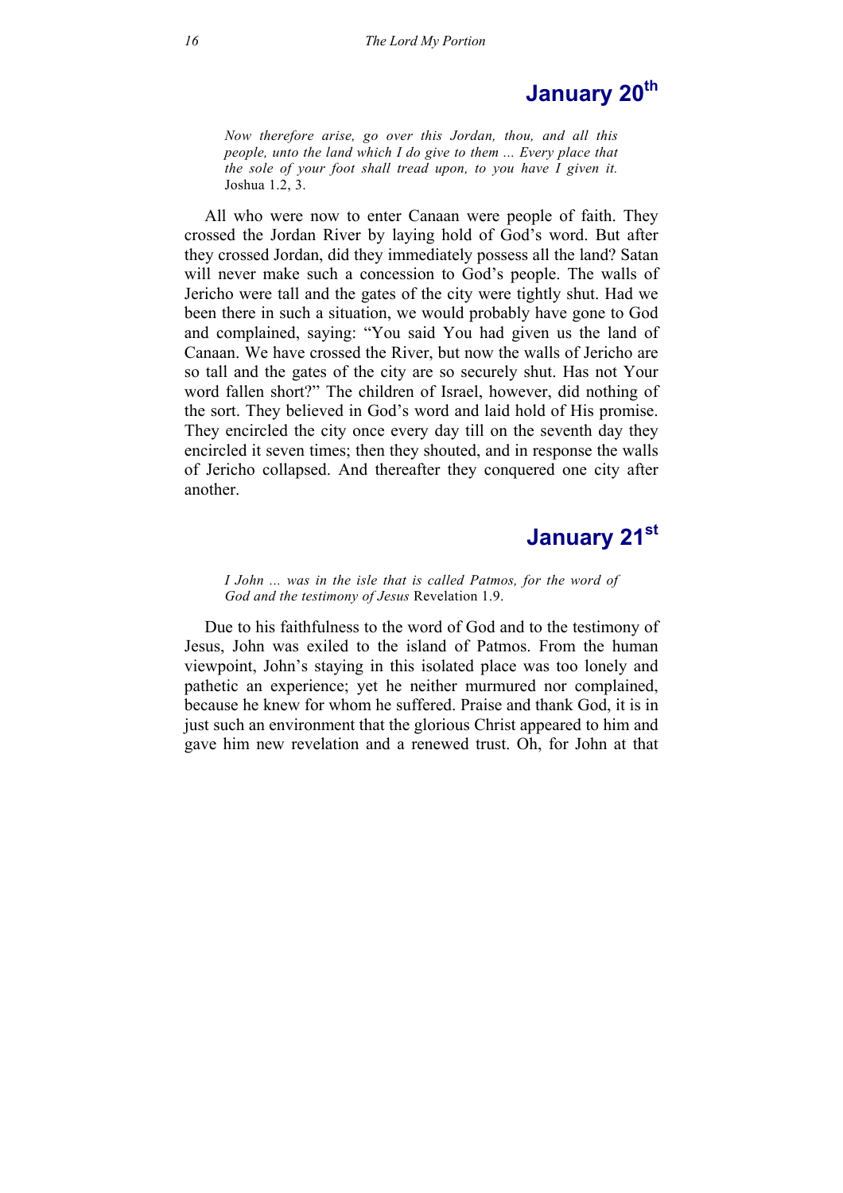## January 20th

*Now therefore arise, go over this Jordan, thou, and all this people, unto the land which I do give to them ... Every place that the sole of your foot shall tread upon, to you have I given it.* Joshua 1.2, 3.

All who were now to enter Canaan were people of faith. They crossed the Jordan River by laying hold of God's word. But after they crossed Jordan, did they immediately possess all the land? Satan will never make such a concession to God's people. The walls of Jericho were tall and the gates of the city were tightly shut. Had we been there in such a situation, we would probably have gone to God and complained, saying: "You said You had given us the land of Canaan. We have crossed the River, but now the walls of Jericho are so tall and the gates of the city are so securely shut. Has not Your word fallen short?" The children of Israel, however, did nothing of the sort. They believed in God's word and laid hold of His promise. They encircled the city once every day till on the seventh day they encircled it seven times; then they shouted, and in response the walls of Jericho collapsed. And thereafter they conquered one city after another.

## January 21st

*I John ... was in the isle that is called Patmos, for the word of God and the testimony of Jesus* Revelation 1.9.

Due to his faithfulness to the word of God and to the testimony of Jesus, John was exiled to the island of Patmos. From the human viewpoint, John's staying in this isolated place was too lonely and pathetic an experience; yet he neither murmured nor complained, because he knew for whom he suffered. Praise and thank God, it is in just such an environment that the glorious Christ appeared to him and gave him new revelation and a renewed trust. Oh, for John at that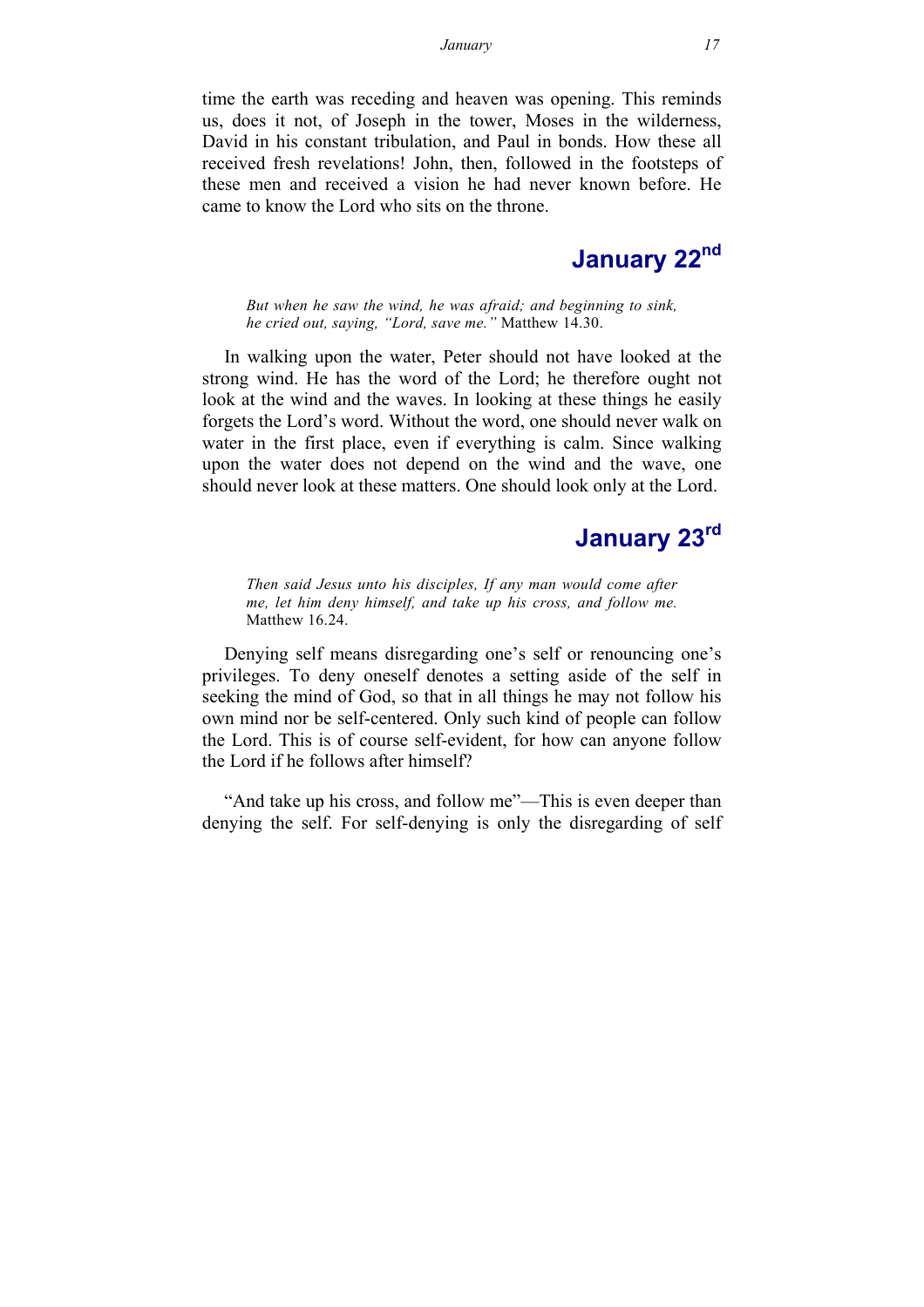time the earth was receding and heaven was opening. This reminds us, does it not, of Joseph in the tower, Moses in the wilderness, David in his constant tribulation, and Paul in bonds. How these all received fresh revelations! John, then, followed in the footsteps of these men and received a vision he had never known before. He came to know the Lord who sits on the throne.

## January 22nd

> *But when he saw the wind, he was afraid; and beginning to sink, he cried out, saying, "Lord, save me."* Matthew 14.30.

In walking upon the water, Peter should not have looked at the strong wind. He has the word of the Lord; he therefore ought not look at the wind and the waves. In looking at these things he easily forgets the Lord's word. Without the word, one should never walk on water in the first place, even if everything is calm. Since walking upon the water does not depend on the wind and the wave, one should never look at these matters. One should look only at the Lord.

## January 23rd

> *Then said Jesus unto his disciples, If any man would come after me, let him deny himself, and take up his cross, and follow me.* Matthew 16.24.

Denying self means disregarding one's self or renouncing one's privileges. To deny oneself denotes a setting aside of the self in seeking the mind of God, so that in all things he may not follow his own mind nor be self-centered. Only such kind of people can follow the Lord. This is of course self-evident, for how can anyone follow the Lord if he follows after himself?

"And take up his cross, and follow me"—This is even deeper than denying the self. For self-denying is only the disregarding of self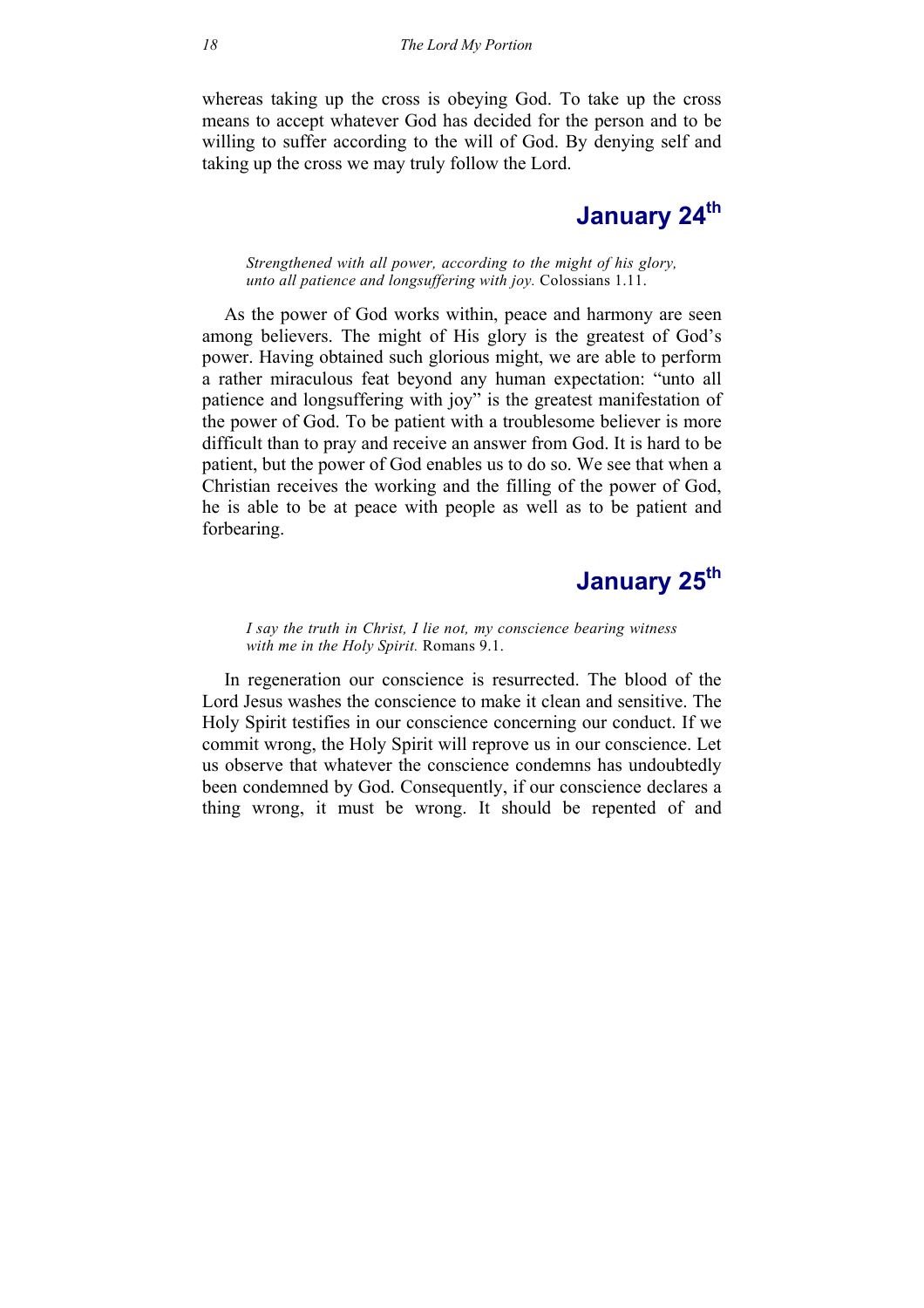whereas taking up the cross is obeying God. To take up the cross means to accept whatever God has decided for the person and to be willing to suffer according to the will of God. By denying self and taking up the cross we may truly follow the Lord.

## January 24th

*Strengthened with all power, according to the might of his glory, unto all patience and longsuffering with joy.* Colossians 1.11.

As the power of God works within, peace and harmony are seen among believers. The might of His glory is the greatest of God's power. Having obtained such glorious might, we are able to perform a rather miraculous feat beyond any human expectation: "unto all patience and longsuffering with joy" is the greatest manifestation of the power of God. To be patient with a troublesome believer is more difficult than to pray and receive an answer from God. It is hard to be patient, but the power of God enables us to do so. We see that when a Christian receives the working and the filling of the power of God, he is able to be at peace with people as well as to be patient and forbearing.

## January 25th

*I say the truth in Christ, I lie not, my conscience bearing witness with me in the Holy Spirit.* Romans 9.1.

In regeneration our conscience is resurrected. The blood of the Lord Jesus washes the conscience to make it clean and sensitive. The Holy Spirit testifies in our conscience concerning our conduct. If we commit wrong, the Holy Spirit will reprove us in our conscience. Let us observe that whatever the conscience condemns has undoubtedly been condemned by God. Consequently, if our conscience declares a thing wrong, it must be wrong. It should be repented of and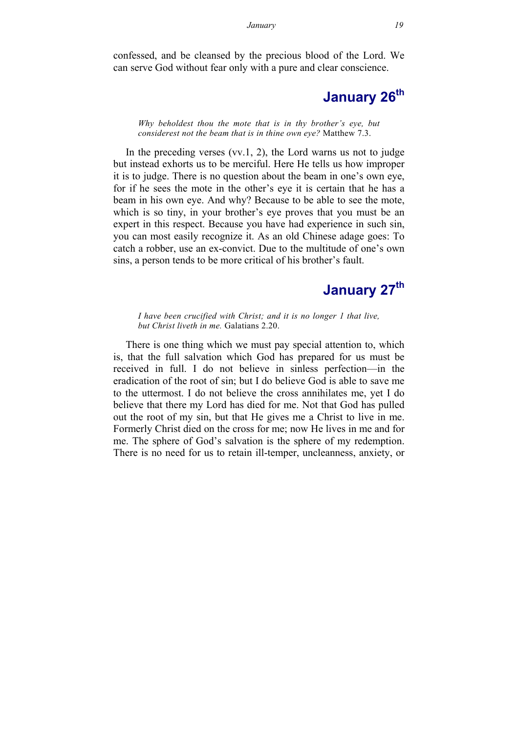confessed, and be cleansed by the precious blood of the Lord. We can serve God without fear only with a pure and clear conscience.

## January 26th

*Why beholdest thou the mote that is in thy brother's eye, but considerest not the beam that is in thine own eye?* Matthew 7.3.

In the preceding verses (vv.1, 2), the Lord warns us not to judge but instead exhorts us to be merciful. Here He tells us how improper it is to judge. There is no question about the beam in one's own eye, for if he sees the mote in the other's eye it is certain that he has a beam in his own eye. And why? Because to be able to see the mote, which is so tiny, in your brother's eye proves that you must be an expert in this respect. Because you have had experience in such sin, you can most easily recognize it. As an old Chinese adage goes: To catch a robber, use an ex-convict. Due to the multitude of one's own sins, a person tends to be more critical of his brother's fault.

## January 27th

*I have been crucified with Christ; and it is no longer I that live, but Christ liveth in me.* Galatians 2.20.

There is one thing which we must pay special attention to, which is, that the full salvation which God has prepared for us must be received in full. I do not believe in sinless perfection—in the eradication of the root of sin; but I do believe God is able to save me to the uttermost. I do not believe the cross annihilates me, yet I do believe that there my Lord has died for me. Not that God has pulled out the root of my sin, but that He gives me a Christ to live in me. Formerly Christ died on the cross for me; now He lives in me and for me. The sphere of God's salvation is the sphere of my redemption. There is no need for us to retain ill-temper, uncleanness, anxiety, or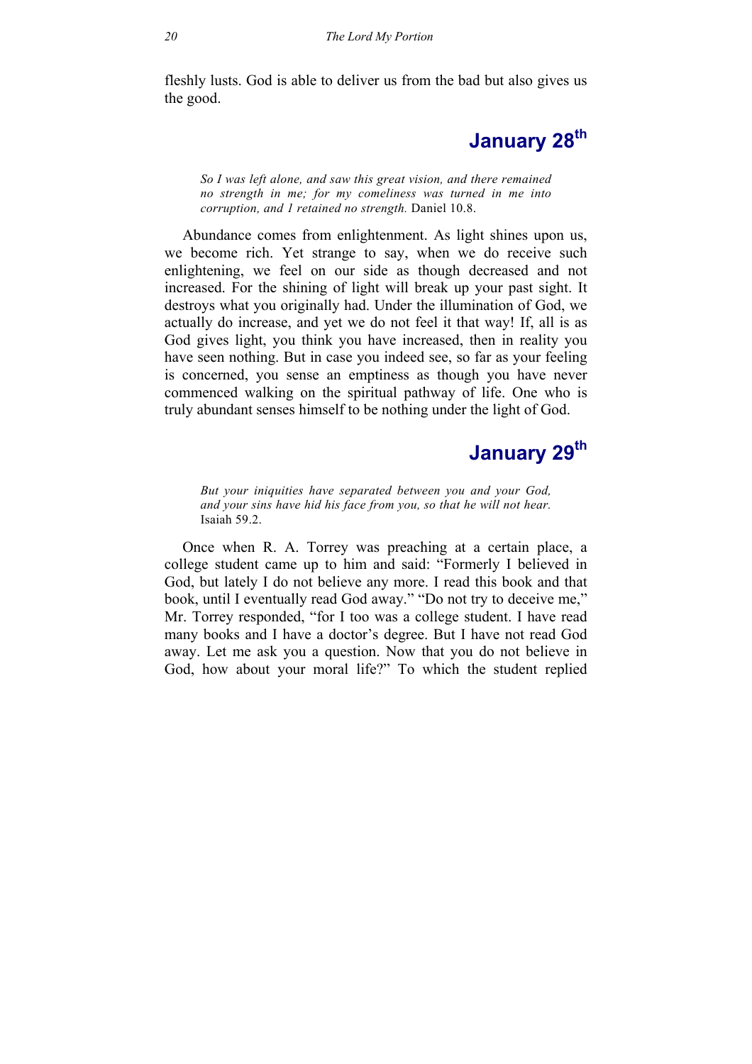fleshly lusts. God is able to deliver us from the bad but also gives us the good.

## January 28th

> *So I was left alone, and saw this great vision, and there remained no strength in me; for my comeliness was turned in me into corruption, and I retained no strength.* Daniel 10.8.

Abundance comes from enlightenment. As light shines upon us, we become rich. Yet strange to say, when we do receive such enlightening, we feel on our side as though decreased and not increased. For the shining of light will break up your past sight. It destroys what you originally had. Under the illumination of God, we actually do increase, and yet we do not feel it that way! If, all is as God gives light, you think you have increased, then in reality you have seen nothing. But in case you indeed see, so far as your feeling is concerned, you sense an emptiness as though you have never commenced walking on the spiritual pathway of life. One who is truly abundant senses himself to be nothing under the light of God.

## January 29th

> *But your iniquities have separated between you and your God, and your sins have hid his face from you, so that he will not hear.* Isaiah 59.2.

Once when R. A. Torrey was preaching at a certain place, a college student came up to him and said: "Formerly I believed in God, but lately I do not believe any more. I read this book and that book, until I eventually read God away." "Do not try to deceive me," Mr. Torrey responded, "for I too was a college student. I have read many books and I have a doctor's degree. But I have not read God away. Let me ask you a question. Now that you do not believe in God, how about your moral life?" To which the student replied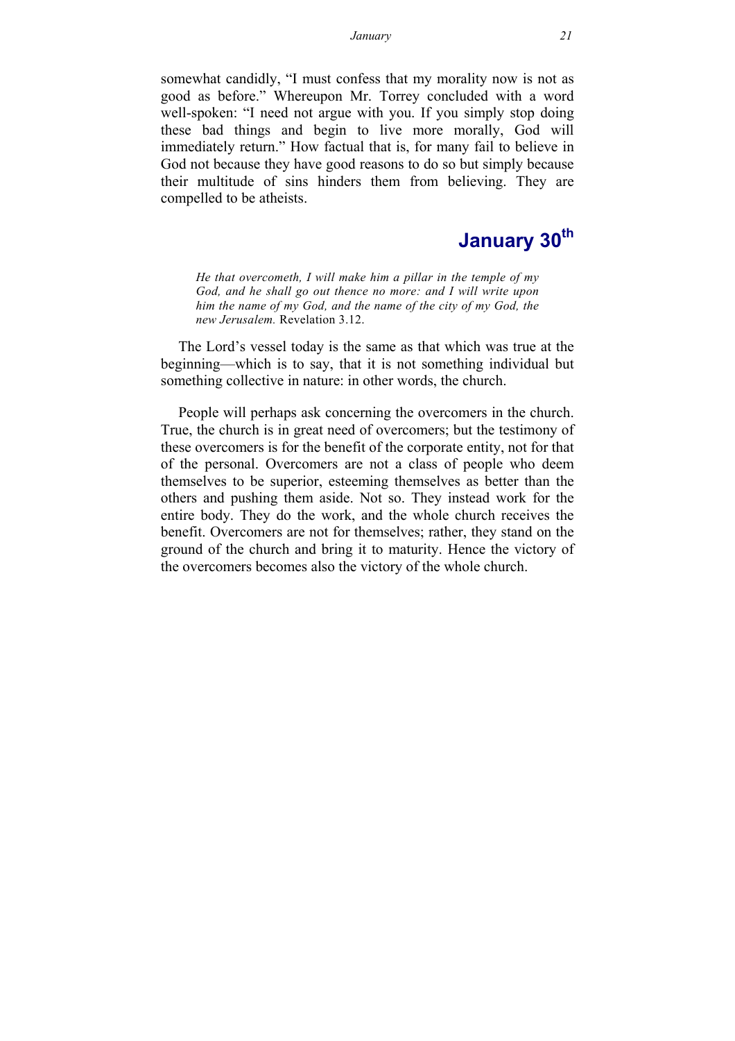somewhat candidly, "I must confess that my morality now is not as good as before." Whereupon Mr. Torrey concluded with a word well-spoken: "I need not argue with you. If you simply stop doing these bad things and begin to live more morally, God will immediately return." How factual that is, for many fail to believe in God not because they have good reasons to do so but simply because their multitude of sins hinders them from believing. They are compelled to be atheists.

## January 30th

> *He that overcometh, I will make him a pillar in the temple of my God, and he shall go out thence no more: and I will write upon him the name of my God, and the name of the city of my God, the new Jerusalem.* Revelation 3.12.

The Lord's vessel today is the same as that which was true at the beginning—which is to say, that it is not something individual but something collective in nature: in other words, the church.

People will perhaps ask concerning the overcomers in the church. True, the church is in great need of overcomers; but the testimony of these overcomers is for the benefit of the corporate entity, not for that of the personal. Overcomers are not a class of people who deem themselves to be superior, esteeming themselves as better than the others and pushing them aside. Not so. They instead work for the entire body. They do the work, and the whole church receives the benefit. Overcomers are not for themselves; rather, they stand on the ground of the church and bring it to maturity. Hence the victory of the overcomers becomes also the victory of the whole church.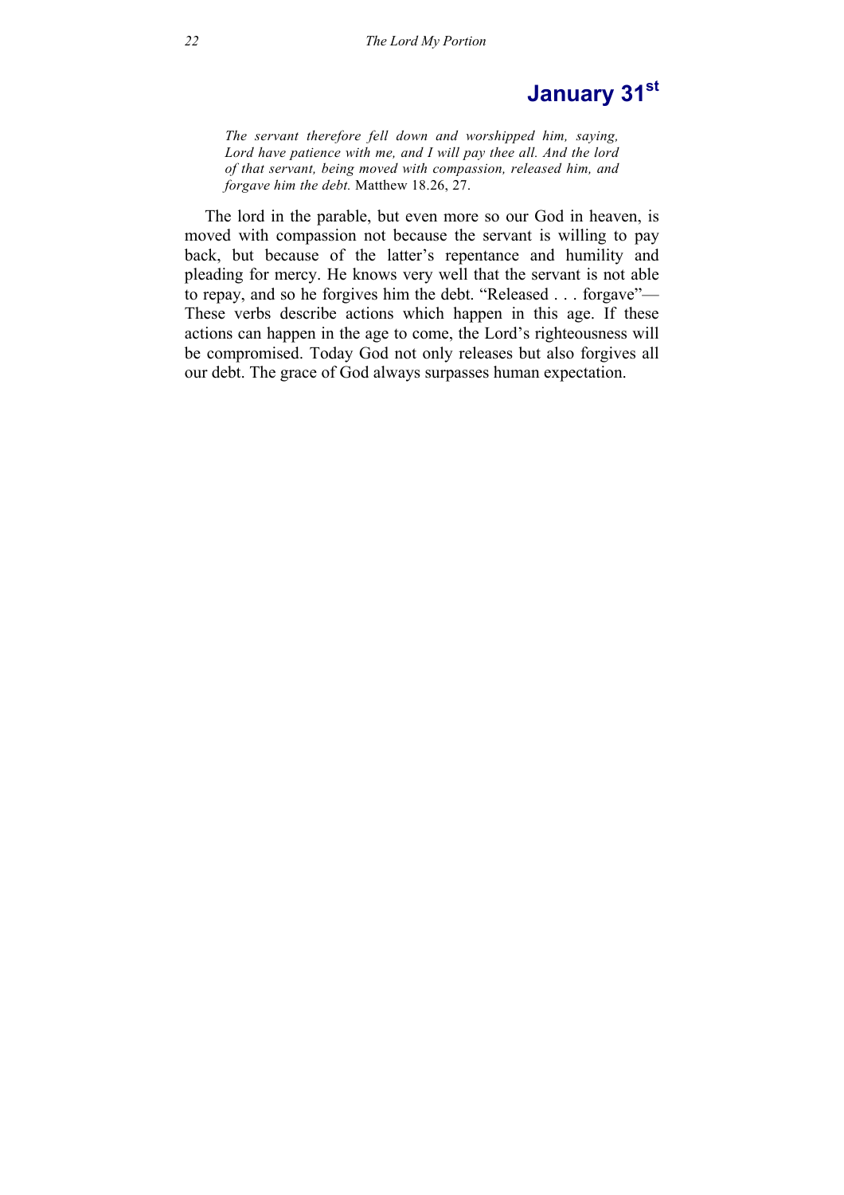# January 31st

*The servant therefore fell down and worshipped him, saying, Lord have patience with me, and I will pay thee all. And the lord of that servant, being moved with compassion, released him, and forgave him the debt.* Matthew 18.26, 27.

The lord in the parable, but even more so our God in heaven, is moved with compassion not because the servant is willing to pay back, but because of the latter's repentance and humility and pleading for mercy. He knows very well that the servant is not able to repay, and so he forgives him the debt. "Released . . . forgave"—These verbs describe actions which happen in this age. If these actions can happen in the age to come, the Lord's righteousness will be compromised. Today God not only releases but also forgives all our debt. The grace of God always surpasses human expectation.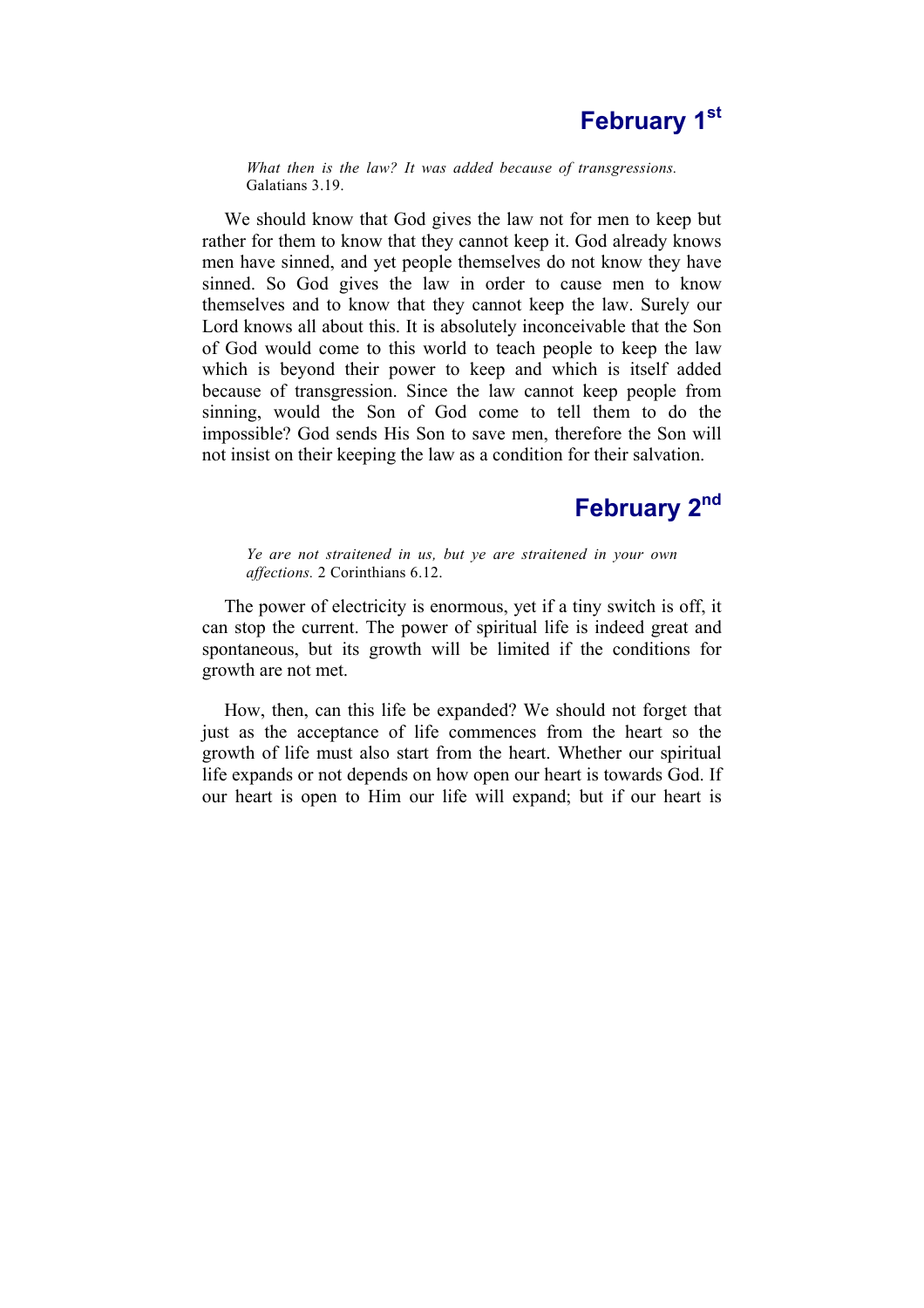## February 1st

*What then is the law? It was added because of transgressions.* Galatians 3.19.

We should know that God gives the law not for men to keep but rather for them to know that they cannot keep it. God already knows men have sinned, and yet people themselves do not know they have sinned. So God gives the law in order to cause men to know themselves and to know that they cannot keep the law. Surely our Lord knows all about this. It is absolutely inconceivable that the Son of God would come to this world to teach people to keep the law which is beyond their power to keep and which is itself added because of transgression. Since the law cannot keep people from sinning, would the Son of God come to tell them to do the impossible? God sends His Son to save men, therefore the Son will not insist on their keeping the law as a condition for their salvation.

## February 2nd

*Ye are not straitened in us, but ye are straitened in your own affections.* 2 Corinthians 6.12.

The power of electricity is enormous, yet if a tiny switch is off, it can stop the current. The power of spiritual life is indeed great and spontaneous, but its growth will be limited if the conditions for growth are not met.

How, then, can this life be expanded? We should not forget that just as the acceptance of life commences from the heart so the growth of life must also start from the heart. Whether our spiritual life expands or not depends on how open our heart is towards God. If our heart is open to Him our life will expand; but if our heart is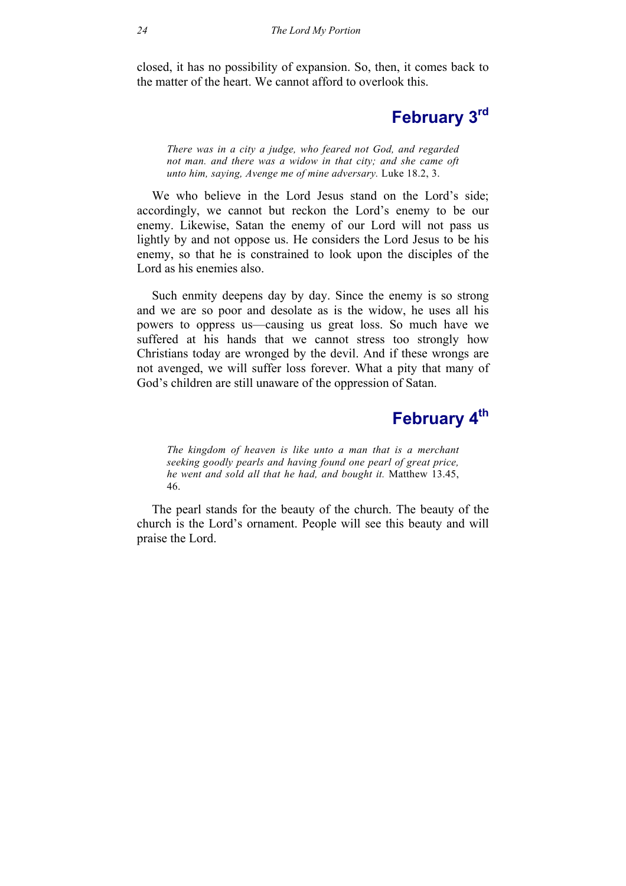closed, it has no possibility of expansion. So, then, it comes back to the matter of the heart. We cannot afford to overlook this.

## February 3rd

> *There was in a city a judge, who feared not God, and regarded not man. and there was a widow in that city; and she came oft unto him, saying, Avenge me of mine adversary.* Luke 18.2, 3.

We who believe in the Lord Jesus stand on the Lord's side; accordingly, we cannot but reckon the Lord's enemy to be our enemy. Likewise, Satan the enemy of our Lord will not pass us lightly by and not oppose us. He considers the Lord Jesus to be his enemy, so that he is constrained to look upon the disciples of the Lord as his enemies also.

Such enmity deepens day by day. Since the enemy is so strong and we are so poor and desolate as is the widow, he uses all his powers to oppress us—causing us great loss. So much have we suffered at his hands that we cannot stress too strongly how Christians today are wronged by the devil. And if these wrongs are not avenged, we will suffer loss forever. What a pity that many of God's children are still unaware of the oppression of Satan.

## February 4th

> *The kingdom of heaven is like unto a man that is a merchant seeking goodly pearls and having found one pearl of great price, he went and sold all that he had, and bought it.* Matthew 13.45, 46.

The pearl stands for the beauty of the church. The beauty of the church is the Lord's ornament. People will see this beauty and will praise the Lord.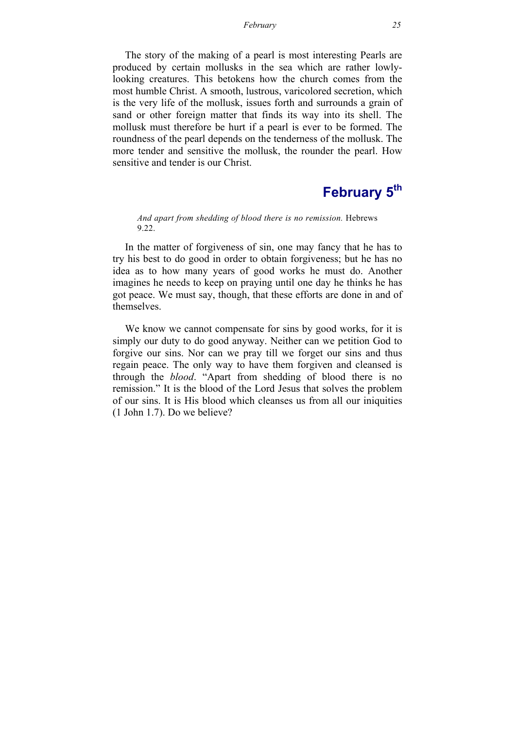The story of the making of a pearl is most interesting Pearls are produced by certain mollusks in the sea which are rather lowly-looking creatures. This betokens how the church comes from the most humble Christ. A smooth, lustrous, varicolored secretion, which is the very life of the mollusk, issues forth and surrounds a grain of sand or other foreign matter that finds its way into its shell. The mollusk must therefore be hurt if a pearl is ever to be formed. The roundness of the pearl depends on the tenderness of the mollusk. The more tender and sensitive the mollusk, the rounder the pearl. How sensitive and tender is our Christ.

## February 5th

*And apart from shedding of blood there is no remission.* Hebrews 9.22.

In the matter of forgiveness of sin, one may fancy that he has to try his best to do good in order to obtain forgiveness; but he has no idea as to how many years of good works he must do. Another imagines he needs to keep on praying until one day he thinks he has got peace. We must say, though, that these efforts are done in and of themselves.

We know we cannot compensate for sins by good works, for it is simply our duty to do good anyway. Neither can we petition God to forgive our sins. Nor can we pray till we forget our sins and thus regain peace. The only way to have them forgiven and cleansed is through the *blood*. “Apart from shedding of blood there is no remission.” It is the blood of the Lord Jesus that solves the problem of our sins. It is His blood which cleanses us from all our iniquities (1 John 1.7). Do we believe?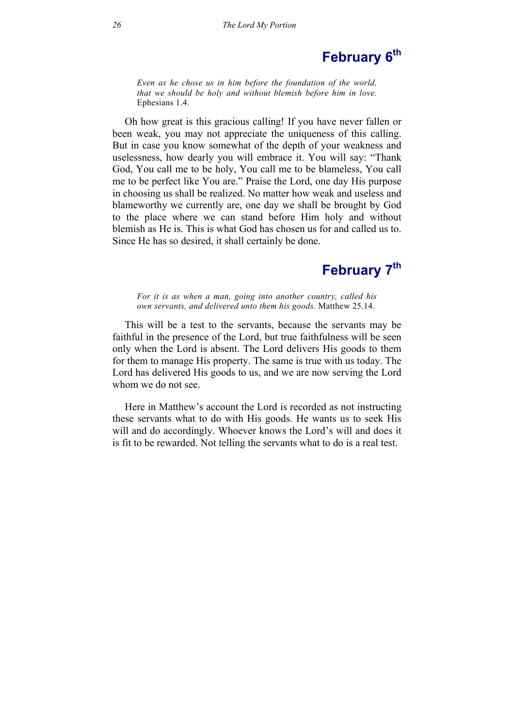## February 6th

*Even as he chose us in him before the foundation of the world, that we should be holy and without blemish before him in love.* Ephesians 1.4.

Oh how great is this gracious calling! If you have never fallen or been weak, you may not appreciate the uniqueness of this calling. But in case you know somewhat of the depth of your weakness and uselessness, how dearly you will embrace it. You will say: "Thank God, You call me to be holy, You call me to be blameless, You call me to be perfect like You are." Praise the Lord, one day His purpose in choosing us shall be realized. No matter how weak and useless and blameworthy we currently are, one day we shall be brought by God to the place where we can stand before Him holy and without blemish as He is. This is what God has chosen us for and called us to. Since He has so desired, it shall certainly be done.

## February 7th

*For it is as when a man, going into another country, called his own servants, and delivered unto them his goods.* Matthew 25.14.

This will be a test to the servants, because the servants may be faithful in the presence of the Lord, but true faithfulness will be seen only when the Lord is absent. The Lord delivers His goods to them for them to manage His property. The same is true with us today. The Lord has delivered His goods to us, and we are now serving the Lord whom we do not see.

Here in Matthew's account the Lord is recorded as not instructing these servants what to do with His goods. He wants us to seek His will and do accordingly. Whoever knows the Lord's will and does it is fit to be rewarded. Not telling the servants what to do is a real test.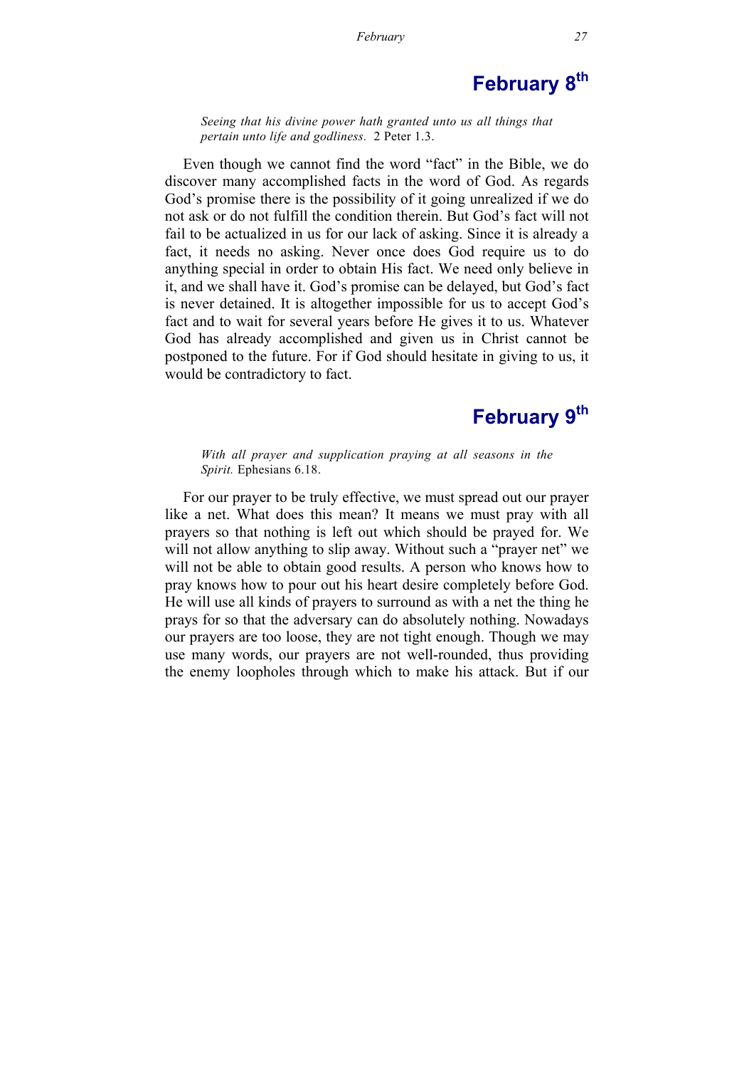## February 8th

*Seeing that his divine power hath granted unto us all things that pertain unto life and godliness.* 2 Peter 1.3.

Even though we cannot find the word “fact” in the Bible, we do discover many accomplished facts in the word of God. As regards God’s promise there is the possibility of it going unrealized if we do not ask or do not fulfill the condition therein. But God’s fact will not fail to be actualized in us for our lack of asking. Since it is already a fact, it needs no asking. Never once does God require us to do anything special in order to obtain His fact. We need only believe in it, and we shall have it. God’s promise can be delayed, but God’s fact is never detained. It is altogether impossible for us to accept God’s fact and to wait for several years before He gives it to us. Whatever God has already accomplished and given us in Christ cannot be postponed to the future. For if God should hesitate in giving to us, it would be contradictory to fact.

## February 9th

*With all prayer and supplication praying at all seasons in the Spirit.* Ephesians 6.18.

For our prayer to be truly effective, we must spread out our prayer like a net. What does this mean? It means we must pray with all prayers so that nothing is left out which should be prayed for. We will not allow anything to slip away. Without such a “prayer net” we will not be able to obtain good results. A person who knows how to pray knows how to pour out his heart desire completely before God. He will use all kinds of prayers to surround as with a net the thing he prays for so that the adversary can do absolutely nothing. Nowadays our prayers are too loose, they are not tight enough. Though we may use many words, our prayers are not well-rounded, thus providing the enemy loopholes through which to make his attack. But if our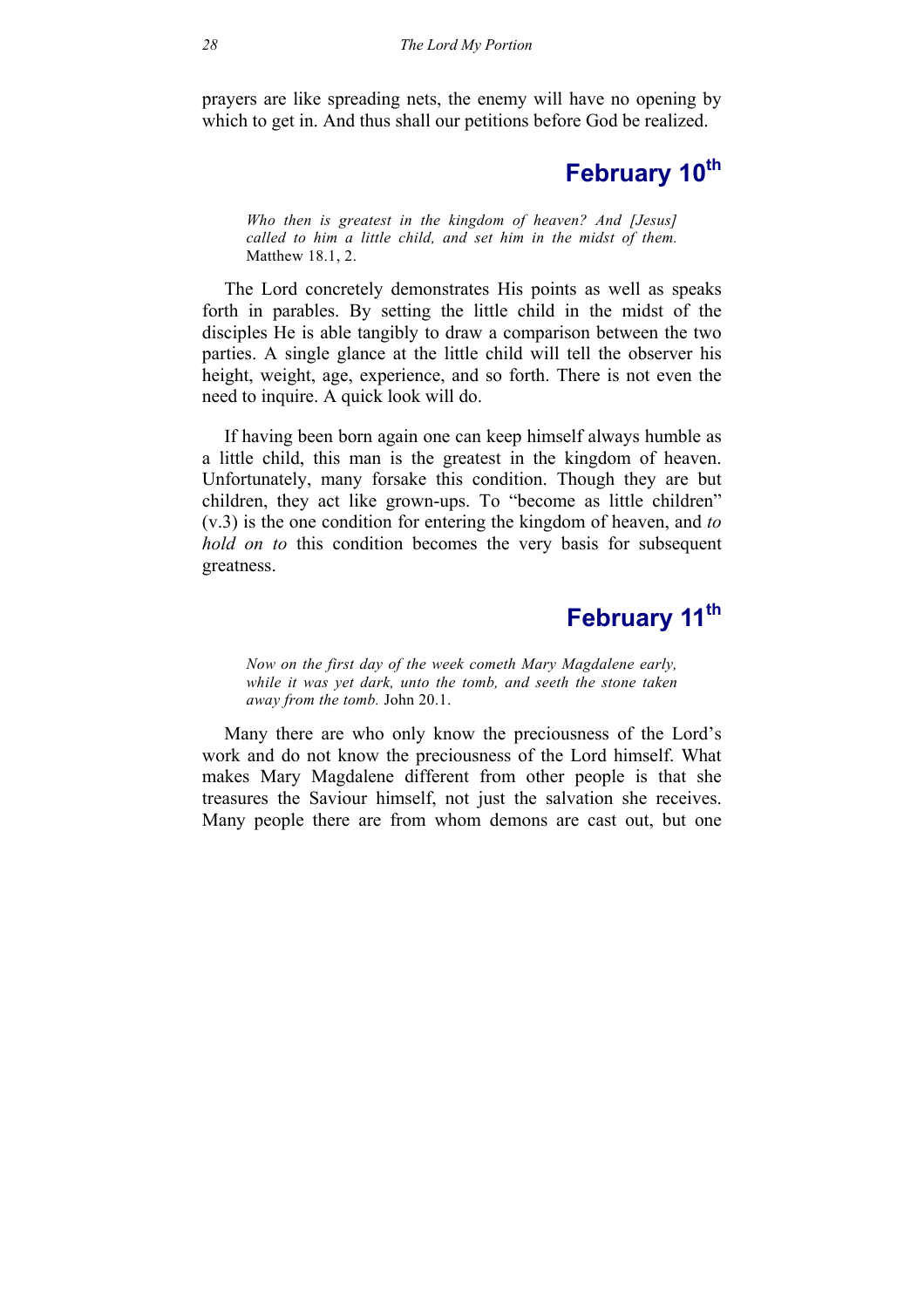prayers are like spreading nets, the enemy will have no opening by which to get in. And thus shall our petitions before God be realized.

## February 10th

*Who then is greatest in the kingdom of heaven? And [Jesus] called to him a little child, and set him in the midst of them.* Matthew 18.1, 2.

The Lord concretely demonstrates His points as well as speaks forth in parables. By setting the little child in the midst of the disciples He is able tangibly to draw a comparison between the two parties. A single glance at the little child will tell the observer his height, weight, age, experience, and so forth. There is not even the need to inquire. A quick look will do.

If having been born again one can keep himself always humble as a little child, this man is the greatest in the kingdom of heaven. Unfortunately, many forsake this condition. Though they are but children, they act like grown-ups. To "become as little children" (v.3) is the one condition for entering the kingdom of heaven, and *to hold on to* this condition becomes the very basis for subsequent greatness.

## February 11th

*Now on the first day of the week cometh Mary Magdalene early, while it was yet dark, unto the tomb, and seeth the stone taken away from the tomb.* John 20.1.

Many there are who only know the preciousness of the Lord's work and do not know the preciousness of the Lord himself. What makes Mary Magdalene different from other people is that she treasures the Saviour himself, not just the salvation she receives. Many people there are from whom demons are cast out, but one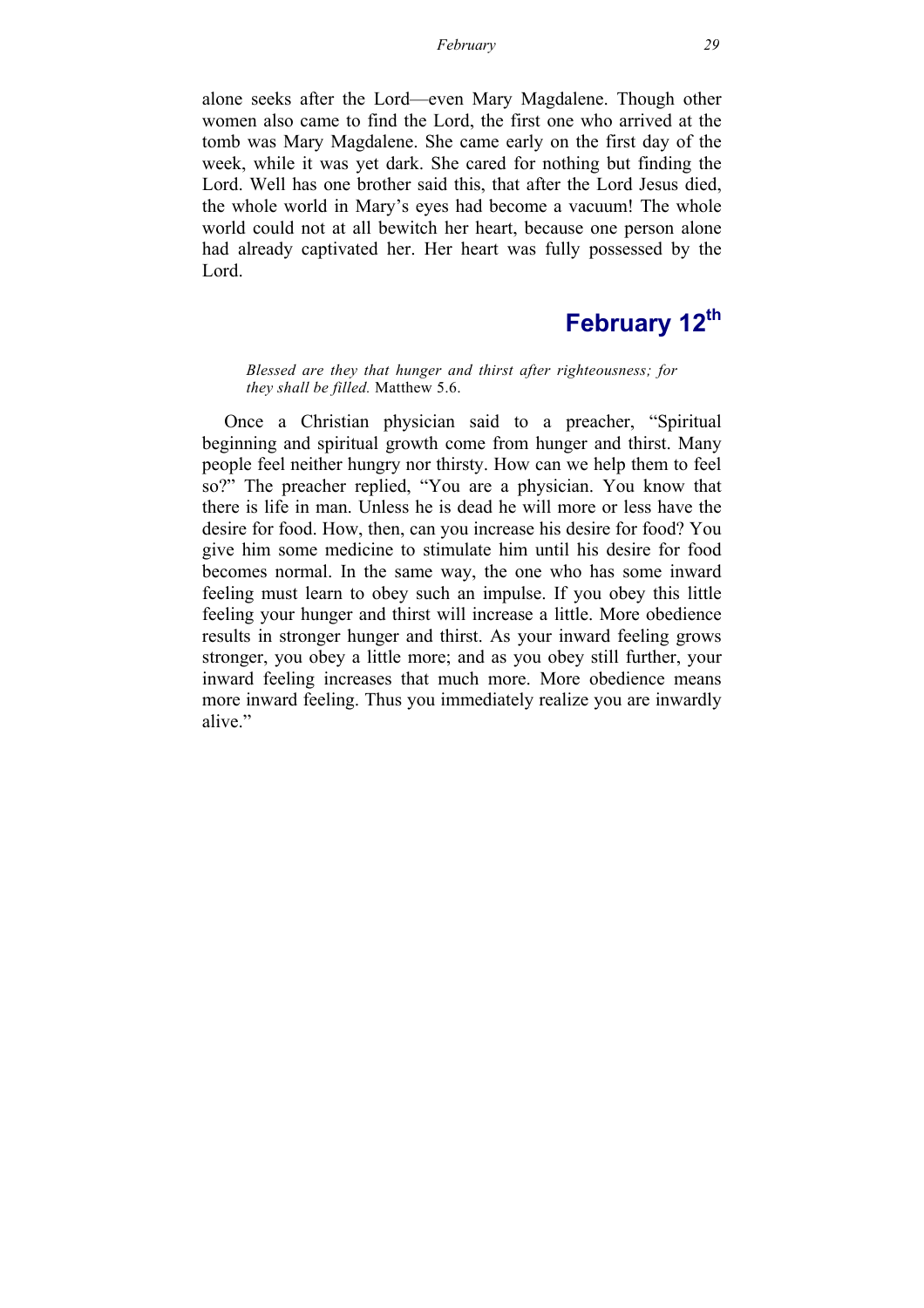alone seeks after the Lord—even Mary Magdalene. Though other women also came to find the Lord, the first one who arrived at the tomb was Mary Magdalene. She came early on the first day of the week, while it was yet dark. She cared for nothing but finding the Lord. Well has one brother said this, that after the Lord Jesus died, the whole world in Mary's eyes had become a vacuum! The whole world could not at all bewitch her heart, because one person alone had already captivated her. Her heart was fully possessed by the Lord.

## February 12th

> *Blessed are they that hunger and thirst after righteousness; for they shall be filled.* Matthew 5.6.

Once a Christian physician said to a preacher, "Spiritual beginning and spiritual growth come from hunger and thirst. Many people feel neither hungry nor thirsty. How can we help them to feel so?" The preacher replied, "You are a physician. You know that there is life in man. Unless he is dead he will more or less have the desire for food. How, then, can you increase his desire for food? You give him some medicine to stimulate him until his desire for food becomes normal. In the same way, the one who has some inward feeling must learn to obey such an impulse. If you obey this little feeling your hunger and thirst will increase a little. More obedience results in stronger hunger and thirst. As your inward feeling grows stronger, you obey a little more; and as you obey still further, your inward feeling increases that much more. More obedience means more inward feeling. Thus you immediately realize you are inwardly alive."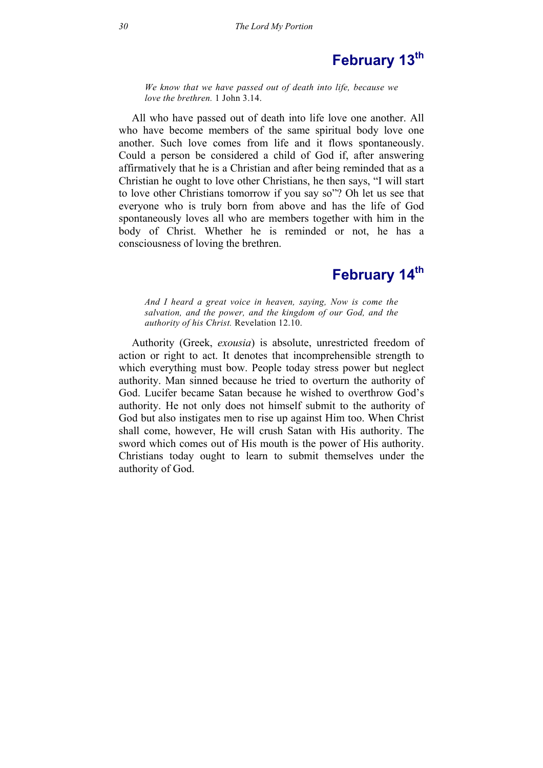## February 13th

*We know that we have passed out of death into life, because we love the brethren.* 1 John 3.14.

All who have passed out of death into life love one another. All who have become members of the same spiritual body love one another. Such love comes from life and it flows spontaneously. Could a person be considered a child of God if, after answering affirmatively that he is a Christian and after being reminded that as a Christian he ought to love other Christians, he then says, "I will start to love other Christians tomorrow if you say so"? Oh let us see that everyone who is truly born from above and has the life of God spontaneously loves all who are members together with him in the body of Christ. Whether he is reminded or not, he has a consciousness of loving the brethren.

## February 14th

*And I heard a great voice in heaven, saying, Now is come the salvation, and the power, and the kingdom of our God, and the authority of his Christ.* Revelation 12.10.

Authority (Greek, *exousia*) is absolute, unrestricted freedom of action or right to act. It denotes that incomprehensible strength to which everything must bow. People today stress power but neglect authority. Man sinned because he tried to overturn the authority of God. Lucifer became Satan because he wished to overthrow God's authority. He not only does not himself submit to the authority of God but also instigates men to rise up against Him too. When Christ shall come, however, He will crush Satan with His authority. The sword which comes out of His mouth is the power of His authority. Christians today ought to learn to submit themselves under the authority of God.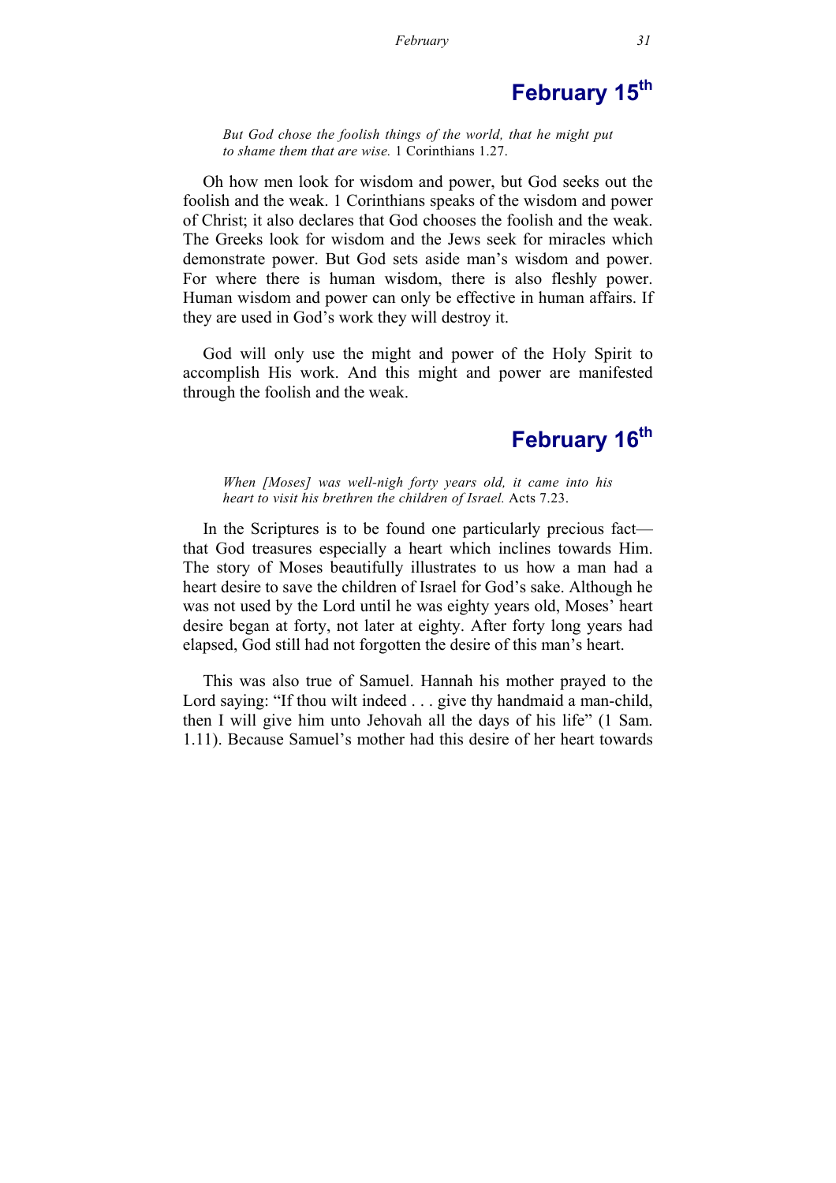## February 15th

*But God chose the foolish things of the world, that he might put to shame them that are wise.* 1 Corinthians 1.27.

Oh how men look for wisdom and power, but God seeks out the foolish and the weak. 1 Corinthians speaks of the wisdom and power of Christ; it also declares that God chooses the foolish and the weak. The Greeks look for wisdom and the Jews seek for miracles which demonstrate power. But God sets aside man's wisdom and power. For where there is human wisdom, there is also fleshly power. Human wisdom and power can only be effective in human affairs. If they are used in God's work they will destroy it.

God will only use the might and power of the Holy Spirit to accomplish His work. And this might and power are manifested through the foolish and the weak.

## February 16th

*When [Moses] was well-nigh forty years old, it came into his heart to visit his brethren the children of Israel.* Acts 7.23.

In the Scriptures is to be found one particularly precious fact—that God treasures especially a heart which inclines towards Him. The story of Moses beautifully illustrates to us how a man had a heart desire to save the children of Israel for God's sake. Although he was not used by the Lord until he was eighty years old, Moses' heart desire began at forty, not later at eighty. After forty long years had elapsed, God still had not forgotten the desire of this man's heart.

This was also true of Samuel. Hannah his mother prayed to the Lord saying: "If thou wilt indeed . . . give thy handmaid a man-child, then I will give him unto Jehovah all the days of his life" (1 Sam. 1.11). Because Samuel's mother had this desire of her heart towards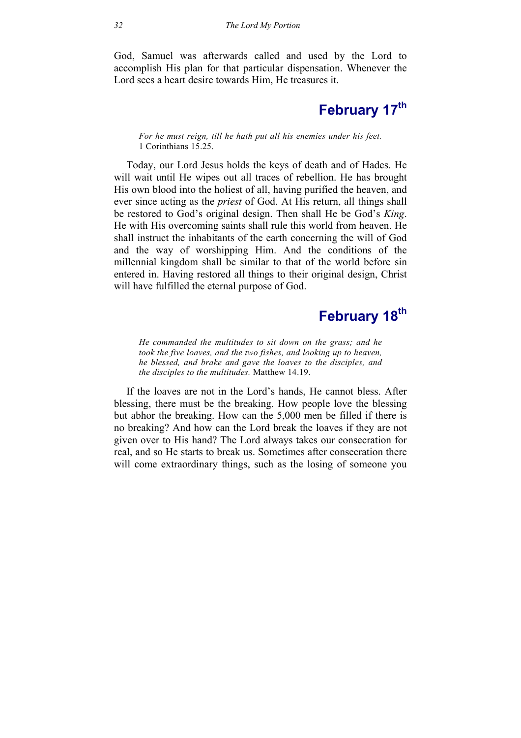God, Samuel was afterwards called and used by the Lord to accomplish His plan for that particular dispensation. Whenever the Lord sees a heart desire towards Him, He treasures it.

## February 17th

*For he must reign, till he hath put all his enemies under his feet.* 1 Corinthians 15.25.

Today, our Lord Jesus holds the keys of death and of Hades. He will wait until He wipes out all traces of rebellion. He has brought His own blood into the holiest of all, having purified the heaven, and ever since acting as the *priest* of God. At His return, all things shall be restored to God's original design. Then shall He be God's *King*. He with His overcoming saints shall rule this world from heaven. He shall instruct the inhabitants of the earth concerning the will of God and the way of worshipping Him. And the conditions of the millennial kingdom shall be similar to that of the world before sin entered in. Having restored all things to their original design, Christ will have fulfilled the eternal purpose of God.

## February 18th

*He commanded the multitudes to sit down on the grass; and he took the five loaves, and the two fishes, and looking up to heaven, he blessed, and brake and gave the loaves to the disciples, and the disciples to the multitudes.* Matthew 14.19.

If the loaves are not in the Lord's hands, He cannot bless. After blessing, there must be the breaking. How people love the blessing but abhor the breaking. How can the 5,000 men be filled if there is no breaking? And how can the Lord break the loaves if they are not given over to His hand? The Lord always takes our consecration for real, and so He starts to break us. Sometimes after consecration there will come extraordinary things, such as the losing of someone you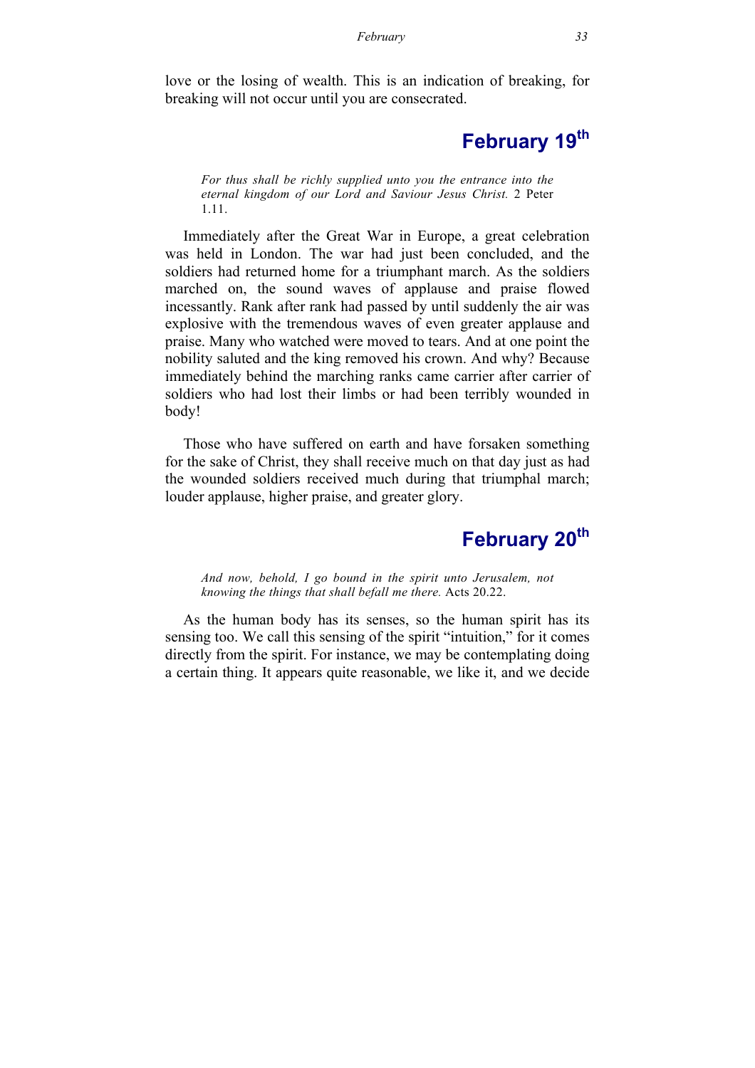love or the losing of wealth. This is an indication of breaking, for breaking will not occur until you are consecrated.

## February 19th

> *For thus shall be richly supplied unto you the entrance into the eternal kingdom of our Lord and Saviour Jesus Christ.* 2 Peter 1.11.

Immediately after the Great War in Europe, a great celebration was held in London. The war had just been concluded, and the soldiers had returned home for a triumphant march. As the soldiers marched on, the sound waves of applause and praise flowed incessantly. Rank after rank had passed by until suddenly the air was explosive with the tremendous waves of even greater applause and praise. Many who watched were moved to tears. And at one point the nobility saluted and the king removed his crown. And why? Because immediately behind the marching ranks came carrier after carrier of soldiers who had lost their limbs or had been terribly wounded in body!

Those who have suffered on earth and have forsaken something for the sake of Christ, they shall receive much on that day just as had the wounded soldiers received much during that triumphal march; louder applause, higher praise, and greater glory.

## February 20th

> *And now, behold, I go bound in the spirit unto Jerusalem, not knowing the things that shall befall me there.* Acts 20.22.

As the human body has its senses, so the human spirit has its sensing too. We call this sensing of the spirit "intuition," for it comes directly from the spirit. For instance, we may be contemplating doing a certain thing. It appears quite reasonable, we like it, and we decide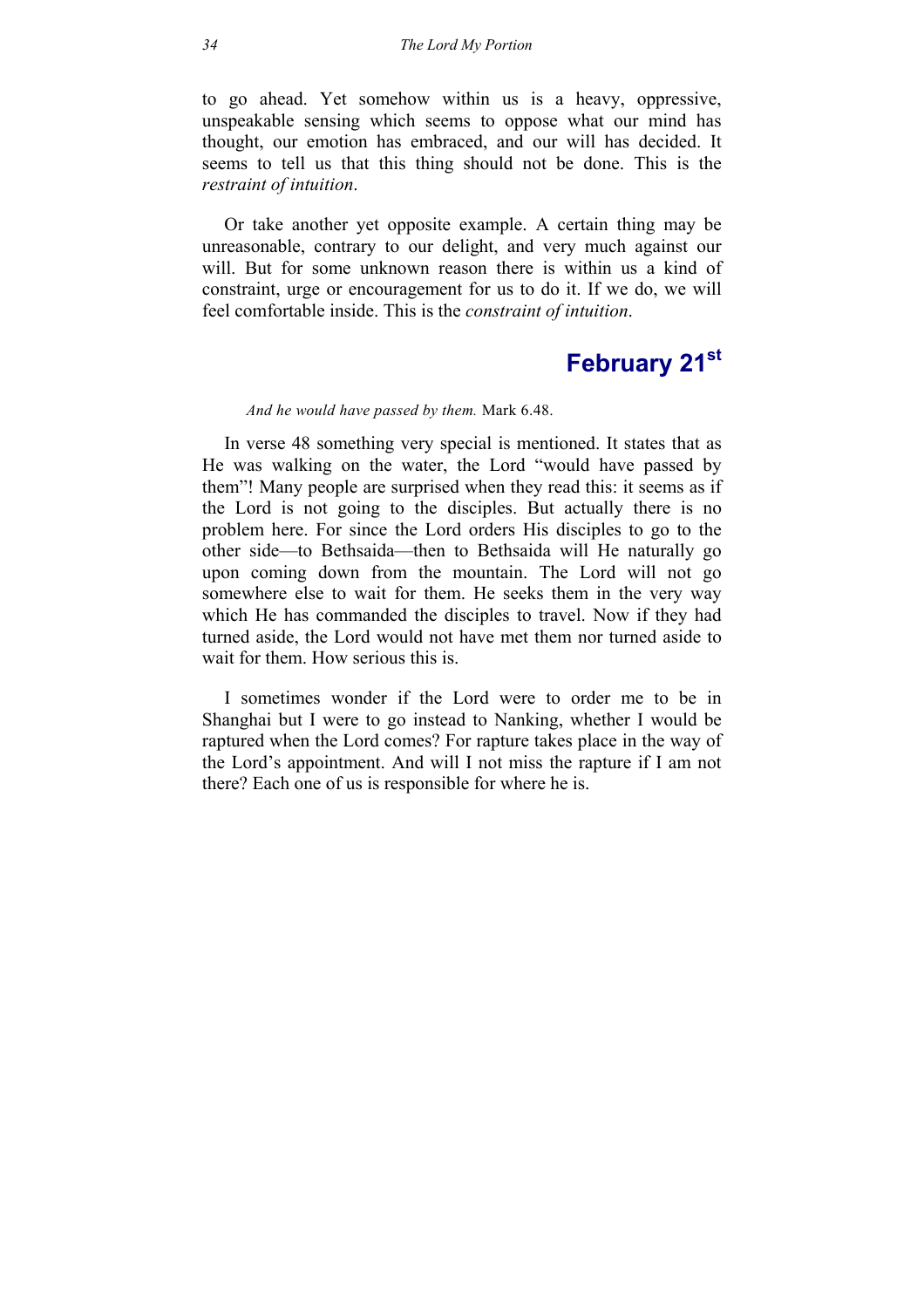to go ahead. Yet somehow within us is a heavy, oppressive, unspeakable sensing which seems to oppose what our mind has thought, our emotion has embraced, and our will has decided. It seems to tell us that this thing should not be done. This is the *restraint of intuition*.

Or take another yet opposite example. A certain thing may be unreasonable, contrary to our delight, and very much against our will. But for some unknown reason there is within us a kind of constraint, urge or encouragement for us to do it. If we do, we will feel comfortable inside. This is the *constraint of intuition*.

## February 21st

*And he would have passed by them.* Mark 6.48.

In verse 48 something very special is mentioned. It states that as He was walking on the water, the Lord "would have passed by them"! Many people are surprised when they read this: it seems as if the Lord is not going to the disciples. But actually there is no problem here. For since the Lord orders His disciples to go to the other side—to Bethsaida—then to Bethsaida will He naturally go upon coming down from the mountain. The Lord will not go somewhere else to wait for them. He seeks them in the very way which He has commanded the disciples to travel. Now if they had turned aside, the Lord would not have met them nor turned aside to wait for them. How serious this is.

I sometimes wonder if the Lord were to order me to be in Shanghai but I were to go instead to Nanking, whether I would be raptured when the Lord comes? For rapture takes place in the way of the Lord's appointment. And will I not miss the rapture if I am not there? Each one of us is responsible for where he is.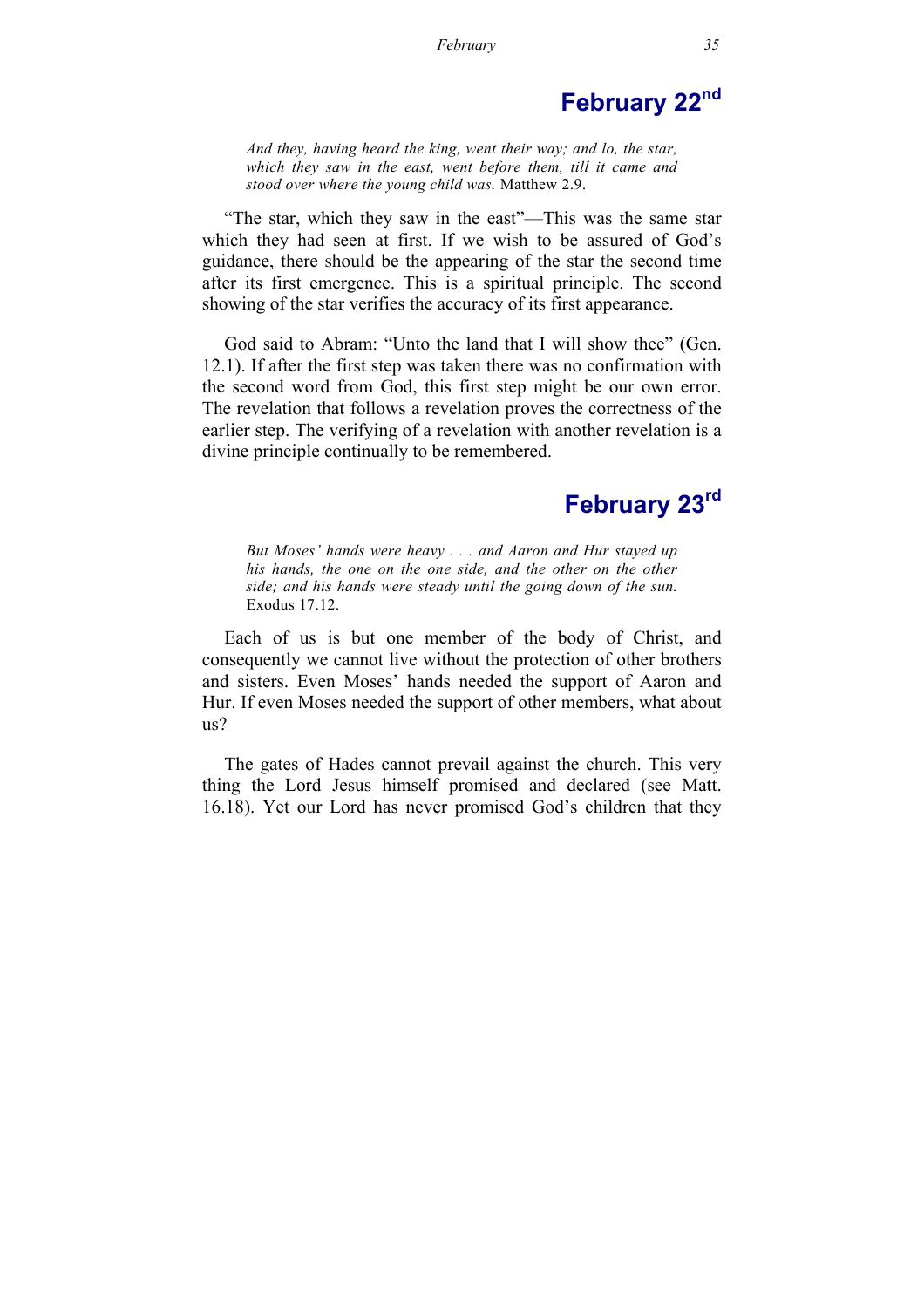## February 22nd

*And they, having heard the king, went their way; and lo, the star, which they saw in the east, went before them, till it came and stood over where the young child was.* Matthew 2.9.

"The star, which they saw in the east"—This was the same star which they had seen at first. If we wish to be assured of God's guidance, there should be the appearing of the star the second time after its first emergence. This is a spiritual principle. The second showing of the star verifies the accuracy of its first appearance.

God said to Abram: "Unto the land that I will show thee" (Gen. 12.1). If after the first step was taken there was no confirmation with the second word from God, this first step might be our own error. The revelation that follows a revelation proves the correctness of the earlier step. The verifying of a revelation with another revelation is a divine principle continually to be remembered.

## February 23rd

*But Moses' hands were heavy . . . and Aaron and Hur stayed up his hands, the one on the one side, and the other on the other side; and his hands were steady until the going down of the sun.* Exodus 17.12.

Each of us is but one member of the body of Christ, and consequently we cannot live without the protection of other brothers and sisters. Even Moses' hands needed the support of Aaron and Hur. If even Moses needed the support of other members, what about us?

The gates of Hades cannot prevail against the church. This very thing the Lord Jesus himself promised and declared (see Matt. 16.18). Yet our Lord has never promised God's children that they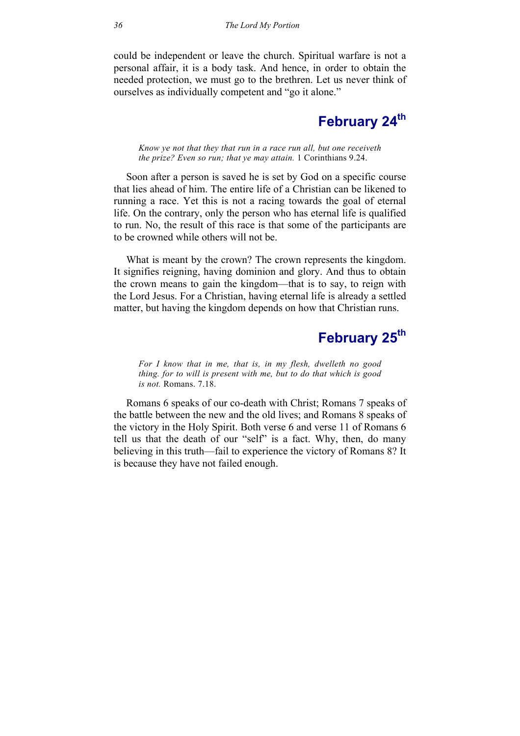could be independent or leave the church. Spiritual warfare is not a personal affair, it is a body task. And hence, in order to obtain the needed protection, we must go to the brethren. Let us never think of ourselves as individually competent and "go it alone."

## February 24th

> *Know ye not that they that run in a race run all, but one receiveth the prize? Even so run; that ye may attain.* 1 Corinthians 9.24.

Soon after a person is saved he is set by God on a specific course that lies ahead of him. The entire life of a Christian can be likened to running a race. Yet this is not a racing towards the goal of eternal life. On the contrary, only the person who has eternal life is qualified to run. No, the result of this race is that some of the participants are to be crowned while others will not be.

What is meant by the crown? The crown represents the kingdom. It signifies reigning, having dominion and glory. And thus to obtain the crown means to gain the kingdom—that is to say, to reign with the Lord Jesus. For a Christian, having eternal life is already a settled matter, but having the kingdom depends on how that Christian runs.

## February 25th

> *For I know that in me, that is, in my flesh, dwelleth no good thing. for to will is present with me, but to do that which is good is not.* Romans. 7.18.

Romans 6 speaks of our co-death with Christ; Romans 7 speaks of the battle between the new and the old lives; and Romans 8 speaks of the victory in the Holy Spirit. Both verse 6 and verse 11 of Romans 6 tell us that the death of our "self" is a fact. Why, then, do many believing in this truth—fail to experience the victory of Romans 8? It is because they have not failed enough.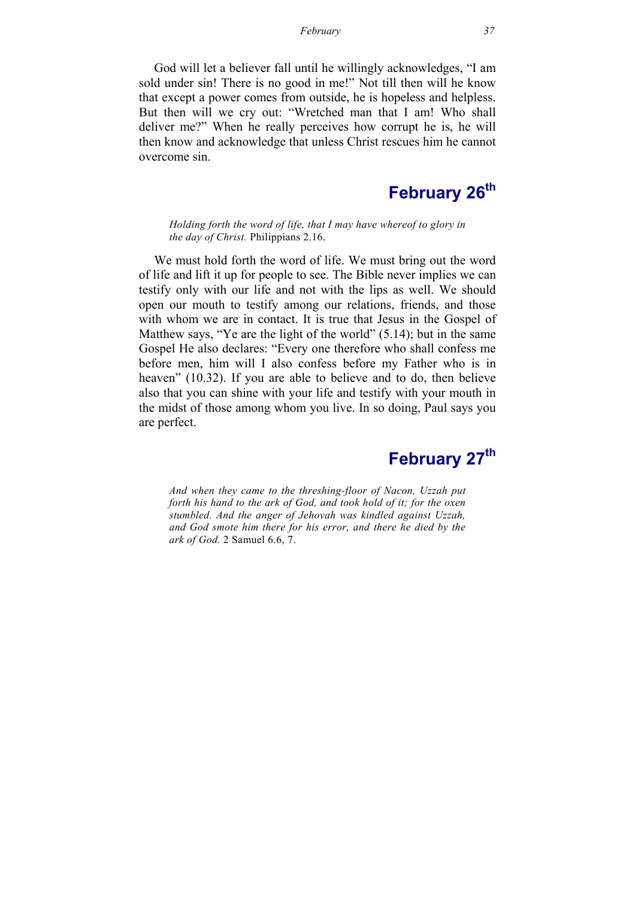God will let a believer fall until he willingly acknowledges, "I am sold under sin! There is no good in me!" Not till then will he know that except a power comes from outside, he is hopeless and helpless. But then will we cry out: "Wretched man that I am! Who shall deliver me?" When he really perceives how corrupt he is, he will then know and acknowledge that unless Christ rescues him he cannot overcome sin.

## February 26th

> *Holding forth the word of life, that I may have whereof to glory in the day of Christ.* Philippians 2.16.

We must hold forth the word of life. We must bring out the word of life and lift it up for people to see. The Bible never implies we can testify only with our life and not with the lips as well. We should open our mouth to testify among our relations, friends, and those with whom we are in contact. It is true that Jesus in the Gospel of Matthew says, "Ye are the light of the world" (5.14); but in the same Gospel He also declares: "Every one therefore who shall confess me before men, him will I also confess before my Father who is in heaven" (10.32). If you are able to believe and to do, then believe also that you can shine with your life and testify with your mouth in the midst of those among whom you live. In so doing, Paul says you are perfect.

## February 27th

> *And when they came to the threshing-floor of Nacon, Uzzah put forth his hand to the ark of God, and took hold of it; for the oxen stumbled. And the anger of Jehovah was kindled against Uzzah, and God smote him there for his error, and there he died by the ark of God.* 2 Samuel 6.6, 7.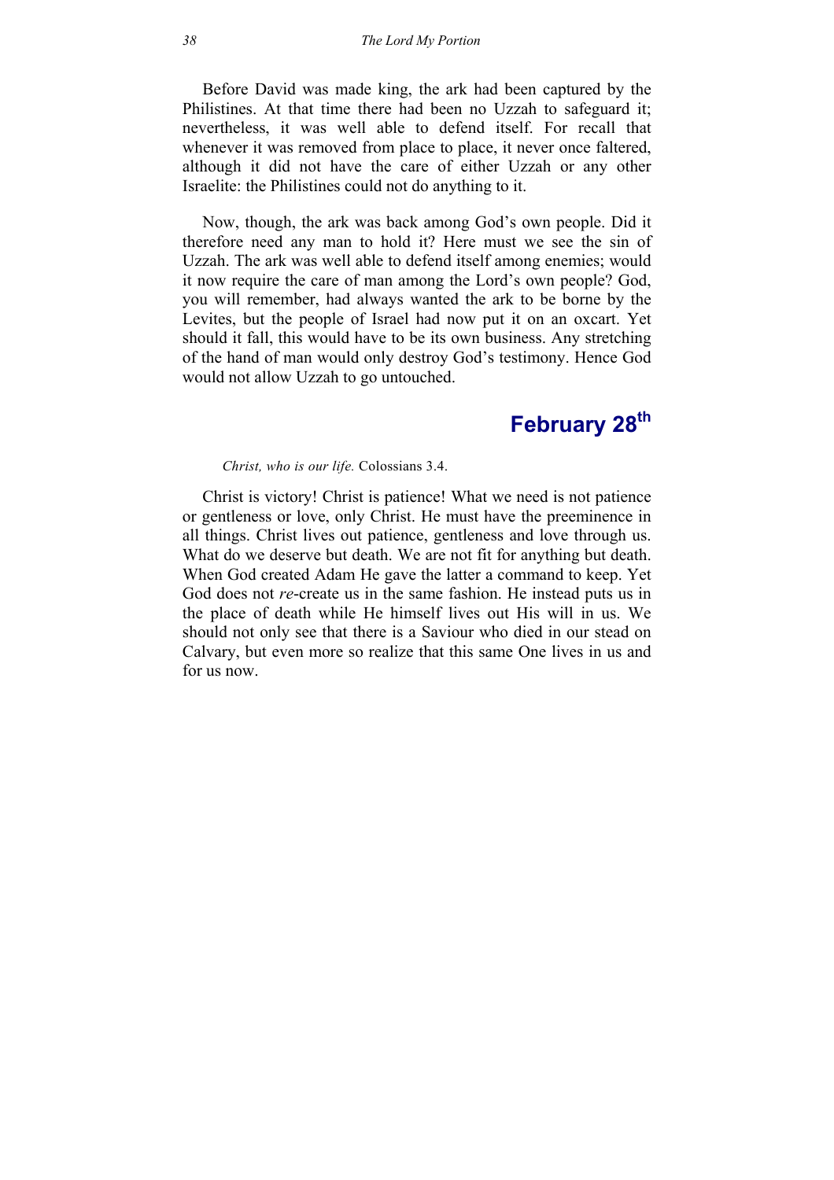Before David was made king, the ark had been captured by the Philistines. At that time there had been no Uzzah to safeguard it; nevertheless, it was well able to defend itself. For recall that whenever it was removed from place to place, it never once faltered, although it did not have the care of either Uzzah or any other Israelite: the Philistines could not do anything to it.

Now, though, the ark was back among God's own people. Did it therefore need any man to hold it? Here must we see the sin of Uzzah. The ark was well able to defend itself among enemies; would it now require the care of man among the Lord's own people? God, you will remember, had always wanted the ark to be borne by the Levites, but the people of Israel had now put it on an oxcart. Yet should it fall, this would have to be its own business. Any stretching of the hand of man would only destroy God's testimony. Hence God would not allow Uzzah to go untouched.

## February 28th

*Christ, who is our life.* Colossians 3.4.

Christ is victory! Christ is patience! What we need is not patience or gentleness or love, only Christ. He must have the preeminence in all things. Christ lives out patience, gentleness and love through us. What do we deserve but death. We are not fit for anything but death. When God created Adam He gave the latter a command to keep. Yet God does not *re*-create us in the same fashion. He instead puts us in the place of death while He himself lives out His will in us. We should not only see that there is a Saviour who died in our stead on Calvary, but even more so realize that this same One lives in us and for us now.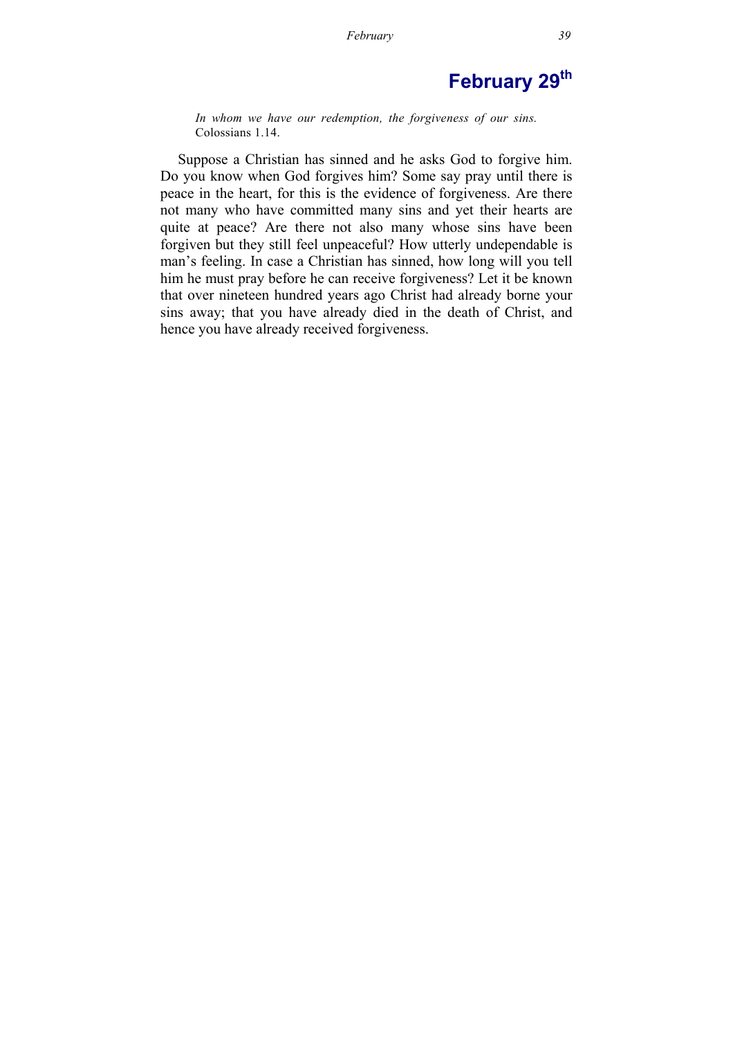# February 29th

*In whom we have our redemption, the forgiveness of our sins.* Colossians 1.14.

Suppose a Christian has sinned and he asks God to forgive him. Do you know when God forgives him? Some say pray until there is peace in the heart, for this is the evidence of forgiveness. Are there not many who have committed many sins and yet their hearts are quite at peace? Are there not also many whose sins have been forgiven but they still feel unpeaceful? How utterly undependable is man's feeling. In case a Christian has sinned, how long will you tell him he must pray before he can receive forgiveness? Let it be known that over nineteen hundred years ago Christ had already borne your sins away; that you have already died in the death of Christ, and hence you have already received forgiveness.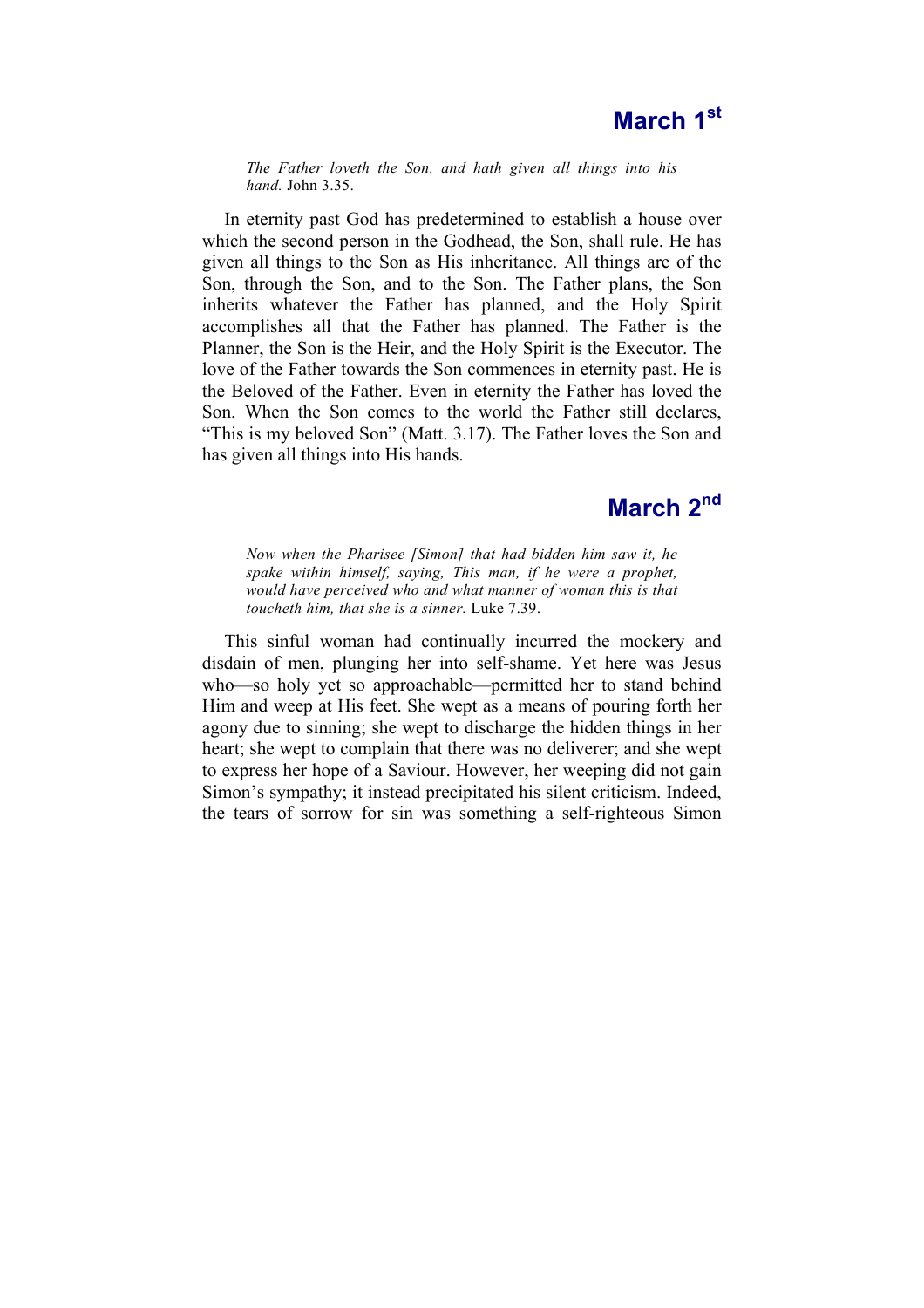## March 1st

*The Father loveth the Son, and hath given all things into his hand.* John 3.35.

In eternity past God has predetermined to establish a house over which the second person in the Godhead, the Son, shall rule. He has given all things to the Son as His inheritance. All things are of the Son, through the Son, and to the Son. The Father plans, the Son inherits whatever the Father has planned, and the Holy Spirit accomplishes all that the Father has planned. The Father is the Planner, the Son is the Heir, and the Holy Spirit is the Executor. The love of the Father towards the Son commences in eternity past. He is the Beloved of the Father. Even in eternity the Father has loved the Son. When the Son comes to the world the Father still declares, "This is my beloved Son" (Matt. 3.17). The Father loves the Son and has given all things into His hands.

## March 2nd

*Now when the Pharisee [Simon] that had bidden him saw it, he spake within himself, saying, This man, if he were a prophet, would have perceived who and what manner of woman this is that toucheth him, that she is a sinner.* Luke 7.39.

This sinful woman had continually incurred the mockery and disdain of men, plunging her into self-shame. Yet here was Jesus who—so holy yet so approachable—permitted her to stand behind Him and weep at His feet. She wept as a means of pouring forth her agony due to sinning; she wept to discharge the hidden things in her heart; she wept to complain that there was no deliverer; and she wept to express her hope of a Saviour. However, her weeping did not gain Simon's sympathy; it instead precipitated his silent criticism. Indeed, the tears of sorrow for sin was something a self-righteous Simon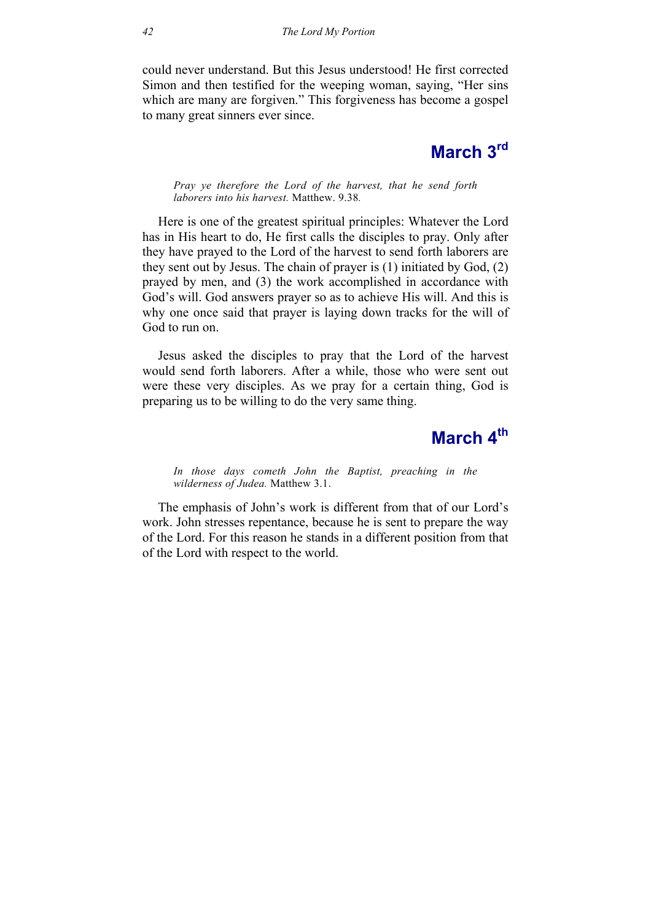could never understand. But this Jesus understood! He first corrected Simon and then testified for the weeping woman, saying, "Her sins which are many are forgiven." This forgiveness has become a gospel to many great sinners ever since.

## March 3rd

> *Pray ye therefore the Lord of the harvest, that he send forth laborers into his harvest.* Matthew. 9.38*.*

Here is one of the greatest spiritual principles: Whatever the Lord has in His heart to do, He first calls the disciples to pray. Only after they have prayed to the Lord of the harvest to send forth laborers are they sent out by Jesus. The chain of prayer is (1) initiated by God, (2) prayed by men, and (3) the work accomplished in accordance with God's will. God answers prayer so as to achieve His will. And this is why one once said that prayer is laying down tracks for the will of God to run on.

Jesus asked the disciples to pray that the Lord of the harvest would send forth laborers. After a while, those who were sent out were these very disciples. As we pray for a certain thing, God is preparing us to be willing to do the very same thing.

## March 4th

> *In those days cometh John the Baptist, preaching in the wilderness of Judea.* Matthew 3.1.

The emphasis of John's work is different from that of our Lord's work. John stresses repentance, because he is sent to prepare the way of the Lord. For this reason he stands in a different position from that of the Lord with respect to the world.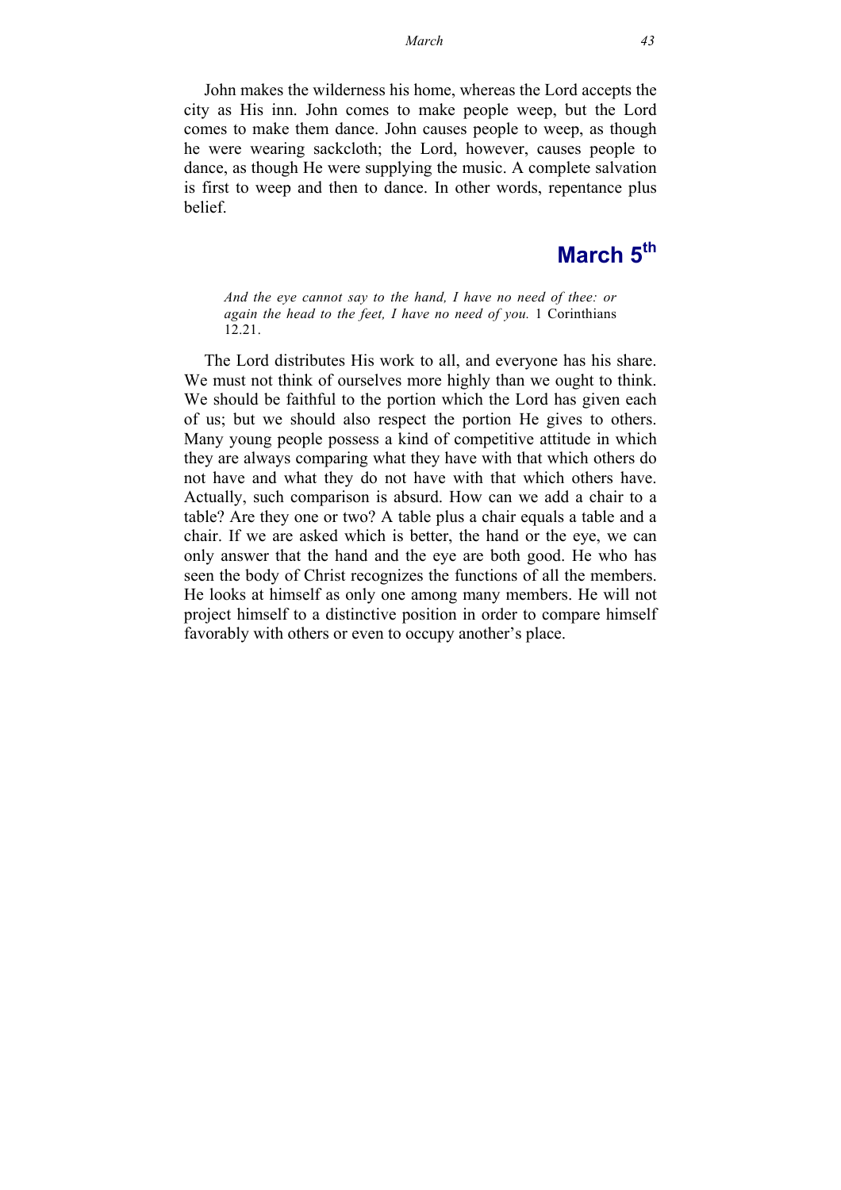John makes the wilderness his home, whereas the Lord accepts the city as His inn. John comes to make people weep, but the Lord comes to make them dance. John causes people to weep, as though he were wearing sackcloth; the Lord, however, causes people to dance, as though He were supplying the music. A complete salvation is first to weep and then to dance. In other words, repentance plus belief.

## March 5th

*And the eye cannot say to the hand, I have no need of thee: or again the head to the feet, I have no need of you.* 1 Corinthians 12.21.

The Lord distributes His work to all, and everyone has his share. We must not think of ourselves more highly than we ought to think. We should be faithful to the portion which the Lord has given each of us; but we should also respect the portion He gives to others. Many young people possess a kind of competitive attitude in which they are always comparing what they have with that which others do not have and what they do not have with that which others have. Actually, such comparison is absurd. How can we add a chair to a table? Are they one or two? A table plus a chair equals a table and a chair. If we are asked which is better, the hand or the eye, we can only answer that the hand and the eye are both good. He who has seen the body of Christ recognizes the functions of all the members. He looks at himself as only one among many members. He will not project himself to a distinctive position in order to compare himself favorably with others or even to occupy another's place.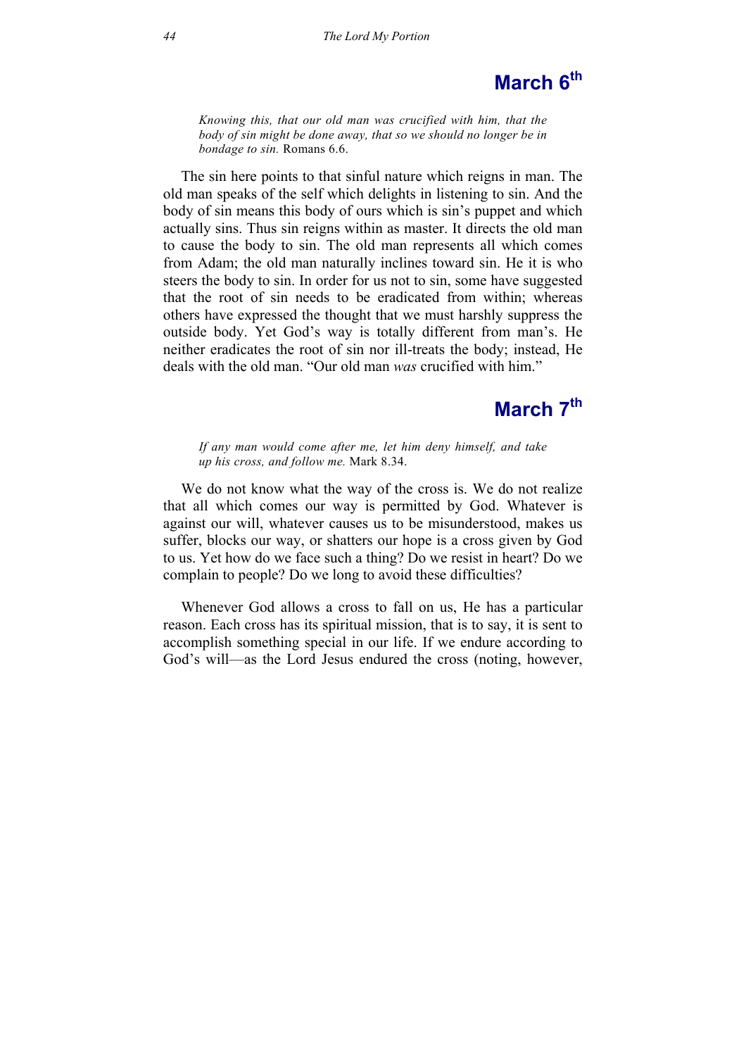## March 6th

*Knowing this, that our old man was crucified with him, that the body of sin might be done away, that so we should no longer be in bondage to sin.* Romans 6.6.

The sin here points to that sinful nature which reigns in man. The old man speaks of the self which delights in listening to sin. And the body of sin means this body of ours which is sin's puppet and which actually sins. Thus sin reigns within as master. It directs the old man to cause the body to sin. The old man represents all which comes from Adam; the old man naturally inclines toward sin. He it is who steers the body to sin. In order for us not to sin, some have suggested that the root of sin needs to be eradicated from within; whereas others have expressed the thought that we must harshly suppress the outside body. Yet God's way is totally different from man's. He neither eradicates the root of sin nor ill-treats the body; instead, He deals with the old man. "Our old man *was* crucified with him."

## March 7th

*If any man would come after me, let him deny himself, and take up his cross, and follow me.* Mark 8.34.

We do not know what the way of the cross is. We do not realize that all which comes our way is permitted by God. Whatever is against our will, whatever causes us to be misunderstood, makes us suffer, blocks our way, or shatters our hope is a cross given by God to us. Yet how do we face such a thing? Do we resist in heart? Do we complain to people? Do we long to avoid these difficulties?

Whenever God allows a cross to fall on us, He has a particular reason. Each cross has its spiritual mission, that is to say, it is sent to accomplish something special in our life. If we endure according to God's will—as the Lord Jesus endured the cross (noting, however,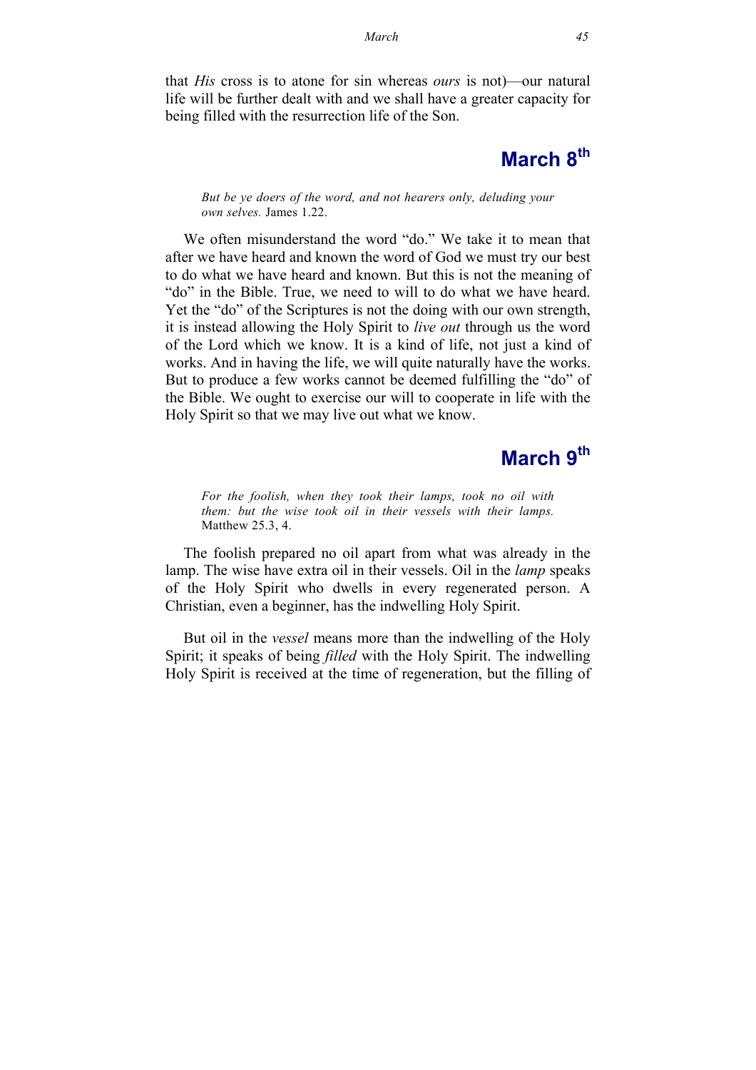that *His* cross is to atone for sin whereas *ours* is not)—our natural life will be further dealt with and we shall have a greater capacity for being filled with the resurrection life of the Son.

## March 8th

*But be ye doers of the word, and not hearers only, deluding your own selves.* James 1.22.

We often misunderstand the word "do." We take it to mean that after we have heard and known the word of God we must try our best to do what we have heard and known. But this is not the meaning of "do" in the Bible. True, we need to will to do what we have heard. Yet the "do" of the Scriptures is not the doing with our own strength, it is instead allowing the Holy Spirit to *live out* through us the word of the Lord which we know. It is a kind of life, not just a kind of works. And in having the life, we will quite naturally have the works. But to produce a few works cannot be deemed fulfilling the "do" of the Bible. We ought to exercise our will to cooperate in life with the Holy Spirit so that we may live out what we know.

## March 9th

*For the foolish, when they took their lamps, took no oil with them: but the wise took oil in their vessels with their lamps.* Matthew 25.3, 4.

The foolish prepared no oil apart from what was already in the lamp. The wise have extra oil in their vessels. Oil in the *lamp* speaks of the Holy Spirit who dwells in every regenerated person. A Christian, even a beginner, has the indwelling Holy Spirit.

But oil in the *vessel* means more than the indwelling of the Holy Spirit; it speaks of being *filled* with the Holy Spirit. The indwelling Holy Spirit is received at the time of regeneration, but the filling of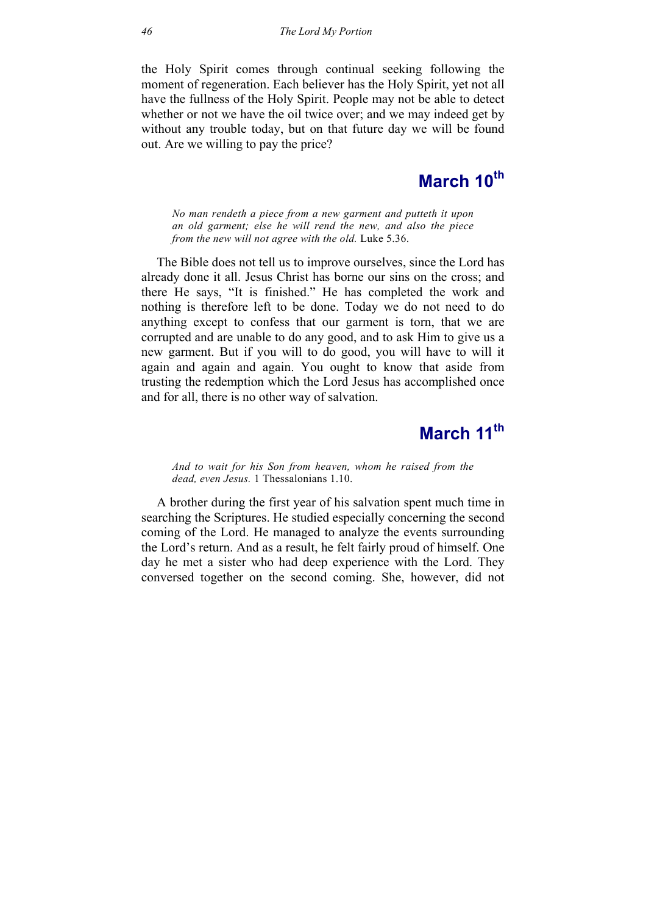the Holy Spirit comes through continual seeking following the moment of regeneration. Each believer has the Holy Spirit, yet not all have the fullness of the Holy Spirit. People may not be able to detect whether or not we have the oil twice over; and we may indeed get by without any trouble today, but on that future day we will be found out. Are we willing to pay the price?

## March 10th

> *No man rendeth a piece from a new garment and putteth it upon an old garment; else he will rend the new, and also the piece from the new will not agree with the old.* Luke 5.36.

The Bible does not tell us to improve ourselves, since the Lord has already done it all. Jesus Christ has borne our sins on the cross; and there He says, "It is finished." He has completed the work and nothing is therefore left to be done. Today we do not need to do anything except to confess that our garment is torn, that we are corrupted and are unable to do any good, and to ask Him to give us a new garment. But if you will to do good, you will have to will it again and again and again. You ought to know that aside from trusting the redemption which the Lord Jesus has accomplished once and for all, there is no other way of salvation.

## March 11th

> *And to wait for his Son from heaven, whom he raised from the dead, even Jesus.* 1 Thessalonians 1.10.

A brother during the first year of his salvation spent much time in searching the Scriptures. He studied especially concerning the second coming of the Lord. He managed to analyze the events surrounding the Lord's return. And as a result, he felt fairly proud of himself. One day he met a sister who had deep experience with the Lord. They conversed together on the second coming. She, however, did not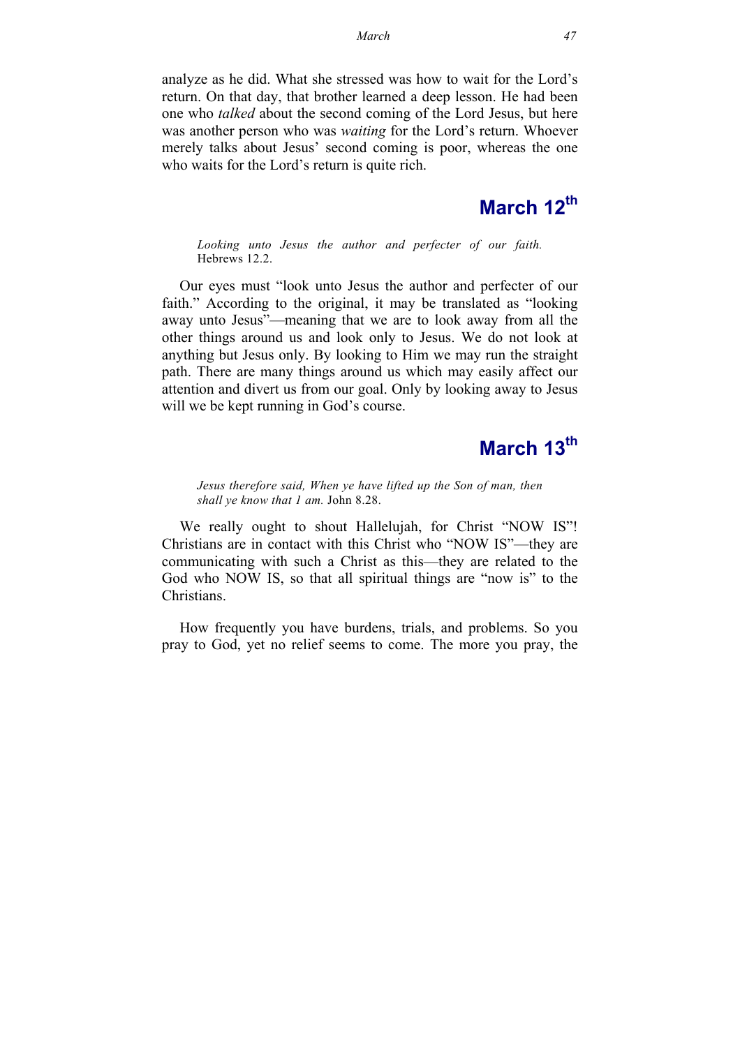analyze as he did. What she stressed was how to wait for the Lord's return. On that day, that brother learned a deep lesson. He had been one who *talked* about the second coming of the Lord Jesus, but here was another person who was *waiting* for the Lord's return. Whoever merely talks about Jesus' second coming is poor, whereas the one who waits for the Lord's return is quite rich.

## March 12th

> *Looking unto Jesus the author and perfecter of our faith.* Hebrews 12.2.

Our eyes must "look unto Jesus the author and perfecter of our faith." According to the original, it may be translated as "looking away unto Jesus"—meaning that we are to look away from all the other things around us and look only to Jesus. We do not look at anything but Jesus only. By looking to Him we may run the straight path. There are many things around us which may easily affect our attention and divert us from our goal. Only by looking away to Jesus will we be kept running in God's course.

## March 13th

> *Jesus therefore said, When ye have lifted up the Son of man, then shall ye know that I am.* John 8.28.

We really ought to shout Hallelujah, for Christ "NOW IS"! Christians are in contact with this Christ who "NOW IS"—they are communicating with such a Christ as this—they are related to the God who NOW IS, so that all spiritual things are "now is" to the Christians.

How frequently you have burdens, trials, and problems. So you pray to God, yet no relief seems to come. The more you pray, the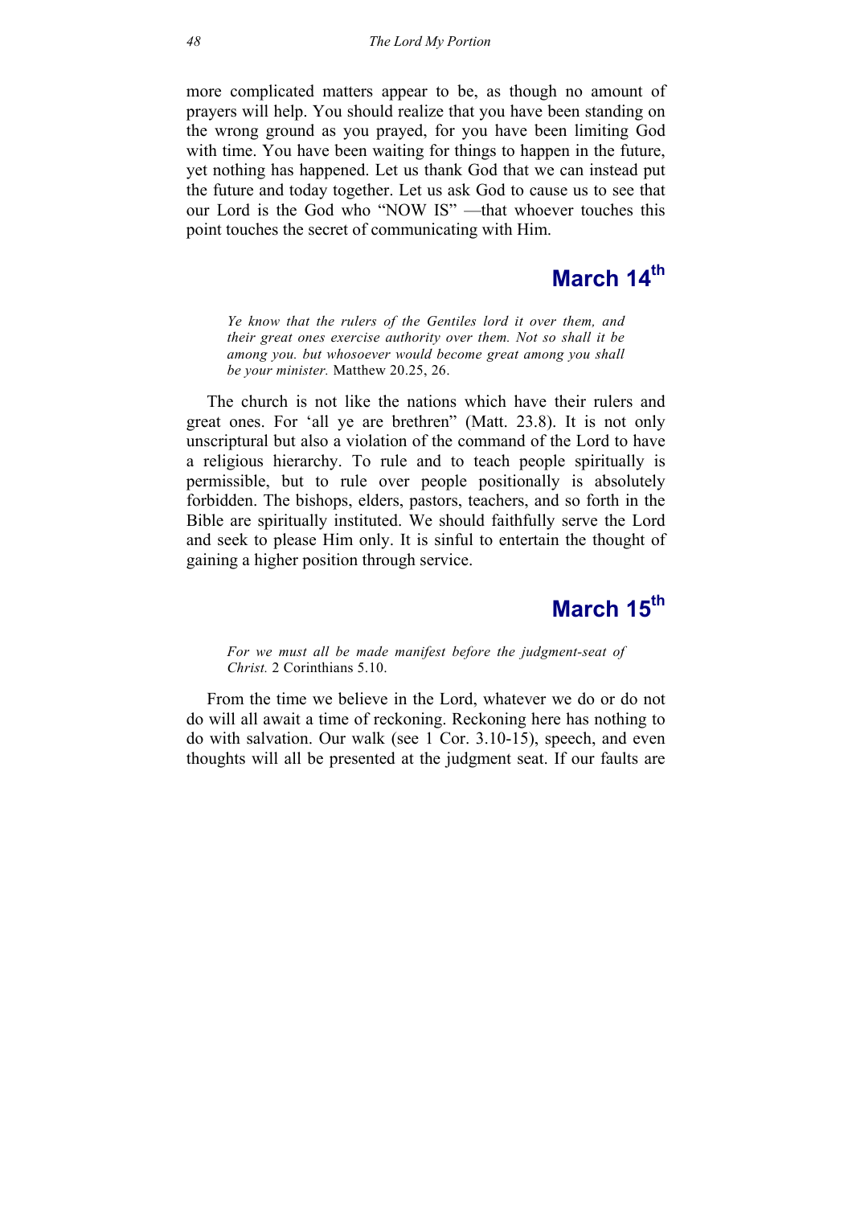more complicated matters appear to be, as though no amount of prayers will help. You should realize that you have been standing on the wrong ground as you prayed, for you have been limiting God with time. You have been waiting for things to happen in the future, yet nothing has happened. Let us thank God that we can instead put the future and today together. Let us ask God to cause us to see that our Lord is the God who "NOW IS" —that whoever touches this point touches the secret of communicating with Him.

## March 14th

> *Ye know that the rulers of the Gentiles lord it over them, and their great ones exercise authority over them. Not so shall it be among you. but whosoever would become great among you shall be your minister.* Matthew 20.25, 26.

The church is not like the nations which have their rulers and great ones. For 'all ye are brethren" (Matt. 23.8). It is not only unscriptural but also a violation of the command of the Lord to have a religious hierarchy. To rule and to teach people spiritually is permissible, but to rule over people positionally is absolutely forbidden. The bishops, elders, pastors, teachers, and so forth in the Bible are spiritually instituted. We should faithfully serve the Lord and seek to please Him only. It is sinful to entertain the thought of gaining a higher position through service.

## March 15th

> *For we must all be made manifest before the judgment-seat of Christ.* 2 Corinthians 5.10.

From the time we believe in the Lord, whatever we do or do not do will all await a time of reckoning. Reckoning here has nothing to do with salvation. Our walk (see 1 Cor. 3.10-15), speech, and even thoughts will all be presented at the judgment seat. If our faults are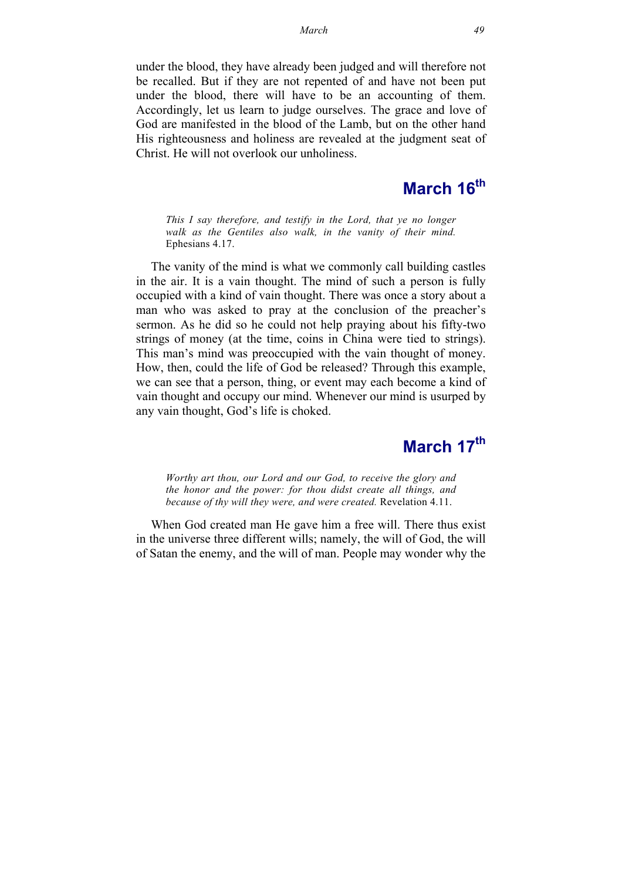under the blood, they have already been judged and will therefore not be recalled. But if they are not repented of and have not been put under the blood, there will have to be an accounting of them. Accordingly, let us learn to judge ourselves. The grace and love of God are manifested in the blood of the Lamb, but on the other hand His righteousness and holiness are revealed at the judgment seat of Christ. He will not overlook our unholiness.

## March 16th

> *This I say therefore, and testify in the Lord, that ye no longer walk as the Gentiles also walk, in the vanity of their mind.* Ephesians 4.17.

The vanity of the mind is what we commonly call building castles in the air. It is a vain thought. The mind of such a person is fully occupied with a kind of vain thought. There was once a story about a man who was asked to pray at the conclusion of the preacher's sermon. As he did so he could not help praying about his fifty-two strings of money (at the time, coins in China were tied to strings). This man's mind was preoccupied with the vain thought of money. How, then, could the life of God be released? Through this example, we can see that a person, thing, or event may each become a kind of vain thought and occupy our mind. Whenever our mind is usurped by any vain thought, God's life is choked.

## March 17th

> *Worthy art thou, our Lord and our God, to receive the glory and the honor and the power: for thou didst create all things, and because of thy will they were, and were created.* Revelation 4.11.

When God created man He gave him a free will. There thus exist in the universe three different wills; namely, the will of God, the will of Satan the enemy, and the will of man. People may wonder why the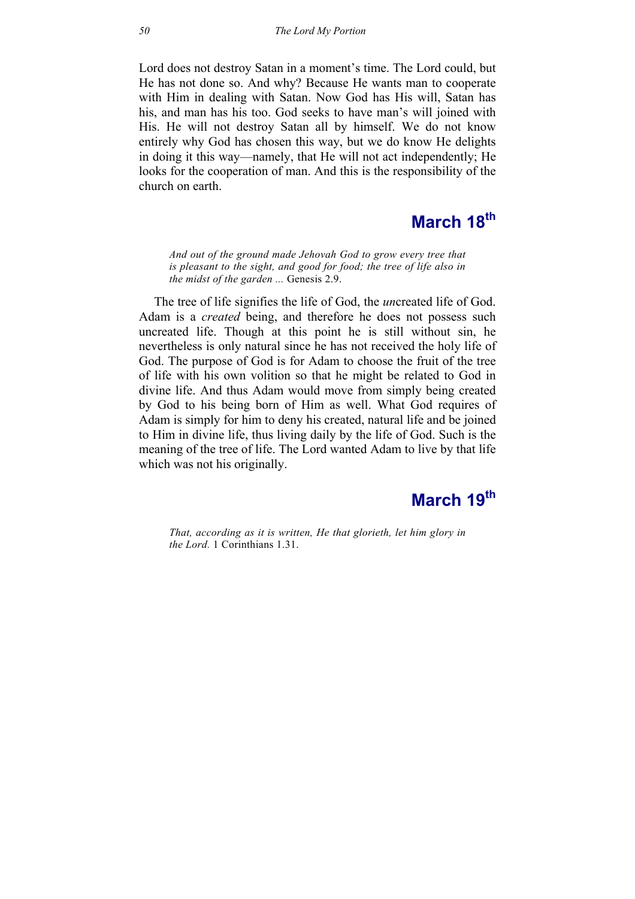Lord does not destroy Satan in a moment's time. The Lord could, but He has not done so. And why? Because He wants man to cooperate with Him in dealing with Satan. Now God has His will, Satan has his, and man has his too. God seeks to have man's will joined with His. He will not destroy Satan all by himself. We do not know entirely why God has chosen this way, but we do know He delights in doing it this way—namely, that He will not act independently; He looks for the cooperation of man. And this is the responsibility of the church on earth.

## March 18th

> *And out of the ground made Jehovah God to grow every tree that is pleasant to the sight, and good for food; the tree of life also in the midst of the garden ...* Genesis 2.9.

The tree of life signifies the life of God, the *un*created life of God. Adam is a *created* being, and therefore he does not possess such uncreated life. Though at this point he is still without sin, he nevertheless is only natural since he has not received the holy life of God. The purpose of God is for Adam to choose the fruit of the tree of life with his own volition so that he might be related to God in divine life. And thus Adam would move from simply being created by God to his being born of Him as well. What God requires of Adam is simply for him to deny his created, natural life and be joined to Him in divine life, thus living daily by the life of God. Such is the meaning of the tree of life. The Lord wanted Adam to live by that life which was not his originally.

## March 19th

> *That, according as it is written, He that glorieth, let him glory in the Lord.* 1 Corinthians 1.31.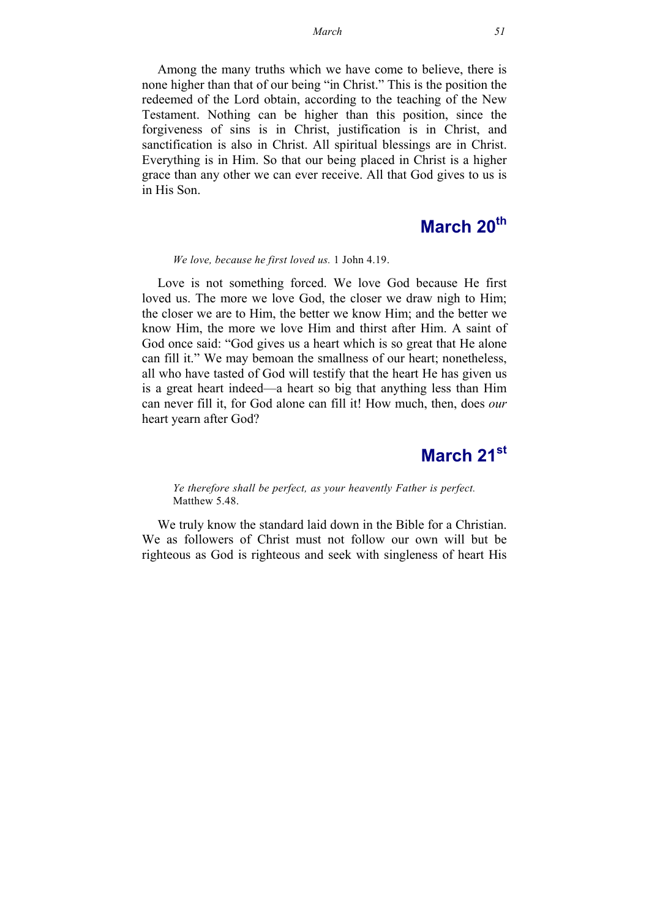Among the many truths which we have come to believe, there is none higher than that of our being "in Christ." This is the position the redeemed of the Lord obtain, according to the teaching of the New Testament. Nothing can be higher than this position, since the forgiveness of sins is in Christ, justification is in Christ, and sanctification is also in Christ. All spiritual blessings are in Christ. Everything is in Him. So that our being placed in Christ is a higher grace than any other we can ever receive. All that God gives to us is in His Son.

## March 20th

*We love, because he first loved us.* 1 John 4.19.

Love is not something forced. We love God because He first loved us. The more we love God, the closer we draw nigh to Him; the closer we are to Him, the better we know Him; and the better we know Him, the more we love Him and thirst after Him. A saint of God once said: "God gives us a heart which is so great that He alone can fill it." We may bemoan the smallness of our heart; nonetheless, all who have tasted of God will testify that the heart He has given us is a great heart indeed—a heart so big that anything less than Him can never fill it, for God alone can fill it! How much, then, does *our* heart yearn after God?

## March 21st

*Ye therefore shall be perfect, as your heavently Father is perfect.* Matthew 5.48.

We truly know the standard laid down in the Bible for a Christian. We as followers of Christ must not follow our own will but be righteous as God is righteous and seek with singleness of heart His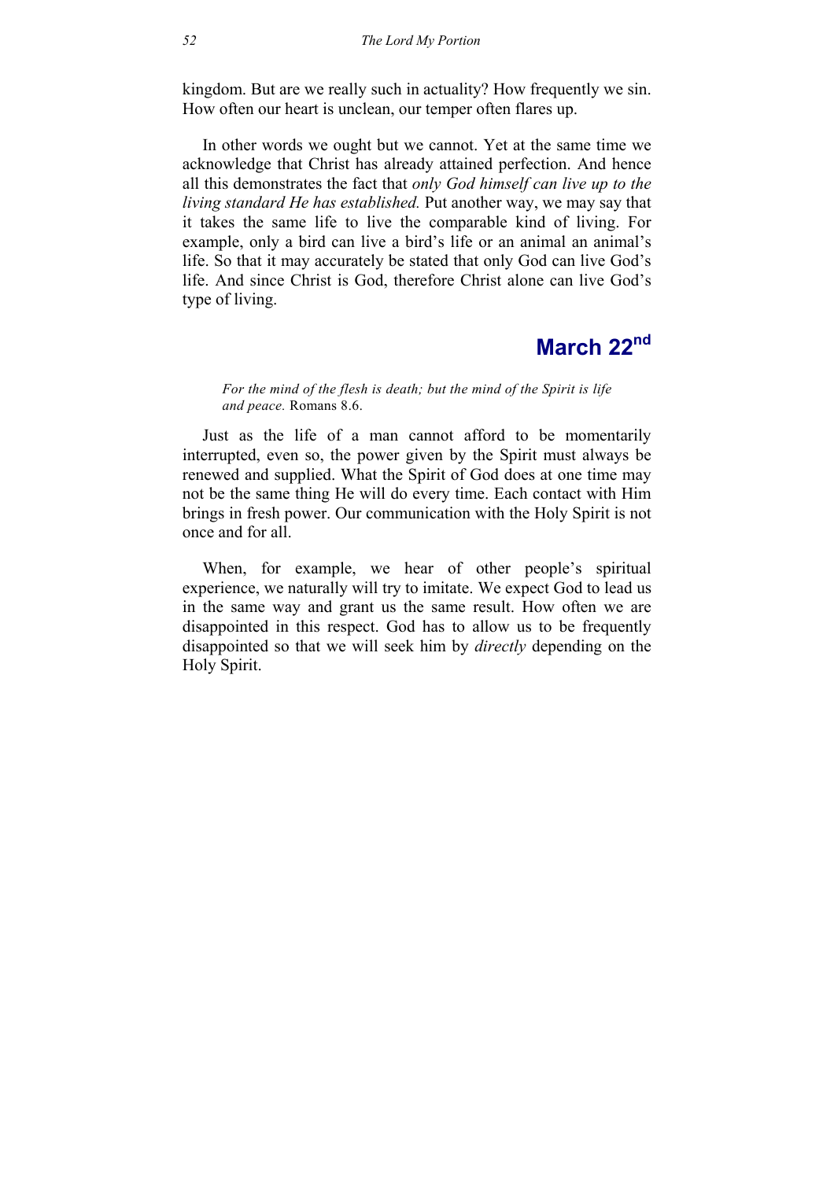kingdom. But are we really such in actuality? How frequently we sin. How often our heart is unclean, our temper often flares up.

In other words we ought but we cannot. Yet at the same time we acknowledge that Christ has already attained perfection. And hence all this demonstrates the fact that *only God himself can live up to the living standard He has established.* Put another way, we may say that it takes the same life to live the comparable kind of living. For example, only a bird can live a bird's life or an animal an animal's life. So that it may accurately be stated that only God can live God's life. And since Christ is God, therefore Christ alone can live God's type of living.

## March 22nd

> *For the mind of the flesh is death; but the mind of the Spirit is life and peace.* Romans 8.6.

Just as the life of a man cannot afford to be momentarily interrupted, even so, the power given by the Spirit must always be renewed and supplied. What the Spirit of God does at one time may not be the same thing He will do every time. Each contact with Him brings in fresh power. Our communication with the Holy Spirit is not once and for all.

When, for example, we hear of other people's spiritual experience, we naturally will try to imitate. We expect God to lead us in the same way and grant us the same result. How often we are disappointed in this respect. God has to allow us to be frequently disappointed so that we will seek him by *directly* depending on the Holy Spirit.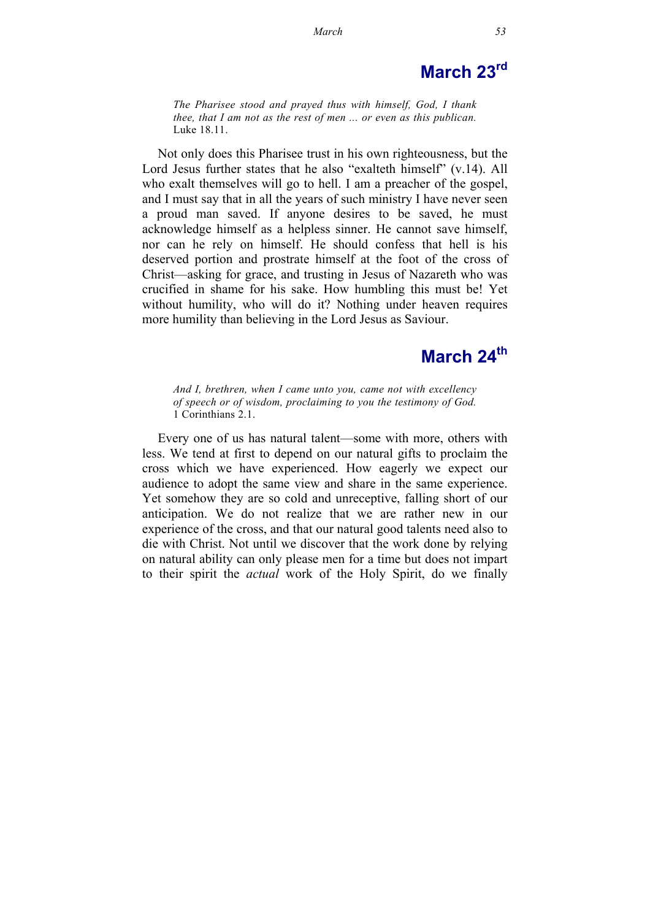## March 23rd

*The Pharisee stood and prayed thus with himself, God, I thank thee, that I am not as the rest of men ... or even as this publican.*
Luke 18.11.

Not only does this Pharisee trust in his own righteousness, but the Lord Jesus further states that he also "exalteth himself" (v.14). All who exalt themselves will go to hell. I am a preacher of the gospel, and I must say that in all the years of such ministry I have never seen a proud man saved. If anyone desires to be saved, he must acknowledge himself as a helpless sinner. He cannot save himself, nor can he rely on himself. He should confess that hell is his deserved portion and prostrate himself at the foot of the cross of Christ—asking for grace, and trusting in Jesus of Nazareth who was crucified in shame for his sake. How humbling this must be! Yet without humility, who will do it? Nothing under heaven requires more humility than believing in the Lord Jesus as Saviour.

## March 24th

*And I, brethren, when I came unto you, came not with excellency of speech or of wisdom, proclaiming to you the testimony of God.*
1 Corinthians 2.1.

Every one of us has natural talent—some with more, others with less. We tend at first to depend on our natural gifts to proclaim the cross which we have experienced. How eagerly we expect our audience to adopt the same view and share in the same experience. Yet somehow they are so cold and unreceptive, falling short of our anticipation. We do not realize that we are rather new in our experience of the cross, and that our natural good talents need also to die with Christ. Not until we discover that the work done by relying on natural ability can only please men for a time but does not impart to their spirit the *actual* work of the Holy Spirit, do we finally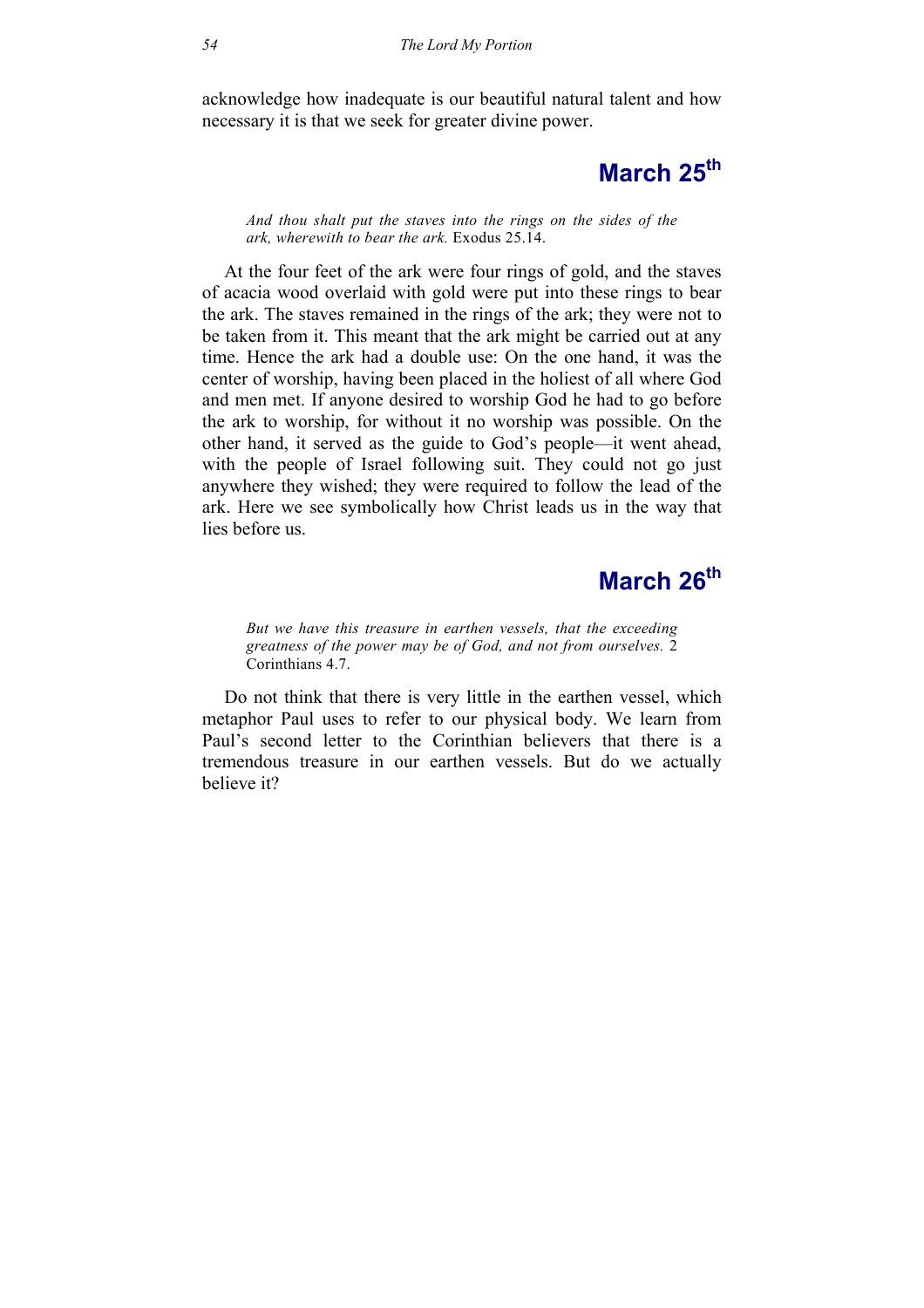acknowledge how inadequate is our beautiful natural talent and how necessary it is that we seek for greater divine power.

## March 25th

*And thou shalt put the staves into the rings on the sides of the ark, wherewith to bear the ark.* Exodus 25.14.

At the four feet of the ark were four rings of gold, and the staves of acacia wood overlaid with gold were put into these rings to bear the ark. The staves remained in the rings of the ark; they were not to be taken from it. This meant that the ark might be carried out at any time. Hence the ark had a double use: On the one hand, it was the center of worship, having been placed in the holiest of all where God and men met. If anyone desired to worship God he had to go before the ark to worship, for without it no worship was possible. On the other hand, it served as the guide to God's people—it went ahead, with the people of Israel following suit. They could not go just anywhere they wished; they were required to follow the lead of the ark. Here we see symbolically how Christ leads us in the way that lies before us.

## March 26th

*But we have this treasure in earthen vessels, that the exceeding greatness of the power may be of God, and not from ourselves.* 2 Corinthians 4.7.

Do not think that there is very little in the earthen vessel, which metaphor Paul uses to refer to our physical body. We learn from Paul's second letter to the Corinthian believers that there is a tremendous treasure in our earthen vessels. But do we actually believe it?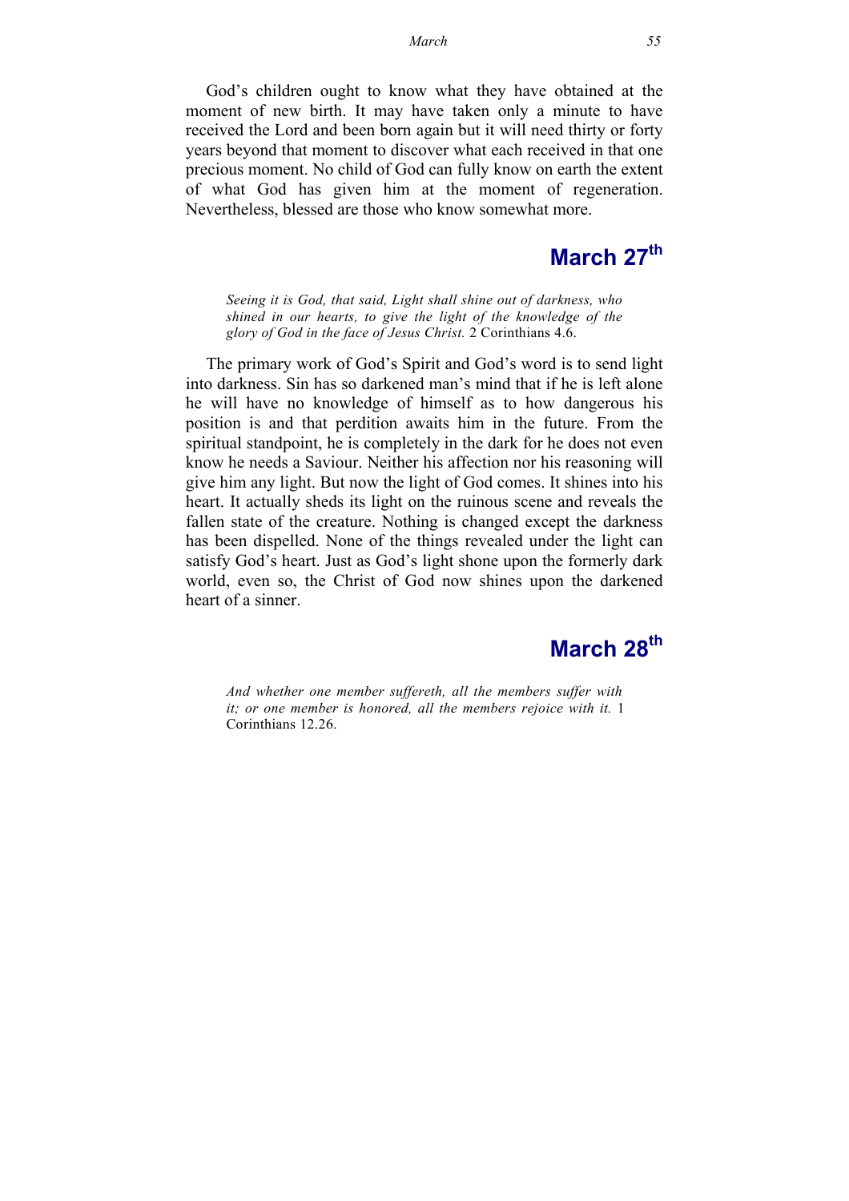God's children ought to know what they have obtained at the moment of new birth. It may have taken only a minute to have received the Lord and been born again but it will need thirty or forty years beyond that moment to discover what each received in that one precious moment. No child of God can fully know on earth the extent of what God has given him at the moment of regeneration. Nevertheless, blessed are those who know somewhat more.

## March 27th

> *Seeing it is God, that said, Light shall shine out of darkness, who shined in our hearts, to give the light of the knowledge of the glory of God in the face of Jesus Christ.* 2 Corinthians 4.6.

The primary work of God's Spirit and God's word is to send light into darkness. Sin has so darkened man's mind that if he is left alone he will have no knowledge of himself as to how dangerous his position is and that perdition awaits him in the future. From the spiritual standpoint, he is completely in the dark for he does not even know he needs a Saviour. Neither his affection nor his reasoning will give him any light. But now the light of God comes. It shines into his heart. It actually sheds its light on the ruinous scene and reveals the fallen state of the creature. Nothing is changed except the darkness has been dispelled. None of the things revealed under the light can satisfy God's heart. Just as God's light shone upon the formerly dark world, even so, the Christ of God now shines upon the darkened heart of a sinner.

## March 28th

> *And whether one member suffereth, all the members suffer with it; or one member is honored, all the members rejoice with it.* 1 Corinthians 12.26.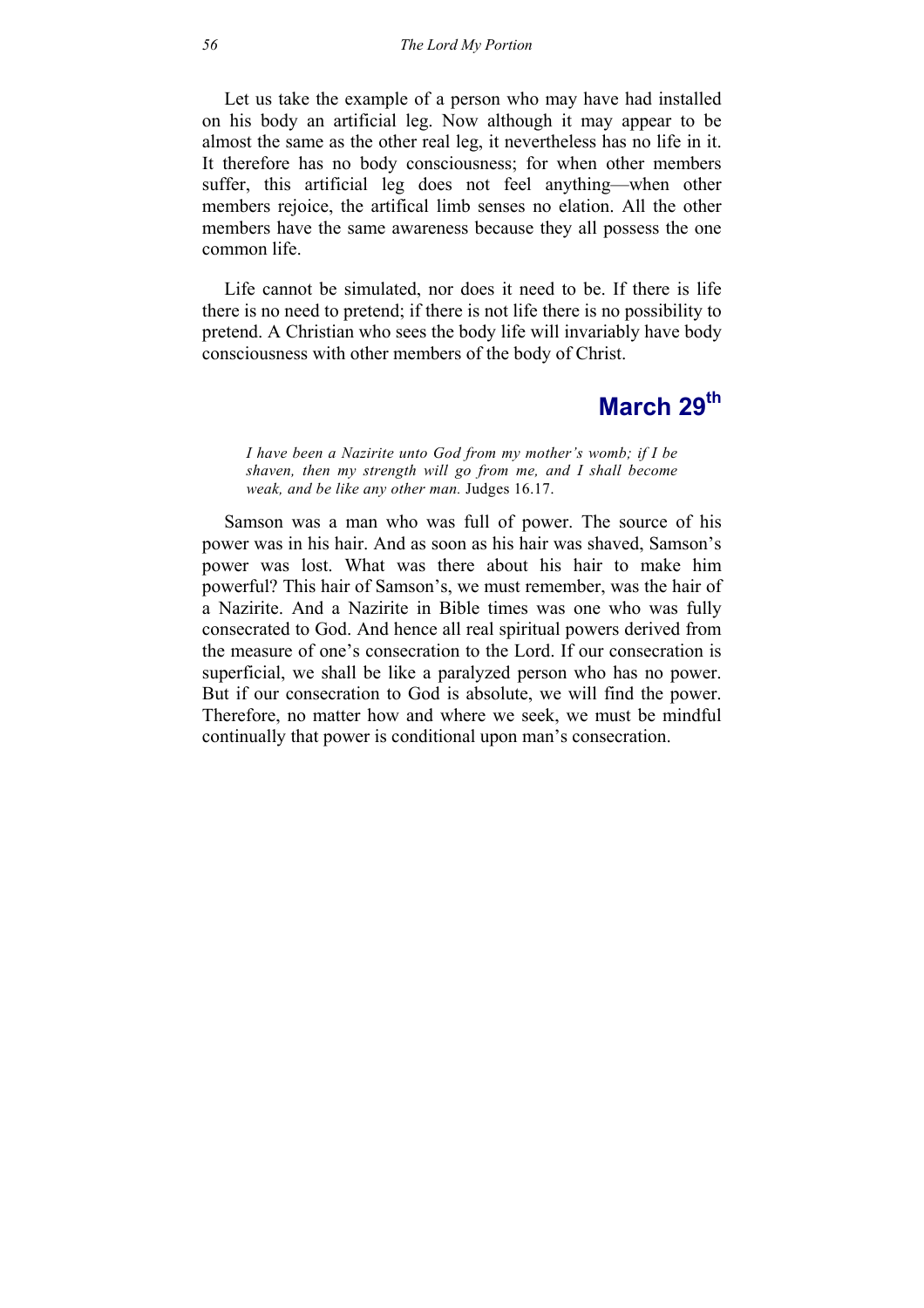Let us take the example of a person who may have had installed on his body an artificial leg. Now although it may appear to be almost the same as the other real leg, it nevertheless has no life in it. It therefore has no body consciousness; for when other members suffer, this artificial leg does not feel anything—when other members rejoice, the artifical limb senses no elation. All the other members have the same awareness because they all possess the one common life.

Life cannot be simulated, nor does it need to be. If there is life there is no need to pretend; if there is not life there is no possibility to pretend. A Christian who sees the body life will invariably have body consciousness with other members of the body of Christ.

## March 29th

> *I have been a Nazirite unto God from my mother's womb; if I be shaven, then my strength will go from me, and I shall become weak, and be like any other man.* Judges 16.17.

Samson was a man who was full of power. The source of his power was in his hair. And as soon as his hair was shaved, Samson's power was lost. What was there about his hair to make him powerful? This hair of Samson's, we must remember, was the hair of a Nazirite. And a Nazirite in Bible times was one who was fully consecrated to God. And hence all real spiritual powers derived from the measure of one's consecration to the Lord. If our consecration is superficial, we shall be like a paralyzed person who has no power. But if our consecration to God is absolute, we will find the power. Therefore, no matter how and where we seek, we must be mindful continually that power is conditional upon man's consecration.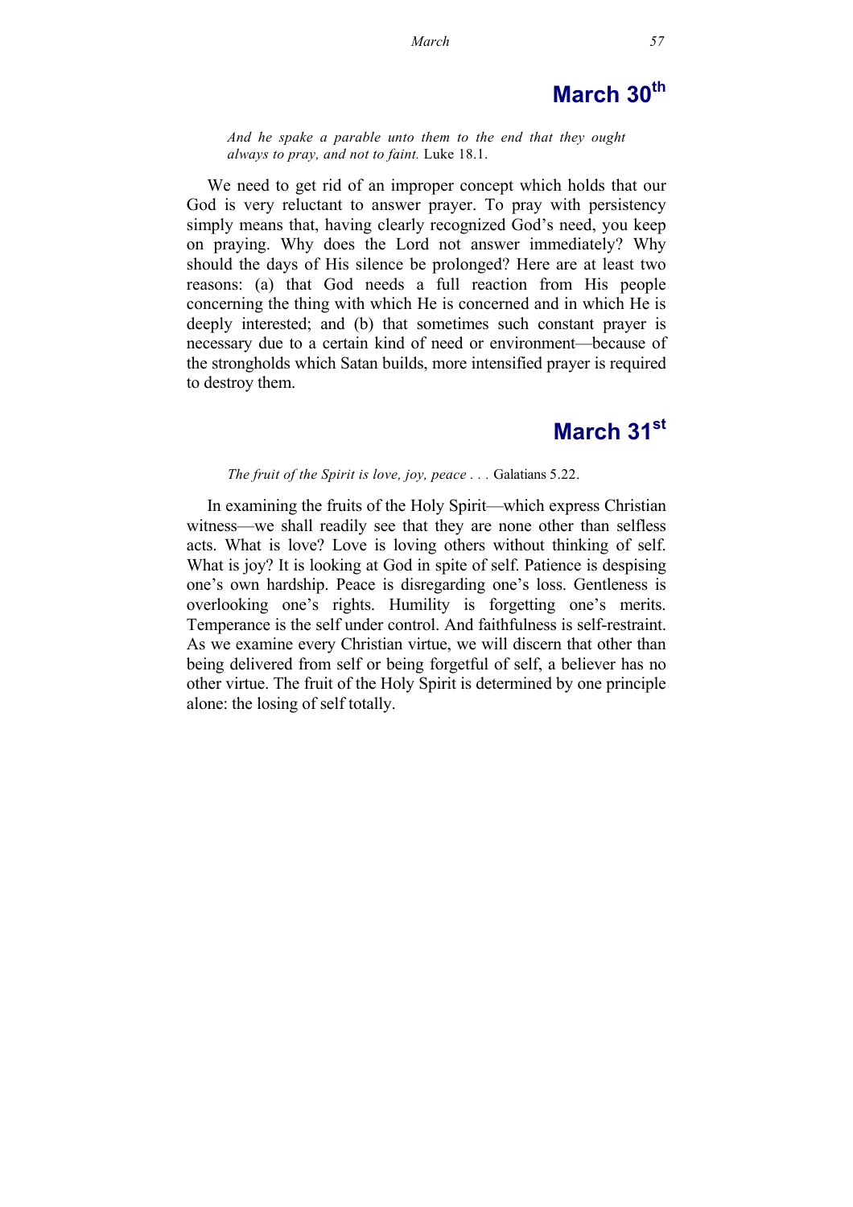## March 30th

*And he spake a parable unto them to the end that they ought always to pray, and not to faint.* Luke 18.1.

We need to get rid of an improper concept which holds that our God is very reluctant to answer prayer. To pray with persistency simply means that, having clearly recognized God's need, you keep on praying. Why does the Lord not answer immediately? Why should the days of His silence be prolonged? Here are at least two reasons: (a) that God needs a full reaction from His people concerning the thing with which He is concerned and in which He is deeply interested; and (b) that sometimes such constant prayer is necessary due to a certain kind of need or environment—because of the strongholds which Satan builds, more intensified prayer is required to destroy them.

## March 31st

*The fruit of the Spirit is love, joy, peace . . .* Galatians 5.22.

In examining the fruits of the Holy Spirit—which express Christian witness—we shall readily see that they are none other than selfless acts. What is love? Love is loving others without thinking of self. What is joy? It is looking at God in spite of self. Patience is despising one's own hardship. Peace is disregarding one's loss. Gentleness is overlooking one's rights. Humility is forgetting one's merits. Temperance is the self under control. And faithfulness is self-restraint. As we examine every Christian virtue, we will discern that other than being delivered from self or being forgetful of self, a believer has no other virtue. The fruit of the Holy Spirit is determined by one principle alone: the losing of self totally.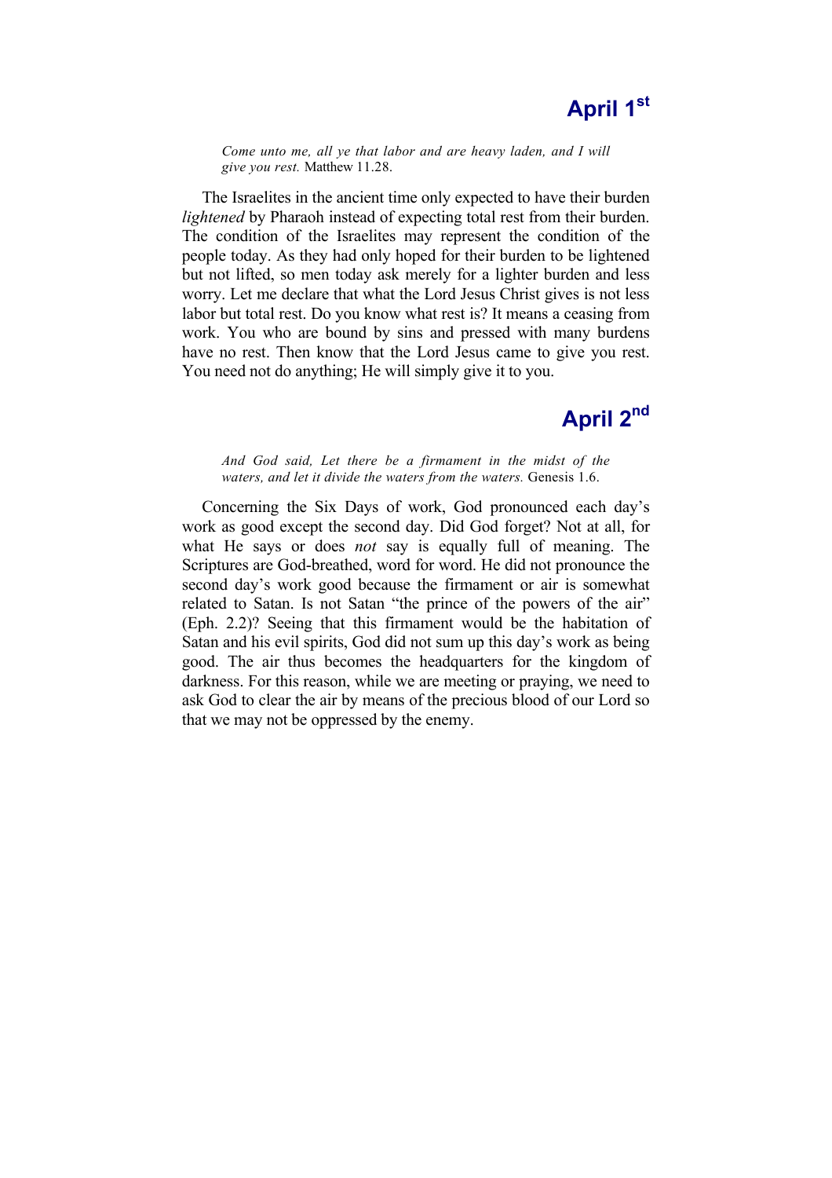## April 1st

*Come unto me, all ye that labor and are heavy laden, and I will give you rest.* Matthew 11.28.

The Israelites in the ancient time only expected to have their burden *lightened* by Pharaoh instead of expecting total rest from their burden. The condition of the Israelites may represent the condition of the people today. As they had only hoped for their burden to be lightened but not lifted, so men today ask merely for a lighter burden and less worry. Let me declare that what the Lord Jesus Christ gives is not less labor but total rest. Do you know what rest is? It means a ceasing from work. You who are bound by sins and pressed with many burdens have no rest. Then know that the Lord Jesus came to give you rest. You need not do anything; He will simply give it to you.

## April 2nd

*And God said, Let there be a firmament in the midst of the waters, and let it divide the waters from the waters.* Genesis 1.6.

Concerning the Six Days of work, God pronounced each day's work as good except the second day. Did God forget? Not at all, for what He says or does *not* say is equally full of meaning. The Scriptures are God-breathed, word for word. He did not pronounce the second day's work good because the firmament or air is somewhat related to Satan. Is not Satan "the prince of the powers of the air" (Eph. 2.2)? Seeing that this firmament would be the habitation of Satan and his evil spirits, God did not sum up this day's work as being good. The air thus becomes the headquarters for the kingdom of darkness. For this reason, while we are meeting or praying, we need to ask God to clear the air by means of the precious blood of our Lord so that we may not be oppressed by the enemy.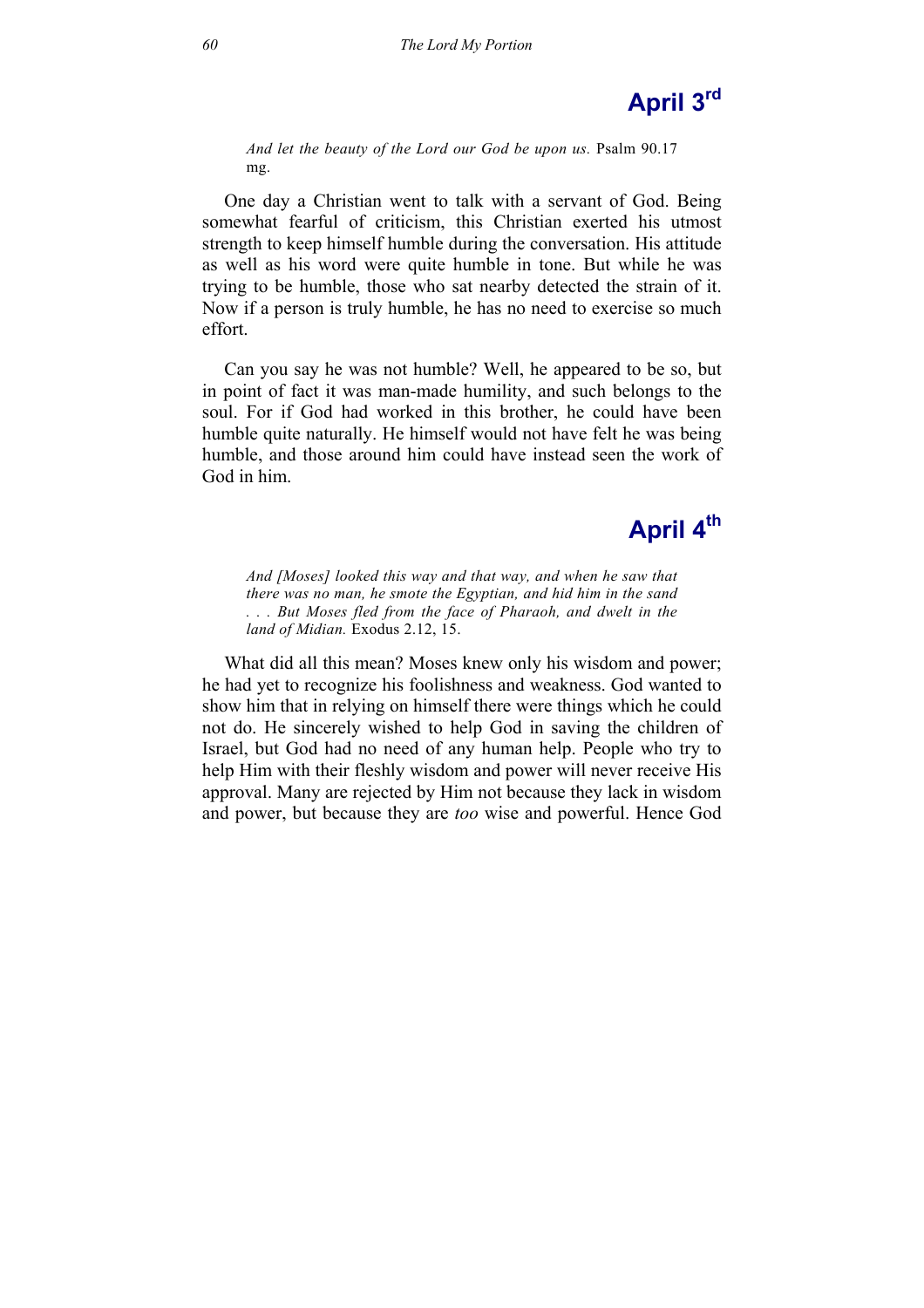## April 3rd

*And let the beauty of the Lord our God be upon us.* Psalm 90.17 mg.

One day a Christian went to talk with a servant of God. Being somewhat fearful of criticism, this Christian exerted his utmost strength to keep himself humble during the conversation. His attitude as well as his word were quite humble in tone. But while he was trying to be humble, those who sat nearby detected the strain of it. Now if a person is truly humble, he has no need to exercise so much effort.

Can you say he was not humble? Well, he appeared to be so, but in point of fact it was man-made humility, and such belongs to the soul. For if God had worked in this brother, he could have been humble quite naturally. He himself would not have felt he was being humble, and those around him could have instead seen the work of God in him.

## April 4th

*And [Moses] looked this way and that way, and when he saw that there was no man, he smote the Egyptian, and hid him in the sand . . . But Moses fled from the face of Pharaoh, and dwelt in the land of Midian.* Exodus 2.12, 15.

What did all this mean? Moses knew only his wisdom and power; he had yet to recognize his foolishness and weakness. God wanted to show him that in relying on himself there were things which he could not do. He sincerely wished to help God in saving the children of Israel, but God had no need of any human help. People who try to help Him with their fleshly wisdom and power will never receive His approval. Many are rejected by Him not because they lack in wisdom and power, but because they are *too* wise and powerful. Hence God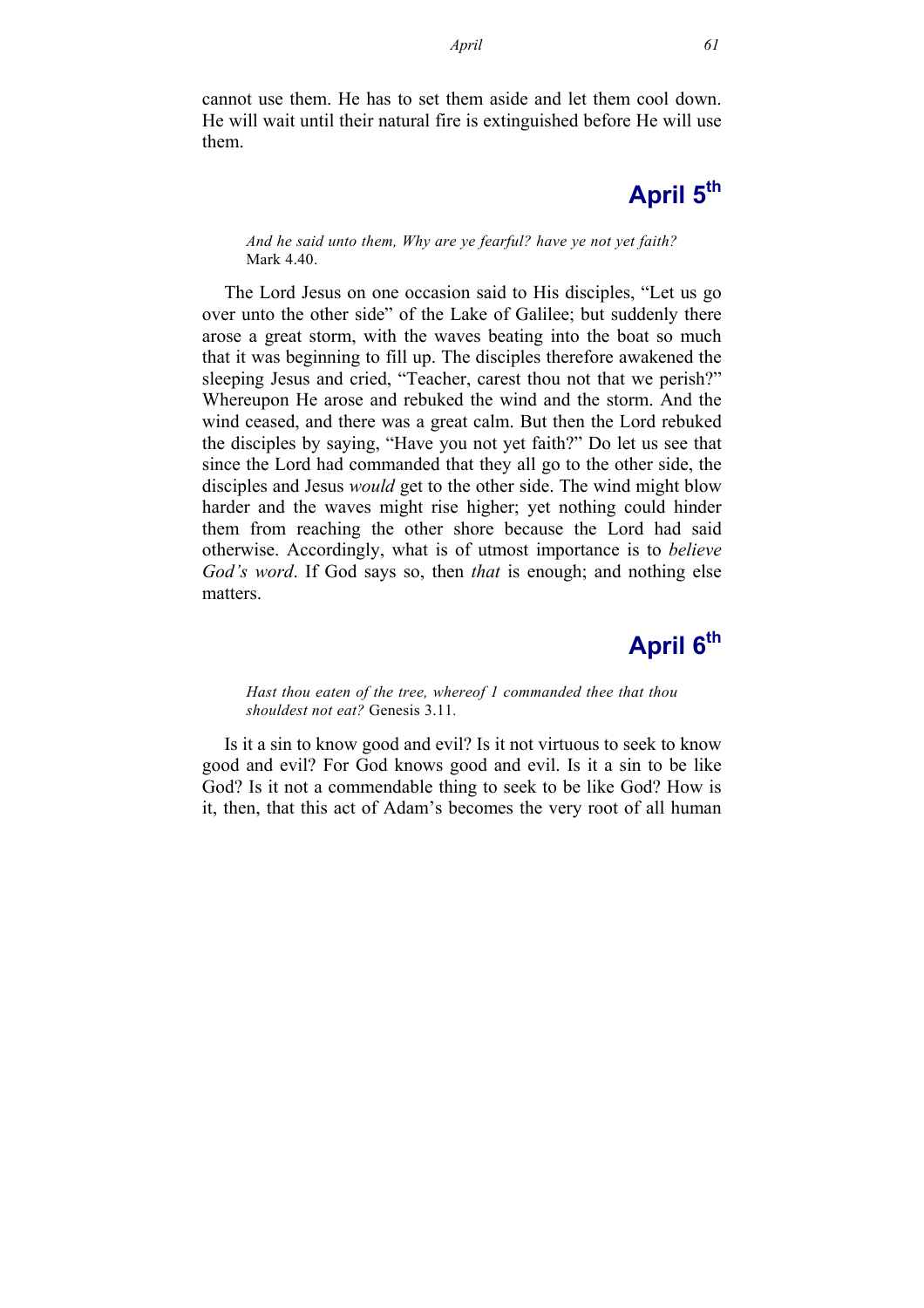cannot use them. He has to set them aside and let them cool down. He will wait until their natural fire is extinguished before He will use them.

## April 5th

> *And he said unto them, Why are ye fearful? have ye not yet faith?* Mark 4.40.

The Lord Jesus on one occasion said to His disciples, "Let us go over unto the other side" of the Lake of Galilee; but suddenly there arose a great storm, with the waves beating into the boat so much that it was beginning to fill up. The disciples therefore awakened the sleeping Jesus and cried, "Teacher, carest thou not that we perish?" Whereupon He arose and rebuked the wind and the storm. And the wind ceased, and there was a great calm. But then the Lord rebuked the disciples by saying, "Have you not yet faith?" Do let us see that since the Lord had commanded that they all go to the other side, the disciples and Jesus *would* get to the other side. The wind might blow harder and the waves might rise higher; yet nothing could hinder them from reaching the other shore because the Lord had said otherwise. Accordingly, what is of utmost importance is to *believe God's word*. If God says so, then *that* is enough; and nothing else matters.

## April 6th

> *Hast thou eaten of the tree, whereof I commanded thee that thou shouldest not eat?* Genesis 3.11.

Is it a sin to know good and evil? Is it not virtuous to seek to know good and evil? For God knows good and evil. Is it a sin to be like God? Is it not a commendable thing to seek to be like God? How is it, then, that this act of Adam's becomes the very root of all human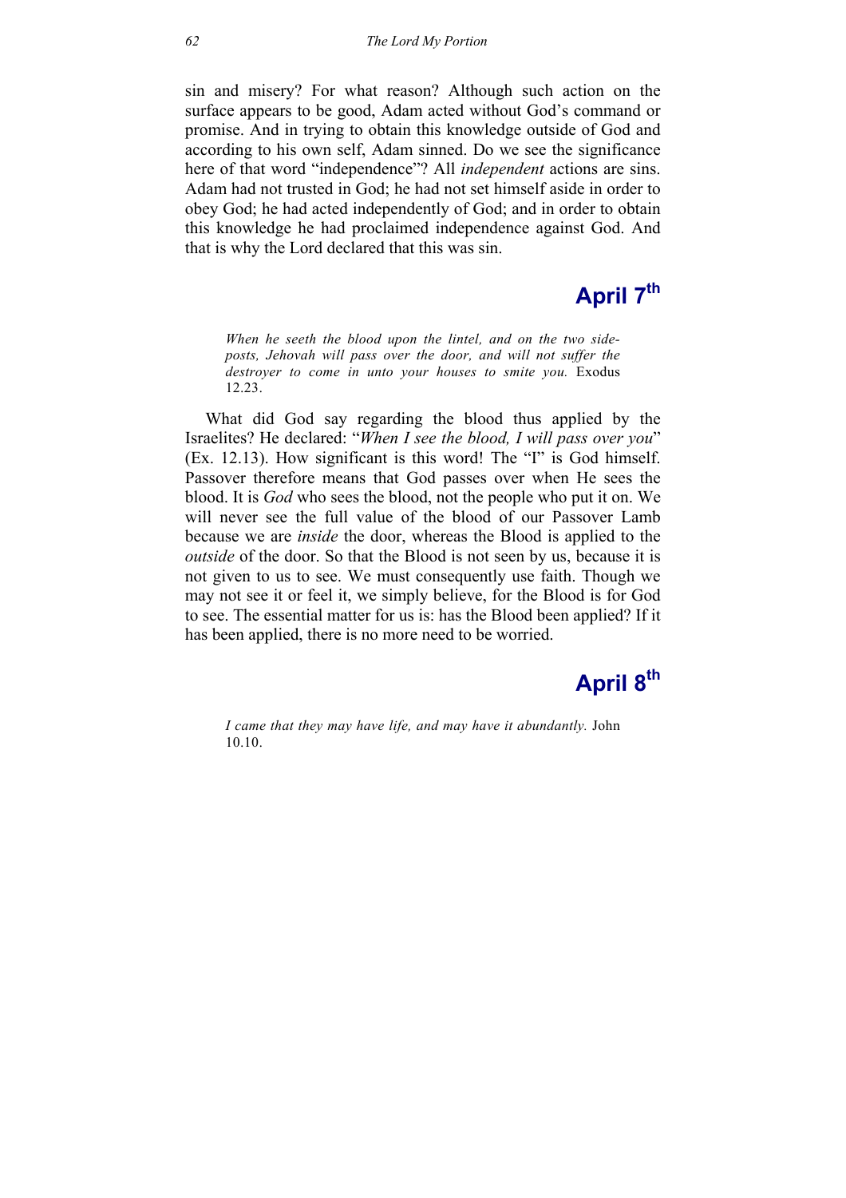sin and misery? For what reason? Although such action on the surface appears to be good, Adam acted without God's command or promise. And in trying to obtain this knowledge outside of God and according to his own self, Adam sinned. Do we see the significance here of that word "independence"? All *independent* actions are sins. Adam had not trusted in God; he had not set himself aside in order to obey God; he had acted independently of God; and in order to obtain this knowledge he had proclaimed independence against God. And that is why the Lord declared that this was sin.

## April 7th

> *When he seeth the blood upon the lintel, and on the two side-posts, Jehovah will pass over the door, and will not suffer the destroyer to come in unto your houses to smite you.* Exodus 12.23.

What did God say regarding the blood thus applied by the Israelites? He declared: "*When I see the blood, I will pass over you*" (Ex. 12.13). How significant is this word! The "I" is God himself. Passover therefore means that God passes over when He sees the blood. It is *God* who sees the blood, not the people who put it on. We will never see the full value of the blood of our Passover Lamb because we are *inside* the door, whereas the Blood is applied to the *outside* of the door. So that the Blood is not seen by us, because it is not given to us to see. We must consequently use faith. Though we may not see it or feel it, we simply believe, for the Blood is for God to see. The essential matter for us is: has the Blood been applied? If it has been applied, there is no more need to be worried.

## April 8th

> *I came that they may have life, and may have it abundantly.* John 10.10.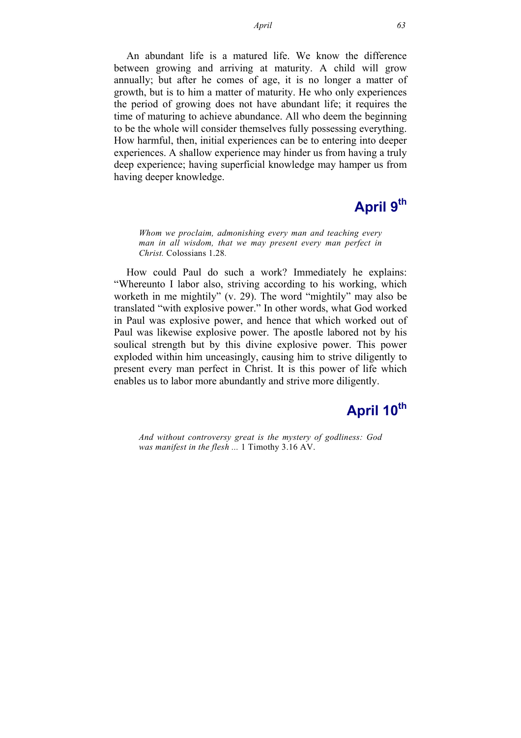An abundant life is a matured life. We know the difference between growing and arriving at maturity. A child will grow annually; but after he comes of age, it is no longer a matter of growth, but is to him a matter of maturity. He who only experiences the period of growing does not have abundant life; it requires the time of maturing to achieve abundance. All who deem the beginning to be the whole will consider themselves fully possessing everything. How harmful, then, initial experiences can be to entering into deeper experiences. A shallow experience may hinder us from having a truly deep experience; having superficial knowledge may hamper us from having deeper knowledge.

## April 9th

*Whom we proclaim, admonishing every man and teaching every man in all wisdom, that we may present every man perfect in Christ.* Colossians 1.28.

How could Paul do such a work? Immediately he explains: "Whereunto I labor also, striving according to his working, which worketh in me mightily" (v. 29). The word "mightily" may also be translated "with explosive power." In other words, what God worked in Paul was explosive power, and hence that which worked out of Paul was likewise explosive power. The apostle labored not by his soulical strength but by this divine explosive power. This power exploded within him unceasingly, causing him to strive diligently to present every man perfect in Christ. It is this power of life which enables us to labor more abundantly and strive more diligently.

## April 10th

*And without controversy great is the mystery of godliness: God was manifest in the flesh ...* 1 Timothy 3.16 AV.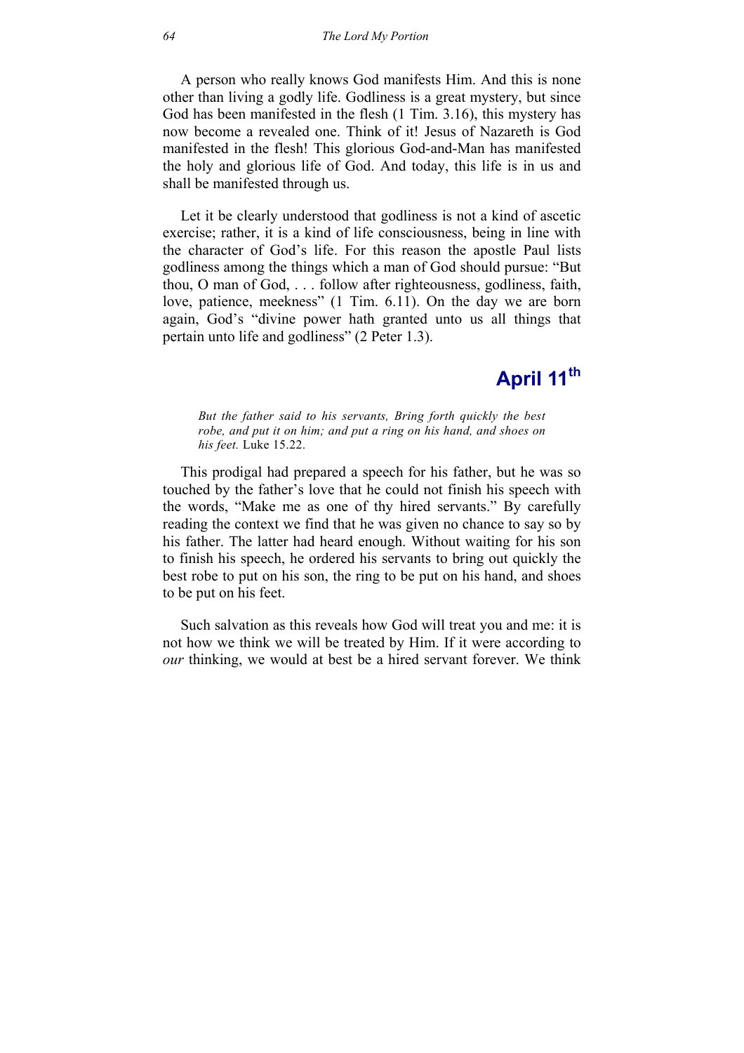A person who really knows God manifests Him. And this is none other than living a godly life. Godliness is a great mystery, but since God has been manifested in the flesh (1 Tim. 3.16), this mystery has now become a revealed one. Think of it! Jesus of Nazareth is God manifested in the flesh! This glorious God-and-Man has manifested the holy and glorious life of God. And today, this life is in us and shall be manifested through us.

Let it be clearly understood that godliness is not a kind of ascetic exercise; rather, it is a kind of life consciousness, being in line with the character of God's life. For this reason the apostle Paul lists godliness among the things which a man of God should pursue: "But thou, O man of God, . . . follow after righteousness, godliness, faith, love, patience, meekness" (1 Tim. 6.11). On the day we are born again, God's "divine power hath granted unto us all things that pertain unto life and godliness" (2 Peter 1.3).

## April 11th

> *But the father said to his servants, Bring forth quickly the best robe, and put it on him; and put a ring on his hand, and shoes on his feet.* Luke 15.22.

This prodigal had prepared a speech for his father, but he was so touched by the father's love that he could not finish his speech with the words, "Make me as one of thy hired servants." By carefully reading the context we find that he was given no chance to say so by his father. The latter had heard enough. Without waiting for his son to finish his speech, he ordered his servants to bring out quickly the best robe to put on his son, the ring to be put on his hand, and shoes to be put on his feet.

Such salvation as this reveals how God will treat you and me: it is not how we think we will be treated by Him. If it were according to *our* thinking, we would at best be a hired servant forever. We think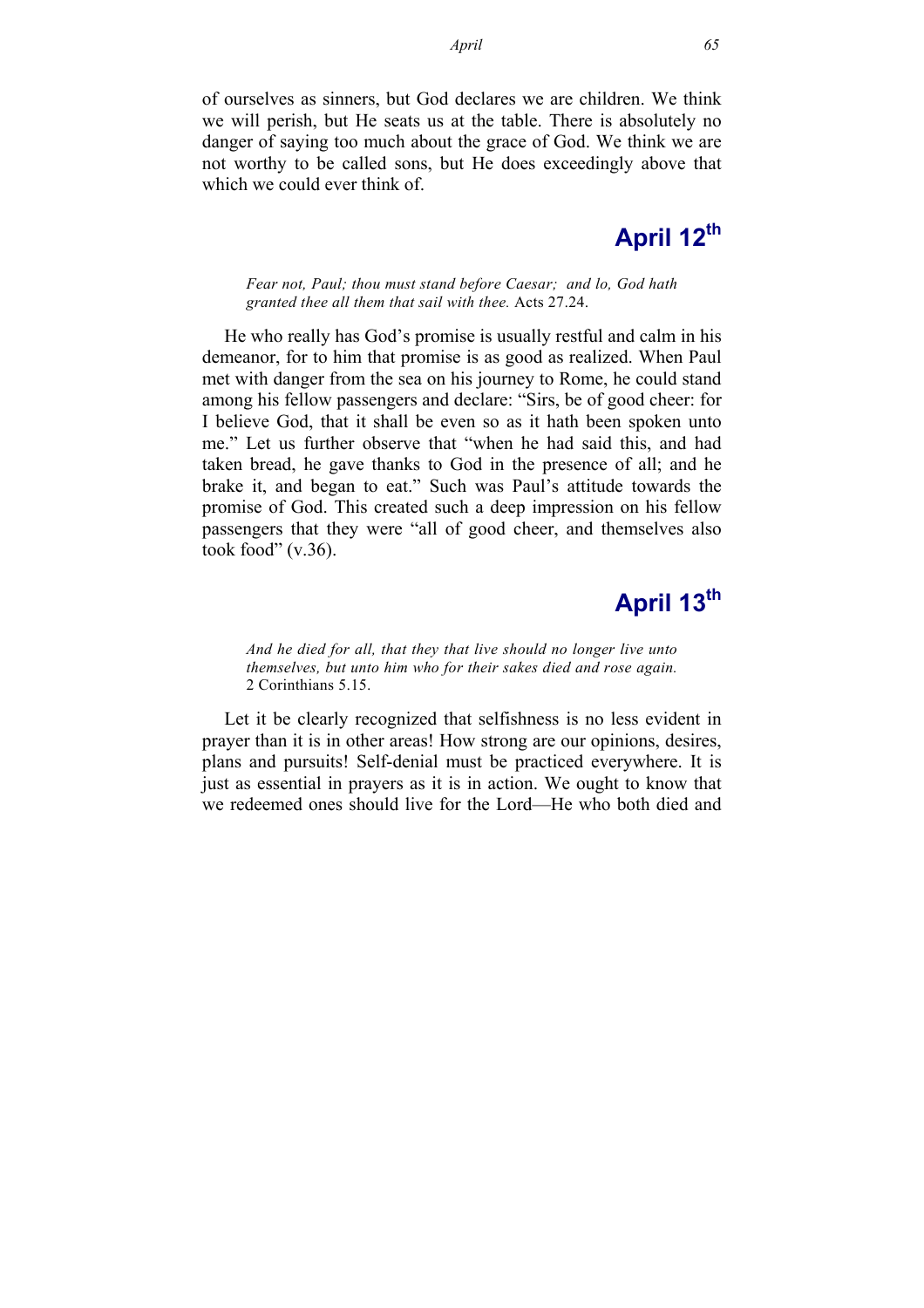of ourselves as sinners, but God declares we are children. We think we will perish, but He seats us at the table. There is absolutely no danger of saying too much about the grace of God. We think we are not worthy to be called sons, but He does exceedingly above that which we could ever think of.

## April 12th

> *Fear not, Paul; thou must stand before Caesar; and lo, God hath granted thee all them that sail with thee.* Acts 27.24.

He who really has God's promise is usually restful and calm in his demeanor, for to him that promise is as good as realized. When Paul met with danger from the sea on his journey to Rome, he could stand among his fellow passengers and declare: "Sirs, be of good cheer: for I believe God, that it shall be even so as it hath been spoken unto me." Let us further observe that "when he had said this, and had taken bread, he gave thanks to God in the presence of all; and he brake it, and began to eat." Such was Paul's attitude towards the promise of God. This created such a deep impression on his fellow passengers that they were "all of good cheer, and themselves also took food" (v.36).

## April 13th

> *And he died for all, that they that live should no longer live unto themselves, but unto him who for their sakes died and rose again.* 2 Corinthians 5.15.

Let it be clearly recognized that selfishness is no less evident in prayer than it is in other areas! How strong are our opinions, desires, plans and pursuits! Self-denial must be practiced everywhere. It is just as essential in prayers as it is in action. We ought to know that we redeemed ones should live for the Lord—He who both died and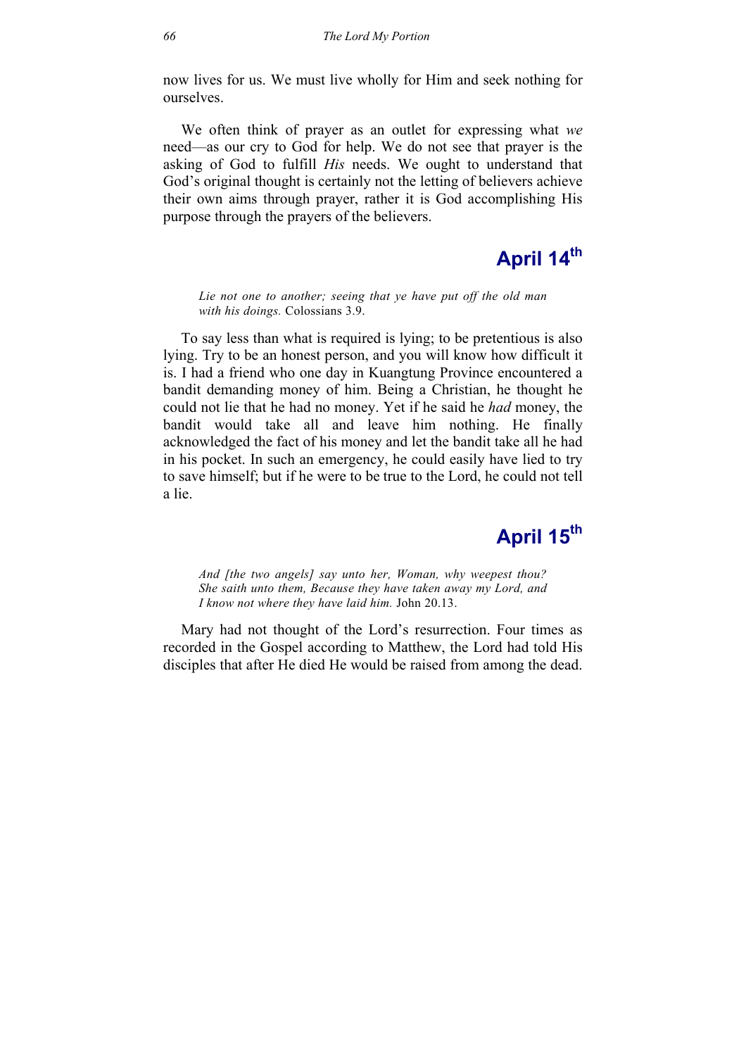now lives for us. We must live wholly for Him and seek nothing for ourselves.

We often think of prayer as an outlet for expressing what *we* need—as our cry to God for help. We do not see that prayer is the asking of God to fulfill *His* needs. We ought to understand that God's original thought is certainly not the letting of believers achieve their own aims through prayer, rather it is God accomplishing His purpose through the prayers of the believers.

## April 14th

> *Lie not one to another; seeing that ye have put off the old man with his doings.* Colossians 3.9.

To say less than what is required is lying; to be pretentious is also lying. Try to be an honest person, and you will know how difficult it is. I had a friend who one day in Kuangtung Province encountered a bandit demanding money of him. Being a Christian, he thought he could not lie that he had no money. Yet if he said he *had* money, the bandit would take all and leave him nothing. He finally acknowledged the fact of his money and let the bandit take all he had in his pocket. In such an emergency, he could easily have lied to try to save himself; but if he were to be true to the Lord, he could not tell a lie.

## April 15th

> *And [the two angels] say unto her, Woman, why weepest thou? She saith unto them, Because they have taken away my Lord, and I know not where they have laid him.* John 20.13.

Mary had not thought of the Lord's resurrection. Four times as recorded in the Gospel according to Matthew, the Lord had told His disciples that after He died He would be raised from among the dead.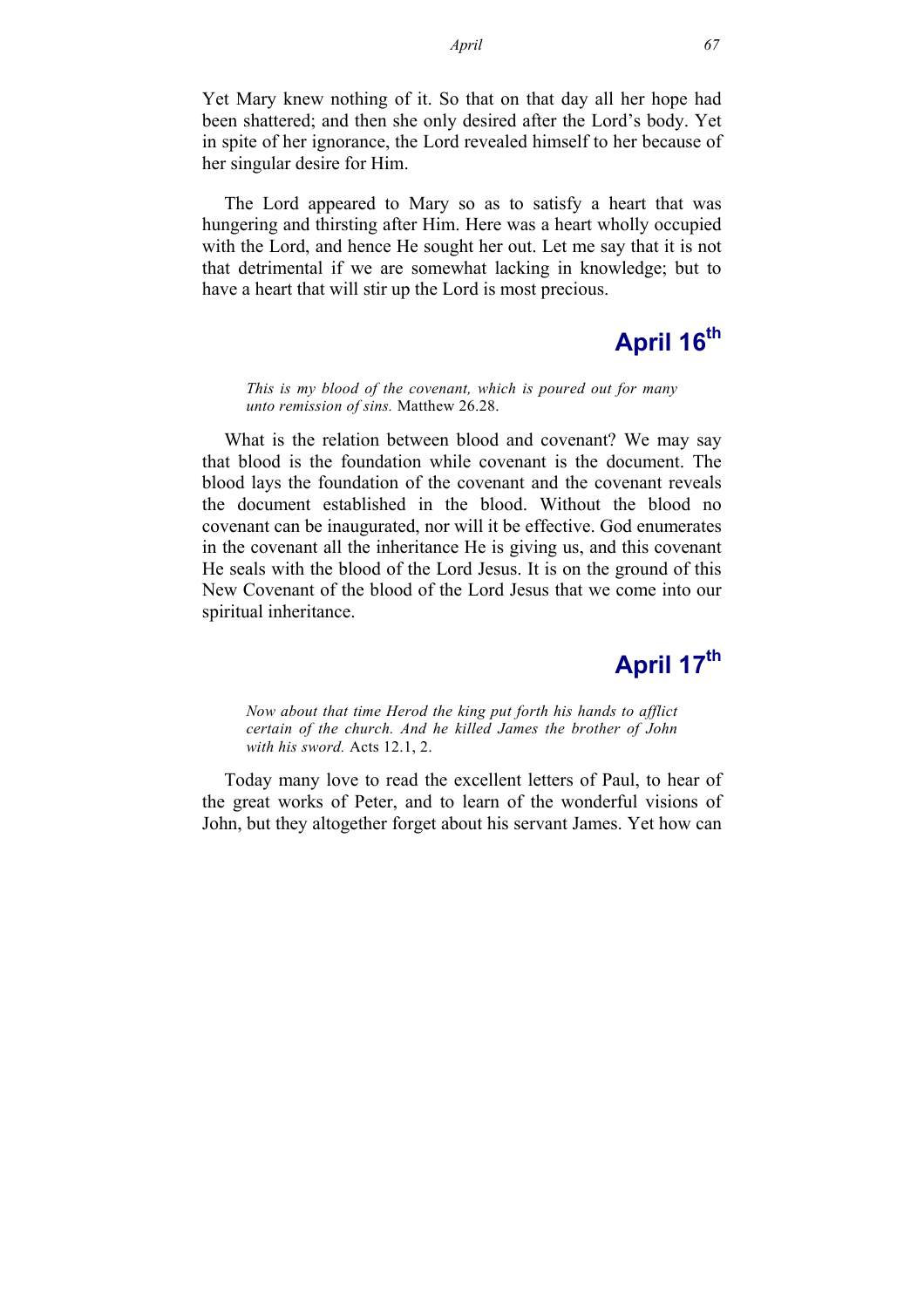Yet Mary knew nothing of it. So that on that day all her hope had been shattered; and then she only desired after the Lord's body. Yet in spite of her ignorance, the Lord revealed himself to her because of her singular desire for Him.

The Lord appeared to Mary so as to satisfy a heart that was hungering and thirsting after Him. Here was a heart wholly occupied with the Lord, and hence He sought her out. Let me say that it is not that detrimental if we are somewhat lacking in knowledge; but to have a heart that will stir up the Lord is most precious.

## April 16th

> *This is my blood of the covenant, which is poured out for many unto remission of sins.* Matthew 26.28.

What is the relation between blood and covenant? We may say that blood is the foundation while covenant is the document. The blood lays the foundation of the covenant and the covenant reveals the document established in the blood. Without the blood no covenant can be inaugurated, nor will it be effective. God enumerates in the covenant all the inheritance He is giving us, and this covenant He seals with the blood of the Lord Jesus. It is on the ground of this New Covenant of the blood of the Lord Jesus that we come into our spiritual inheritance.

## April 17th

> *Now about that time Herod the king put forth his hands to afflict certain of the church. And he killed James the brother of John with his sword.* Acts 12.1, 2.

Today many love to read the excellent letters of Paul, to hear of the great works of Peter, and to learn of the wonderful visions of John, but they altogether forget about his servant James. Yet how can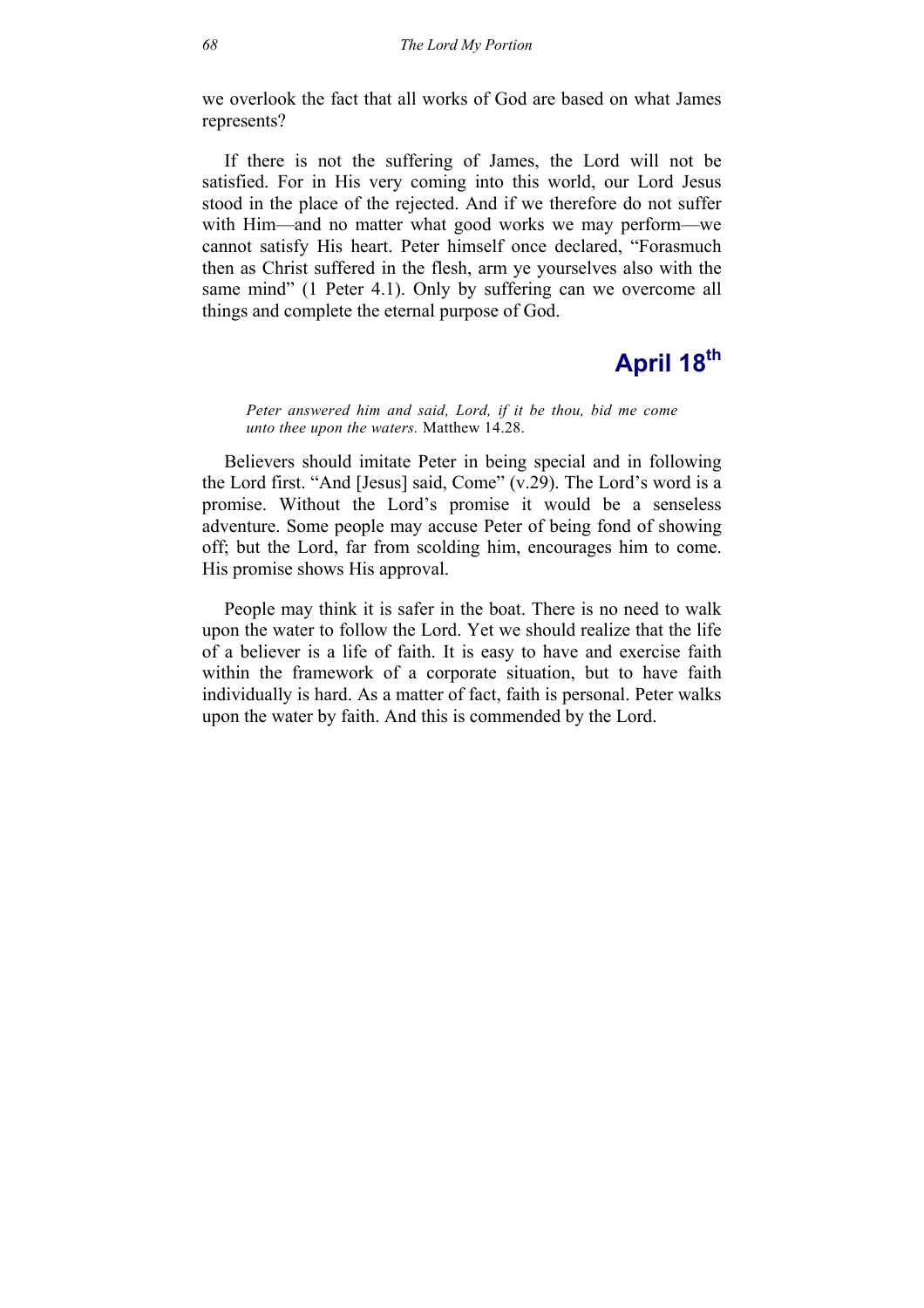we overlook the fact that all works of God are based on what James represents?

If there is not the suffering of James, the Lord will not be satisfied. For in His very coming into this world, our Lord Jesus stood in the place of the rejected. And if we therefore do not suffer with Him—and no matter what good works we may perform—we cannot satisfy His heart. Peter himself once declared, “Forasmuch then as Christ suffered in the flesh, arm ye yourselves also with the same mind” (1 Peter 4.1). Only by suffering can we overcome all things and complete the eternal purpose of God.

## April 18th

> *Peter answered him and said, Lord, if it be thou, bid me come unto thee upon the waters.* Matthew 14.28.

Believers should imitate Peter in being special and in following the Lord first. “And [Jesus] said, Come” (v.29). The Lord’s word is a promise. Without the Lord’s promise it would be a senseless adventure. Some people may accuse Peter of being fond of showing off; but the Lord, far from scolding him, encourages him to come. His promise shows His approval.

People may think it is safer in the boat. There is no need to walk upon the water to follow the Lord. Yet we should realize that the life of a believer is a life of faith. It is easy to have and exercise faith within the framework of a corporate situation, but to have faith individually is hard. As a matter of fact, faith is personal. Peter walks upon the water by faith. And this is commended by the Lord.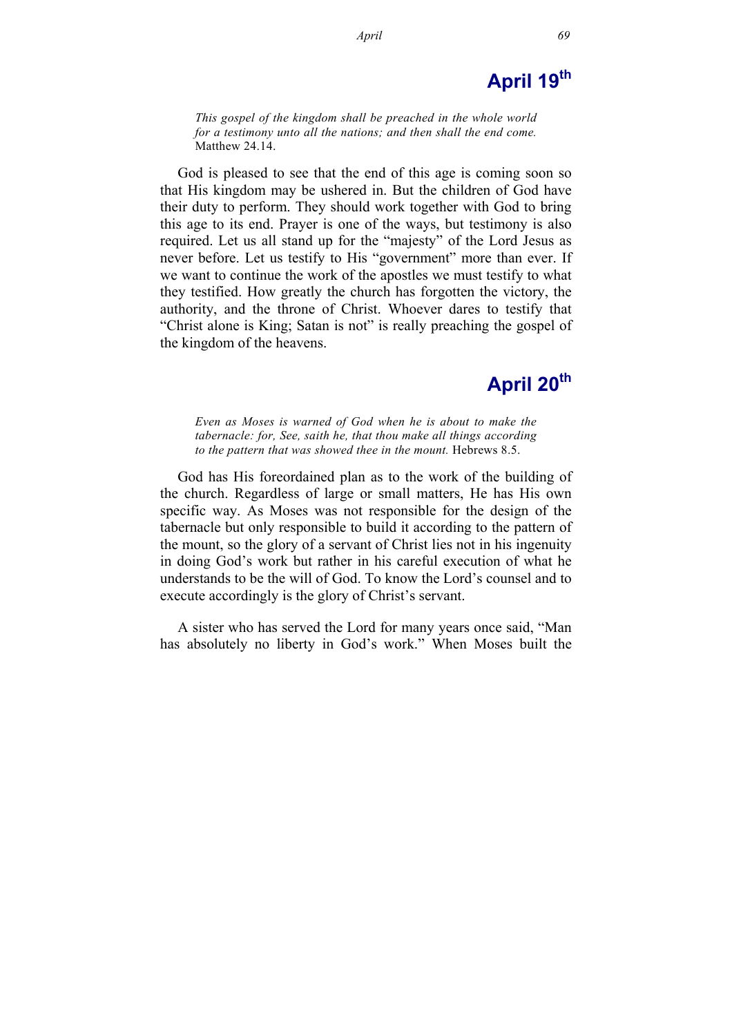## April 19th

*This gospel of the kingdom shall be preached in the whole world for a testimony unto all the nations; and then shall the end come.* Matthew 24.14.

God is pleased to see that the end of this age is coming soon so that His kingdom may be ushered in. But the children of God have their duty to perform. They should work together with God to bring this age to its end. Prayer is one of the ways, but testimony is also required. Let us all stand up for the "majesty" of the Lord Jesus as never before. Let us testify to His "government" more than ever. If we want to continue the work of the apostles we must testify to what they testified. How greatly the church has forgotten the victory, the authority, and the throne of Christ. Whoever dares to testify that "Christ alone is King; Satan is not" is really preaching the gospel of the kingdom of the heavens.

## April 20th

*Even as Moses is warned of God when he is about to make the tabernacle: for, See, saith he, that thou make all things according to the pattern that was showed thee in the mount.* Hebrews 8.5.

God has His foreordained plan as to the work of the building of the church. Regardless of large or small matters, He has His own specific way. As Moses was not responsible for the design of the tabernacle but only responsible to build it according to the pattern of the mount, so the glory of a servant of Christ lies not in his ingenuity in doing God's work but rather in his careful execution of what he understands to be the will of God. To know the Lord's counsel and to execute accordingly is the glory of Christ's servant.

A sister who has served the Lord for many years once said, "Man has absolutely no liberty in God's work." When Moses built the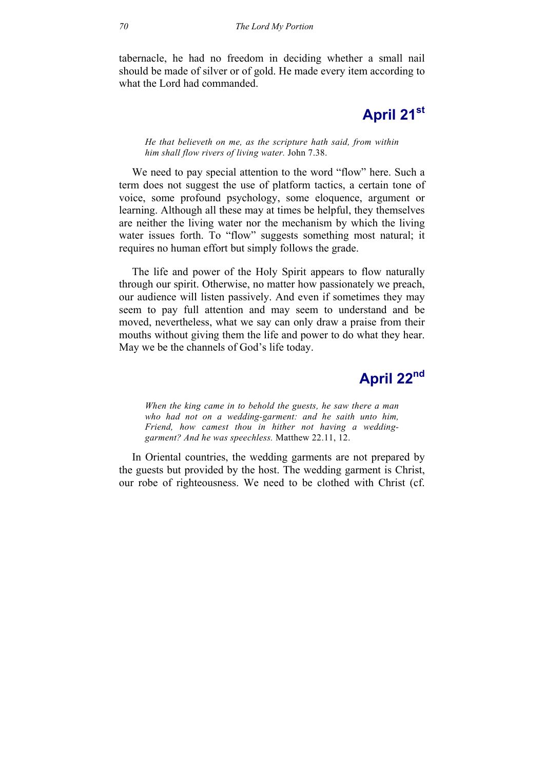tabernacle, he had no freedom in deciding whether a small nail should be made of silver or of gold. He made every item according to what the Lord had commanded.

## April 21st

*He that believeth on me, as the scripture hath said, from within him shall flow rivers of living water.* John 7.38.

We need to pay special attention to the word "flow" here. Such a term does not suggest the use of platform tactics, a certain tone of voice, some profound psychology, some eloquence, argument or learning. Although all these may at times be helpful, they themselves are neither the living water nor the mechanism by which the living water issues forth. To "flow" suggests something most natural; it requires no human effort but simply follows the grade.

The life and power of the Holy Spirit appears to flow naturally through our spirit. Otherwise, no matter how passionately we preach, our audience will listen passively. And even if sometimes they may seem to pay full attention and may seem to understand and be moved, nevertheless, what we say can only draw a praise from their mouths without giving them the life and power to do what they hear. May we be the channels of God's life today.

## April 22nd

*When the king came in to behold the guests, he saw there a man who had not on a wedding-garment: and he saith unto him, Friend, how camest thou in hither not having a wedding-garment? And he was speechless.* Matthew 22.11, 12.

In Oriental countries, the wedding garments are not prepared by the guests but provided by the host. The wedding garment is Christ, our robe of righteousness. We need to be clothed with Christ (cf.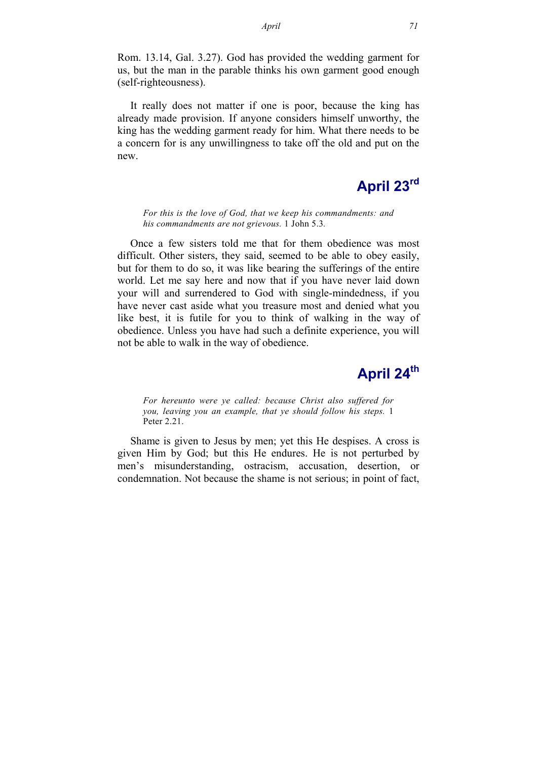Rom. 13.14, Gal. 3.27). God has provided the wedding garment for us, but the man in the parable thinks his own garment good enough (self-righteousness).

It really does not matter if one is poor, because the king has already made provision. If anyone considers himself unworthy, the king has the wedding garment ready for him. What there needs to be a concern for is any unwillingness to take off the old and put on the new.

## April 23rd

> *For this is the love of God, that we keep his commandments: and his commandments are not grievous.* 1 John 5.3.

Once a few sisters told me that for them obedience was most difficult. Other sisters, they said, seemed to be able to obey easily, but for them to do so, it was like bearing the sufferings of the entire world. Let me say here and now that if you have never laid down your will and surrendered to God with single-mindedness, if you have never cast aside what you treasure most and denied what you like best, it is futile for you to think of walking in the way of obedience. Unless you have had such a definite experience, you will not be able to walk in the way of obedience.

## April 24th

> *For hereunto were ye called: because Christ also suffered for you, leaving you an example, that ye should follow his steps.* 1 Peter 2.21.

Shame is given to Jesus by men; yet this He despises. A cross is given Him by God; but this He endures. He is not perturbed by men's misunderstanding, ostracism, accusation, desertion, or condemnation. Not because the shame is not serious; in point of fact,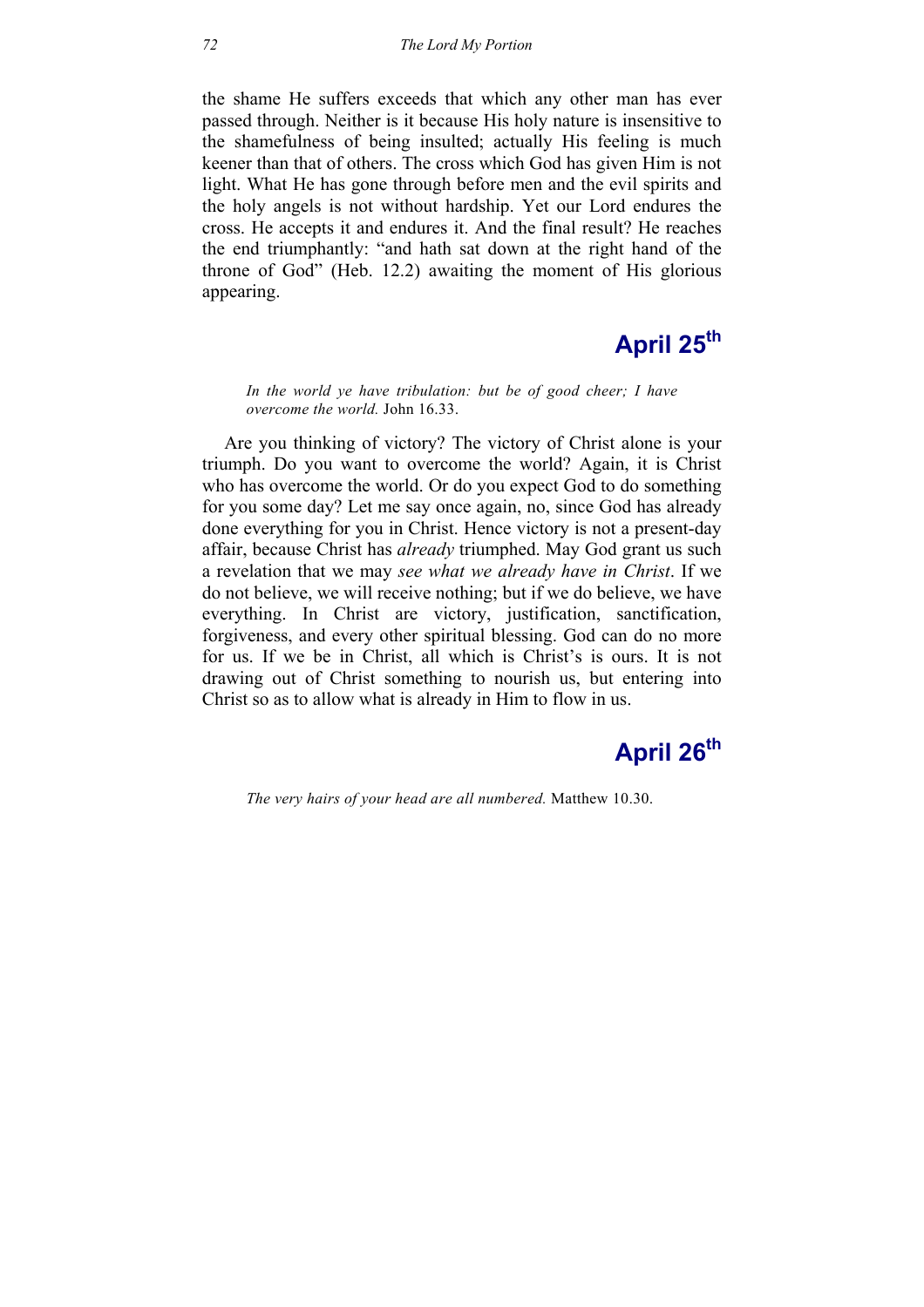the shame He suffers exceeds that which any other man has ever passed through. Neither is it because His holy nature is insensitive to the shamefulness of being insulted; actually His feeling is much keener than that of others. The cross which God has given Him is not light. What He has gone through before men and the evil spirits and the holy angels is not without hardship. Yet our Lord endures the cross. He accepts it and endures it. And the final result? He reaches the end triumphantly: "and hath sat down at the right hand of the throne of God" (Heb. 12.2) awaiting the moment of His glorious appearing.

## April 25th

*In the world ye have tribulation: but be of good cheer; I have overcome the world.* John 16.33.

Are you thinking of victory? The victory of Christ alone is your triumph. Do you want to overcome the world? Again, it is Christ who has overcome the world. Or do you expect God to do something for you some day? Let me say once again, no, since God has already done everything for you in Christ. Hence victory is not a present-day affair, because Christ has *already* triumphed. May God grant us such a revelation that we may *see what we already have in Christ*. If we do not believe, we will receive nothing; but if we do believe, we have everything. In Christ are victory, justification, sanctification, forgiveness, and every other spiritual blessing. God can do no more for us. If we be in Christ, all which is Christ's is ours. It is not drawing out of Christ something to nourish us, but entering into Christ so as to allow what is already in Him to flow in us.

## April 26th

*The very hairs of your head are all numbered.* Matthew 10.30.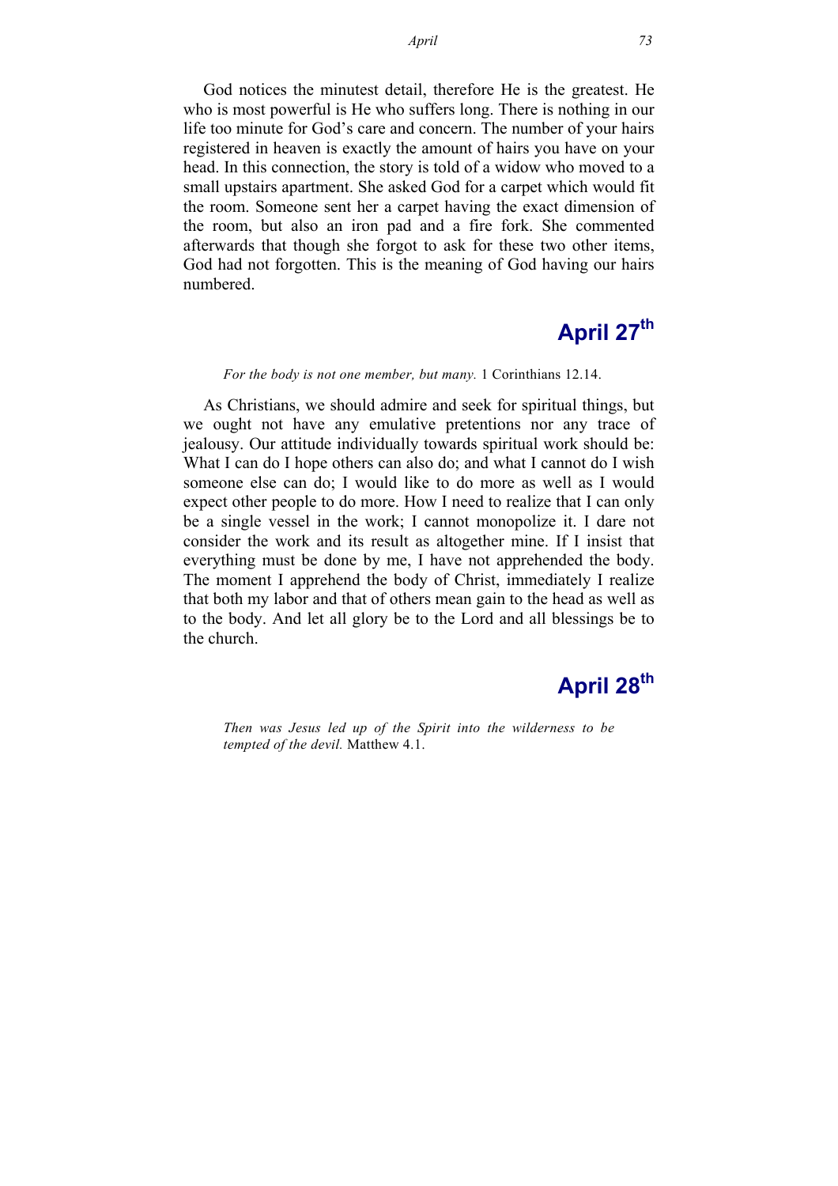God notices the minutest detail, therefore He is the greatest. He who is most powerful is He who suffers long. There is nothing in our life too minute for God's care and concern. The number of your hairs registered in heaven is exactly the amount of hairs you have on your head. In this connection, the story is told of a widow who moved to a small upstairs apartment. She asked God for a carpet which would fit the room. Someone sent her a carpet having the exact dimension of the room, but also an iron pad and a fire fork. She commented afterwards that though she forgot to ask for these two other items, God had not forgotten. This is the meaning of God having our hairs numbered.

## April 27th

*For the body is not one member, but many.* 1 Corinthians 12.14.

As Christians, we should admire and seek for spiritual things, but we ought not have any emulative pretentions nor any trace of jealousy. Our attitude individually towards spiritual work should be: What I can do I hope others can also do; and what I cannot do I wish someone else can do; I would like to do more as well as I would expect other people to do more. How I need to realize that I can only be a single vessel in the work; I cannot monopolize it. I dare not consider the work and its result as altogether mine. If I insist that everything must be done by me, I have not apprehended the body. The moment I apprehend the body of Christ, immediately I realize that both my labor and that of others mean gain to the head as well as to the body. And let all glory be to the Lord and all blessings be to the church.

## April 28th

*Then was Jesus led up of the Spirit into the wilderness to be tempted of the devil.* Matthew 4.1.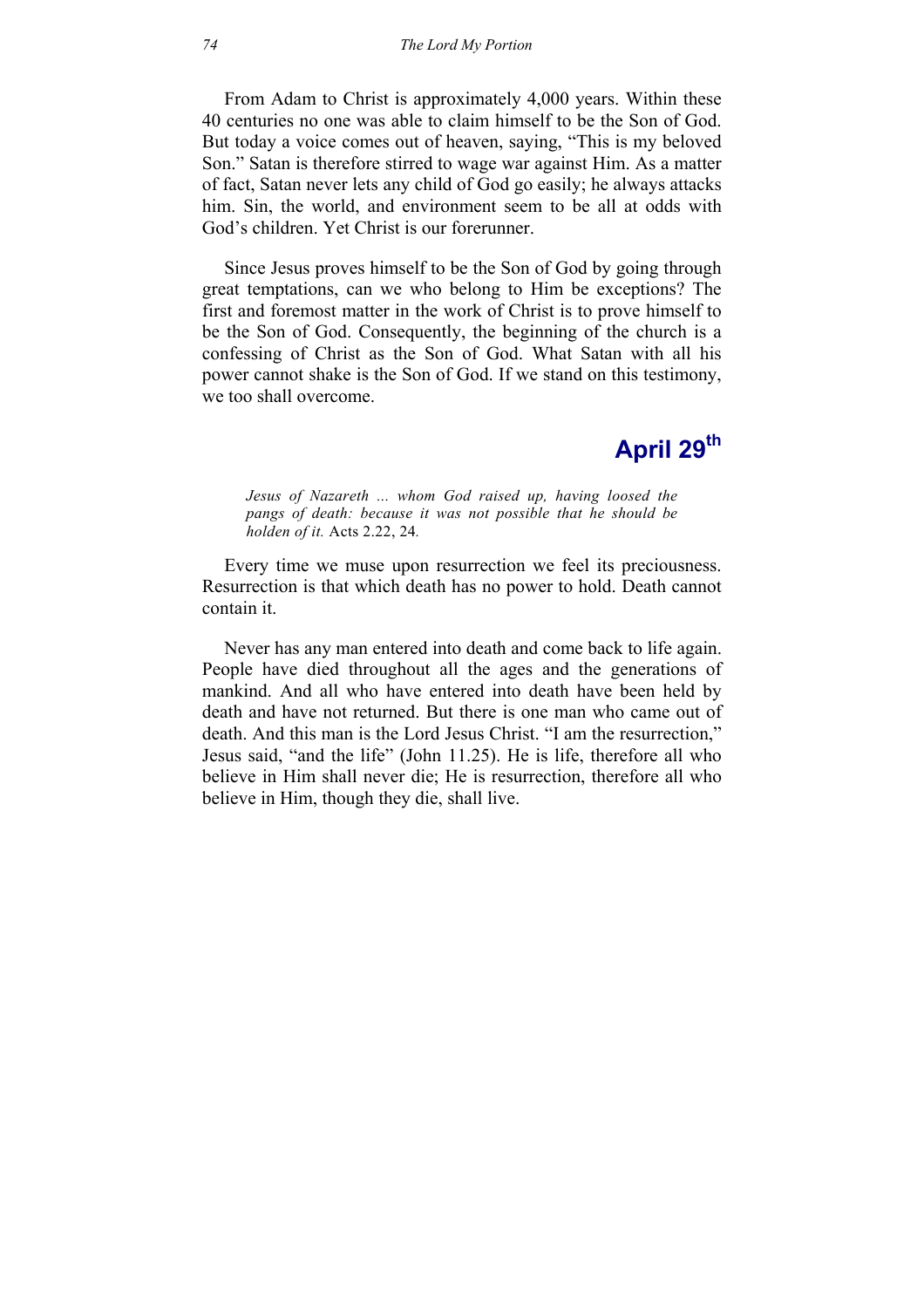From Adam to Christ is approximately 4,000 years. Within these 40 centuries no one was able to claim himself to be the Son of God. But today a voice comes out of heaven, saying, "This is my beloved Son." Satan is therefore stirred to wage war against Him. As a matter of fact, Satan never lets any child of God go easily; he always attacks him. Sin, the world, and environment seem to be all at odds with God's children. Yet Christ is our forerunner.

Since Jesus proves himself to be the Son of God by going through great temptations, can we who belong to Him be exceptions? The first and foremost matter in the work of Christ is to prove himself to be the Son of God. Consequently, the beginning of the church is a confessing of Christ as the Son of God. What Satan with all his power cannot shake is the Son of God. If we stand on this testimony, we too shall overcome.

## April 29th

> *Jesus of Nazareth ... whom God raised up, having loosed the pangs of death: because it was not possible that he should be holden of it.* Acts 2.22, 24.

Every time we muse upon resurrection we feel its preciousness. Resurrection is that which death has no power to hold. Death cannot contain it.

Never has any man entered into death and come back to life again. People have died throughout all the ages and the generations of mankind. And all who have entered into death have been held by death and have not returned. But there is one man who came out of death. And this man is the Lord Jesus Christ. "I am the resurrection," Jesus said, "and the life" (John 11.25). He is life, therefore all who believe in Him shall never die; He is resurrection, therefore all who believe in Him, though they die, shall live.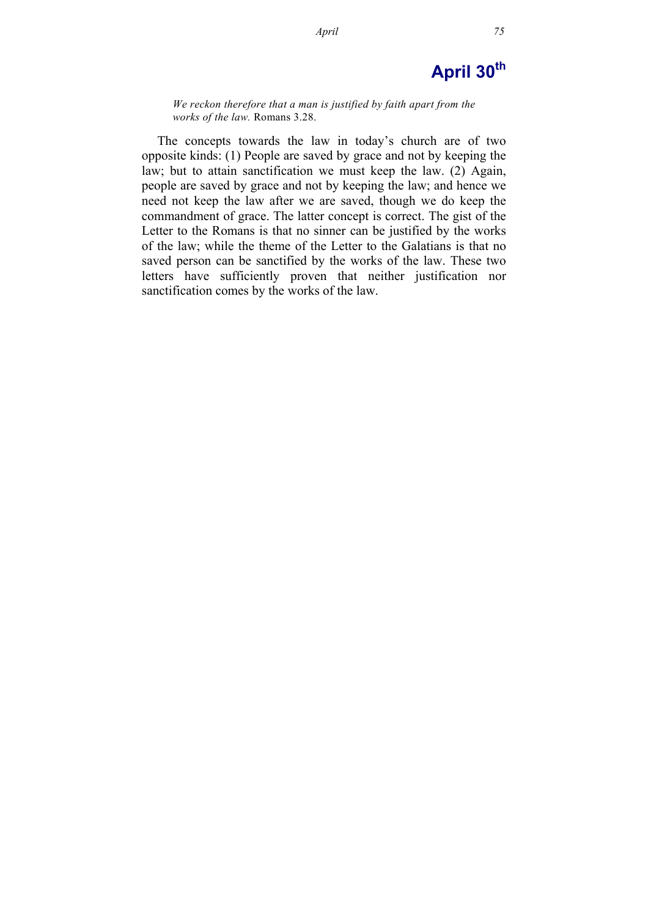# April 30th

*We reckon therefore that a man is justified by faith apart from the works of the law.* Romans 3.28.

The concepts towards the law in today's church are of two opposite kinds: (1) People are saved by grace and not by keeping the law; but to attain sanctification we must keep the law. (2) Again, people are saved by grace and not by keeping the law; and hence we need not keep the law after we are saved, though we do keep the commandment of grace. The latter concept is correct. The gist of the Letter to the Romans is that no sinner can be justified by the works of the law; while the theme of the Letter to the Galatians is that no saved person can be sanctified by the works of the law. These two letters have sufficiently proven that neither justification nor sanctification comes by the works of the law.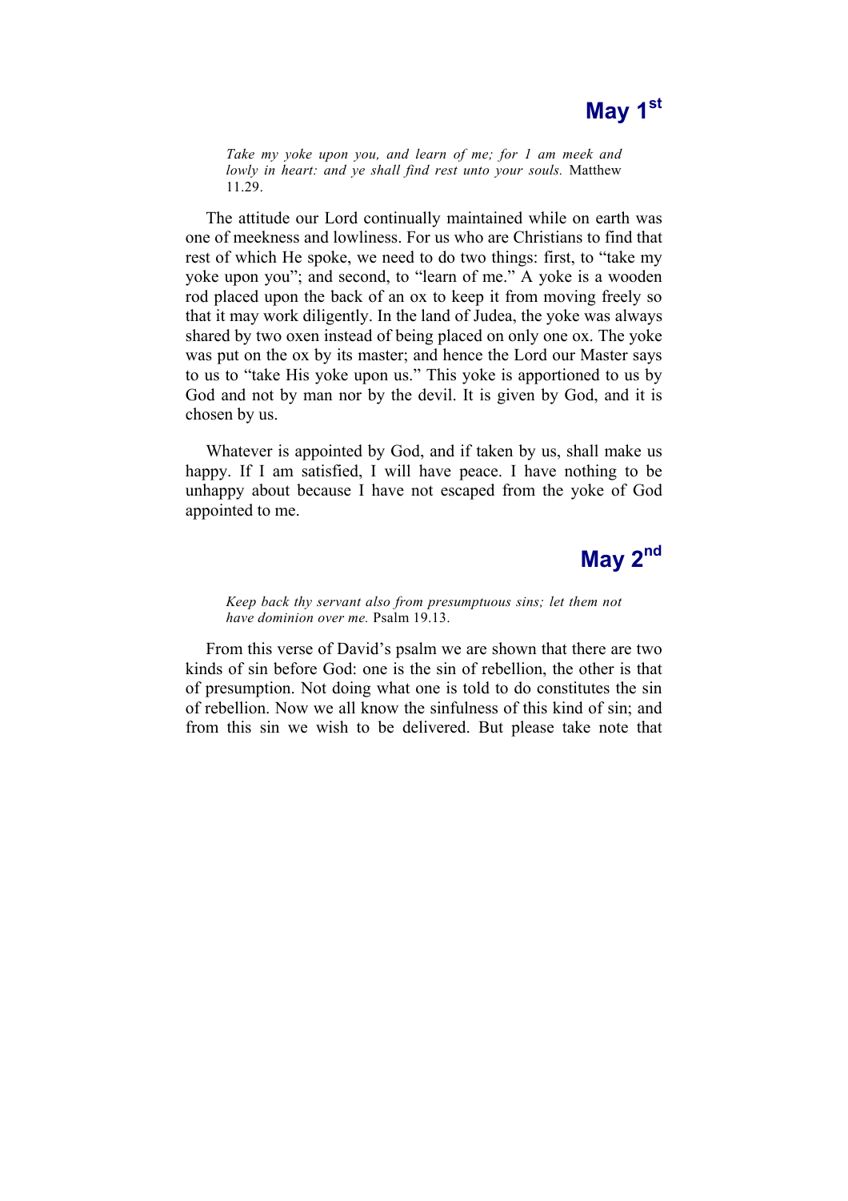## May 1st

> *Take my yoke upon you, and learn of me; for I am meek and lowly in heart: and ye shall find rest unto your souls.* Matthew 11.29.

The attitude our Lord continually maintained while on earth was one of meekness and lowliness. For us who are Christians to find that rest of which He spoke, we need to do two things: first, to "take my yoke upon you"; and second, to "learn of me." A yoke is a wooden rod placed upon the back of an ox to keep it from moving freely so that it may work diligently. In the land of Judea, the yoke was always shared by two oxen instead of being placed on only one ox. The yoke was put on the ox by its master; and hence the Lord our Master says to us to "take His yoke upon us." This yoke is apportioned to us by God and not by man nor by the devil. It is given by God, and it is chosen by us.

Whatever is appointed by God, and if taken by us, shall make us happy. If I am satisfied, I will have peace. I have nothing to be unhappy about because I have not escaped from the yoke of God appointed to me.

## May 2nd

> *Keep back thy servant also from presumptuous sins; let them not have dominion over me.* Psalm 19.13.

From this verse of David's psalm we are shown that there are two kinds of sin before God: one is the sin of rebellion, the other is that of presumption. Not doing what one is told to do constitutes the sin of rebellion. Now we all know the sinfulness of this kind of sin; and from this sin we wish to be delivered. But please take note that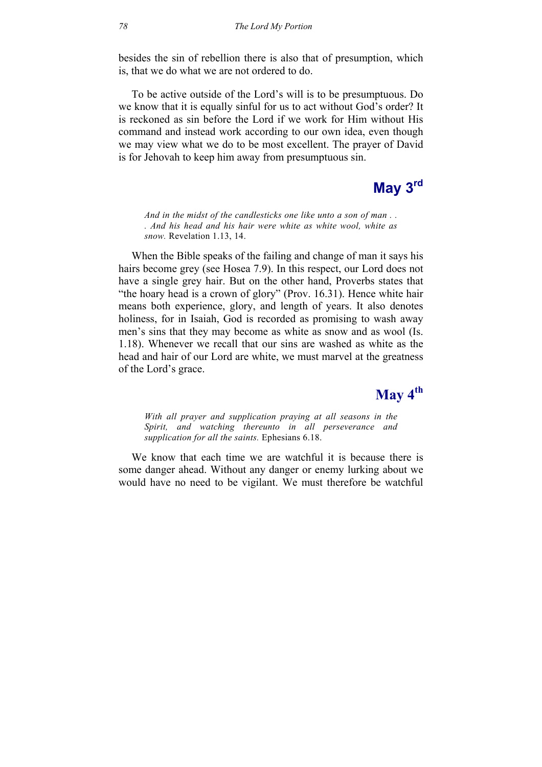besides the sin of rebellion there is also that of presumption, which is, that we do what we are not ordered to do.

To be active outside of the Lord's will is to be presumptuous. Do we know that it is equally sinful for us to act without God's order? It is reckoned as sin before the Lord if we work for Him without His command and instead work according to our own idea, even though we may view what we do to be most excellent. The prayer of David is for Jehovah to keep him away from presumptuous sin.

## May 3rd

> *And in the midst of the candlesticks one like unto a son of man . . . And his head and his hair were white as white wool, white as snow.* Revelation 1.13, 14.

When the Bible speaks of the failing and change of man it says his hairs become grey (see Hosea 7.9). In this respect, our Lord does not have a single grey hair. But on the other hand, Proverbs states that "the hoary head is a crown of glory" (Prov. 16.31). Hence white hair means both experience, glory, and length of years. It also denotes holiness, for in Isaiah, God is recorded as promising to wash away men's sins that they may become as white as snow and as wool (Is. 1.18). Whenever we recall that our sins are washed as white as the head and hair of our Lord are white, we must marvel at the greatness of the Lord's grace.

## May 4th

> *With all prayer and supplication praying at all seasons in the Spirit, and watching thereunto in all perseverance and supplication for all the saints.* Ephesians 6.18.

We know that each time we are watchful it is because there is some danger ahead. Without any danger or enemy lurking about we would have no need to be vigilant. We must therefore be watchful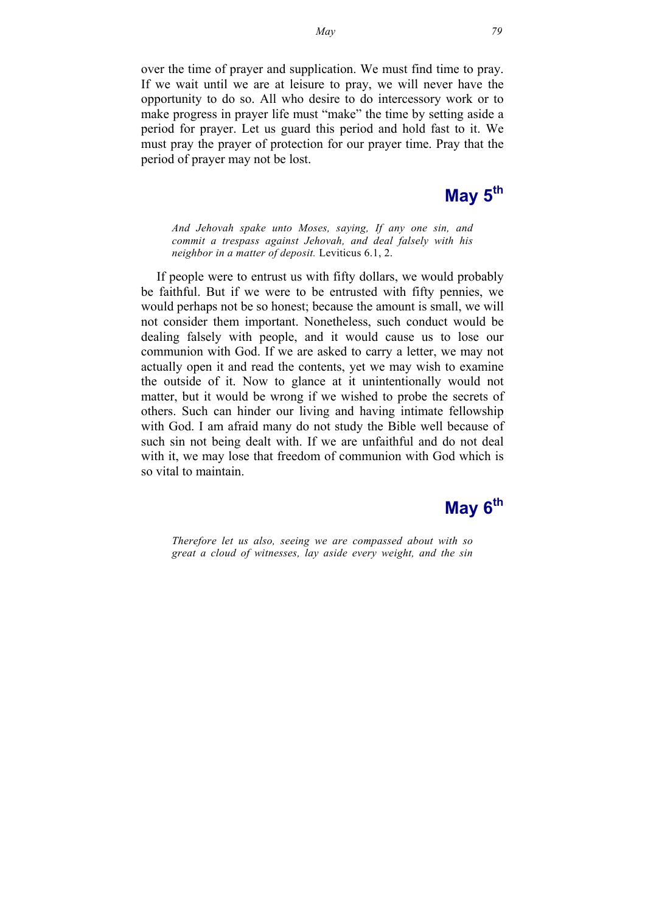over the time of prayer and supplication. We must find time to pray. If we wait until we are at leisure to pray, we will never have the opportunity to do so. All who desire to do intercessory work or to make progress in prayer life must "make" the time by setting aside a period for prayer. Let us guard this period and hold fast to it. We must pray the prayer of protection for our prayer time. Pray that the period of prayer may not be lost.

## May 5th

> *And Jehovah spake unto Moses, saying, If any one sin, and commit a trespass against Jehovah, and deal falsely with his neighbor in a matter of deposit.* Leviticus 6.1, 2.

If people were to entrust us with fifty dollars, we would probably be faithful. But if we were to be entrusted with fifty pennies, we would perhaps not be so honest; because the amount is small, we will not consider them important. Nonetheless, such conduct would be dealing falsely with people, and it would cause us to lose our communion with God. If we are asked to carry a letter, we may not actually open it and read the contents, yet we may wish to examine the outside of it. Now to glance at it unintentionally would not matter, but it would be wrong if we wished to probe the secrets of others. Such can hinder our living and having intimate fellowship with God. I am afraid many do not study the Bible well because of such sin not being dealt with. If we are unfaithful and do not deal with it, we may lose that freedom of communion with God which is so vital to maintain.

## May 6th

> *Therefore let us also, seeing we are compassed about with so great a cloud of witnesses, lay aside every weight, and the sin*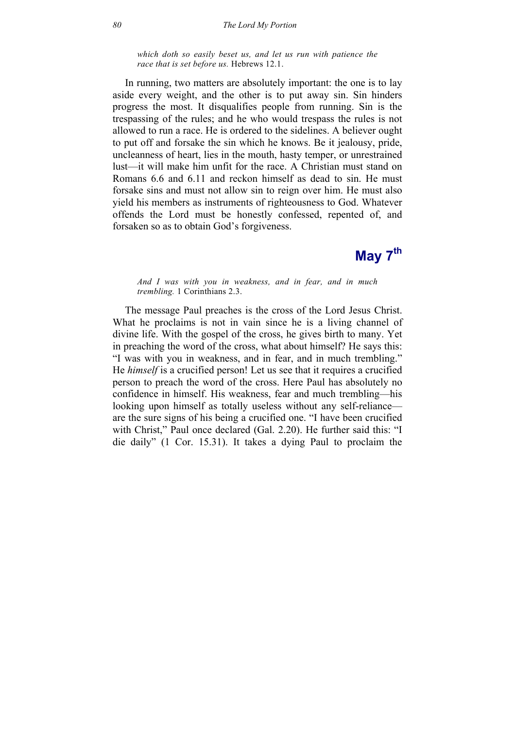*which doth so easily beset us, and let us run with patience the race that is set before us.* Hebrews 12.1.

In running, two matters are absolutely important: the one is to lay aside every weight, and the other is to put away sin. Sin hinders progress the most. It disqualifies people from running. Sin is the trespassing of the rules; and he who would trespass the rules is not allowed to run a race. He is ordered to the sidelines. A believer ought to put off and forsake the sin which he knows. Be it jealousy, pride, uncleanness of heart, lies in the mouth, hasty temper, or unrestrained lust—it will make him unfit for the race. A Christian must stand on Romans 6.6 and 6.11 and reckon himself as dead to sin. He must forsake sins and must not allow sin to reign over him. He must also yield his members as instruments of righteousness to God. Whatever offends the Lord must be honestly confessed, repented of, and forsaken so as to obtain God's forgiveness.

## May 7th

*And I was with you in weakness, and in fear, and in much trembling.* 1 Corinthians 2.3.

The message Paul preaches is the cross of the Lord Jesus Christ. What he proclaims is not in vain since he is a living channel of divine life. With the gospel of the cross, he gives birth to many. Yet in preaching the word of the cross, what about himself? He says this: "I was with you in weakness, and in fear, and in much trembling." He *himself* is a crucified person! Let us see that it requires a crucified person to preach the word of the cross. Here Paul has absolutely no confidence in himself. His weakness, fear and much trembling—his looking upon himself as totally useless without any self-reliance—are the sure signs of his being a crucified one. "I have been crucified with Christ," Paul once declared (Gal. 2.20). He further said this: "I die daily" (1 Cor. 15.31). It takes a dying Paul to proclaim the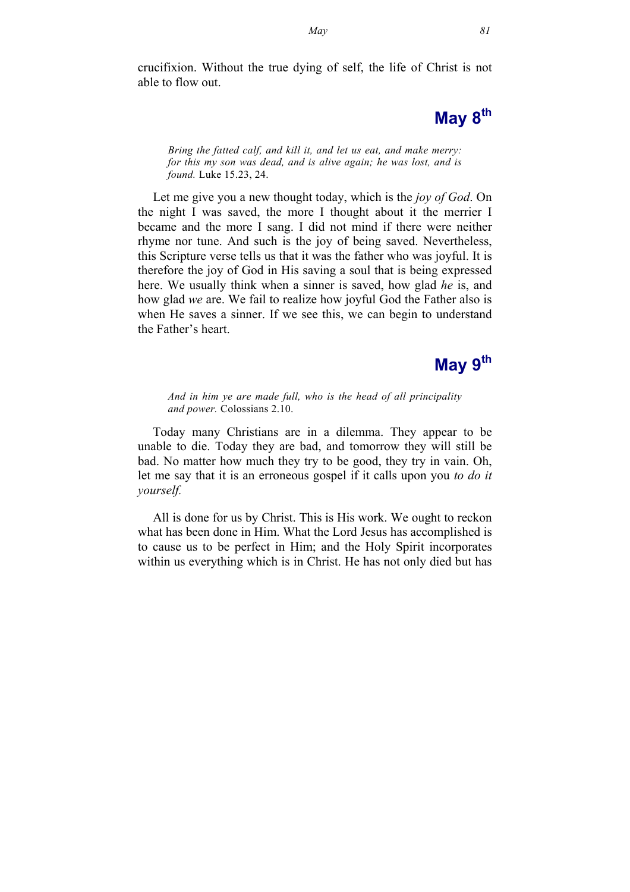crucifixion. Without the true dying of self, the life of Christ is not able to flow out.

## May 8th

> *Bring the fatted calf, and kill it, and let us eat, and make merry: for this my son was dead, and is alive again; he was lost, and is found.* Luke 15.23, 24.

Let me give you a new thought today, which is the *joy of God*. On the night I was saved, the more I thought about it the merrier I became and the more I sang. I did not mind if there were neither rhyme nor tune. And such is the joy of being saved. Nevertheless, this Scripture verse tells us that it was the father who was joyful. It is therefore the joy of God in His saving a soul that is being expressed here. We usually think when a sinner is saved, how glad *he* is, and how glad *we* are. We fail to realize how joyful God the Father also is when He saves a sinner. If we see this, we can begin to understand the Father's heart.

## May 9th

> *And in him ye are made full, who is the head of all principality and power.* Colossians 2.10.

Today many Christians are in a dilemma. They appear to be unable to die. Today they are bad, and tomorrow they will still be bad. No matter how much they try to be good, they try in vain. Oh, let me say that it is an erroneous gospel if it calls upon you *to do it yourself.*

All is done for us by Christ. This is His work. We ought to reckon what has been done in Him. What the Lord Jesus has accomplished is to cause us to be perfect in Him; and the Holy Spirit incorporates within us everything which is in Christ. He has not only died but has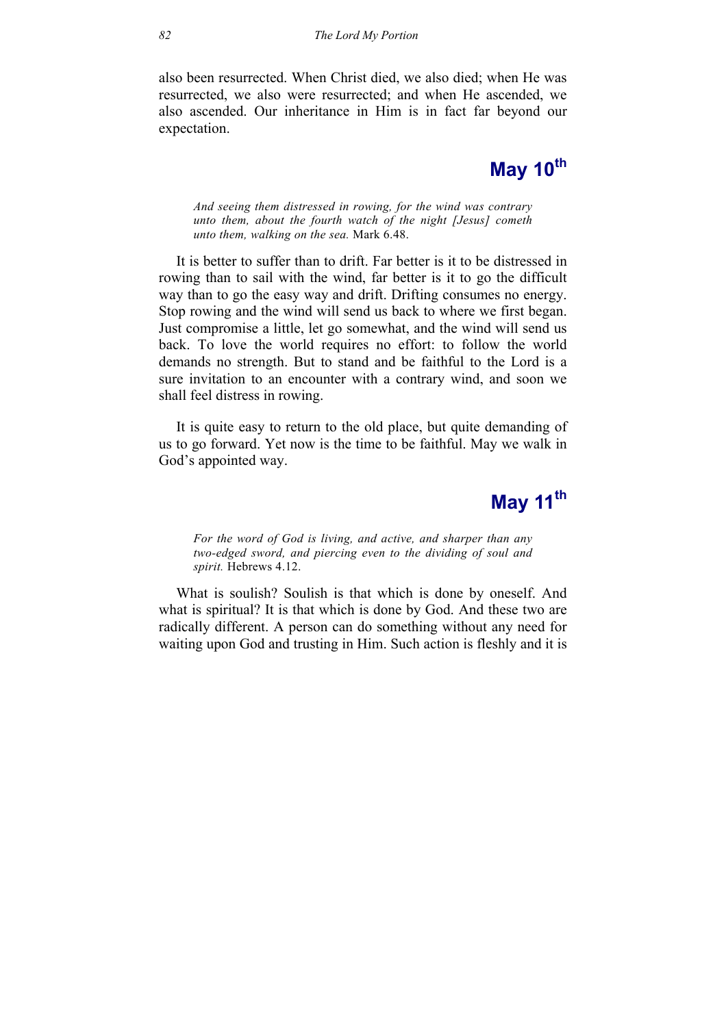also been resurrected. When Christ died, we also died; when He was resurrected, we also were resurrected; and when He ascended, we also ascended. Our inheritance in Him is in fact far beyond our expectation.

## May 10th

*And seeing them distressed in rowing, for the wind was contrary unto them, about the fourth watch of the night [Jesus] cometh unto them, walking on the sea.* Mark 6.48.

It is better to suffer than to drift. Far better is it to be distressed in rowing than to sail with the wind, far better is it to go the difficult way than to go the easy way and drift. Drifting consumes no energy. Stop rowing and the wind will send us back to where we first began. Just compromise a little, let go somewhat, and the wind will send us back. To love the world requires no effort: to follow the world demands no strength. But to stand and be faithful to the Lord is a sure invitation to an encounter with a contrary wind, and soon we shall feel distress in rowing.

It is quite easy to return to the old place, but quite demanding of us to go forward. Yet now is the time to be faithful. May we walk in God's appointed way.

## May 11th

*For the word of God is living, and active, and sharper than any two-edged sword, and piercing even to the dividing of soul and spirit.* Hebrews 4.12.

What is soulish? Soulish is that which is done by oneself. And what is spiritual? It is that which is done by God. And these two are radically different. A person can do something without any need for waiting upon God and trusting in Him. Such action is fleshly and it is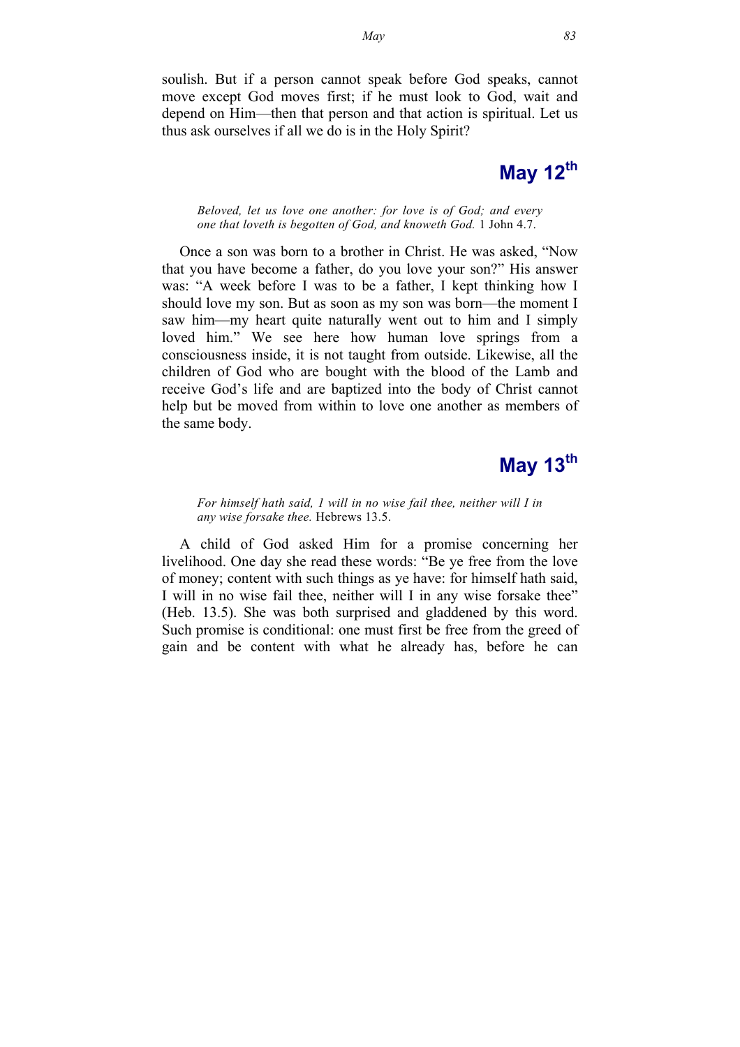soulish. But if a person cannot speak before God speaks, cannot move except God moves first; if he must look to God, wait and depend on Him—then that person and that action is spiritual. Let us thus ask ourselves if all we do is in the Holy Spirit?

## May 12th

> *Beloved, let us love one another: for love is of God; and every one that loveth is begotten of God, and knoweth God.* 1 John 4.7.

Once a son was born to a brother in Christ. He was asked, "Now that you have become a father, do you love your son?" His answer was: "A week before I was to be a father, I kept thinking how I should love my son. But as soon as my son was born—the moment I saw him—my heart quite naturally went out to him and I simply loved him." We see here how human love springs from a consciousness inside, it is not taught from outside. Likewise, all the children of God who are bought with the blood of the Lamb and receive God's life and are baptized into the body of Christ cannot help but be moved from within to love one another as members of the same body.

## May 13th

> *For himself hath said, I will in no wise fail thee, neither will I in any wise forsake thee.* Hebrews 13.5.

A child of God asked Him for a promise concerning her livelihood. One day she read these words: "Be ye free from the love of money; content with such things as ye have: for himself hath said, I will in no wise fail thee, neither will I in any wise forsake thee" (Heb. 13.5). She was both surprised and gladdened by this word. Such promise is conditional: one must first be free from the greed of gain and be content with what he already has, before he can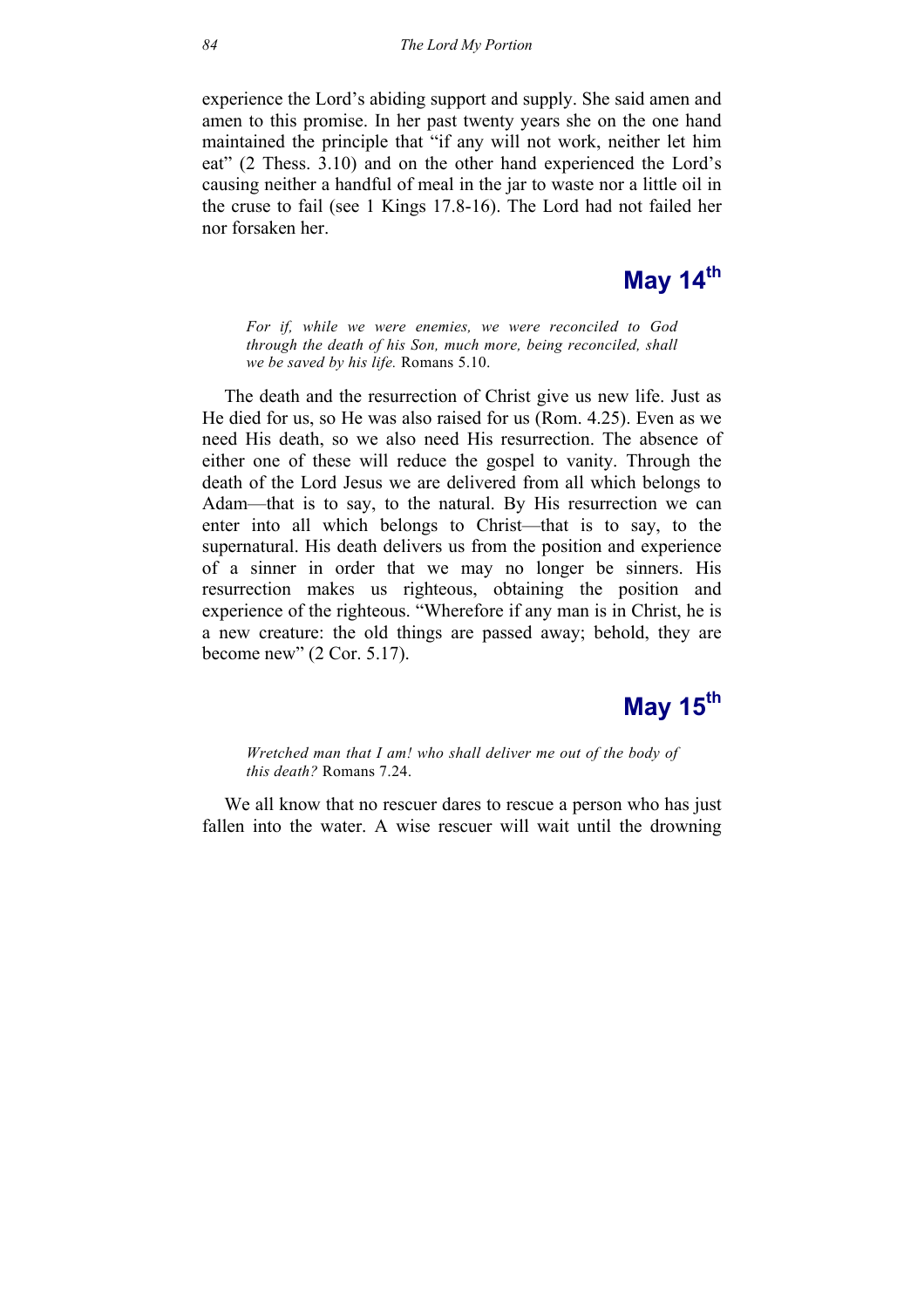experience the Lord's abiding support and supply. She said amen and amen to this promise. In her past twenty years she on the one hand maintained the principle that "if any will not work, neither let him eat" (2 Thess. 3.10) and on the other hand experienced the Lord's causing neither a handful of meal in the jar to waste nor a little oil in the cruse to fail (see 1 Kings 17.8-16). The Lord had not failed her nor forsaken her.

## May 14th

*For if, while we were enemies, we were reconciled to God through the death of his Son, much more, being reconciled, shall we be saved by his life.* Romans 5.10.

The death and the resurrection of Christ give us new life. Just as He died for us, so He was also raised for us (Rom. 4.25). Even as we need His death, so we also need His resurrection. The absence of either one of these will reduce the gospel to vanity. Through the death of the Lord Jesus we are delivered from all which belongs to Adam—that is to say, to the natural. By His resurrection we can enter into all which belongs to Christ—that is to say, to the supernatural. His death delivers us from the position and experience of a sinner in order that we may no longer be sinners. His resurrection makes us righteous, obtaining the position and experience of the righteous. "Wherefore if any man is in Christ, he is a new creature: the old things are passed away; behold, they are become new" (2 Cor. 5.17).

## May 15th

*Wretched man that I am! who shall deliver me out of the body of this death?* Romans 7.24.

We all know that no rescuer dares to rescue a person who has just fallen into the water. A wise rescuer will wait until the drowning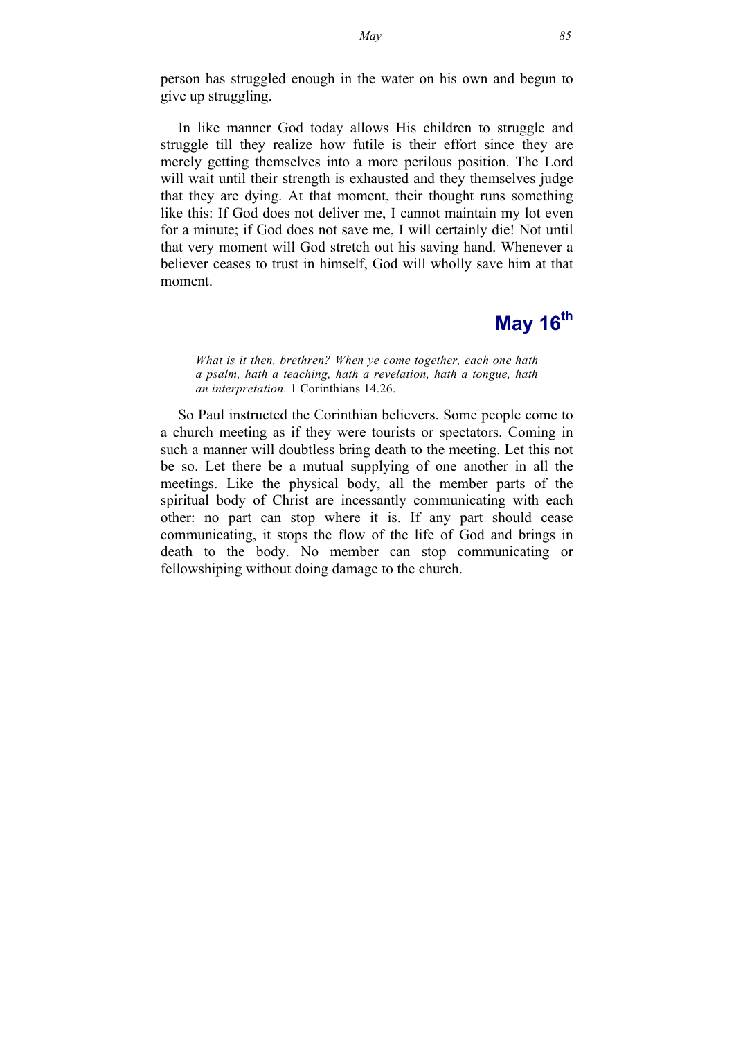person has struggled enough in the water on his own and begun to give up struggling.

In like manner God today allows His children to struggle and struggle till they realize how futile is their effort since they are merely getting themselves into a more perilous position. The Lord will wait until their strength is exhausted and they themselves judge that they are dying. At that moment, their thought runs something like this: If God does not deliver me, I cannot maintain my lot even for a minute; if God does not save me, I will certainly die! Not until that very moment will God stretch out his saving hand. Whenever a believer ceases to trust in himself, God will wholly save him at that moment.

## May 16th

> *What is it then, brethren? When ye come together, each one hath a psalm, hath a teaching, hath a revelation, hath a tongue, hath an interpretation.* 1 Corinthians 14.26.

So Paul instructed the Corinthian believers. Some people come to a church meeting as if they were tourists or spectators. Coming in such a manner will doubtless bring death to the meeting. Let this not be so. Let there be a mutual supplying of one another in all the meetings. Like the physical body, all the member parts of the spiritual body of Christ are incessantly communicating with each other: no part can stop where it is. If any part should cease communicating, it stops the flow of the life of God and brings in death to the body. No member can stop communicating or fellowshiping without doing damage to the church.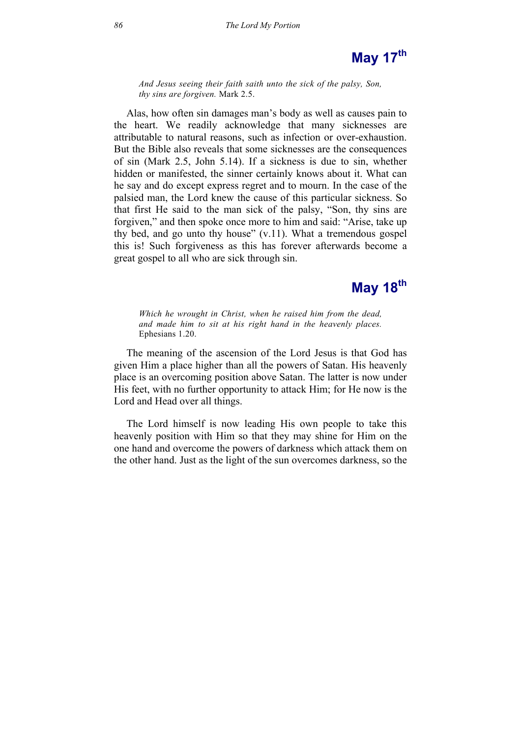## May 17th

*And Jesus seeing their faith saith unto the sick of the palsy, Son, thy sins are forgiven.* Mark 2.5.

Alas, how often sin damages man's body as well as causes pain to the heart. We readily acknowledge that many sicknesses are attributable to natural reasons, such as infection or over-exhaustion. But the Bible also reveals that some sicknesses are the consequences of sin (Mark 2.5, John 5.14). If a sickness is due to sin, whether hidden or manifested, the sinner certainly knows about it. What can he say and do except express regret and to mourn. In the case of the palsied man, the Lord knew the cause of this particular sickness. So that first He said to the man sick of the palsy, "Son, thy sins are forgiven," and then spoke once more to him and said: "Arise, take up thy bed, and go unto thy house" (v.11). What a tremendous gospel this is! Such forgiveness as this has forever afterwards become a great gospel to all who are sick through sin.

## May 18th

*Which he wrought in Christ, when he raised him from the dead, and made him to sit at his right hand in the heavenly places.* Ephesians 1.20.

The meaning of the ascension of the Lord Jesus is that God has given Him a place higher than all the powers of Satan. His heavenly place is an overcoming position above Satan. The latter is now under His feet, with no further opportunity to attack Him; for He now is the Lord and Head over all things.

The Lord himself is now leading His own people to take this heavenly position with Him so that they may shine for Him on the one hand and overcome the powers of darkness which attack them on the other hand. Just as the light of the sun overcomes darkness, so the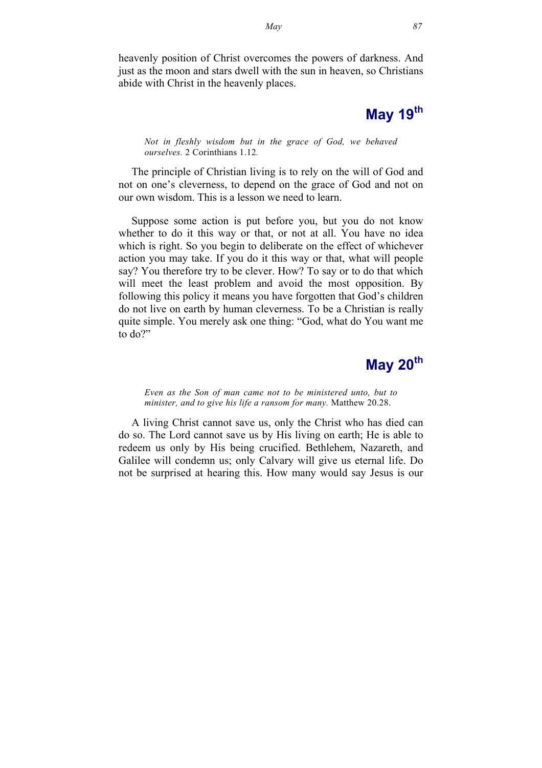heavenly position of Christ overcomes the powers of darkness. And just as the moon and stars dwell with the sun in heaven, so Christians abide with Christ in the heavenly places.

## May 19th

> *Not in fleshly wisdom but in the grace of God, we behaved ourselves.* 2 Corinthians 1.12.

The principle of Christian living is to rely on the will of God and not on one's cleverness, to depend on the grace of God and not on our own wisdom. This is a lesson we need to learn.

Suppose some action is put before you, but you do not know whether to do it this way or that, or not at all. You have no idea which is right. So you begin to deliberate on the effect of whichever action you may take. If you do it this way or that, what will people say? You therefore try to be clever. How? To say or to do that which will meet the least problem and avoid the most opposition. By following this policy it means you have forgotten that God's children do not live on earth by human cleverness. To be a Christian is really quite simple. You merely ask one thing: "God, what do You want me to do?"

## May 20th

> *Even as the Son of man came not to be ministered unto, but to minister, and to give his life a ransom for many.* Matthew 20.28.

A living Christ cannot save us, only the Christ who has died can do so. The Lord cannot save us by His living on earth; He is able to redeem us only by His being crucified. Bethlehem, Nazareth, and Galilee will condemn us; only Calvary will give us eternal life. Do not be surprised at hearing this. How many would say Jesus is our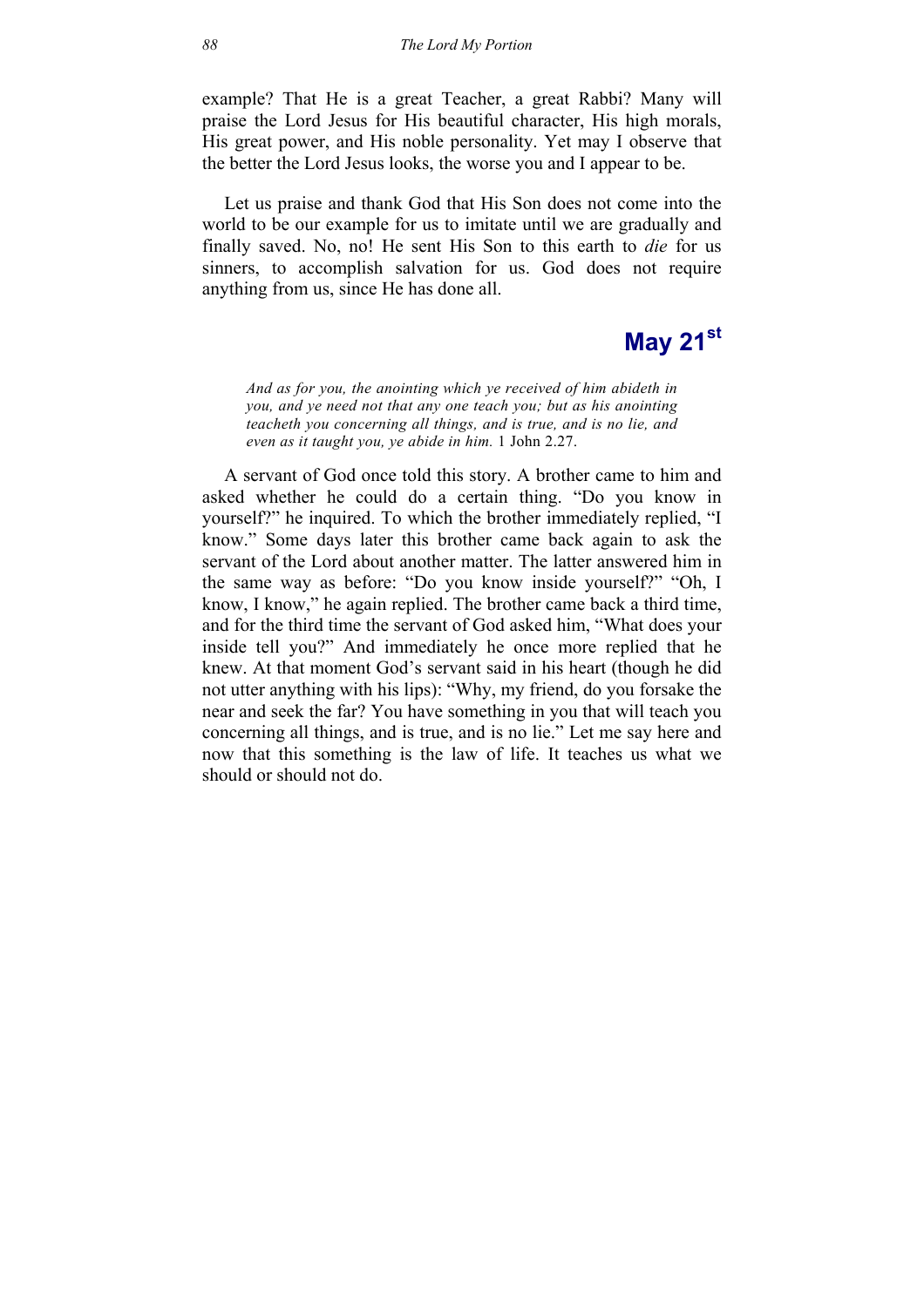example? That He is a great Teacher, a great Rabbi? Many will praise the Lord Jesus for His beautiful character, His high morals, His great power, and His noble personality. Yet may I observe that the better the Lord Jesus looks, the worse you and I appear to be.

Let us praise and thank God that His Son does not come into the world to be our example for us to imitate until we are gradually and finally saved. No, no! He sent His Son to this earth to *die* for us sinners, to accomplish salvation for us. God does not require anything from us, since He has done all.

## May 21st

> *And as for you, the anointing which ye received of him abideth in you, and ye need not that any one teach you; but as his anointing teacheth you concerning all things, and is true, and is no lie, and even as it taught you, ye abide in him.* 1 John 2.27.

A servant of God once told this story. A brother came to him and asked whether he could do a certain thing. "Do you know in yourself?" he inquired. To which the brother immediately replied, "I know." Some days later this brother came back again to ask the servant of the Lord about another matter. The latter answered him in the same way as before: "Do you know inside yourself?" "Oh, I know, I know," he again replied. The brother came back a third time, and for the third time the servant of God asked him, "What does your inside tell you?" And immediately he once more replied that he knew. At that moment God's servant said in his heart (though he did not utter anything with his lips): "Why, my friend, do you forsake the near and seek the far? You have something in you that will teach you concerning all things, and is true, and is no lie." Let me say here and now that this something is the law of life. It teaches us what we should or should not do.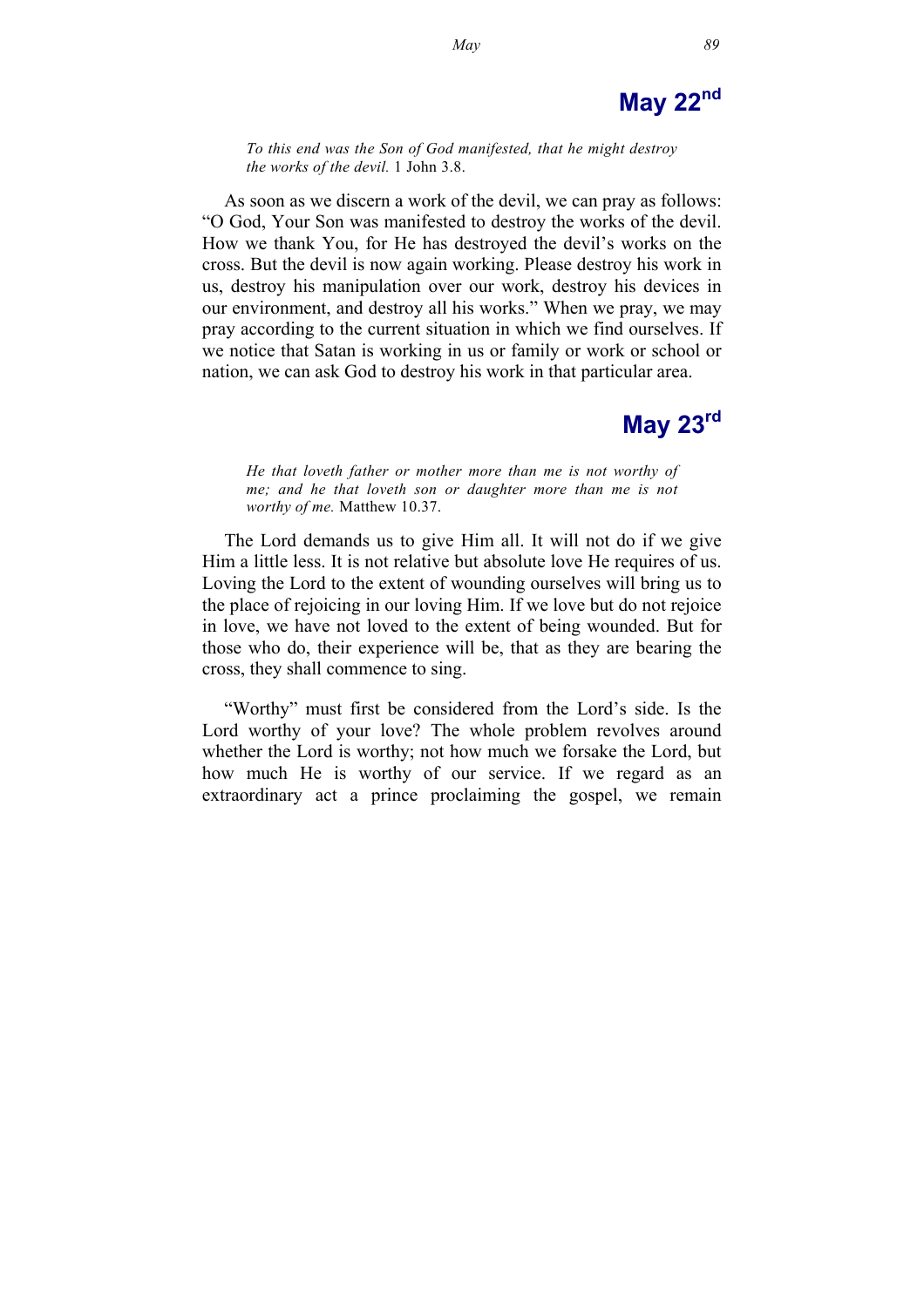## May 22nd

*To this end was the Son of God manifested, that he might destroy the works of the devil.* 1 John 3.8.

As soon as we discern a work of the devil, we can pray as follows: "O God, Your Son was manifested to destroy the works of the devil. How we thank You, for He has destroyed the devil's works on the cross. But the devil is now again working. Please destroy his work in us, destroy his manipulation over our work, destroy his devices in our environment, and destroy all his works." When we pray, we may pray according to the current situation in which we find ourselves. If we notice that Satan is working in us or family or work or school or nation, we can ask God to destroy his work in that particular area.

## May 23rd

*He that loveth father or mother more than me is not worthy of me; and he that loveth son or daughter more than me is not worthy of me.* Matthew 10.37.

The Lord demands us to give Him all. It will not do if we give Him a little less. It is not relative but absolute love He requires of us. Loving the Lord to the extent of wounding ourselves will bring us to the place of rejoicing in our loving Him. If we love but do not rejoice in love, we have not loved to the extent of being wounded. But for those who do, their experience will be, that as they are bearing the cross, they shall commence to sing.

"Worthy" must first be considered from the Lord's side. Is the Lord worthy of your love? The whole problem revolves around whether the Lord is worthy; not how much we forsake the Lord, but how much He is worthy of our service. If we regard as an extraordinary act a prince proclaiming the gospel, we remain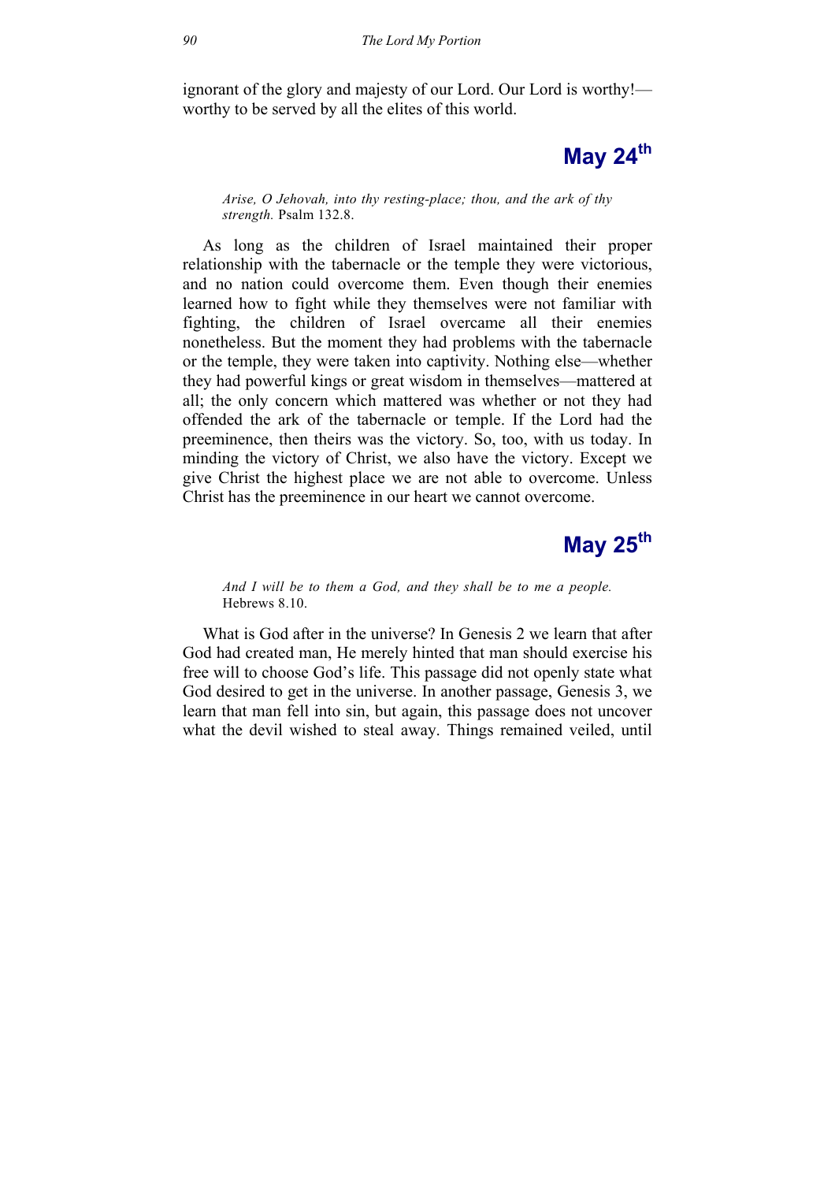ignorant of the glory and majesty of our Lord. Our Lord is worthy!—worthy to be served by all the elites of this world.

## May 24th

*Arise, O Jehovah, into thy resting-place; thou, and the ark of thy strength.* Psalm 132.8.

As long as the children of Israel maintained their proper relationship with the tabernacle or the temple they were victorious, and no nation could overcome them. Even though their enemies learned how to fight while they themselves were not familiar with fighting, the children of Israel overcame all their enemies nonetheless. But the moment they had problems with the tabernacle or the temple, they were taken into captivity. Nothing else—whether they had powerful kings or great wisdom in themselves—mattered at all; the only concern which mattered was whether or not they had offended the ark of the tabernacle or temple. If the Lord had the preeminence, then theirs was the victory. So, too, with us today. In minding the victory of Christ, we also have the victory. Except we give Christ the highest place we are not able to overcome. Unless Christ has the preeminence in our heart we cannot overcome.

## May 25th

*And I will be to them a God, and they shall be to me a people.* Hebrews 8.10.

What is God after in the universe? In Genesis 2 we learn that after God had created man, He merely hinted that man should exercise his free will to choose God's life. This passage did not openly state what God desired to get in the universe. In another passage, Genesis 3, we learn that man fell into sin, but again, this passage does not uncover what the devil wished to steal away. Things remained veiled, until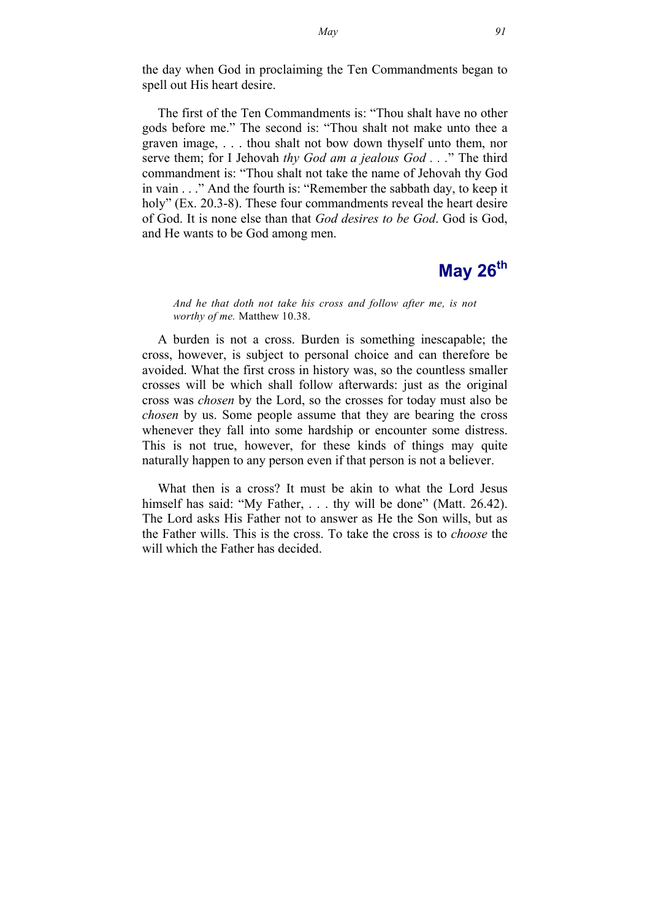the day when God in proclaiming the Ten Commandments began to spell out His heart desire.

The first of the Ten Commandments is: "Thou shalt have no other gods before me." The second is: "Thou shalt not make unto thee a graven image, . . . thou shalt not bow down thyself unto them, nor serve them; for I Jehovah *thy God am a jealous God* . . ." The third commandment is: "Thou shalt not take the name of Jehovah thy God in vain . . ." And the fourth is: "Remember the sabbath day, to keep it holy" (Ex. 20.3-8). These four commandments reveal the heart desire of God. It is none else than that *God desires to be God*. God is God, and He wants to be God among men.

## May 26th

> *And he that doth not take his cross and follow after me, is not worthy of me.* Matthew 10.38.

A burden is not a cross. Burden is something inescapable; the cross, however, is subject to personal choice and can therefore be avoided. What the first cross in history was, so the countless smaller crosses will be which shall follow afterwards: just as the original cross was *chosen* by the Lord, so the crosses for today must also be *chosen* by us. Some people assume that they are bearing the cross whenever they fall into some hardship or encounter some distress. This is not true, however, for these kinds of things may quite naturally happen to any person even if that person is not a believer.

What then is a cross? It must be akin to what the Lord Jesus himself has said: "My Father, . . . thy will be done" (Matt. 26.42). The Lord asks His Father not to answer as He the Son wills, but as the Father wills. This is the cross. To take the cross is to *choose* the will which the Father has decided.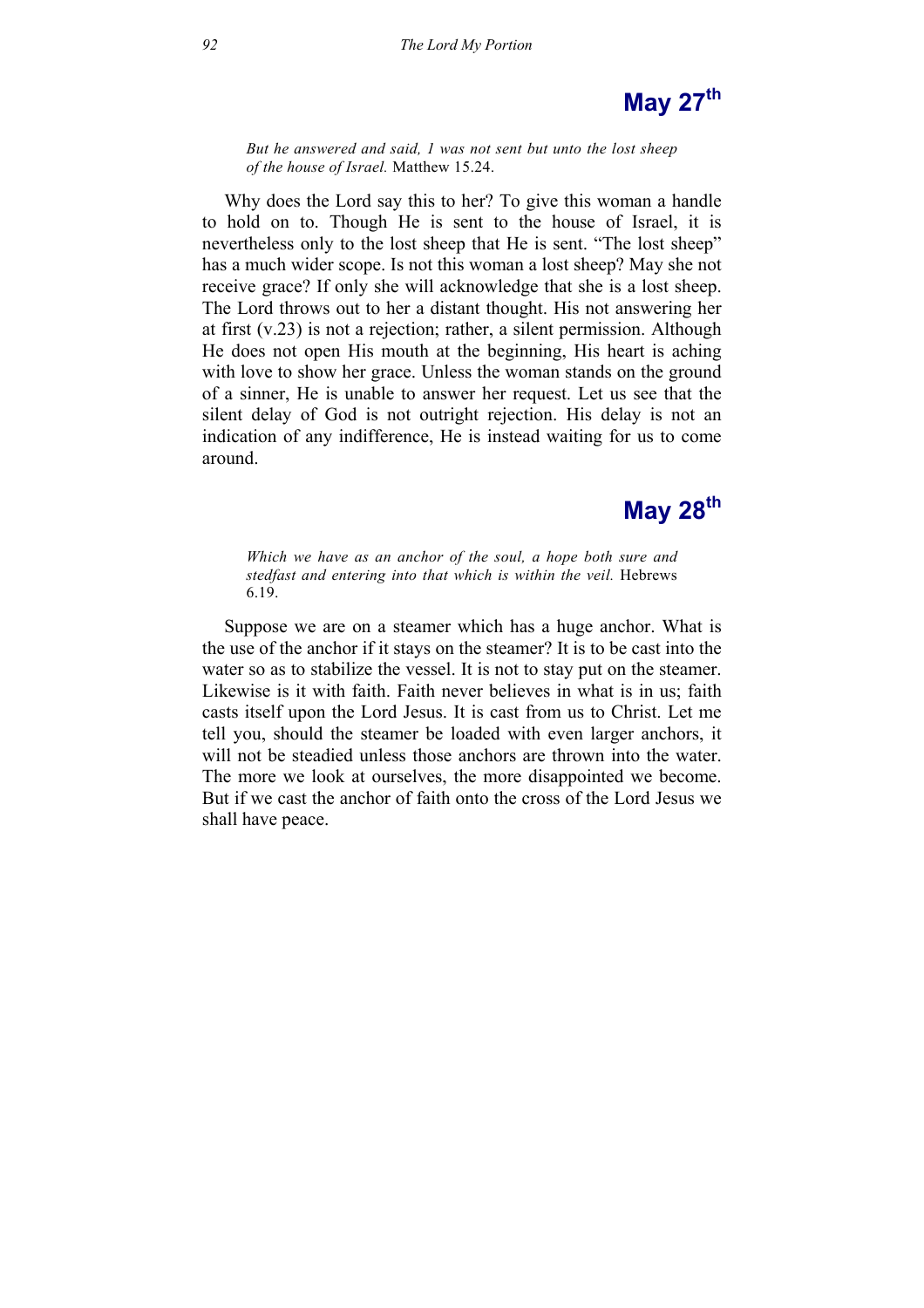## May 27th

*But he answered and said, I was not sent but unto the lost sheep of the house of Israel.* Matthew 15.24.

Why does the Lord say this to her? To give this woman a handle to hold on to. Though He is sent to the house of Israel, it is nevertheless only to the lost sheep that He is sent. “The lost sheep” has a much wider scope. Is not this woman a lost sheep? May she not receive grace? If only she will acknowledge that she is a lost sheep. The Lord throws out to her a distant thought. His not answering her at first (v.23) is not a rejection; rather, a silent permission. Although He does not open His mouth at the beginning, His heart is aching with love to show her grace. Unless the woman stands on the ground of a sinner, He is unable to answer her request. Let us see that the silent delay of God is not outright rejection. His delay is not an indication of any indifference, He is instead waiting for us to come around.

## May 28th

*Which we have as an anchor of the soul, a hope both sure and stedfast and entering into that which is within the veil.* Hebrews 6.19.

Suppose we are on a steamer which has a huge anchor. What is the use of the anchor if it stays on the steamer? It is to be cast into the water so as to stabilize the vessel. It is not to stay put on the steamer. Likewise is it with faith. Faith never believes in what is in us; faith casts itself upon the Lord Jesus. It is cast from us to Christ. Let me tell you, should the steamer be loaded with even larger anchors, it will not be steadied unless those anchors are thrown into the water. The more we look at ourselves, the more disappointed we become. But if we cast the anchor of faith onto the cross of the Lord Jesus we shall have peace.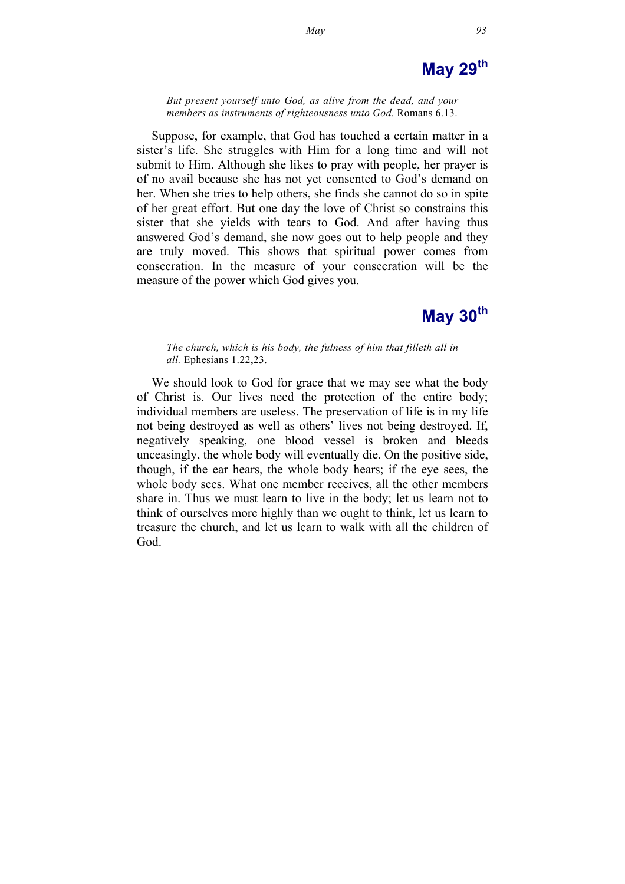## May 29th

*But present yourself unto God, as alive from the dead, and your members as instruments of righteousness unto God.* Romans 6.13.

Suppose, for example, that God has touched a certain matter in a sister's life. She struggles with Him for a long time and will not submit to Him. Although she likes to pray with people, her prayer is of no avail because she has not yet consented to God's demand on her. When she tries to help others, she finds she cannot do so in spite of her great effort. But one day the love of Christ so constrains this sister that she yields with tears to God. And after having thus answered God's demand, she now goes out to help people and they are truly moved. This shows that spiritual power comes from consecration. In the measure of your consecration will be the measure of the power which God gives you.

## May 30th

*The church, which is his body, the fulness of him that filleth all in all.* Ephesians 1.22,23.

We should look to God for grace that we may see what the body of Christ is. Our lives need the protection of the entire body; individual members are useless. The preservation of life is in my life not being destroyed as well as others' lives not being destroyed. If, negatively speaking, one blood vessel is broken and bleeds unceasingly, the whole body will eventually die. On the positive side, though, if the ear hears, the whole body hears; if the eye sees, the whole body sees. What one member receives, all the other members share in. Thus we must learn to live in the body; let us learn not to think of ourselves more highly than we ought to think, let us learn to treasure the church, and let us learn to walk with all the children of God.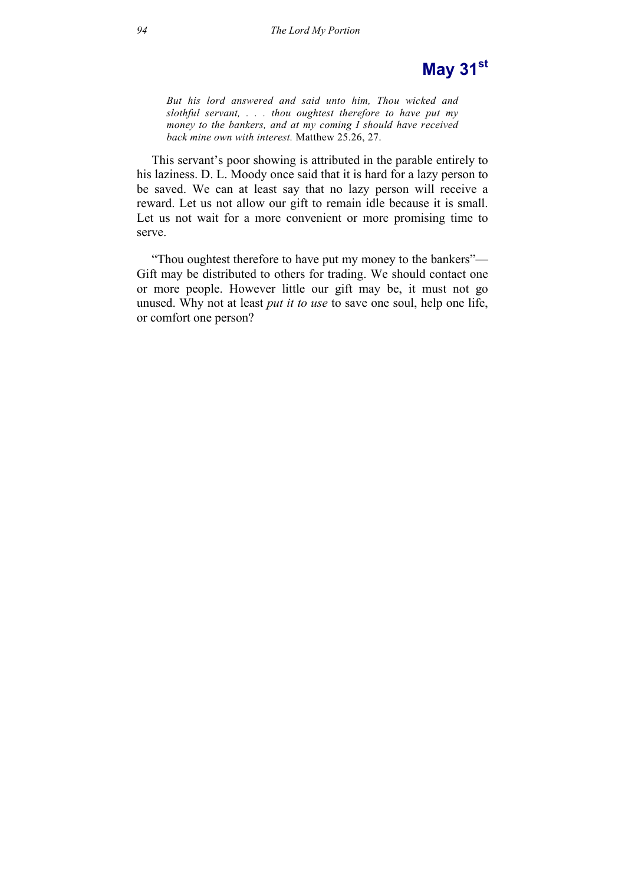# May 31[st]

*But his lord answered and said unto him, Thou wicked and slothful servant, . . . thou oughtest therefore to have put my money to the bankers, and at my coming I should have received back mine own with interest.* Matthew 25.26, 27.

This servant's poor showing is attributed in the parable entirely to his laziness. D. L. Moody once said that it is hard for a lazy person to be saved. We can at least say that no lazy person will receive a reward. Let us not allow our gift to remain idle because it is small. Let us not wait for a more convenient or more promising time to serve.

"Thou oughtest therefore to have put my money to the bankers"—Gift may be distributed to others for trading. We should contact one or more people. However little our gift may be, it must not go unused. Why not at least *put it to use* to save one soul, help one life, or comfort one person?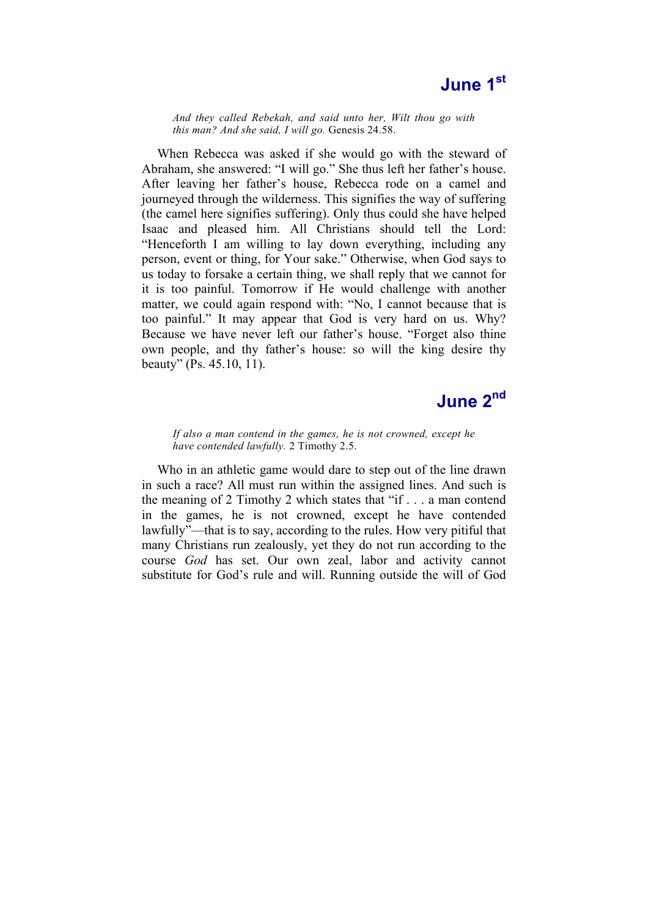## June 1st

*And they called Rebekah, and said unto her, Wilt thou go with this man? And she said, I will go.* Genesis 24.58.

When Rebecca was asked if she would go with the steward of Abraham, she answered: "I will go." She thus left her father's house. After leaving her father's house, Rebecca rode on a camel and journeyed through the wilderness. This signifies the way of suffering (the camel here signifies suffering). Only thus could she have helped Isaac and pleased him. All Christians should tell the Lord: "Henceforth I am willing to lay down everything, including any person, event or thing, for Your sake." Otherwise, when God says to us today to forsake a certain thing, we shall reply that we cannot for it is too painful. Tomorrow if He would challenge with another matter, we could again respond with: "No, I cannot because that is too painful." It may appear that God is very hard on us. Why? Because we have never left our father's house. "Forget also thine own people, and thy father's house: so will the king desire thy beauty" (Ps. 45.10, 11).

## June 2nd

*If also a man contend in the games, he is not crowned, except he have contended lawfully.* 2 Timothy 2.5.

Who in an athletic game would dare to step out of the line drawn in such a race? All must run within the assigned lines. And such is the meaning of 2 Timothy 2 which states that "if . . . a man contend in the games, he is not crowned, except he have contended lawfully"—that is to say, according to the rules. How very pitiful that many Christians run zealously, yet they do not run according to the course *God* has set. Our own zeal, labor and activity cannot substitute for God's rule and will. Running outside the will of God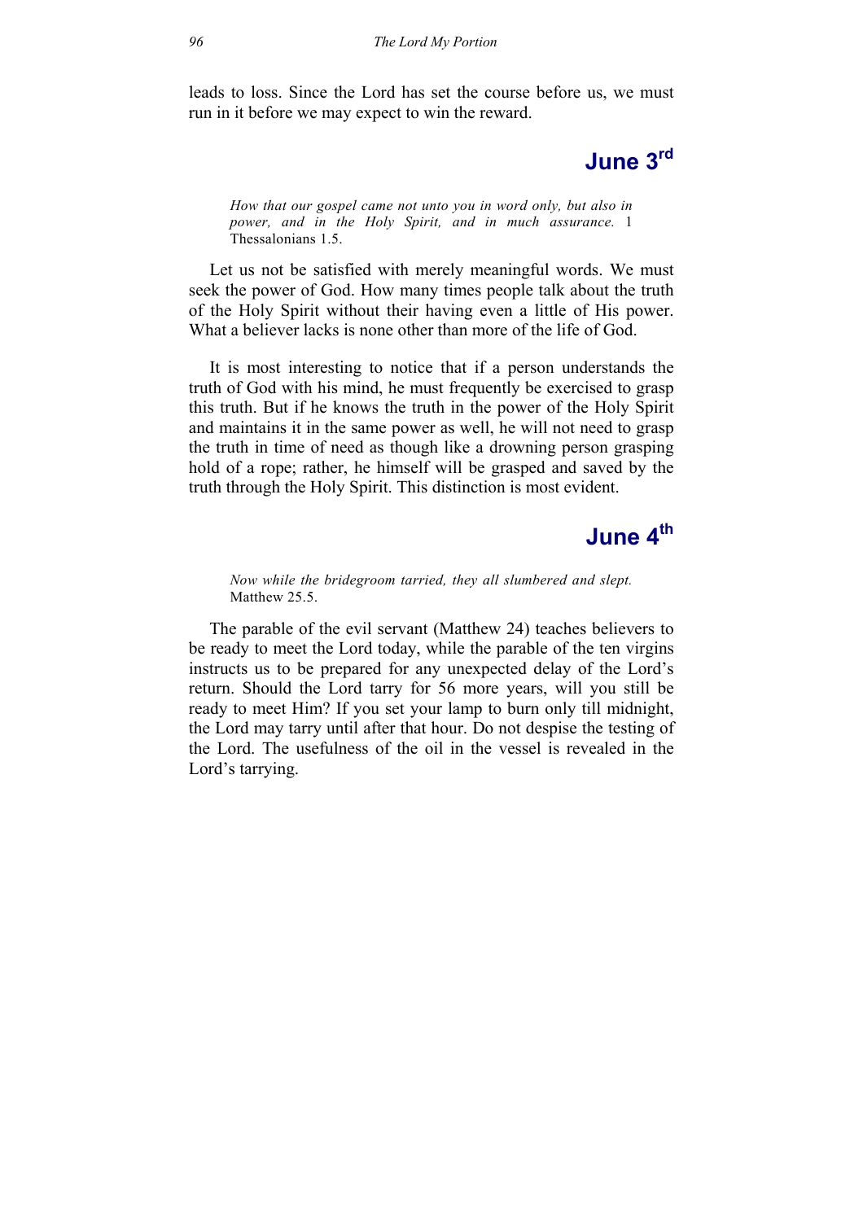leads to loss. Since the Lord has set the course before us, we must run in it before we may expect to win the reward.

## June 3rd

> *How that our gospel came not unto you in word only, but also in power, and in the Holy Spirit, and in much assurance.* 1 Thessalonians 1.5.

Let us not be satisfied with merely meaningful words. We must seek the power of God. How many times people talk about the truth of the Holy Spirit without their having even a little of His power. What a believer lacks is none other than more of the life of God.

It is most interesting to notice that if a person understands the truth of God with his mind, he must frequently be exercised to grasp this truth. But if he knows the truth in the power of the Holy Spirit and maintains it in the same power as well, he will not need to grasp the truth in time of need as though like a drowning person grasping hold of a rope; rather, he himself will be grasped and saved by the truth through the Holy Spirit. This distinction is most evident.

## June 4th

> *Now while the bridegroom tarried, they all slumbered and slept.* Matthew 25.5.

The parable of the evil servant (Matthew 24) teaches believers to be ready to meet the Lord today, while the parable of the ten virgins instructs us to be prepared for any unexpected delay of the Lord's return. Should the Lord tarry for 56 more years, will you still be ready to meet Him? If you set your lamp to burn only till midnight, the Lord may tarry until after that hour. Do not despise the testing of the Lord. The usefulness of the oil in the vessel is revealed in the Lord's tarrying.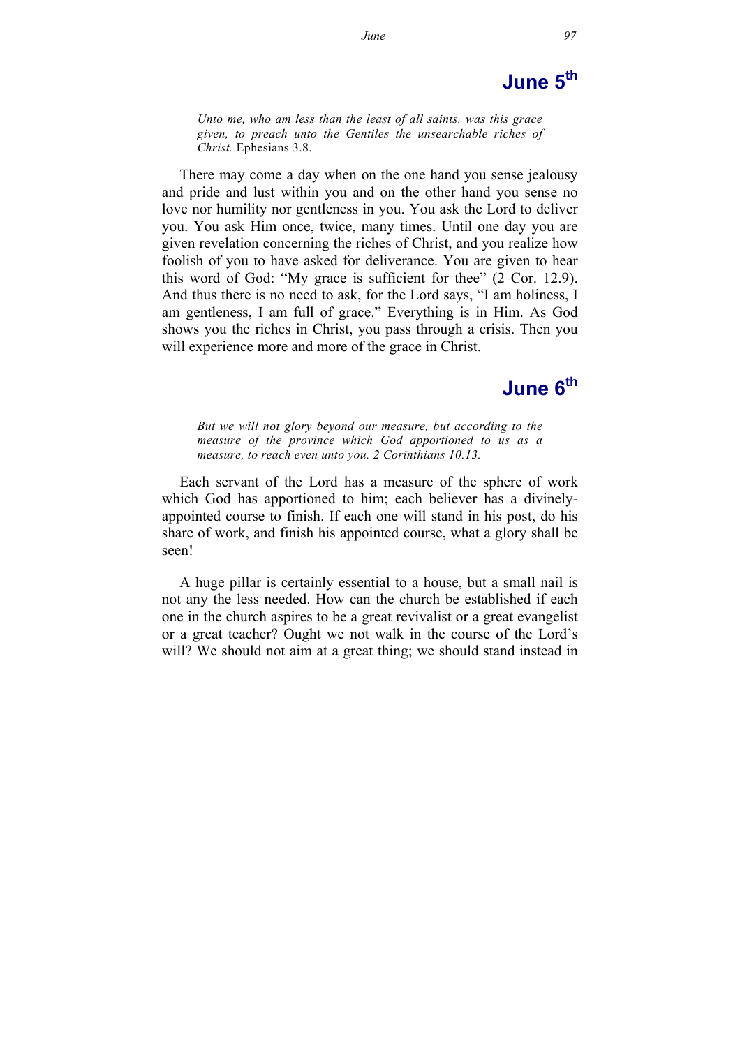## June 5th

*Unto me, who am less than the least of all saints, was this grace given, to preach unto the Gentiles the unsearchable riches of Christ.* Ephesians 3.8.

There may come a day when on the one hand you sense jealousy and pride and lust within you and on the other hand you sense no love nor humility nor gentleness in you. You ask the Lord to deliver you. You ask Him once, twice, many times. Until one day you are given revelation concerning the riches of Christ, and you realize how foolish of you to have asked for deliverance. You are given to hear this word of God: "My grace is sufficient for thee" (2 Cor. 12.9). And thus there is no need to ask, for the Lord says, "I am holiness, I am gentleness, I am full of grace." Everything is in Him. As God shows you the riches in Christ, you pass through a crisis. Then you will experience more and more of the grace in Christ.

## June 6th

*But we will not glory beyond our measure, but according to the measure of the province which God apportioned to us as a measure, to reach even unto you. 2 Corinthians 10.13.*

Each servant of the Lord has a measure of the sphere of work which God has apportioned to him; each believer has a divinely-appointed course to finish. If each one will stand in his post, do his share of work, and finish his appointed course, what a glory shall be seen!

A huge pillar is certainly essential to a house, but a small nail is not any the less needed. How can the church be established if each one in the church aspires to be a great revivalist or a great evangelist or a great teacher? Ought we not walk in the course of the Lord's will? We should not aim at a great thing; we should stand instead in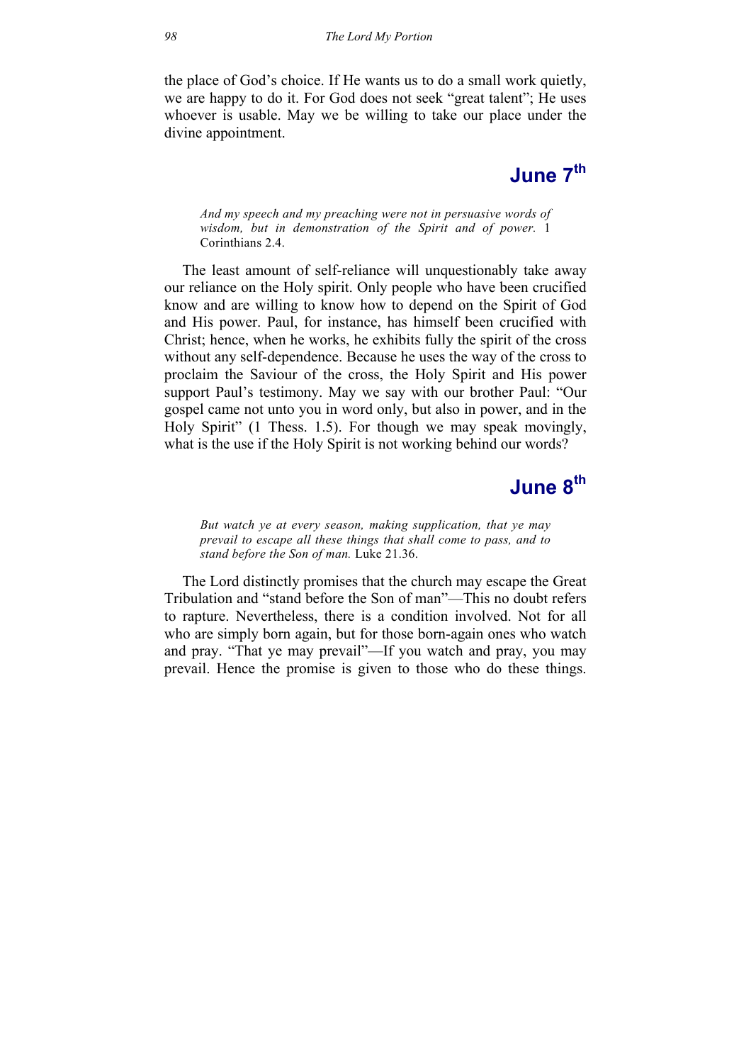the place of God's choice. If He wants us to do a small work quietly, we are happy to do it. For God does not seek "great talent"; He uses whoever is usable. May we be willing to take our place under the divine appointment.

## June 7th

> *And my speech and my preaching were not in persuasive words of wisdom, but in demonstration of the Spirit and of power.* 1 Corinthians 2.4.

The least amount of self-reliance will unquestionably take away our reliance on the Holy spirit. Only people who have been crucified know and are willing to know how to depend on the Spirit of God and His power. Paul, for instance, has himself been crucified with Christ; hence, when he works, he exhibits fully the spirit of the cross without any self-dependence. Because he uses the way of the cross to proclaim the Saviour of the cross, the Holy Spirit and His power support Paul's testimony. May we say with our brother Paul: "Our gospel came not unto you in word only, but also in power, and in the Holy Spirit" (1 Thess. 1.5). For though we may speak movingly, what is the use if the Holy Spirit is not working behind our words?

## June 8th

> *But watch ye at every season, making supplication, that ye may prevail to escape all these things that shall come to pass, and to stand before the Son of man.* Luke 21.36.

The Lord distinctly promises that the church may escape the Great Tribulation and "stand before the Son of man"—This no doubt refers to rapture. Nevertheless, there is a condition involved. Not for all who are simply born again, but for those born-again ones who watch and pray. "That ye may prevail"—If you watch and pray, you may prevail. Hence the promise is given to those who do these things.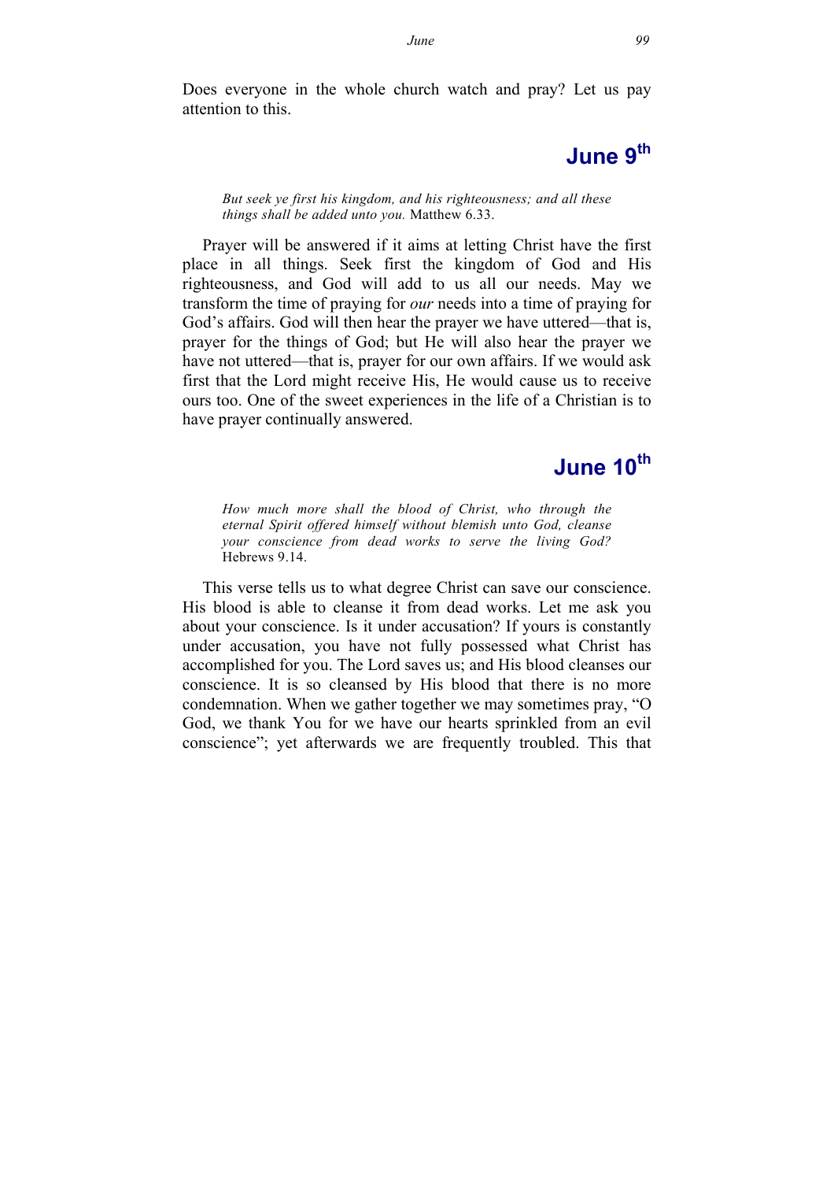Does everyone in the whole church watch and pray? Let us pay attention to this.

## June 9th

> *But seek ye first his kingdom, and his righteousness; and all these things shall be added unto you.* Matthew 6.33.

Prayer will be answered if it aims at letting Christ have the first place in all things. Seek first the kingdom of God and His righteousness, and God will add to us all our needs. May we transform the time of praying for *our* needs into a time of praying for God's affairs. God will then hear the prayer we have uttered—that is, prayer for the things of God; but He will also hear the prayer we have not uttered—that is, prayer for our own affairs. If we would ask first that the Lord might receive His, He would cause us to receive ours too. One of the sweet experiences in the life of a Christian is to have prayer continually answered.

## June 10th

> *How much more shall the blood of Christ, who through the eternal Spirit offered himself without blemish unto God, cleanse your conscience from dead works to serve the living God?* Hebrews 9.14.

This verse tells us to what degree Christ can save our conscience. His blood is able to cleanse it from dead works. Let me ask you about your conscience. Is it under accusation? If yours is constantly under accusation, you have not fully possessed what Christ has accomplished for you. The Lord saves us; and His blood cleanses our conscience. It is so cleansed by His blood that there is no more condemnation. When we gather together we may sometimes pray, "O God, we thank You for we have our hearts sprinkled from an evil conscience"; yet afterwards we are frequently troubled. This that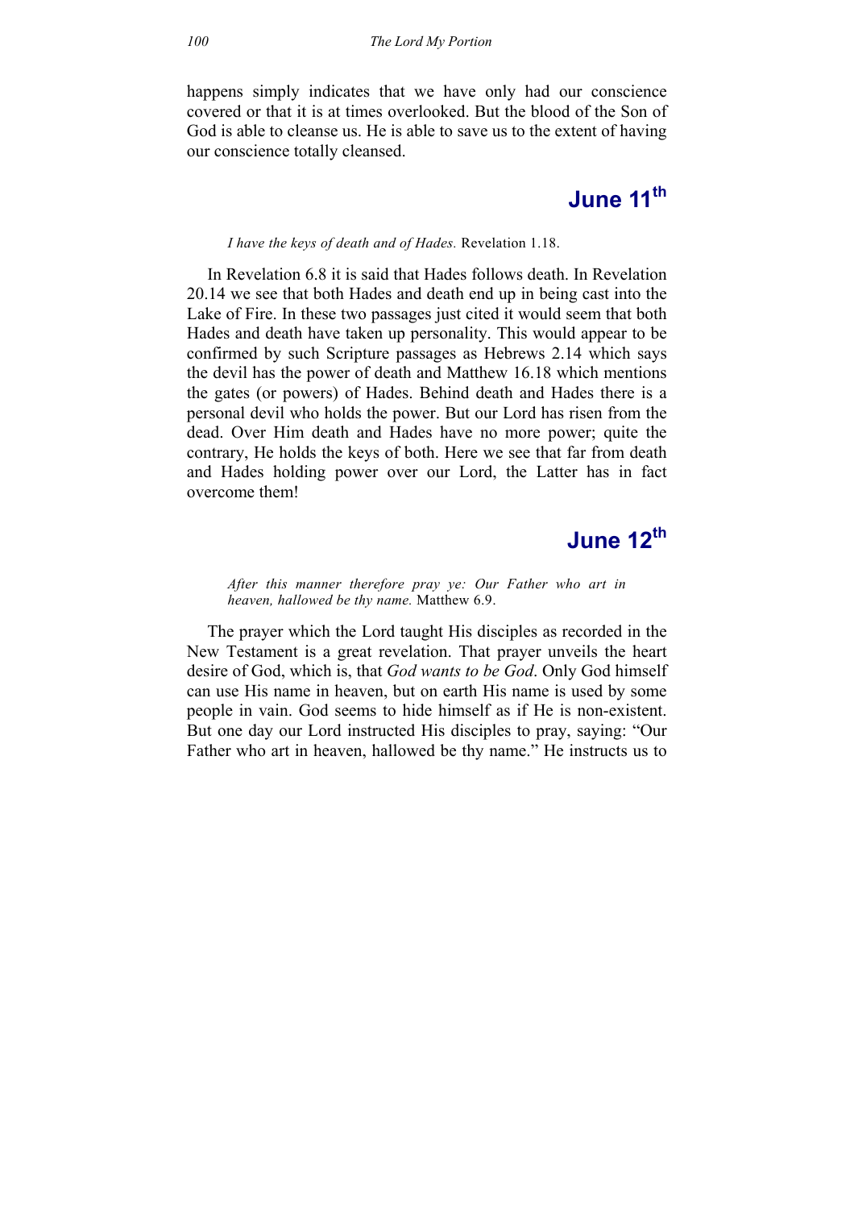happens simply indicates that we have only had our conscience covered or that it is at times overlooked. But the blood of the Son of God is able to cleanse us. He is able to save us to the extent of having our conscience totally cleansed.

## June 11th

*I have the keys of death and of Hades.* Revelation 1.18.

In Revelation 6.8 it is said that Hades follows death. In Revelation 20.14 we see that both Hades and death end up in being cast into the Lake of Fire. In these two passages just cited it would seem that both Hades and death have taken up personality. This would appear to be confirmed by such Scripture passages as Hebrews 2.14 which says the devil has the power of death and Matthew 16.18 which mentions the gates (or powers) of Hades. Behind death and Hades there is a personal devil who holds the power. But our Lord has risen from the dead. Over Him death and Hades have no more power; quite the contrary, He holds the keys of both. Here we see that far from death and Hades holding power over our Lord, the Latter has in fact overcome them!

## June 12th

*After this manner therefore pray ye: Our Father who art in heaven, hallowed be thy name.* Matthew 6.9.

The prayer which the Lord taught His disciples as recorded in the New Testament is a great revelation. That prayer unveils the heart desire of God, which is, that *God wants to be God*. Only God himself can use His name in heaven, but on earth His name is used by some people in vain. God seems to hide himself as if He is non-existent. But one day our Lord instructed His disciples to pray, saying: "Our Father who art in heaven, hallowed be thy name." He instructs us to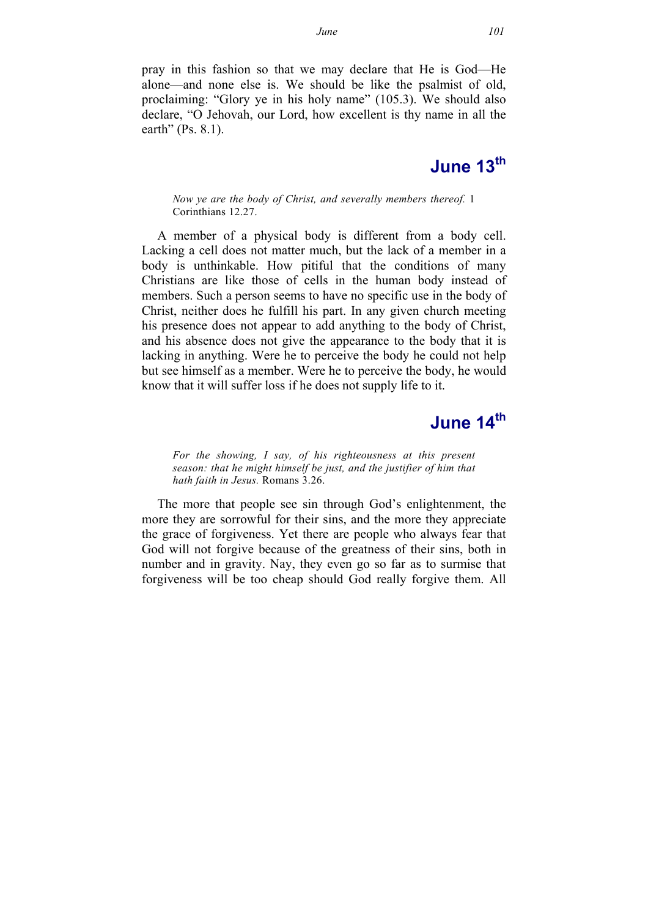pray in this fashion so that we may declare that He is God—He alone—and none else is. We should be like the psalmist of old, proclaiming: "Glory ye in his holy name" (105.3). We should also declare, "O Jehovah, our Lord, how excellent is thy name in all the earth" (Ps. 8.1).

## June 13th

> *Now ye are the body of Christ, and severally members thereof.* 1 Corinthians 12.27.

A member of a physical body is different from a body cell. Lacking a cell does not matter much, but the lack of a member in a body is unthinkable. How pitiful that the conditions of many Christians are like those of cells in the human body instead of members. Such a person seems to have no specific use in the body of Christ, neither does he fulfill his part. In any given church meeting his presence does not appear to add anything to the body of Christ, and his absence does not give the appearance to the body that it is lacking in anything. Were he to perceive the body he could not help but see himself as a member. Were he to perceive the body, he would know that it will suffer loss if he does not supply life to it.

## June 14th

> *For the showing, I say, of his righteousness at this present season: that he might himself be just, and the justifier of him that hath faith in Jesus.* Romans 3.26.

The more that people see sin through God's enlightenment, the more they are sorrowful for their sins, and the more they appreciate the grace of forgiveness. Yet there are people who always fear that God will not forgive because of the greatness of their sins, both in number and in gravity. Nay, they even go so far as to surmise that forgiveness will be too cheap should God really forgive them. All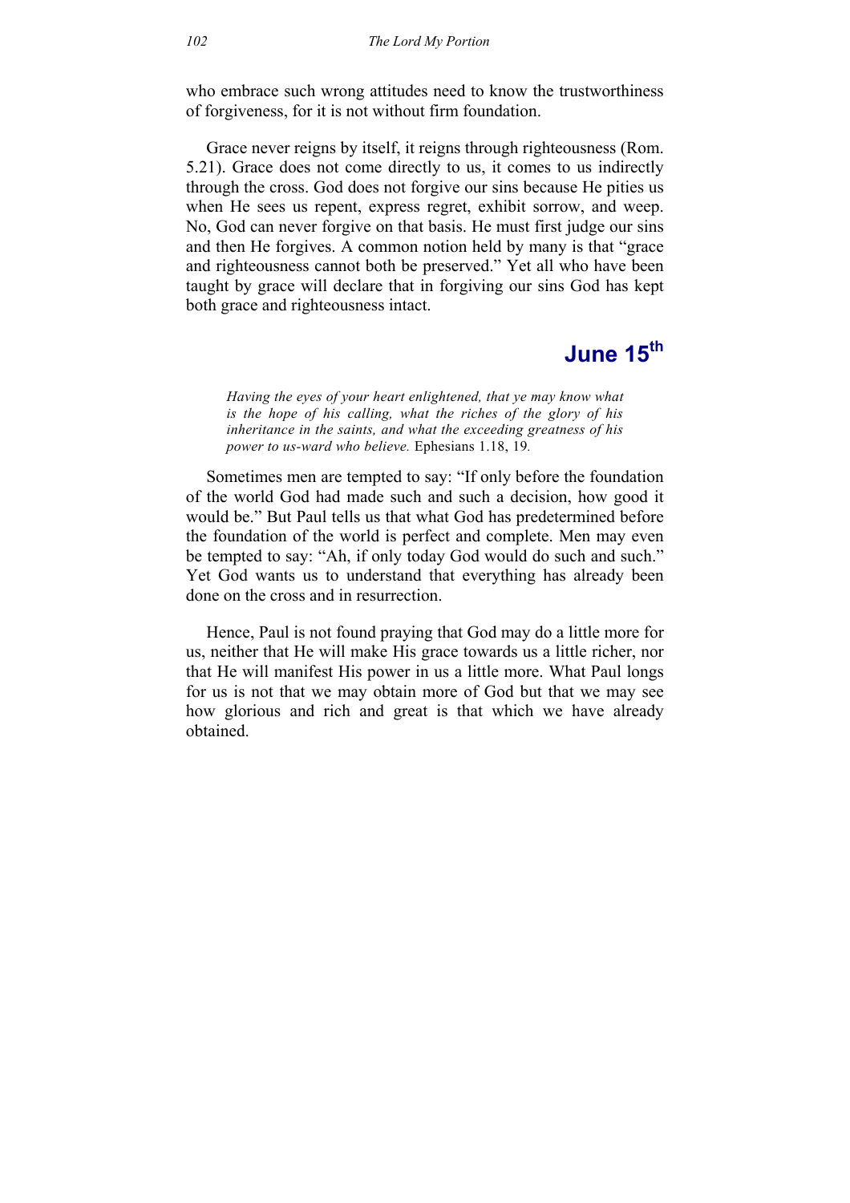who embrace such wrong attitudes need to know the trustworthiness of forgiveness, for it is not without firm foundation.

Grace never reigns by itself, it reigns through righteousness (Rom. 5.21). Grace does not come directly to us, it comes to us indirectly through the cross. God does not forgive our sins because He pities us when He sees us repent, express regret, exhibit sorrow, and weep. No, God can never forgive on that basis. He must first judge our sins and then He forgives. A common notion held by many is that "grace and righteousness cannot both be preserved." Yet all who have been taught by grace will declare that in forgiving our sins God has kept both grace and righteousness intact.

## June 15th

> *Having the eyes of your heart enlightened, that ye may know what is the hope of his calling, what the riches of the glory of his inheritance in the saints, and what the exceeding greatness of his power to us-ward who believe.* Ephesians 1.18, 19.

Sometimes men are tempted to say: "If only before the foundation of the world God had made such and such a decision, how good it would be." But Paul tells us that what God has predetermined before the foundation of the world is perfect and complete. Men may even be tempted to say: "Ah, if only today God would do such and such." Yet God wants us to understand that everything has already been done on the cross and in resurrection.

Hence, Paul is not found praying that God may do a little more for us, neither that He will make His grace towards us a little richer, nor that He will manifest His power in us a little more. What Paul longs for us is not that we may obtain more of God but that we may see how glorious and rich and great is that which we have already obtained.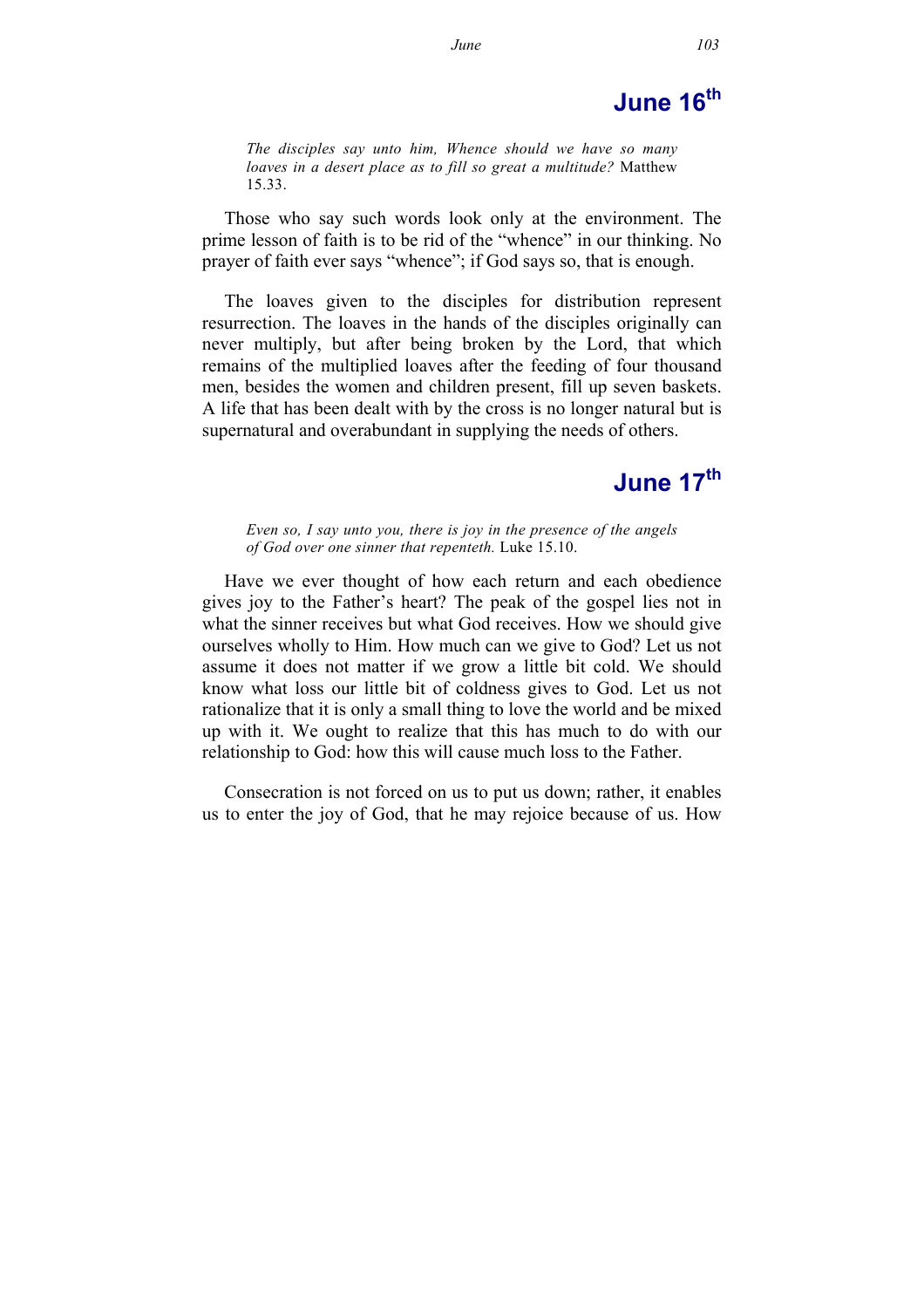## June 16th

> *The disciples say unto him, Whence should we have so many loaves in a desert place as to fill so great a multitude?* Matthew 15.33.

Those who say such words look only at the environment. The prime lesson of faith is to be rid of the "whence" in our thinking. No prayer of faith ever says "whence"; if God says so, that is enough.

The loaves given to the disciples for distribution represent resurrection. The loaves in the hands of the disciples originally can never multiply, but after being broken by the Lord, that which remains of the multiplied loaves after the feeding of four thousand men, besides the women and children present, fill up seven baskets. A life that has been dealt with by the cross is no longer natural but is supernatural and overabundant in supplying the needs of others.

## June 17th

> *Even so, I say unto you, there is joy in the presence of the angels of God over one sinner that repenteth.* Luke 15.10.

Have we ever thought of how each return and each obedience gives joy to the Father's heart? The peak of the gospel lies not in what the sinner receives but what God receives. How we should give ourselves wholly to Him. How much can we give to God? Let us not assume it does not matter if we grow a little bit cold. We should know what loss our little bit of coldness gives to God. Let us not rationalize that it is only a small thing to love the world and be mixed up with it. We ought to realize that this has much to do with our relationship to God: how this will cause much loss to the Father.

Consecration is not forced on us to put us down; rather, it enables us to enter the joy of God, that he may rejoice because of us. How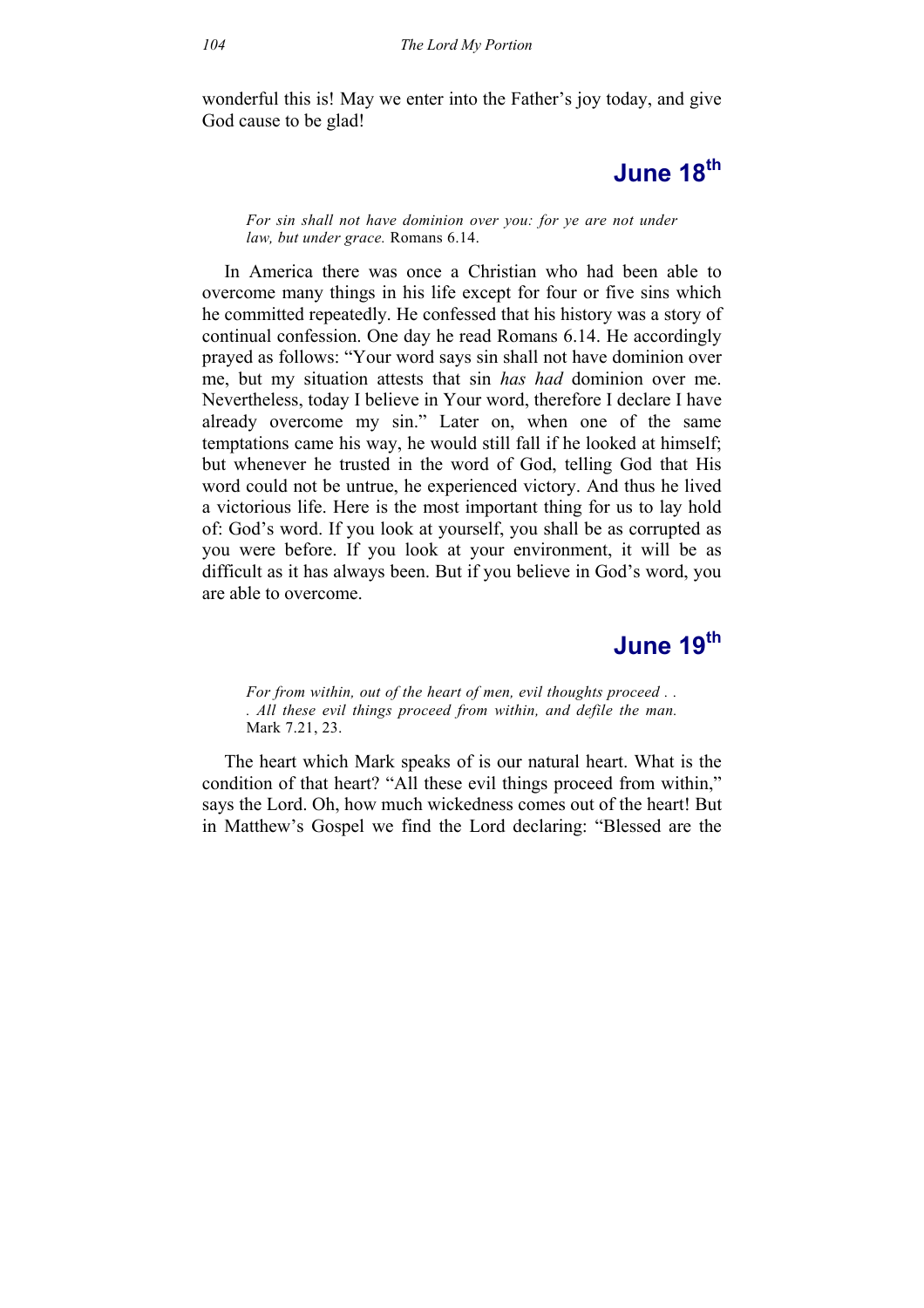wonderful this is! May we enter into the Father's joy today, and give God cause to be glad!

## June 18th

*For sin shall not have dominion over you: for ye are not under law, but under grace.* Romans 6.14.

In America there was once a Christian who had been able to overcome many things in his life except for four or five sins which he committed repeatedly. He confessed that his history was a story of continual confession. One day he read Romans 6.14. He accordingly prayed as follows: "Your word says sin shall not have dominion over me, but my situation attests that sin *has had* dominion over me. Nevertheless, today I believe in Your word, therefore I declare I have already overcome my sin." Later on, when one of the same temptations came his way, he would still fall if he looked at himself; but whenever he trusted in the word of God, telling God that His word could not be untrue, he experienced victory. And thus he lived a victorious life. Here is the most important thing for us to lay hold of: God's word. If you look at yourself, you shall be as corrupted as you were before. If you look at your environment, it will be as difficult as it has always been. But if you believe in God's word, you are able to overcome.

## June 19th

*For from within, out of the heart of men, evil thoughts proceed . . . All these evil things proceed from within, and defile the man.* Mark 7.21, 23.

The heart which Mark speaks of is our natural heart. What is the condition of that heart? "All these evil things proceed from within," says the Lord. Oh, how much wickedness comes out of the heart! But in Matthew's Gospel we find the Lord declaring: "Blessed are the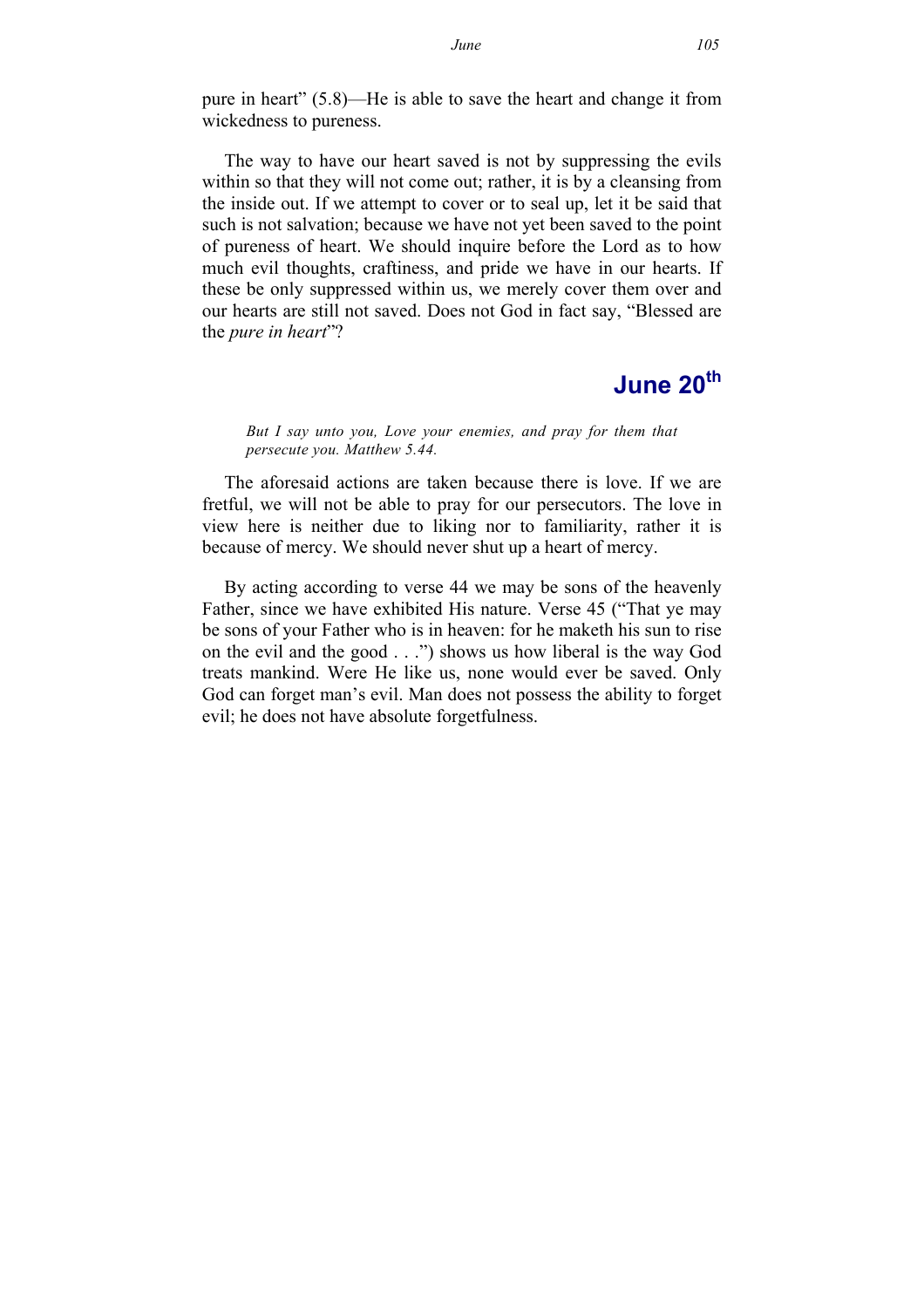pure in heart" (5.8)—He is able to save the heart and change it from wickedness to pureness.

The way to have our heart saved is not by suppressing the evils within so that they will not come out; rather, it is by a cleansing from the inside out. If we attempt to cover or to seal up, let it be said that such is not salvation; because we have not yet been saved to the point of pureness of heart. We should inquire before the Lord as to how much evil thoughts, craftiness, and pride we have in our hearts. If these be only suppressed within us, we merely cover them over and our hearts are still not saved. Does not God in fact say, "Blessed are the *pure in heart*"?

## June 20th

*But I say unto you, Love your enemies, and pray for them that persecute you. Matthew 5.44.*

The aforesaid actions are taken because there is love. If we are fretful, we will not be able to pray for our persecutors. The love in view here is neither due to liking nor to familiarity, rather it is because of mercy. We should never shut up a heart of mercy.

By acting according to verse 44 we may be sons of the heavenly Father, since we have exhibited His nature. Verse 45 ("That ye may be sons of your Father who is in heaven: for he maketh his sun to rise on the evil and the good . . .") shows us how liberal is the way God treats mankind. Were He like us, none would ever be saved. Only God can forget man's evil. Man does not possess the ability to forget evil; he does not have absolute forgetfulness.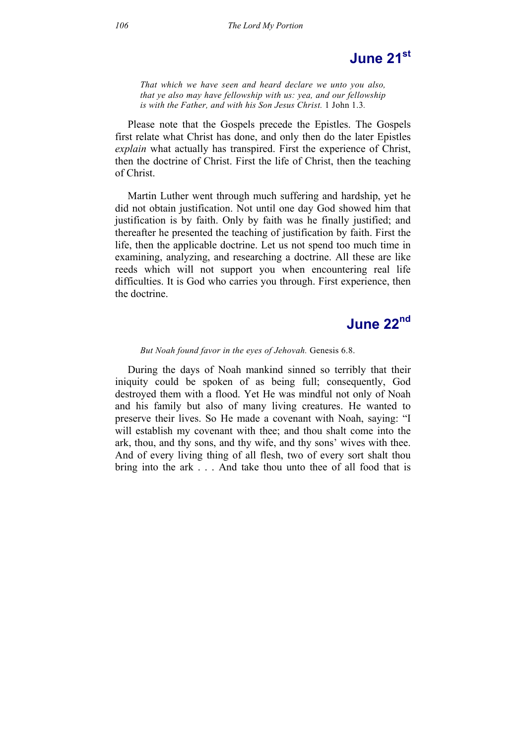## June 21st

*That which we have seen and heard declare we unto you also, that ye also may have fellowship with us: yea, and our fellowship is with the Father, and with his Son Jesus Christ.* 1 John 1.3.

Please note that the Gospels precede the Epistles. The Gospels first relate what Christ has done, and only then do the later Epistles *explain* what actually has transpired. First the experience of Christ, then the doctrine of Christ. First the life of Christ, then the teaching of Christ.

Martin Luther went through much suffering and hardship, yet he did not obtain justification. Not until one day God showed him that justification is by faith. Only by faith was he finally justified; and thereafter he presented the teaching of justification by faith. First the life, then the applicable doctrine. Let us not spend too much time in examining, analyzing, and researching a doctrine. All these are like reeds which will not support you when encountering real life difficulties. It is God who carries you through. First experience, then the doctrine.

## June 22nd

*But Noah found favor in the eyes of Jehovah.* Genesis 6.8.

During the days of Noah mankind sinned so terribly that their iniquity could be spoken of as being full; consequently, God destroyed them with a flood. Yet He was mindful not only of Noah and his family but also of many living creatures. He wanted to preserve their lives. So He made a covenant with Noah, saying: "I will establish my covenant with thee; and thou shalt come into the ark, thou, and thy sons, and thy wife, and thy sons' wives with thee. And of every living thing of all flesh, two of every sort shalt thou bring into the ark . . . And take thou unto thee of all food that is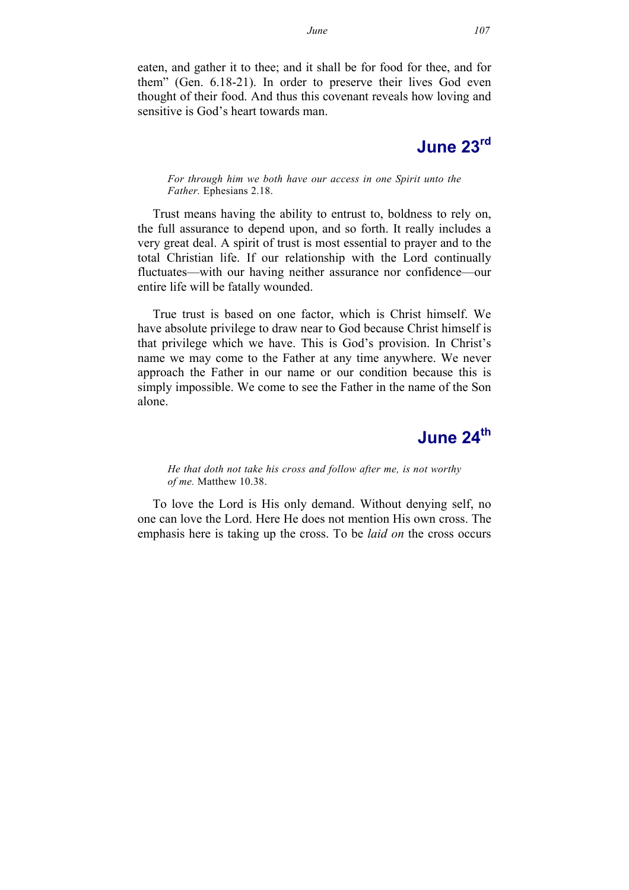eaten, and gather it to thee; and it shall be for food for thee, and for them" (Gen. 6.18-21). In order to preserve their lives God even thought of their food. And thus this covenant reveals how loving and sensitive is God's heart towards man.

## June 23rd

*For through him we both have our access in one Spirit unto the Father.* Ephesians 2.18.

Trust means having the ability to entrust to, boldness to rely on, the full assurance to depend upon, and so forth. It really includes a very great deal. A spirit of trust is most essential to prayer and to the total Christian life. If our relationship with the Lord continually fluctuates—with our having neither assurance nor confidence—our entire life will be fatally wounded.

True trust is based on one factor, which is Christ himself. We have absolute privilege to draw near to God because Christ himself is that privilege which we have. This is God's provision. In Christ's name we may come to the Father at any time anywhere. We never approach the Father in our name or our condition because this is simply impossible. We come to see the Father in the name of the Son alone.

## June 24th

*He that doth not take his cross and follow after me, is not worthy of me.* Matthew 10.38.

To love the Lord is His only demand. Without denying self, no one can love the Lord. Here He does not mention His own cross. The emphasis here is taking up the cross. To be *laid on* the cross occurs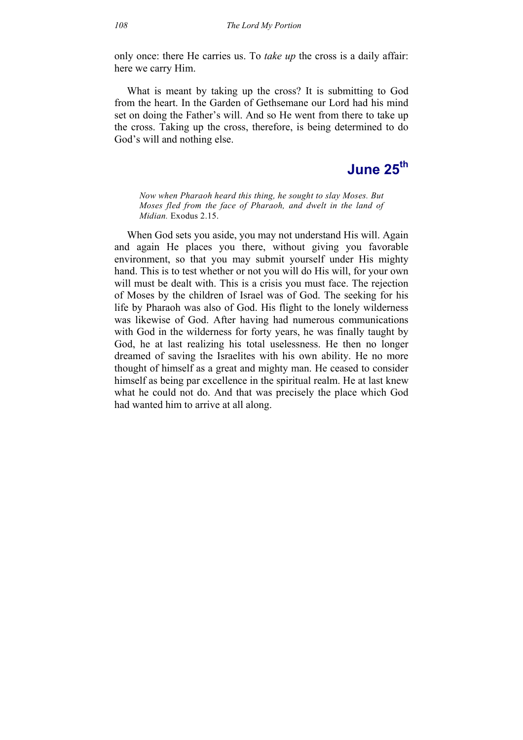only once: there He carries us. To *take up* the cross is a daily affair: here we carry Him.

What is meant by taking up the cross? It is submitting to God from the heart. In the Garden of Gethsemane our Lord had his mind set on doing the Father's will. And so He went from there to take up the cross. Taking up the cross, therefore, is being determined to do God's will and nothing else.

## June 25th

*Now when Pharaoh heard this thing, he sought to slay Moses. But Moses fled from the face of Pharaoh, and dwelt in the land of Midian.* Exodus 2.15.

When God sets you aside, you may not understand His will. Again and again He places you there, without giving you favorable environment, so that you may submit yourself under His mighty hand. This is to test whether or not you will do His will, for your own will must be dealt with. This is a crisis you must face. The rejection of Moses by the children of Israel was of God. The seeking for his life by Pharaoh was also of God. His flight to the lonely wilderness was likewise of God. After having had numerous communications with God in the wilderness for forty years, he was finally taught by God, he at last realizing his total uselessness. He then no longer dreamed of saving the Israelites with his own ability. He no more thought of himself as a great and mighty man. He ceased to consider himself as being par excellence in the spiritual realm. He at last knew what he could not do. And that was precisely the place which God had wanted him to arrive at all along.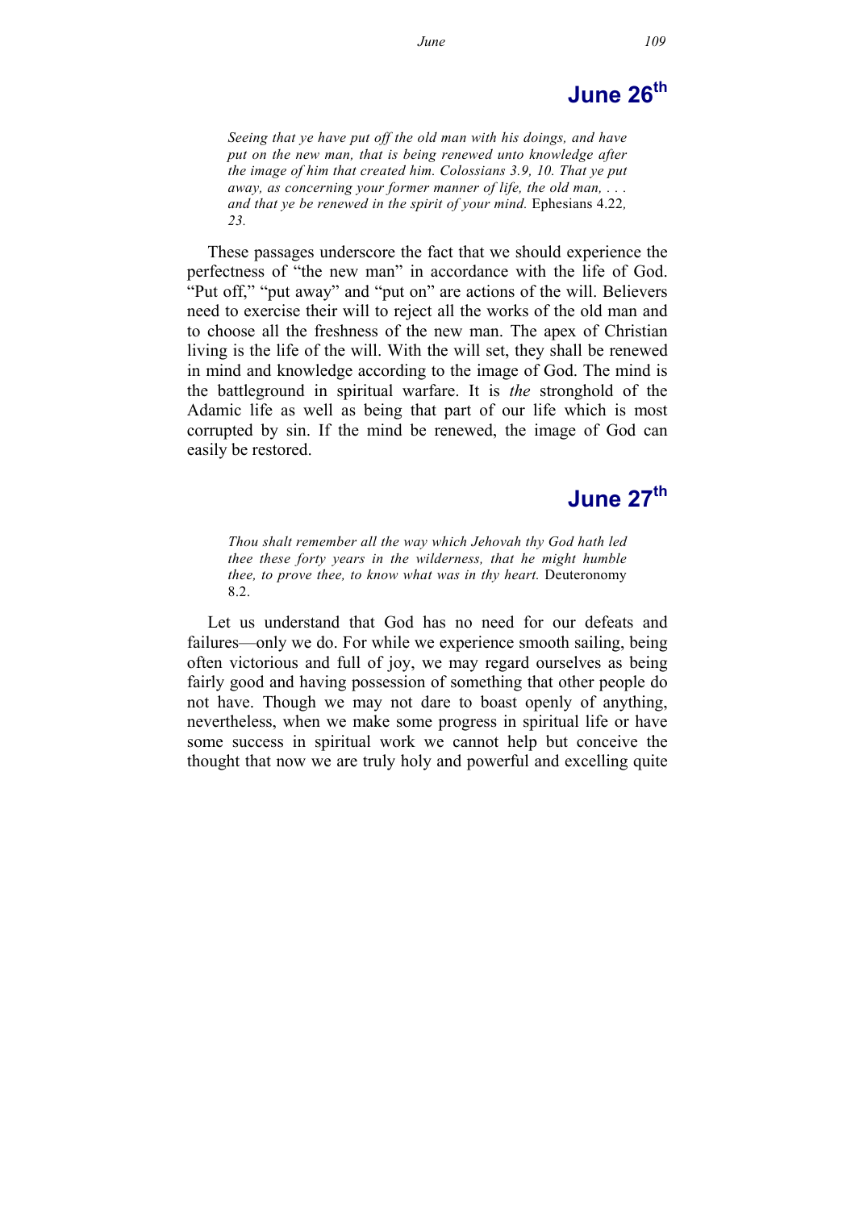## June 26th

*Seeing that ye have put off the old man with his doings, and have put on the new man, that is being renewed unto knowledge after the image of him that created him. Colossians 3.9, 10. That ye put away, as concerning your former manner of life, the old man, . . . and that ye be renewed in the spirit of your mind.* Ephesians 4.22*, 23.*

These passages underscore the fact that we should experience the perfectness of "the new man" in accordance with the life of God. "Put off," "put away" and "put on" are actions of the will. Believers need to exercise their will to reject all the works of the old man and to choose all the freshness of the new man. The apex of Christian living is the life of the will. With the will set, they shall be renewed in mind and knowledge according to the image of God. The mind is the battleground in spiritual warfare. It is *the* stronghold of the Adamic life as well as being that part of our life which is most corrupted by sin. If the mind be renewed, the image of God can easily be restored.

## June 27th

*Thou shalt remember all the way which Jehovah thy God hath led thee these forty years in the wilderness, that he might humble thee, to prove thee, to know what was in thy heart.* Deuteronomy 8.2.

Let us understand that God has no need for our defeats and failures—only we do. For while we experience smooth sailing, being often victorious and full of joy, we may regard ourselves as being fairly good and having possession of something that other people do not have. Though we may not dare to boast openly of anything, nevertheless, when we make some progress in spiritual life or have some success in spiritual work we cannot help but conceive the thought that now we are truly holy and powerful and excelling quite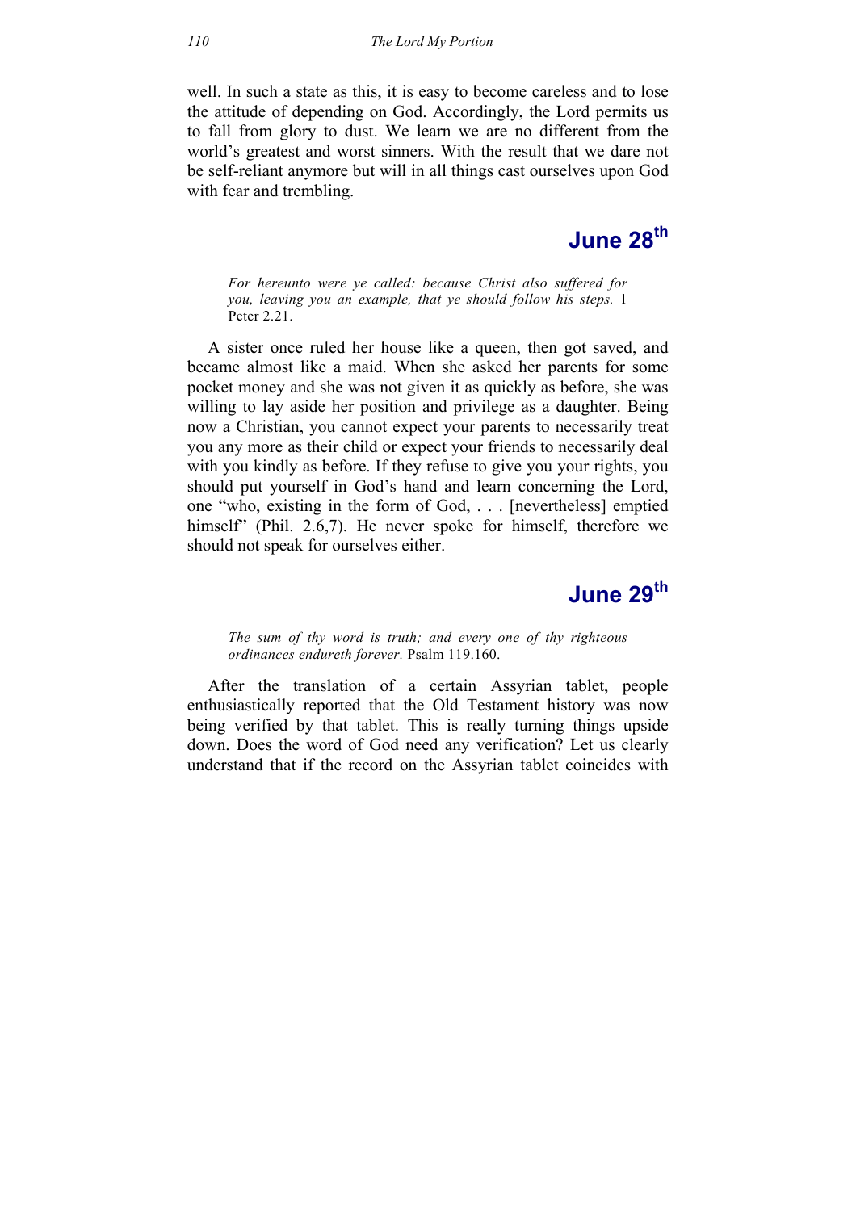well. In such a state as this, it is easy to become careless and to lose the attitude of depending on God. Accordingly, the Lord permits us to fall from glory to dust. We learn we are no different from the world's greatest and worst sinners. With the result that we dare not be self-reliant anymore but will in all things cast ourselves upon God with fear and trembling.

## June 28th

*For hereunto were ye called: because Christ also suffered for you, leaving you an example, that ye should follow his steps.* 1 Peter 2.21.

A sister once ruled her house like a queen, then got saved, and became almost like a maid. When she asked her parents for some pocket money and she was not given it as quickly as before, she was willing to lay aside her position and privilege as a daughter. Being now a Christian, you cannot expect your parents to necessarily treat you any more as their child or expect your friends to necessarily deal with you kindly as before. If they refuse to give you your rights, you should put yourself in God's hand and learn concerning the Lord, one "who, existing in the form of God, . . . [nevertheless] emptied himself" (Phil. 2.6,7). He never spoke for himself, therefore we should not speak for ourselves either.

## June 29th

*The sum of thy word is truth; and every one of thy righteous ordinances endureth forever.* Psalm 119.160.

After the translation of a certain Assyrian tablet, people enthusiastically reported that the Old Testament history was now being verified by that tablet. This is really turning things upside down. Does the word of God need any verification? Let us clearly understand that if the record on the Assyrian tablet coincides with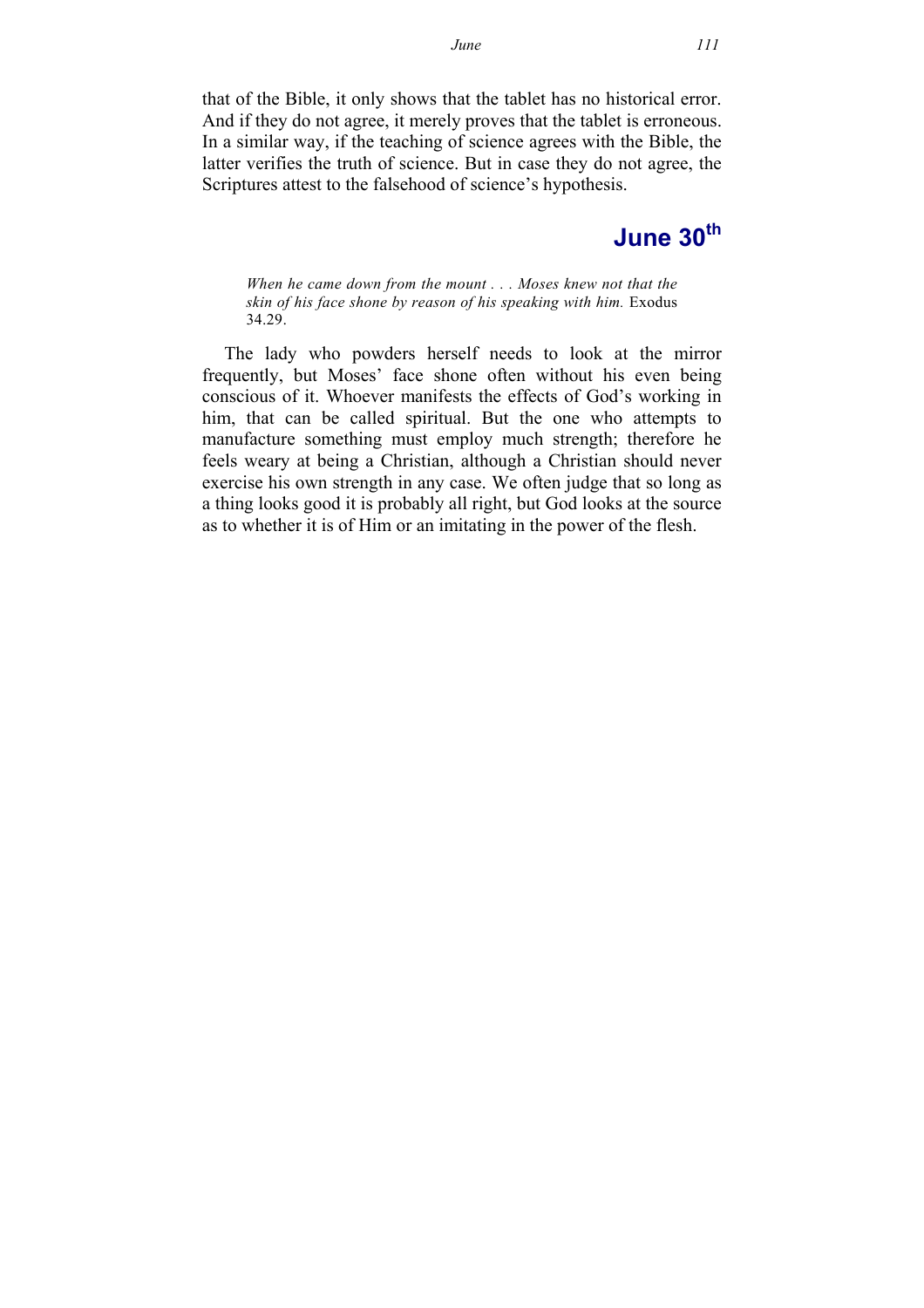that of the Bible, it only shows that the tablet has no historical error. And if they do not agree, it merely proves that the tablet is erroneous. In a similar way, if the teaching of science agrees with the Bible, the latter verifies the truth of science. But in case they do not agree, the Scriptures attest to the falsehood of science's hypothesis.

## June 30th

> *When he came down from the mount . . . Moses knew not that the skin of his face shone by reason of his speaking with him.* Exodus 34.29.

The lady who powders herself needs to look at the mirror frequently, but Moses' face shone often without his even being conscious of it. Whoever manifests the effects of God's working in him, that can be called spiritual. But the one who attempts to manufacture something must employ much strength; therefore he feels weary at being a Christian, although a Christian should never exercise his own strength in any case. We often judge that so long as a thing looks good it is probably all right, but God looks at the source as to whether it is of Him or an imitating in the power of the flesh.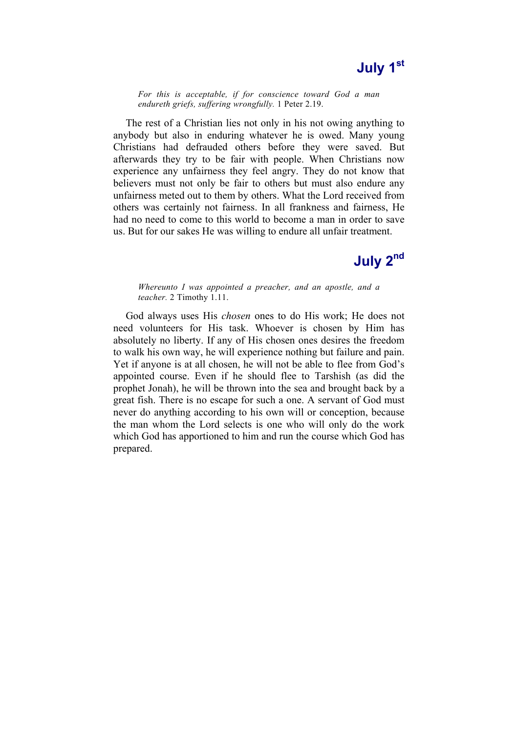# July 1st

*For this is acceptable, if for conscience toward God a man endureth griefs, suffering wrongfully.* 1 Peter 2.19.

The rest of a Christian lies not only in his not owing anything to anybody but also in enduring whatever he is owed. Many young Christians had defrauded others before they were saved. But afterwards they try to be fair with people. When Christians now experience any unfairness they feel angry. They do not know that believers must not only be fair to others but must also endure any unfairness meted out to them by others. What the Lord received from others was certainly not fairness. In all frankness and fairness, He had no need to come to this world to become a man in order to save us. But for our sakes He was willing to endure all unfair treatment.

# July 2nd

*Whereunto I was appointed a preacher, and an apostle, and a teacher.* 2 Timothy 1.11.

God always uses His *chosen* ones to do His work; He does not need volunteers for His task. Whoever is chosen by Him has absolutely no liberty. If any of His chosen ones desires the freedom to walk his own way, he will experience nothing but failure and pain. Yet if anyone is at all chosen, he will not be able to flee from God's appointed course. Even if he should flee to Tarshish (as did the prophet Jonah), he will be thrown into the sea and brought back by a great fish. There is no escape for such a one. A servant of God must never do anything according to his own will or conception, because the man whom the Lord selects is one who will only do the work which God has apportioned to him and run the course which God has prepared.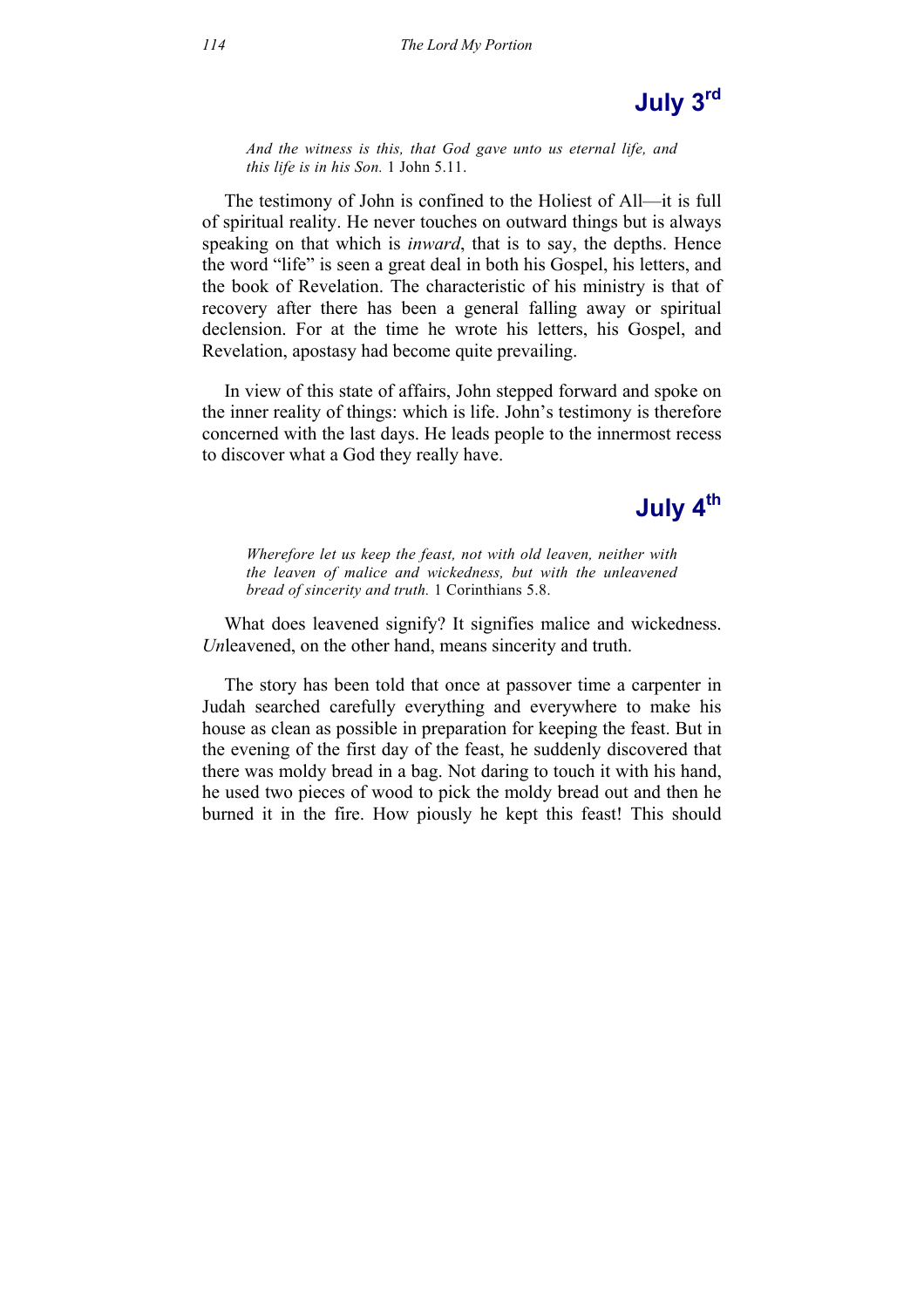## July 3rd

*And the witness is this, that God gave unto us eternal life, and this life is in his Son.* 1 John 5.11.

The testimony of John is confined to the Holiest of All—it is full of spiritual reality. He never touches on outward things but is always speaking on that which is *inward*, that is to say, the depths. Hence the word "life" is seen a great deal in both his Gospel, his letters, and the book of Revelation. The characteristic of his ministry is that of recovery after there has been a general falling away or spiritual declension. For at the time he wrote his letters, his Gospel, and Revelation, apostasy had become quite prevailing.

In view of this state of affairs, John stepped forward and spoke on the inner reality of things: which is life. John's testimony is therefore concerned with the last days. He leads people to the innermost recess to discover what a God they really have.

## July 4th

*Wherefore let us keep the feast, not with old leaven, neither with the leaven of malice and wickedness, but with the unleavened bread of sincerity and truth.* 1 Corinthians 5.8.

What does leavened signify? It signifies malice and wickedness. *Un*leavened, on the other hand, means sincerity and truth.

The story has been told that once at passover time a carpenter in Judah searched carefully everything and everywhere to make his house as clean as possible in preparation for keeping the feast. But in the evening of the first day of the feast, he suddenly discovered that there was moldy bread in a bag. Not daring to touch it with his hand, he used two pieces of wood to pick the moldy bread out and then he burned it in the fire. How piously he kept this feast! This should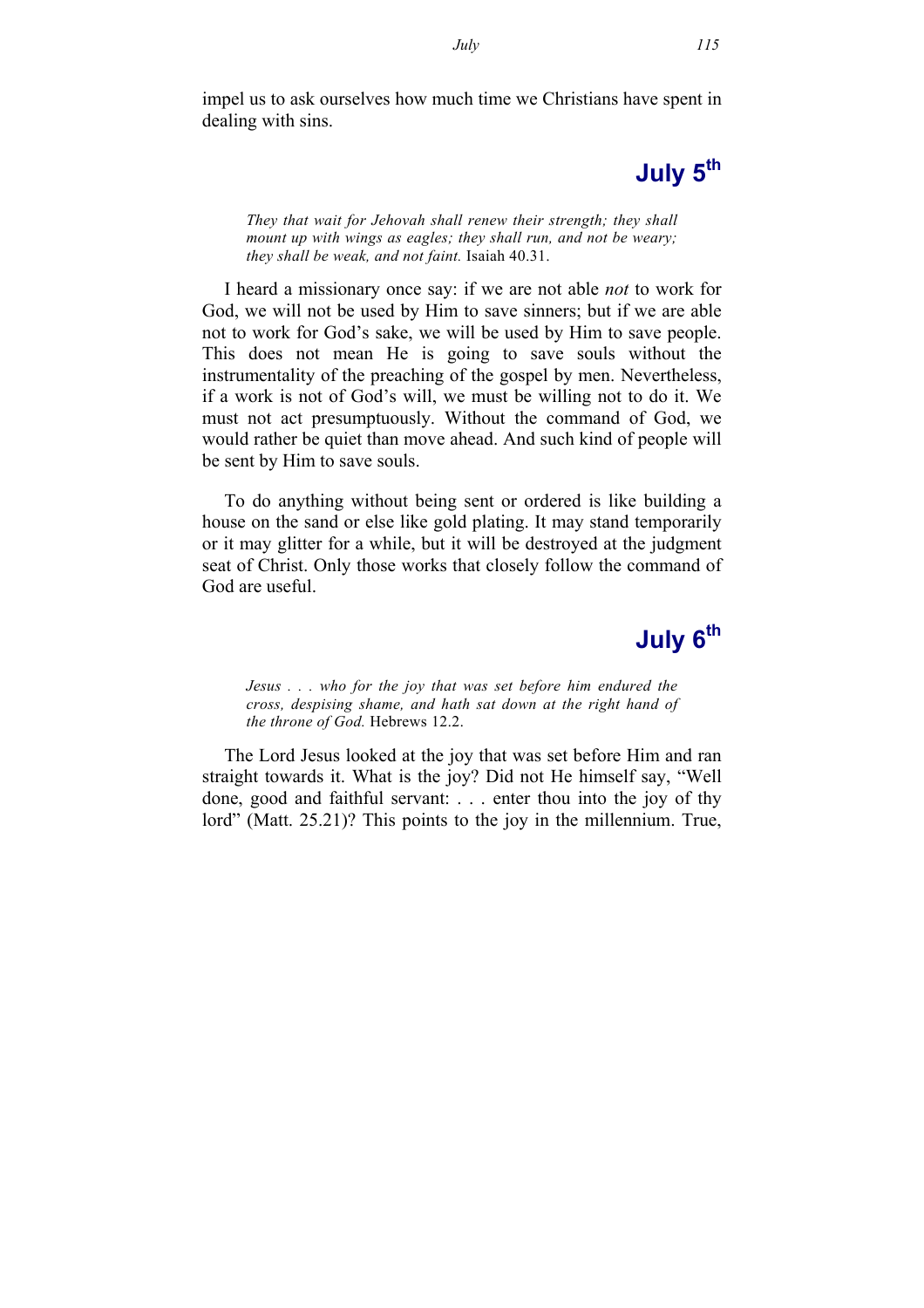impel us to ask ourselves how much time we Christians have spent in dealing with sins.

## July 5th

> *They that wait for Jehovah shall renew their strength; they shall mount up with wings as eagles; they shall run, and not be weary; they shall be weak, and not faint.* Isaiah 40.31.

I heard a missionary once say: if we are not able *not* to work for God, we will not be used by Him to save sinners; but if we are able not to work for God's sake, we will be used by Him to save people. This does not mean He is going to save souls without the instrumentality of the preaching of the gospel by men. Nevertheless, if a work is not of God's will, we must be willing not to do it. We must not act presumptuously. Without the command of God, we would rather be quiet than move ahead. And such kind of people will be sent by Him to save souls.

To do anything without being sent or ordered is like building a house on the sand or else like gold plating. It may stand temporarily or it may glitter for a while, but it will be destroyed at the judgment seat of Christ. Only those works that closely follow the command of God are useful.

## July 6th

> *Jesus . . . who for the joy that was set before him endured the cross, despising shame, and hath sat down at the right hand of the throne of God.* Hebrews 12.2.

The Lord Jesus looked at the joy that was set before Him and ran straight towards it. What is the joy? Did not He himself say, "Well done, good and faithful servant: . . . enter thou into the joy of thy lord" (Matt. 25.21)? This points to the joy in the millennium. True,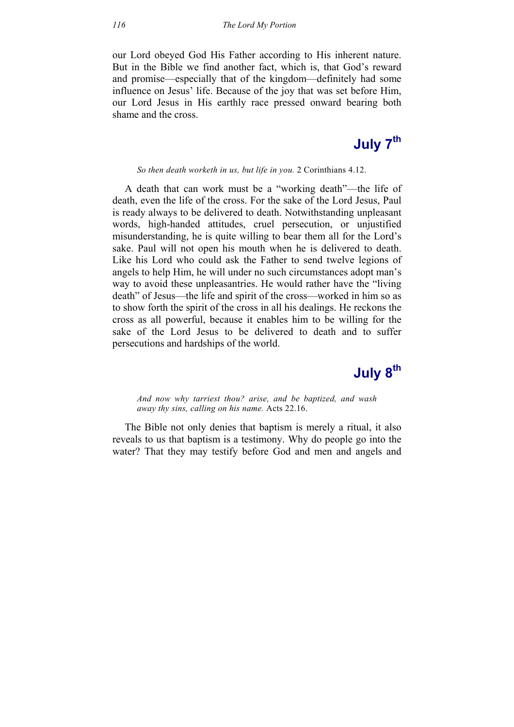our Lord obeyed God His Father according to His inherent nature. But in the Bible we find another fact, which is, that God's reward and promise—especially that of the kingdom—definitely had some influence on Jesus' life. Because of the joy that was set before Him, our Lord Jesus in His earthly race pressed onward bearing both shame and the cross.

## July 7th

*So then death worketh in us, but life in you.* 2 Corinthians 4.12.

A death that can work must be a "working death"—the life of death, even the life of the cross. For the sake of the Lord Jesus, Paul is ready always to be delivered to death. Notwithstanding unpleasant words, high-handed attitudes, cruel persecution, or unjustified misunderstanding, he is quite willing to bear them all for the Lord's sake. Paul will not open his mouth when he is delivered to death. Like his Lord who could ask the Father to send twelve legions of angels to help Him, he will under no such circumstances adopt man's way to avoid these unpleasantries. He would rather have the "living death" of Jesus—the life and spirit of the cross—worked in him so as to show forth the spirit of the cross in all his dealings. He reckons the cross as all powerful, because it enables him to be willing for the sake of the Lord Jesus to be delivered to death and to suffer persecutions and hardships of the world.

## July 8th

*And now why tarriest thou? arise, and be baptized, and wash away thy sins, calling on his name.* Acts 22.16.

The Bible not only denies that baptism is merely a ritual, it also reveals to us that baptism is a testimony. Why do people go into the water? That they may testify before God and men and angels and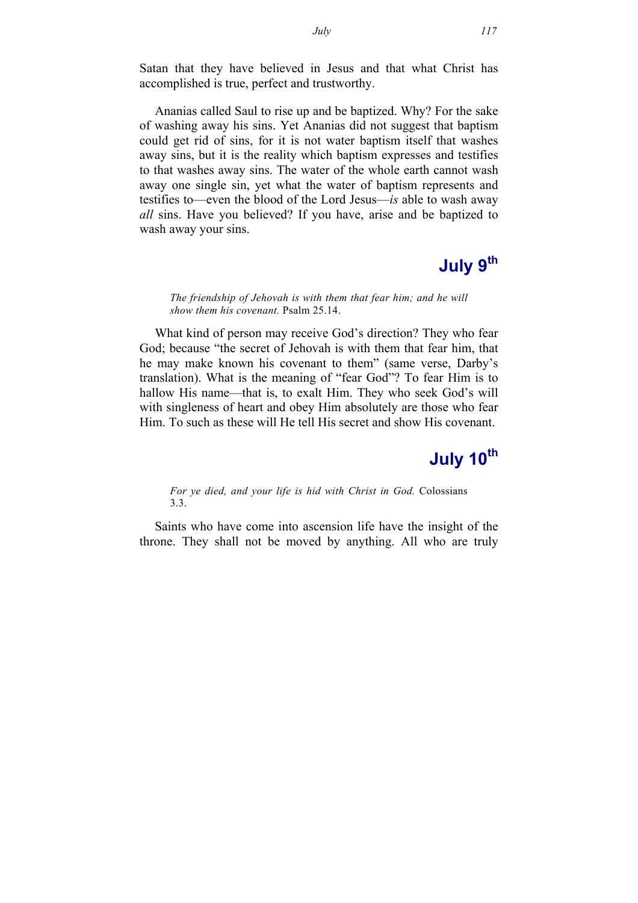Satan that they have believed in Jesus and that what Christ has accomplished is true, perfect and trustworthy.

Ananias called Saul to rise up and be baptized. Why? For the sake of washing away his sins. Yet Ananias did not suggest that baptism could get rid of sins, for it is not water baptism itself that washes away sins, but it is the reality which baptism expresses and testifies to that washes away sins. The water of the whole earth cannot wash away one single sin, yet what the water of baptism represents and testifies to—even the blood of the Lord Jesus—*is* able to wash away *all* sins. Have you believed? If you have, arise and be baptized to wash away your sins.

## July 9th

> *The friendship of Jehovah is with them that fear him; and he will show them his covenant.* Psalm 25.14.

What kind of person may receive God's direction? They who fear God; because "the secret of Jehovah is with them that fear him, that he may make known his covenant to them" (same verse, Darby's translation). What is the meaning of "fear God"? To fear Him is to hallow His name—that is, to exalt Him. They who seek God's will with singleness of heart and obey Him absolutely are those who fear Him. To such as these will He tell His secret and show His covenant.

## July 10th

> *For ye died, and your life is hid with Christ in God.* Colossians 3.3.

Saints who have come into ascension life have the insight of the throne. They shall not be moved by anything. All who are truly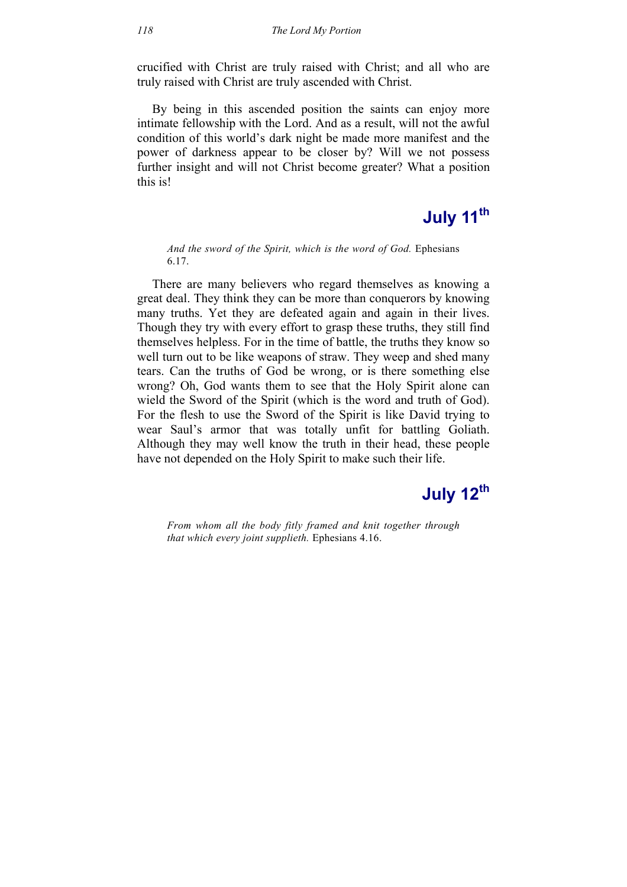crucified with Christ are truly raised with Christ; and all who are truly raised with Christ are truly ascended with Christ.

By being in this ascended position the saints can enjoy more intimate fellowship with the Lord. And as a result, will not the awful condition of this world's dark night be made more manifest and the power of darkness appear to be closer by? Will we not possess further insight and will not Christ become greater? What a position this is!

## July 11th

*And the sword of the Spirit, which is the word of God.* Ephesians 6.17.

There are many believers who regard themselves as knowing a great deal. They think they can be more than conquerors by knowing many truths. Yet they are defeated again and again in their lives. Though they try with every effort to grasp these truths, they still find themselves helpless. For in the time of battle, the truths they know so well turn out to be like weapons of straw. They weep and shed many tears. Can the truths of God be wrong, or is there something else wrong? Oh, God wants them to see that the Holy Spirit alone can wield the Sword of the Spirit (which is the word and truth of God). For the flesh to use the Sword of the Spirit is like David trying to wear Saul's armor that was totally unfit for battling Goliath. Although they may well know the truth in their head, these people have not depended on the Holy Spirit to make such their life.

## July 12th

*From whom all the body fitly framed and knit together through that which every joint supplieth.* Ephesians 4.16.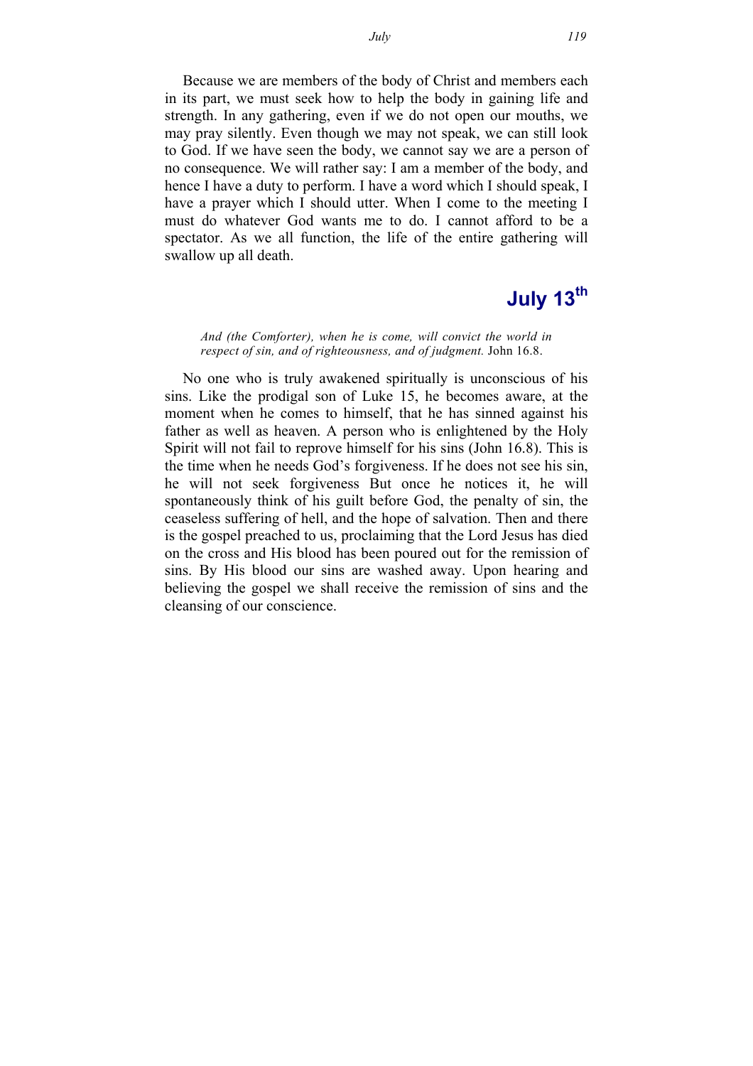Because we are members of the body of Christ and members each in its part, we must seek how to help the body in gaining life and strength. In any gathering, even if we do not open our mouths, we may pray silently. Even though we may not speak, we can still look to God. If we have seen the body, we cannot say we are a person of no consequence. We will rather say: I am a member of the body, and hence I have a duty to perform. I have a word which I should speak, I have a prayer which I should utter. When I come to the meeting I must do whatever God wants me to do. I cannot afford to be a spectator. As we all function, the life of the entire gathering will swallow up all death.

## July 13th

*And (the Comforter), when he is come, will convict the world in respect of sin, and of righteousness, and of judgment.* John 16.8.

No one who is truly awakened spiritually is unconscious of his sins. Like the prodigal son of Luke 15, he becomes aware, at the moment when he comes to himself, that he has sinned against his father as well as heaven. A person who is enlightened by the Holy Spirit will not fail to reprove himself for his sins (John 16.8). This is the time when he needs God's forgiveness. If he does not see his sin, he will not seek forgiveness But once he notices it, he will spontaneously think of his guilt before God, the penalty of sin, the ceaseless suffering of hell, and the hope of salvation. Then and there is the gospel preached to us, proclaiming that the Lord Jesus has died on the cross and His blood has been poured out for the remission of sins. By His blood our sins are washed away. Upon hearing and believing the gospel we shall receive the remission of sins and the cleansing of our conscience.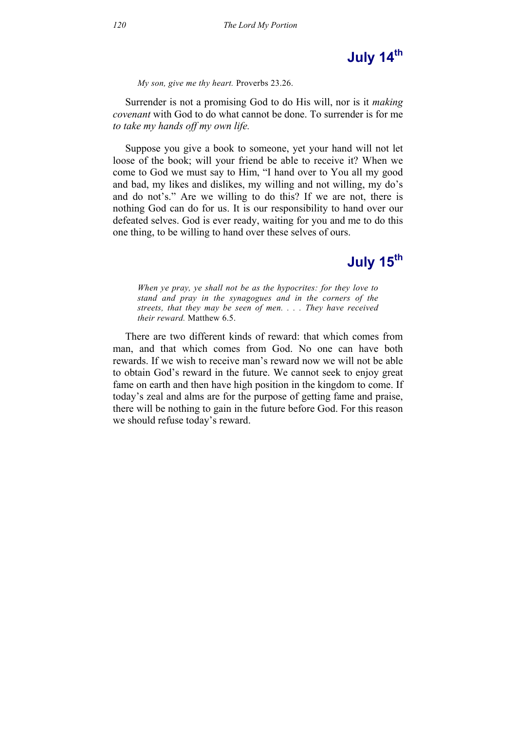## July 14th

*My son, give me thy heart.* Proverbs 23.26.

Surrender is not a promising God to do His will, nor is it *making covenant* with God to do what cannot be done. To surrender is for me *to take my hands off my own life.*

Suppose you give a book to someone, yet your hand will not let loose of the book; will your friend be able to receive it? When we come to God we must say to Him, "I hand over to You all my good and bad, my likes and dislikes, my willing and not willing, my do's and do not's." Are we willing to do this? If we are not, there is nothing God can do for us. It is our responsibility to hand over our defeated selves. God is ever ready, waiting for you and me to do this one thing, to be willing to hand over these selves of ours.

## July 15th

*When ye pray, ye shall not be as the hypocrites: for they love to stand and pray in the synagogues and in the corners of the streets, that they may be seen of men. . . . They have received their reward.* Matthew 6.5.

There are two different kinds of reward: that which comes from man, and that which comes from God. No one can have both rewards. If we wish to receive man's reward now we will not be able to obtain God's reward in the future. We cannot seek to enjoy great fame on earth and then have high position in the kingdom to come. If today's zeal and alms are for the purpose of getting fame and praise, there will be nothing to gain in the future before God. For this reason we should refuse today's reward.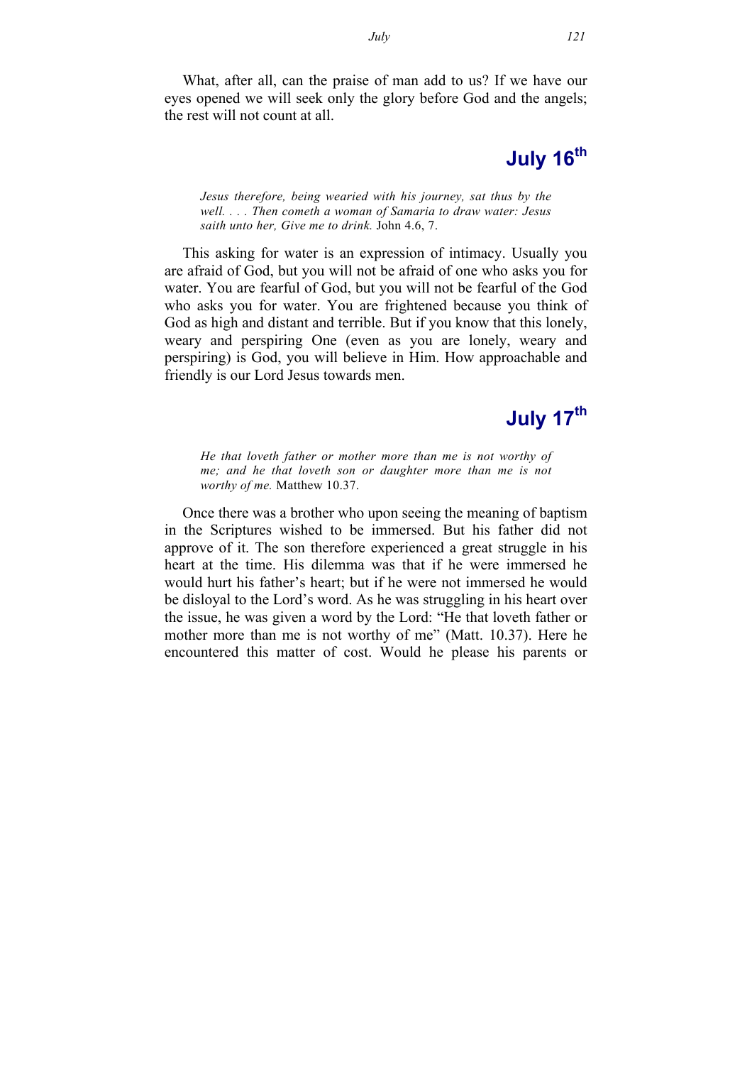What, after all, can the praise of man add to us? If we have our eyes opened we will seek only the glory before God and the angels; the rest will not count at all.

## July 16th

> *Jesus therefore, being wearied with his journey, sat thus by the well. . . . Then cometh a woman of Samaria to draw water: Jesus saith unto her, Give me to drink.* John 4.6, 7.

This asking for water is an expression of intimacy. Usually you are afraid of God, but you will not be afraid of one who asks you for water. You are fearful of God, but you will not be fearful of the God who asks you for water. You are frightened because you think of God as high and distant and terrible. But if you know that this lonely, weary and perspiring One (even as you are lonely, weary and perspiring) is God, you will believe in Him. How approachable and friendly is our Lord Jesus towards men.

## July 17th

> *He that loveth father or mother more than me is not worthy of me; and he that loveth son or daughter more than me is not worthy of me.* Matthew 10.37.

Once there was a brother who upon seeing the meaning of baptism in the Scriptures wished to be immersed. But his father did not approve of it. The son therefore experienced a great struggle in his heart at the time. His dilemma was that if he were immersed he would hurt his father's heart; but if he were not immersed he would be disloyal to the Lord's word. As he was struggling in his heart over the issue, he was given a word by the Lord: "He that loveth father or mother more than me is not worthy of me" (Matt. 10.37). Here he encountered this matter of cost. Would he please his parents or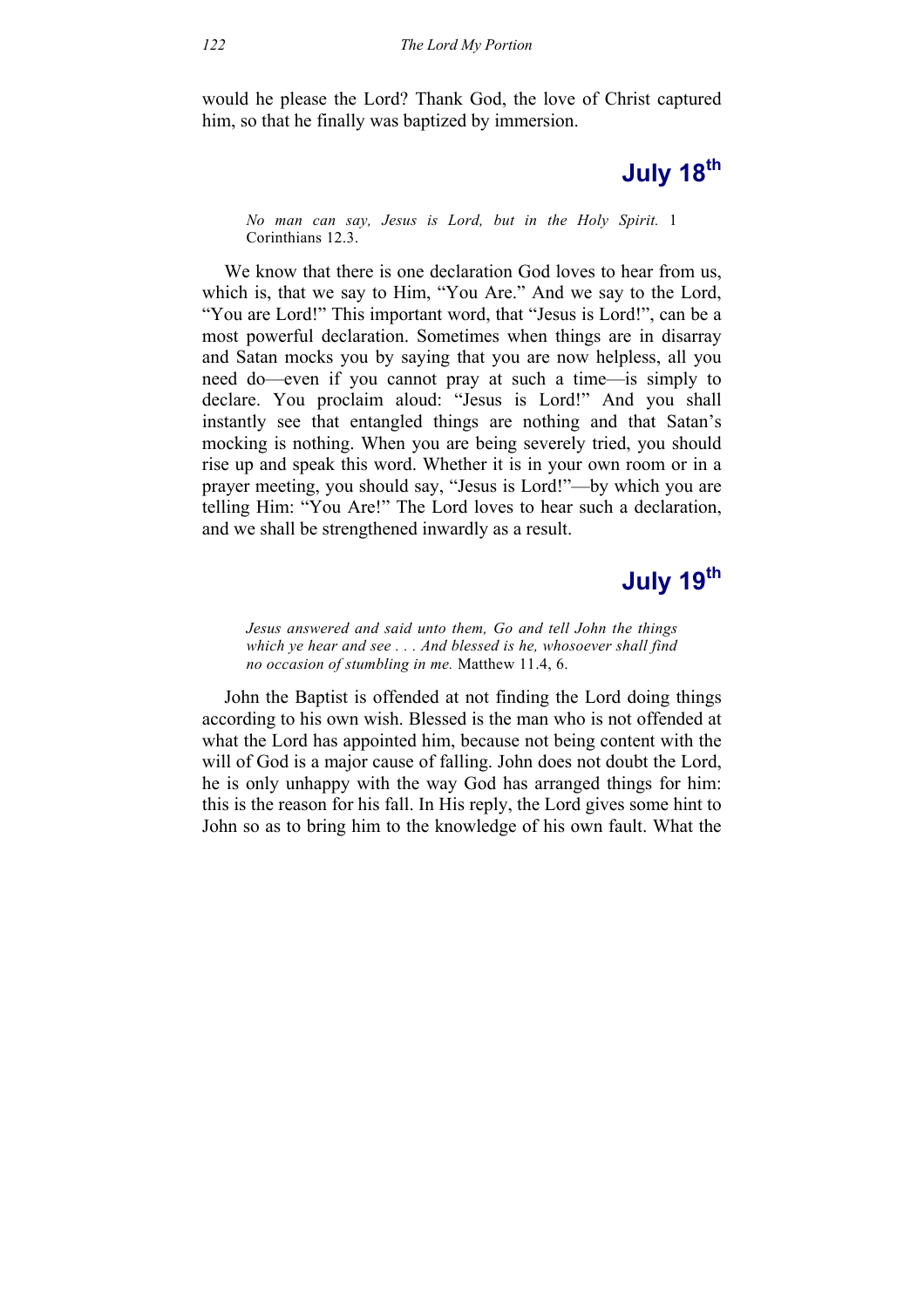would he please the Lord? Thank God, the love of Christ captured him, so that he finally was baptized by immersion.

## July 18th

> *No man can say, Jesus is Lord, but in the Holy Spirit.* 1 Corinthians 12.3.

We know that there is one declaration God loves to hear from us, which is, that we say to Him, "You Are." And we say to the Lord, "You are Lord!" This important word, that "Jesus is Lord!", can be a most powerful declaration. Sometimes when things are in disarray and Satan mocks you by saying that you are now helpless, all you need do—even if you cannot pray at such a time—is simply to declare. You proclaim aloud: "Jesus is Lord!" And you shall instantly see that entangled things are nothing and that Satan's mocking is nothing. When you are being severely tried, you should rise up and speak this word. Whether it is in your own room or in a prayer meeting, you should say, "Jesus is Lord!"—by which you are telling Him: "You Are!" The Lord loves to hear such a declaration, and we shall be strengthened inwardly as a result.

## July 19th

> *Jesus answered and said unto them, Go and tell John the things which ye hear and see . . . And blessed is he, whosoever shall find no occasion of stumbling in me.* Matthew 11.4, 6.

John the Baptist is offended at not finding the Lord doing things according to his own wish. Blessed is the man who is not offended at what the Lord has appointed him, because not being content with the will of God is a major cause of falling. John does not doubt the Lord, he is only unhappy with the way God has arranged things for him: this is the reason for his fall. In His reply, the Lord gives some hint to John so as to bring him to the knowledge of his own fault. What the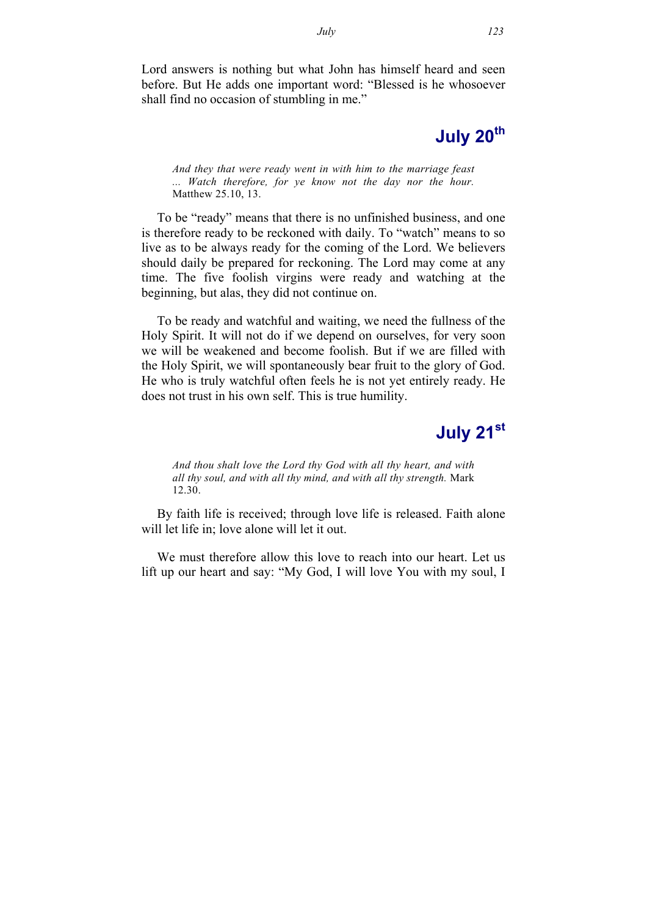Lord answers is nothing but what John has himself heard and seen before. But He adds one important word: “Blessed is he whosoever shall find no occasion of stumbling in me.”

## July 20th

> *And they that were ready went in with him to the marriage feast ... Watch therefore, for ye know not the day nor the hour.* Matthew 25.10, 13.

To be “ready” means that there is no unfinished business, and one is therefore ready to be reckoned with daily. To “watch” means to so live as to be always ready for the coming of the Lord. We believers should daily be prepared for reckoning. The Lord may come at any time. The five foolish virgins were ready and watching at the beginning, but alas, they did not continue on.

To be ready and watchful and waiting, we need the fullness of the Holy Spirit. It will not do if we depend on ourselves, for very soon we will be weakened and become foolish. But if we are filled with the Holy Spirit, we will spontaneously bear fruit to the glory of God. He who is truly watchful often feels he is not yet entirely ready. He does not trust in his own self. This is true humility.

## July 21st

> *And thou shalt love the Lord thy God with all thy heart, and with all thy soul, and with all thy mind, and with all thy strength.* Mark 12.30.

By faith life is received; through love life is released. Faith alone will let life in; love alone will let it out.

We must therefore allow this love to reach into our heart. Let us lift up our heart and say: “My God, I will love You with my soul, I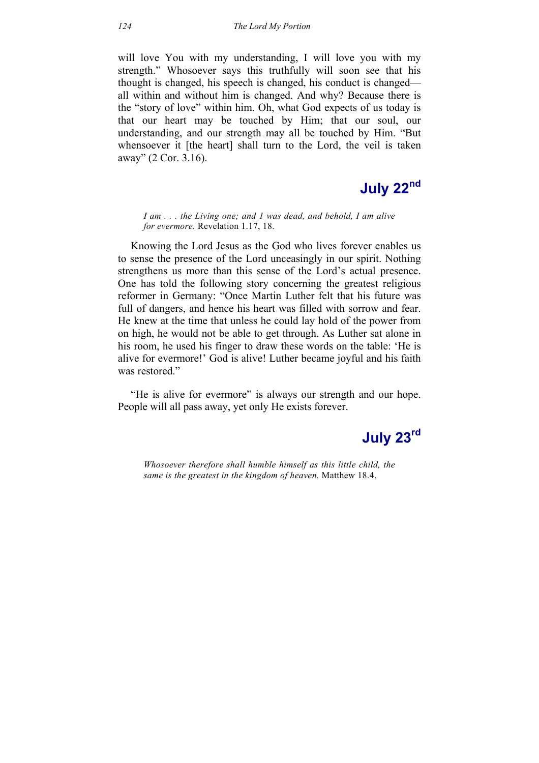will love You with my understanding, I will love you with my strength." Whosoever says this truthfully will soon see that his thought is changed, his speech is changed, his conduct is changed—all within and without him is changed. And why? Because there is the "story of love" within him. Oh, what God expects of us today is that our heart may be touched by Him; that our soul, our understanding, and our strength may all be touched by Him. "But whensoever it [the heart] shall turn to the Lord, the veil is taken away" (2 Cor. 3.16).

## July 22nd

*I am . . . the Living one; and I was dead, and behold, I am alive for evermore.* Revelation 1.17, 18.

Knowing the Lord Jesus as the God who lives forever enables us to sense the presence of the Lord unceasingly in our spirit. Nothing strengthens us more than this sense of the Lord's actual presence. One has told the following story concerning the greatest religious reformer in Germany: "Once Martin Luther felt that his future was full of dangers, and hence his heart was filled with sorrow and fear. He knew at the time that unless he could lay hold of the power from on high, he would not be able to get through. As Luther sat alone in his room, he used his finger to draw these words on the table: 'He is alive for evermore!' God is alive! Luther became joyful and his faith was restored."

"He is alive for evermore" is always our strength and our hope. People will all pass away, yet only He exists forever.

## July 23rd

*Whosoever therefore shall humble himself as this little child, the same is the greatest in the kingdom of heaven.* Matthew 18.4.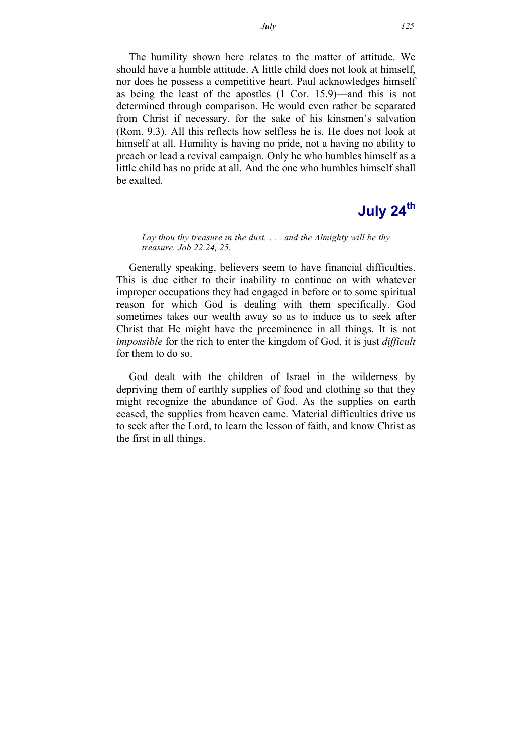The humility shown here relates to the matter of attitude. We should have a humble attitude. A little child does not look at himself, nor does he possess a competitive heart. Paul acknowledges himself as being the least of the apostles (1 Cor. 15.9)—and this is not determined through comparison. He would even rather be separated from Christ if necessary, for the sake of his kinsmen's salvation (Rom. 9.3). All this reflects how selfless he is. He does not look at himself at all. Humility is having no pride, not a having no ability to preach or lead a revival campaign. Only he who humbles himself as a little child has no pride at all. And the one who humbles himself shall be exalted.

## July 24th

*Lay thou thy treasure in the dust, . . . and the Almighty will be thy treasure. Job 22.24, 25.*

Generally speaking, believers seem to have financial difficulties. This is due either to their inability to continue on with whatever improper occupations they had engaged in before or to some spiritual reason for which God is dealing with them specifically. God sometimes takes our wealth away so as to induce us to seek after Christ that He might have the preeminence in all things. It is not *impossible* for the rich to enter the kingdom of God, it is just *difficult* for them to do so.

God dealt with the children of Israel in the wilderness by depriving them of earthly supplies of food and clothing so that they might recognize the abundance of God. As the supplies on earth ceased, the supplies from heaven came. Material difficulties drive us to seek after the Lord, to learn the lesson of faith, and know Christ as the first in all things.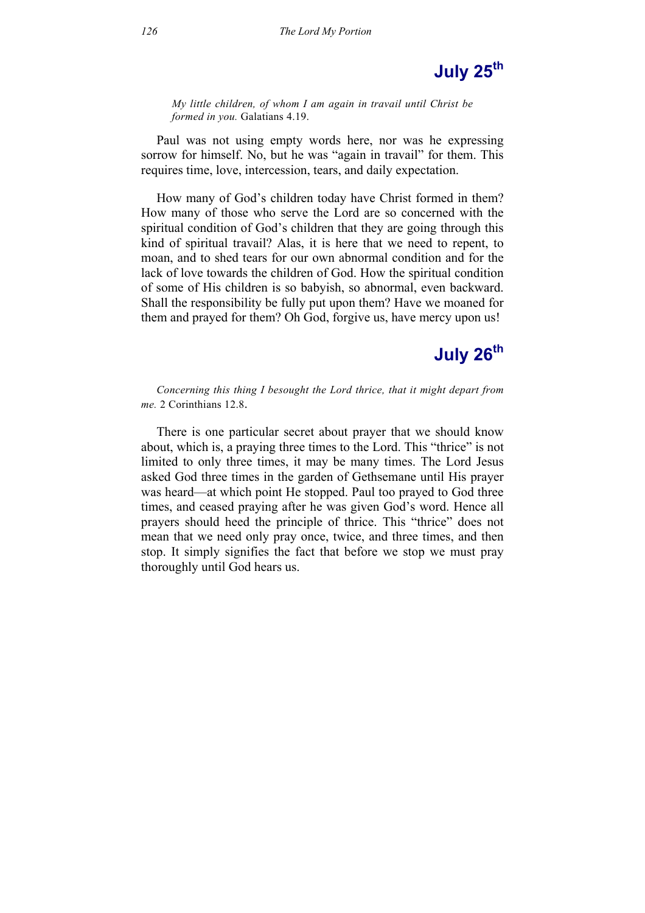## July 25th

*My little children, of whom I am again in travail until Christ be formed in you.* Galatians 4.19.

Paul was not using empty words here, nor was he expressing sorrow for himself. No, but he was "again in travail" for them. This requires time, love, intercession, tears, and daily expectation.

How many of God's children today have Christ formed in them? How many of those who serve the Lord are so concerned with the spiritual condition of God's children that they are going through this kind of spiritual travail? Alas, it is here that we need to repent, to moan, and to shed tears for our own abnormal condition and for the lack of love towards the children of God. How the spiritual condition of some of His children is so babyish, so abnormal, even backward. Shall the responsibility be fully put upon them? Have we moaned for them and prayed for them? Oh God, forgive us, have mercy upon us!

## July 26th

*Concerning this thing I besought the Lord thrice, that it might depart from me.* 2 Corinthians 12.8.

There is one particular secret about prayer that we should know about, which is, a praying three times to the Lord. This "thrice" is not limited to only three times, it may be many times. The Lord Jesus asked God three times in the garden of Gethsemane until His prayer was heard—at which point He stopped. Paul too prayed to God three times, and ceased praying after he was given God's word. Hence all prayers should heed the principle of thrice. This "thrice" does not mean that we need only pray once, twice, and three times, and then stop. It simply signifies the fact that before we stop we must pray thoroughly until God hears us.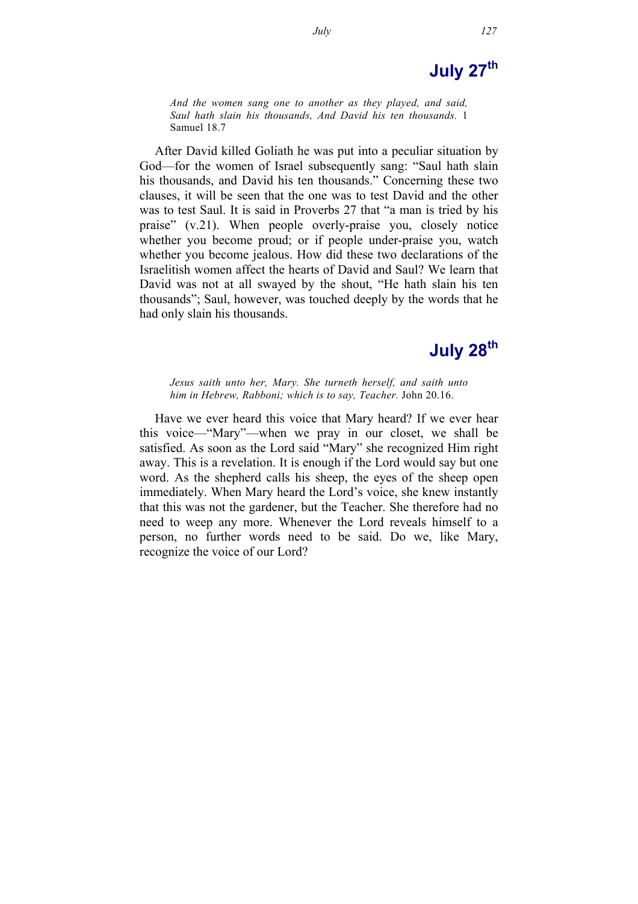## July 27th

*And the women sang one to another as they played, and said, Saul hath slain his thousands, And David his ten thousands.* 1 Samuel 18.7

After David killed Goliath he was put into a peculiar situation by God—for the women of Israel subsequently sang: "Saul hath slain his thousands, and David his ten thousands." Concerning these two clauses, it will be seen that the one was to test David and the other was to test Saul. It is said in Proverbs 27 that "a man is tried by his praise" (v.21). When people overly-praise you, closely notice whether you become proud; or if people under-praise you, watch whether you become jealous. How did these two declarations of the Israelitish women affect the hearts of David and Saul? We learn that David was not at all swayed by the shout, "He hath slain his ten thousands"; Saul, however, was touched deeply by the words that he had only slain his thousands.

## July 28th

*Jesus saith unto her, Mary. She turneth herself, and saith unto him in Hebrew, Rabboni; which is to say, Teacher.* John 20.16.

Have we ever heard this voice that Mary heard? If we ever hear this voice—"Mary"—when we pray in our closet, we shall be satisfied. As soon as the Lord said "Mary" she recognized Him right away. This is a revelation. It is enough if the Lord would say but one word. As the shepherd calls his sheep, the eyes of the sheep open immediately. When Mary heard the Lord's voice, she knew instantly that this was not the gardener, but the Teacher. She therefore had no need to weep any more. Whenever the Lord reveals himself to a person, no further words need to be said. Do we, like Mary, recognize the voice of our Lord?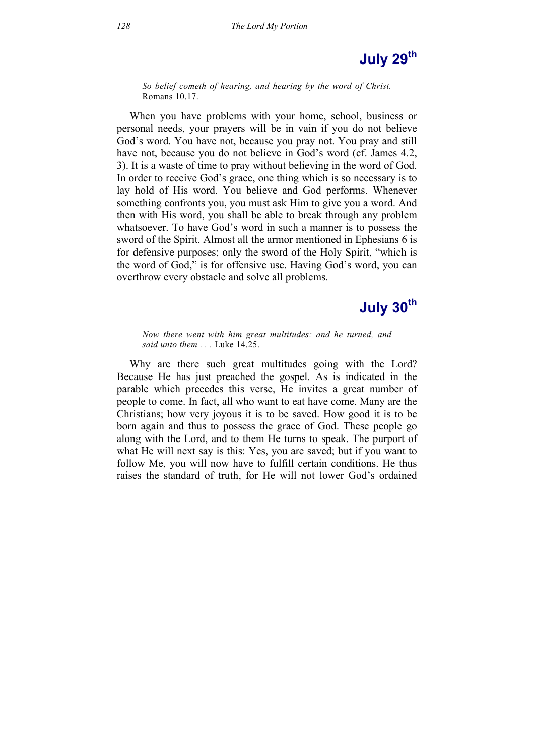# July 29th

*So belief cometh of hearing, and hearing by the word of Christ.* Romans 10.17.

When you have problems with your home, school, business or personal needs, your prayers will be in vain if you do not believe God's word. You have not, because you pray not. You pray and still have not, because you do not believe in God's word (cf. James 4.2, 3). It is a waste of time to pray without believing in the word of God. In order to receive God's grace, one thing which is so necessary is to lay hold of His word. You believe and God performs. Whenever something confronts you, you must ask Him to give you a word. And then with His word, you shall be able to break through any problem whatsoever. To have God's word in such a manner is to possess the sword of the Spirit. Almost all the armor mentioned in Ephesians 6 is for defensive purposes; only the sword of the Holy Spirit, "which is the word of God," is for offensive use. Having God's word, you can overthrow every obstacle and solve all problems.

# July 30th

*Now there went with him great multitudes: and he turned, and said unto them . . .* Luke 14.25.

Why are there such great multitudes going with the Lord? Because He has just preached the gospel. As is indicated in the parable which precedes this verse, He invites a great number of people to come. In fact, all who want to eat have come. Many are the Christians; how very joyous it is to be saved. How good it is to be born again and thus to possess the grace of God. These people go along with the Lord, and to them He turns to speak. The purport of what He will next say is this: Yes, you are saved; but if you want to follow Me, you will now have to fulfill certain conditions. He thus raises the standard of truth, for He will not lower God's ordained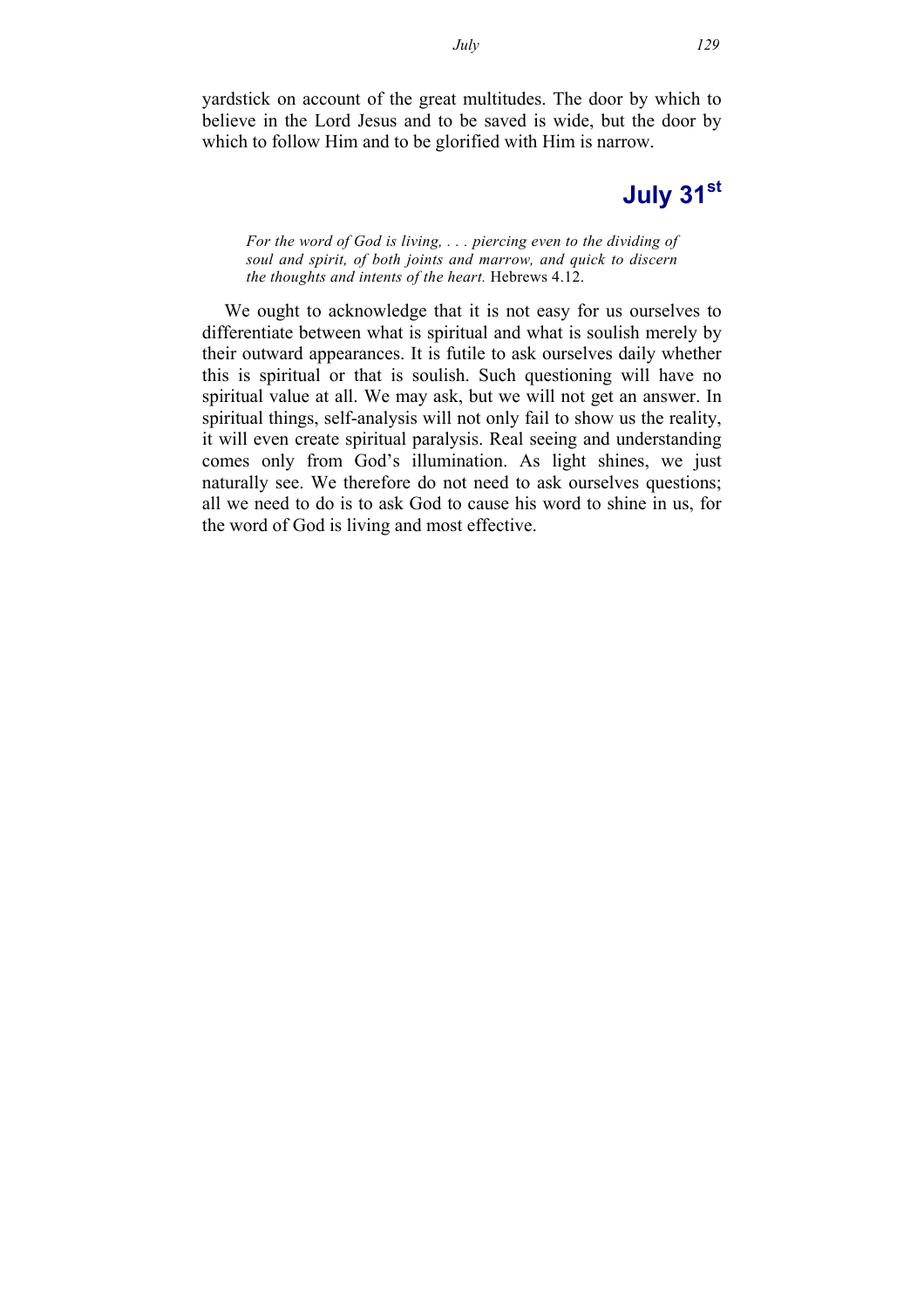yardstick on account of the great multitudes. The door by which to believe in the Lord Jesus and to be saved is wide, but the door by which to follow Him and to be glorified with Him is narrow.

## July 31st

> *For the word of God is living, . . . piercing even to the dividing of soul and spirit, of both joints and marrow, and quick to discern the thoughts and intents of the heart.* Hebrews 4.12.

We ought to acknowledge that it is not easy for us ourselves to differentiate between what is spiritual and what is soulish merely by their outward appearances. It is futile to ask ourselves daily whether this is spiritual or that is soulish. Such questioning will have no spiritual value at all. We may ask, but we will not get an answer. In spiritual things, self-analysis will not only fail to show us the reality, it will even create spiritual paralysis. Real seeing and understanding comes only from God's illumination. As light shines, we just naturally see. We therefore do not need to ask ourselves questions; all we need to do is to ask God to cause his word to shine in us, for the word of God is living and most effective.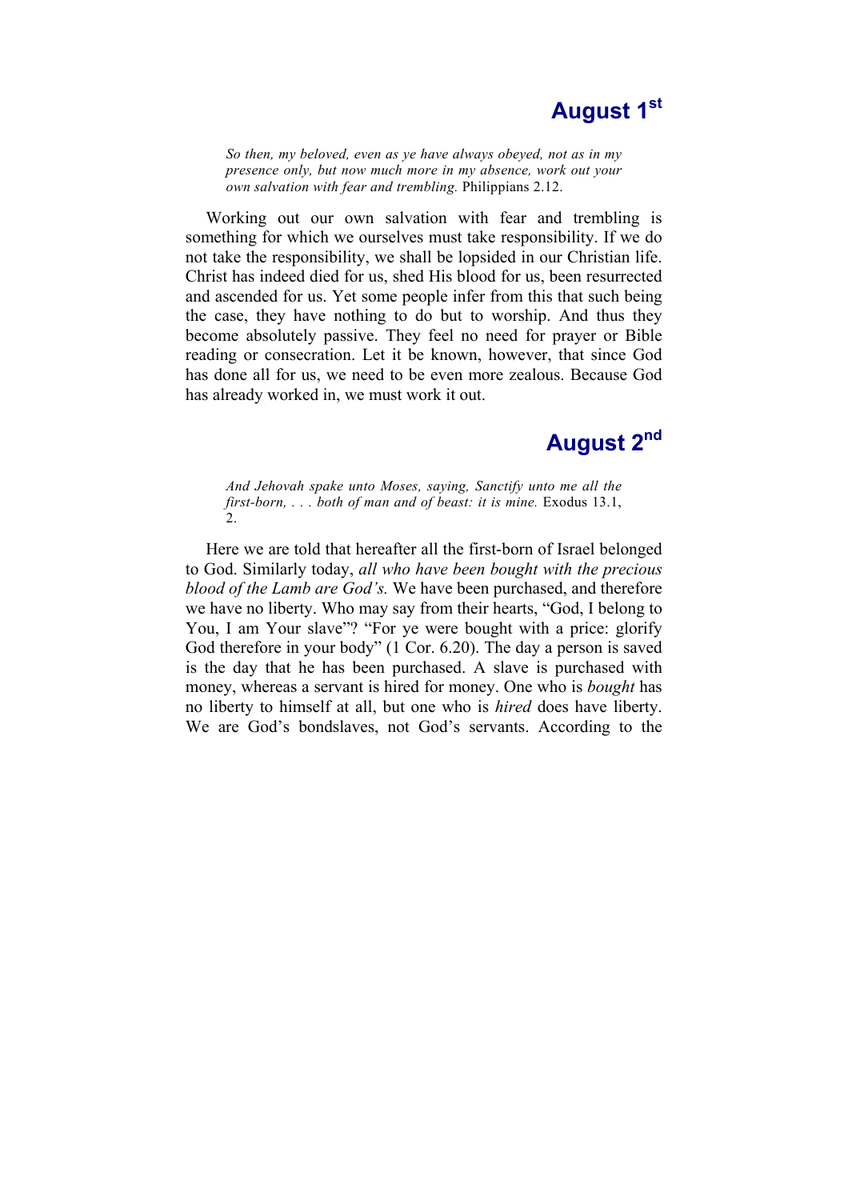## August 1st

> *So then, my beloved, even as ye have always obeyed, not as in my presence only, but now much more in my absence, work out your own salvation with fear and trembling.* Philippians 2.12.

Working out our own salvation with fear and trembling is something for which we ourselves must take responsibility. If we do not take the responsibility, we shall be lopsided in our Christian life. Christ has indeed died for us, shed His blood for us, been resurrected and ascended for us. Yet some people infer from this that such being the case, they have nothing to do but to worship. And thus they become absolutely passive. They feel no need for prayer or Bible reading or consecration. Let it be known, however, that since God has done all for us, we need to be even more zealous. Because God has already worked in, we must work it out.

## August 2nd

> *And Jehovah spake unto Moses, saying, Sanctify unto me all the first-born, . . . both of man and of beast: it is mine.* Exodus 13.1, 2.

Here we are told that hereafter all the first-born of Israel belonged to God. Similarly today, *all who have been bought with the precious blood of the Lamb are God's.* We have been purchased, and therefore we have no liberty. Who may say from their hearts, "God, I belong to You, I am Your slave"? "For ye were bought with a price: glorify God therefore in your body" (1 Cor. 6.20). The day a person is saved is the day that he has been purchased. A slave is purchased with money, whereas a servant is hired for money. One who is *bought* has no liberty to himself at all, but one who is *hired* does have liberty. We are God's bondslaves, not God's servants. According to the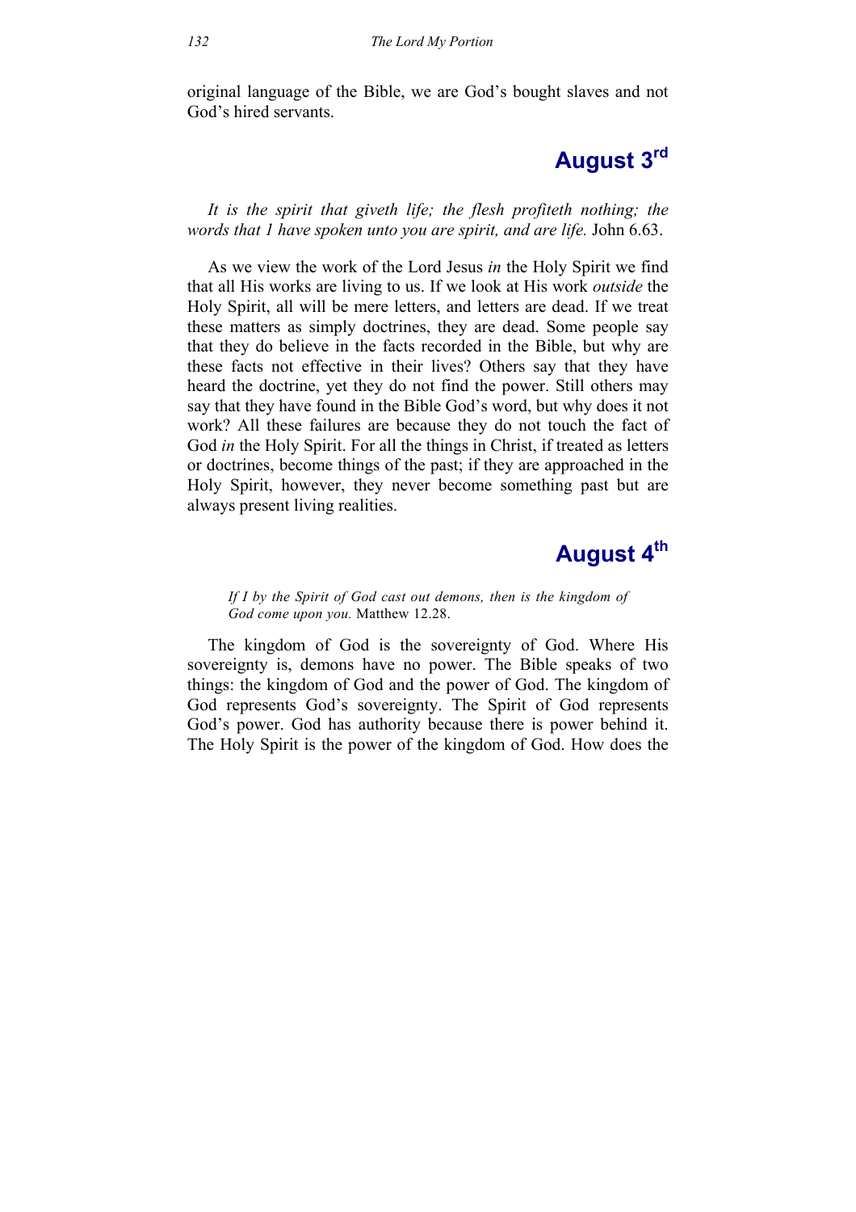original language of the Bible, we are God's bought slaves and not God's hired servants.

## August 3rd

*It is the spirit that giveth life; the flesh profiteth nothing; the words that I have spoken unto you are spirit, and are life.* John 6.63.

As we view the work of the Lord Jesus *in* the Holy Spirit we find that all His works are living to us. If we look at His work *outside* the Holy Spirit, all will be mere letters, and letters are dead. If we treat these matters as simply doctrines, they are dead. Some people say that they do believe in the facts recorded in the Bible, but why are these facts not effective in their lives? Others say that they have heard the doctrine, yet they do not find the power. Still others may say that they have found in the Bible God's word, but why does it not work? All these failures are because they do not touch the fact of God *in* the Holy Spirit. For all the things in Christ, if treated as letters or doctrines, become things of the past; if they are approached in the Holy Spirit, however, they never become something past but are always present living realities.

## August 4th

> *If I by the Spirit of God cast out demons, then is the kingdom of God come upon you.* Matthew 12.28.

The kingdom of God is the sovereignty of God. Where His sovereignty is, demons have no power. The Bible speaks of two things: the kingdom of God and the power of God. The kingdom of God represents God's sovereignty. The Spirit of God represents God's power. God has authority because there is power behind it. The Holy Spirit is the power of the kingdom of God. How does the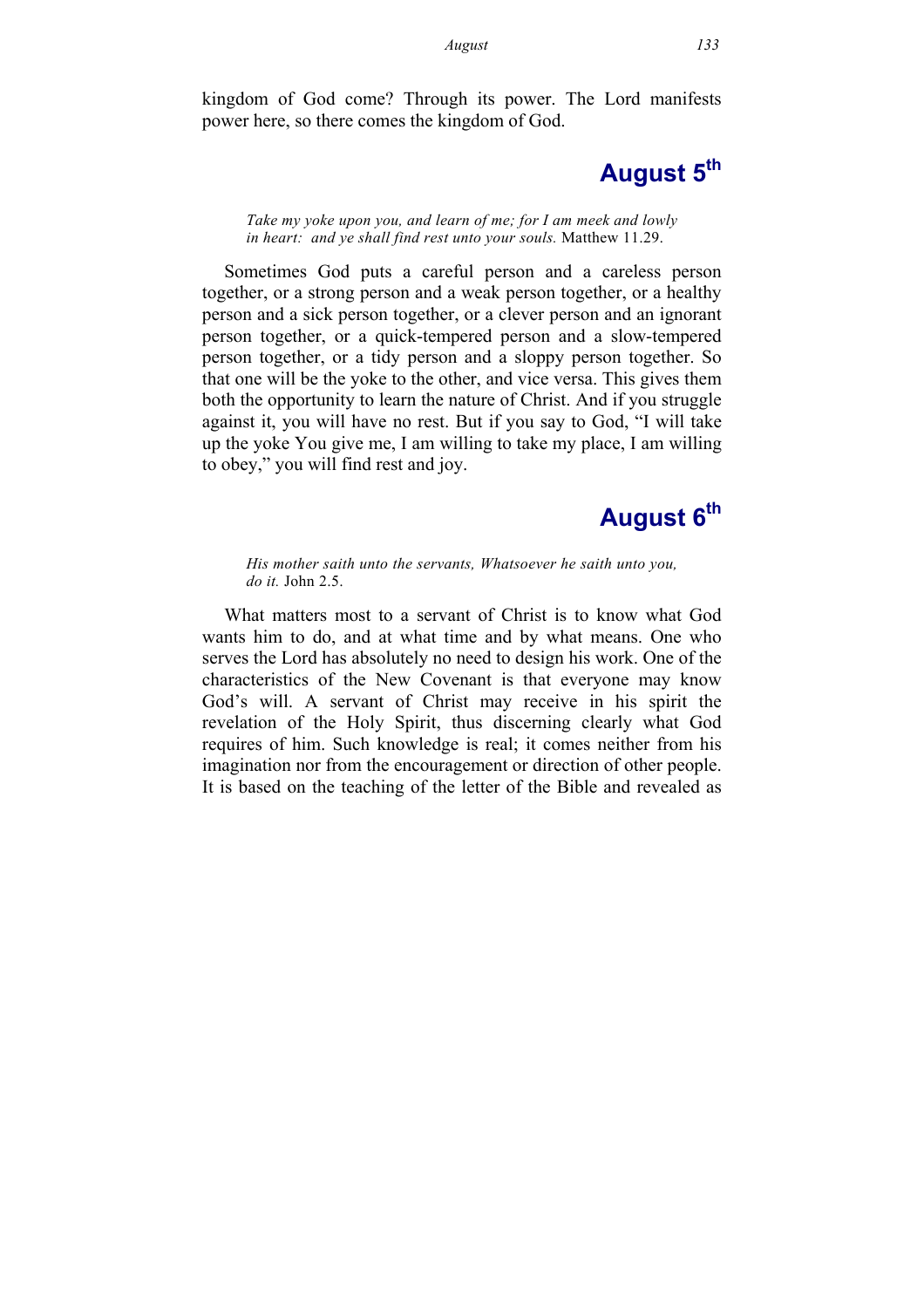kingdom of God come? Through its power. The Lord manifests power here, so there comes the kingdom of God.

## August 5th

> *Take my yoke upon you, and learn of me; for I am meek and lowly in heart: and ye shall find rest unto your souls.* Matthew 11.29.

Sometimes God puts a careful person and a careless person together, or a strong person and a weak person together, or a healthy person and a sick person together, or a clever person and an ignorant person together, or a quick-tempered person and a slow-tempered person together, or a tidy person and a sloppy person together. So that one will be the yoke to the other, and vice versa. This gives them both the opportunity to learn the nature of Christ. And if you struggle against it, you will have no rest. But if you say to God, "I will take up the yoke You give me, I am willing to take my place, I am willing to obey," you will find rest and joy.

## August 6th

> *His mother saith unto the servants, Whatsoever he saith unto you, do it.* John 2.5.

What matters most to a servant of Christ is to know what God wants him to do, and at what time and by what means. One who serves the Lord has absolutely no need to design his work. One of the characteristics of the New Covenant is that everyone may know God's will. A servant of Christ may receive in his spirit the revelation of the Holy Spirit, thus discerning clearly what God requires of him. Such knowledge is real; it comes neither from his imagination nor from the encouragement or direction of other people. It is based on the teaching of the letter of the Bible and revealed as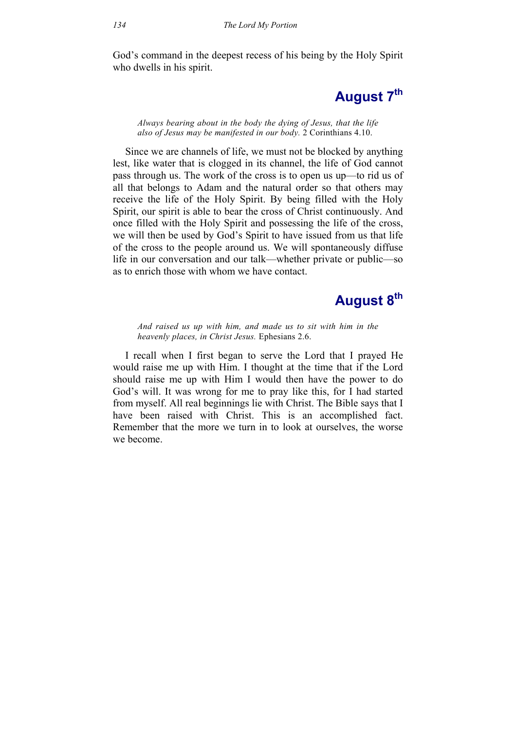God's command in the deepest recess of his being by the Holy Spirit who dwells in his spirit.

## August 7th

*Always bearing about in the body the dying of Jesus, that the life also of Jesus may be manifested in our body.* 2 Corinthians 4.10.

Since we are channels of life, we must not be blocked by anything lest, like water that is clogged in its channel, the life of God cannot pass through us. The work of the cross is to open us up—to rid us of all that belongs to Adam and the natural order so that others may receive the life of the Holy Spirit. By being filled with the Holy Spirit, our spirit is able to bear the cross of Christ continuously. And once filled with the Holy Spirit and possessing the life of the cross, we will then be used by God's Spirit to have issued from us that life of the cross to the people around us. We will spontaneously diffuse life in our conversation and our talk—whether private or public—so as to enrich those with whom we have contact.

## August 8th

*And raised us up with him, and made us to sit with him in the heavenly places, in Christ Jesus.* Ephesians 2.6.

I recall when I first began to serve the Lord that I prayed He would raise me up with Him. I thought at the time that if the Lord should raise me up with Him I would then have the power to do God's will. It was wrong for me to pray like this, for I had started from myself. All real beginnings lie with Christ. The Bible says that I have been raised with Christ. This is an accomplished fact. Remember that the more we turn in to look at ourselves, the worse we become.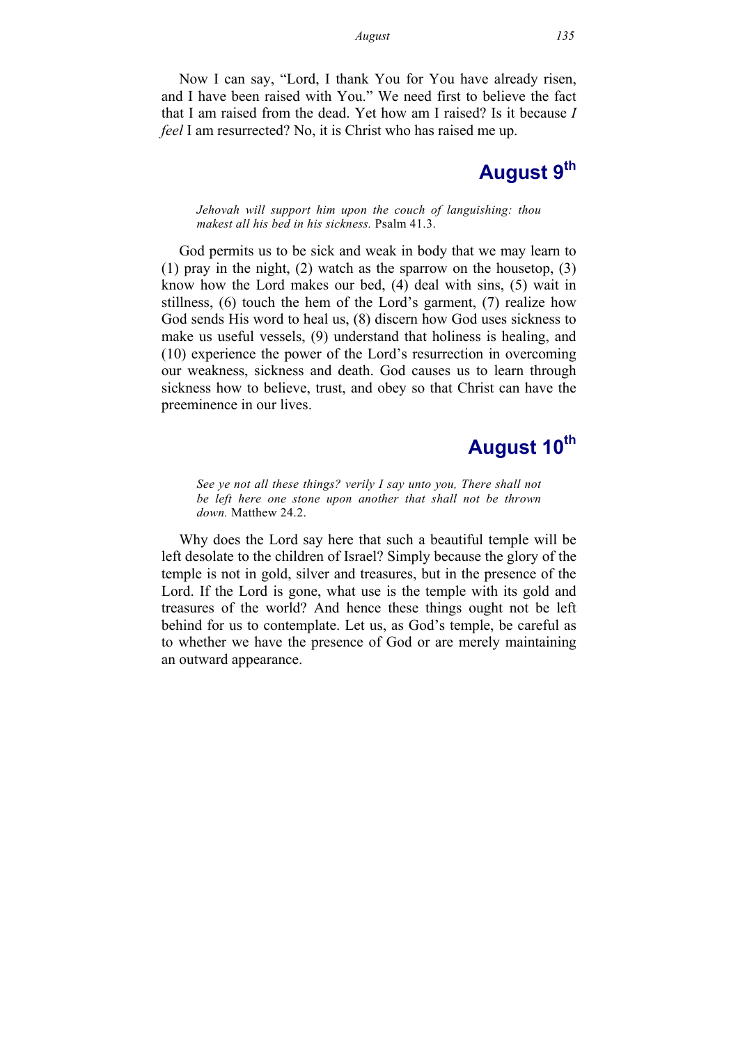Now I can say, "Lord, I thank You for You have already risen, and I have been raised with You." We need first to believe the fact that I am raised from the dead. Yet how am I raised? Is it because *I feel* I am resurrected? No, it is Christ who has raised me up.

## August 9th

> *Jehovah will support him upon the couch of languishing: thou makest all his bed in his sickness.* Psalm 41.3.

God permits us to be sick and weak in body that we may learn to (1) pray in the night, (2) watch as the sparrow on the housetop, (3) know how the Lord makes our bed, (4) deal with sins, (5) wait in stillness, (6) touch the hem of the Lord's garment, (7) realize how God sends His word to heal us, (8) discern how God uses sickness to make us useful vessels, (9) understand that holiness is healing, and (10) experience the power of the Lord's resurrection in overcoming our weakness, sickness and death. God causes us to learn through sickness how to believe, trust, and obey so that Christ can have the preeminence in our lives.

## August 10th

> *See ye not all these things? verily I say unto you, There shall not be left here one stone upon another that shall not be thrown down.* Matthew 24.2.

Why does the Lord say here that such a beautiful temple will be left desolate to the children of Israel? Simply because the glory of the temple is not in gold, silver and treasures, but in the presence of the Lord. If the Lord is gone, what use is the temple with its gold and treasures of the world? And hence these things ought not be left behind for us to contemplate. Let us, as God's temple, be careful as to whether we have the presence of God or are merely maintaining an outward appearance.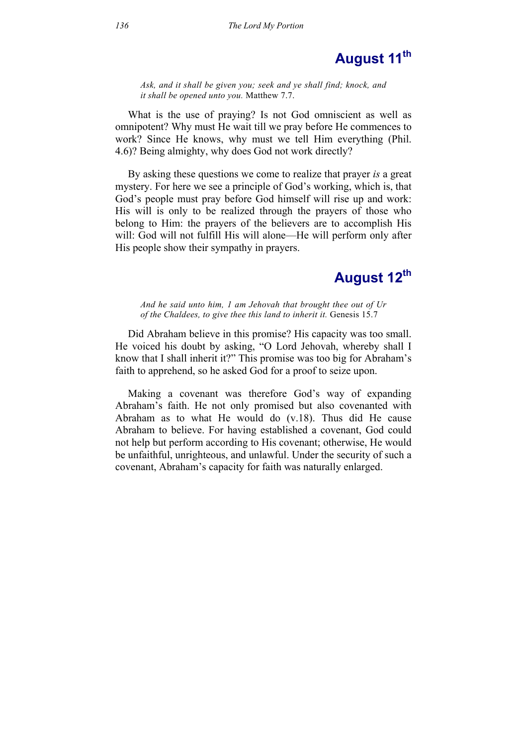## August 11th

> *Ask, and it shall be given you; seek and ye shall find; knock, and it shall be opened unto you.* Matthew 7.7.

What is the use of praying? Is not God omniscient as well as omnipotent? Why must He wait till we pray before He commences to work? Since He knows, why must we tell Him everything (Phil. 4.6)? Being almighty, why does God not work directly?

By asking these questions we come to realize that prayer *is* a great mystery. For here we see a principle of God's working, which is, that God's people must pray before God himself will rise up and work: His will is only to be realized through the prayers of those who belong to Him: the prayers of the believers are to accomplish His will: God will not fulfill His will alone—He will perform only after His people show their sympathy in prayers.

## August 12th

> *And he said unto him, I am Jehovah that brought thee out of Ur of the Chaldees, to give thee this land to inherit it.* Genesis 15.7

Did Abraham believe in this promise? His capacity was too small. He voiced his doubt by asking, "O Lord Jehovah, whereby shall I know that I shall inherit it?" This promise was too big for Abraham's faith to apprehend, so he asked God for a proof to seize upon.

Making a covenant was therefore God's way of expanding Abraham's faith. He not only promised but also covenanted with Abraham as to what He would do (v.18). Thus did He cause Abraham to believe. For having established a covenant, God could not help but perform according to His covenant; otherwise, He would be unfaithful, unrighteous, and unlawful. Under the security of such a covenant, Abraham's capacity for faith was naturally enlarged.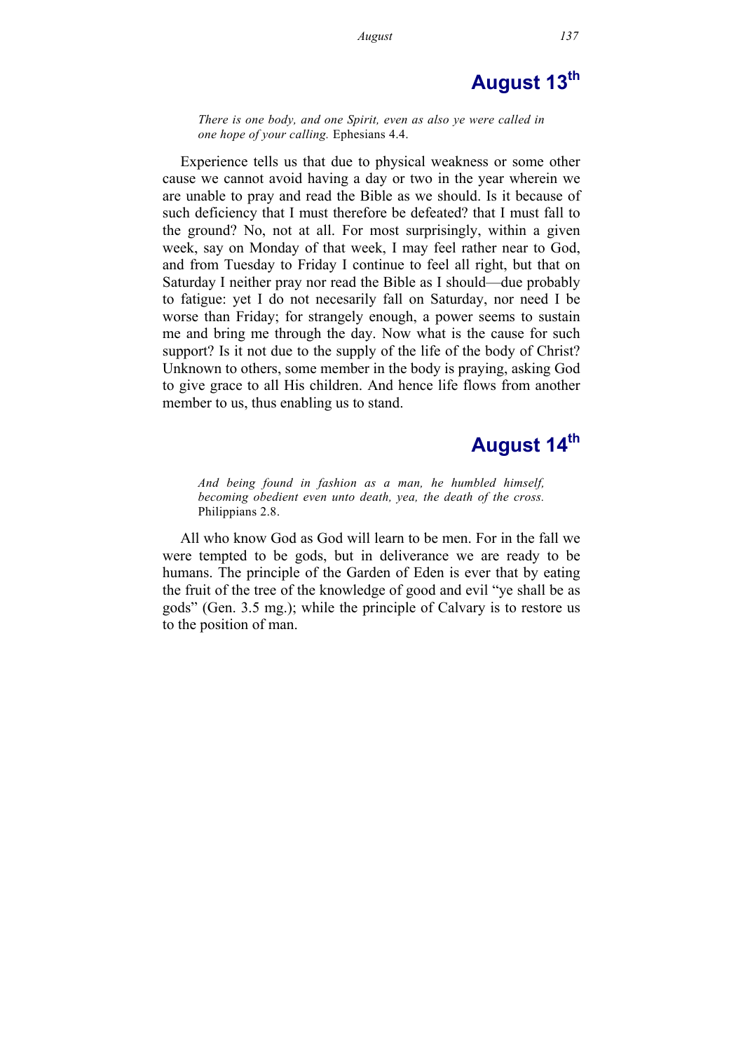## August 13th

*There is one body, and one Spirit, even as also ye were called in one hope of your calling.* Ephesians 4.4.

Experience tells us that due to physical weakness or some other cause we cannot avoid having a day or two in the year wherein we are unable to pray and read the Bible as we should. Is it because of such deficiency that I must therefore be defeated? that I must fall to the ground? No, not at all. For most surprisingly, within a given week, say on Monday of that week, I may feel rather near to God, and from Tuesday to Friday I continue to feel all right, but that on Saturday I neither pray nor read the Bible as I should—due probably to fatigue: yet I do not necesarily fall on Saturday, nor need I be worse than Friday; for strangely enough, a power seems to sustain me and bring me through the day. Now what is the cause for such support? Is it not due to the supply of the life of the body of Christ? Unknown to others, some member in the body is praying, asking God to give grace to all His children. And hence life flows from another member to us, thus enabling us to stand.

## August 14th

*And being found in fashion as a man, he humbled himself, becoming obedient even unto death, yea, the death of the cross.* Philippians 2.8.

All who know God as God will learn to be men. For in the fall we were tempted to be gods, but in deliverance we are ready to be humans. The principle of the Garden of Eden is ever that by eating the fruit of the tree of the knowledge of good and evil "ye shall be as gods" (Gen. 3.5 mg.); while the principle of Calvary is to restore us to the position of man.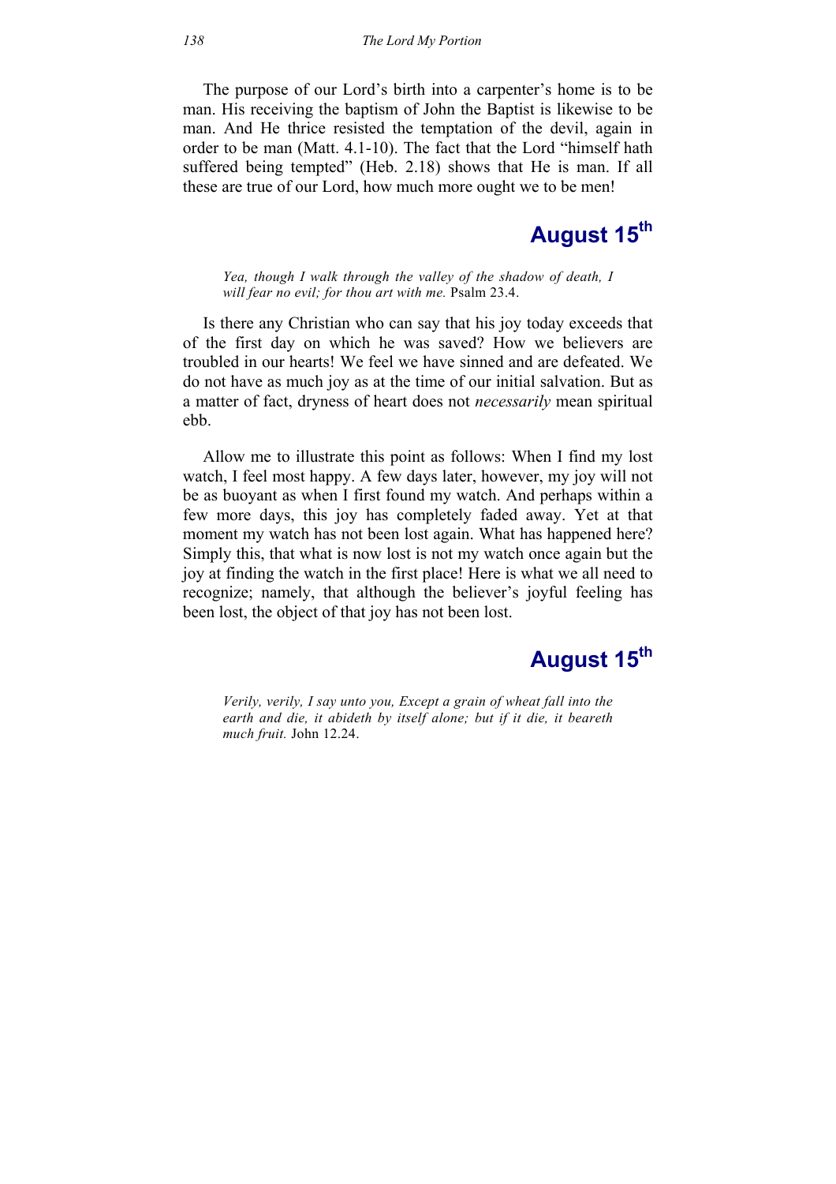The purpose of our Lord's birth into a carpenter's home is to be man. His receiving the baptism of John the Baptist is likewise to be man. And He thrice resisted the temptation of the devil, again in order to be man (Matt. 4.1-10). The fact that the Lord "himself hath suffered being tempted" (Heb. 2.18) shows that He is man. If all these are true of our Lord, how much more ought we to be men!

## August 15th

*Yea, though I walk through the valley of the shadow of death, I will fear no evil; for thou art with me.* Psalm 23.4.

Is there any Christian who can say that his joy today exceeds that of the first day on which he was saved? How we believers are troubled in our hearts! We feel we have sinned and are defeated. We do not have as much joy as at the time of our initial salvation. But as a matter of fact, dryness of heart does not *necessarily* mean spiritual ebb.

Allow me to illustrate this point as follows: When I find my lost watch, I feel most happy. A few days later, however, my joy will not be as buoyant as when I first found my watch. And perhaps within a few more days, this joy has completely faded away. Yet at that moment my watch has not been lost again. What has happened here? Simply this, that what is now lost is not my watch once again but the joy at finding the watch in the first place! Here is what we all need to recognize; namely, that although the believer's joyful feeling has been lost, the object of that joy has not been lost.

## August 15th

*Verily, verily, I say unto you, Except a grain of wheat fall into the earth and die, it abideth by itself alone; but if it die, it beareth much fruit.* John 12.24.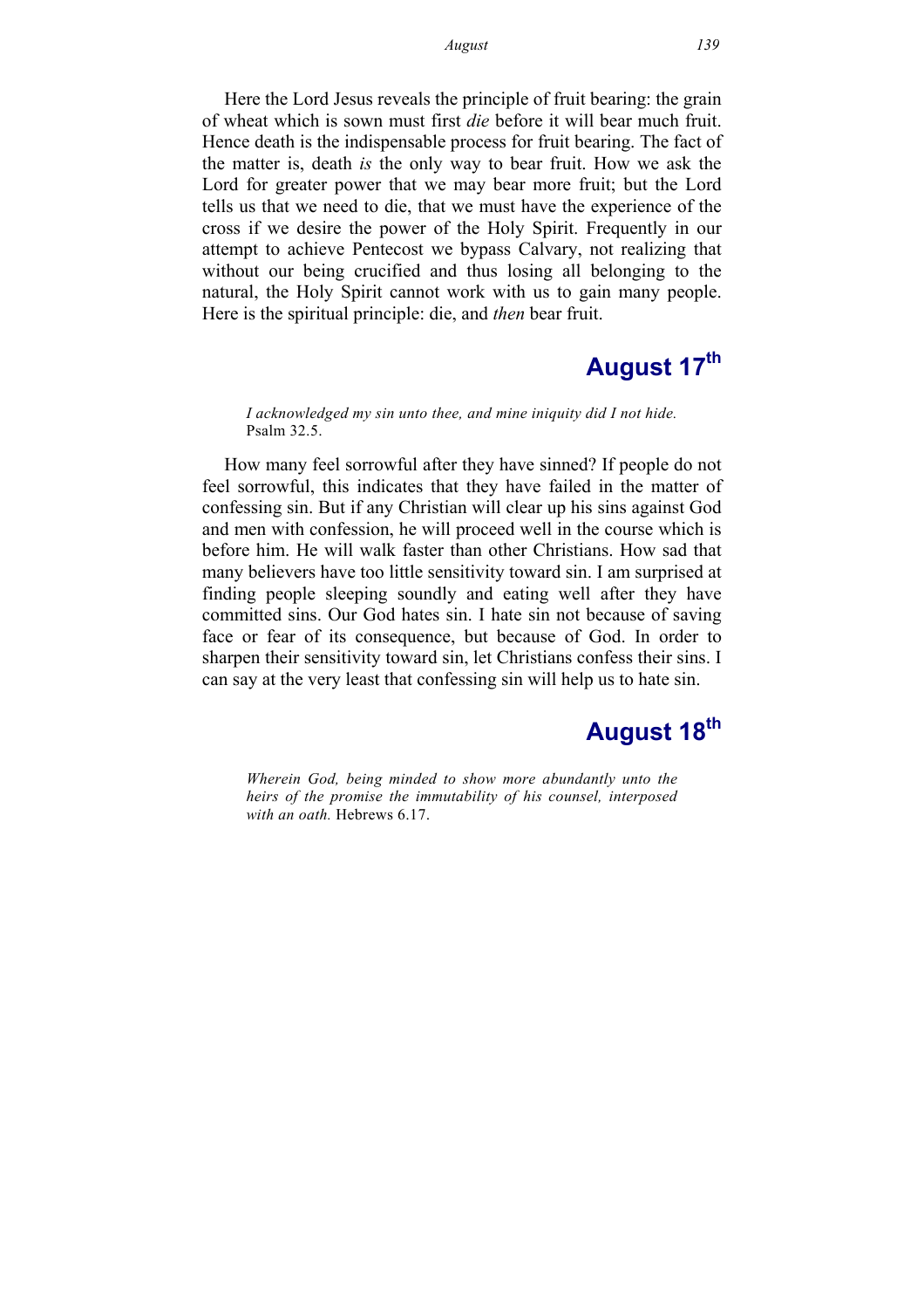Here the Lord Jesus reveals the principle of fruit bearing: the grain of wheat which is sown must first *die* before it will bear much fruit. Hence death is the indispensable process for fruit bearing. The fact of the matter is, death *is* the only way to bear fruit. How we ask the Lord for greater power that we may bear more fruit; but the Lord tells us that we need to die, that we must have the experience of the cross if we desire the power of the Holy Spirit. Frequently in our attempt to achieve Pentecost we bypass Calvary, not realizing that without our being crucified and thus losing all belonging to the natural, the Holy Spirit cannot work with us to gain many people. Here is the spiritual principle: die, and *then* bear fruit.

## August 17th

> *I acknowledged my sin unto thee, and mine iniquity did I not hide.* Psalm 32.5.

How many feel sorrowful after they have sinned? If people do not feel sorrowful, this indicates that they have failed in the matter of confessing sin. But if any Christian will clear up his sins against God and men with confession, he will proceed well in the course which is before him. He will walk faster than other Christians. How sad that many believers have too little sensitivity toward sin. I am surprised at finding people sleeping soundly and eating well after they have committed sins. Our God hates sin. I hate sin not because of saving face or fear of its consequence, but because of God. In order to sharpen their sensitivity toward sin, let Christians confess their sins. I can say at the very least that confessing sin will help us to hate sin.

## August 18th

> *Wherein God, being minded to show more abundantly unto the heirs of the promise the immutability of his counsel, interposed with an oath.* Hebrews 6.17.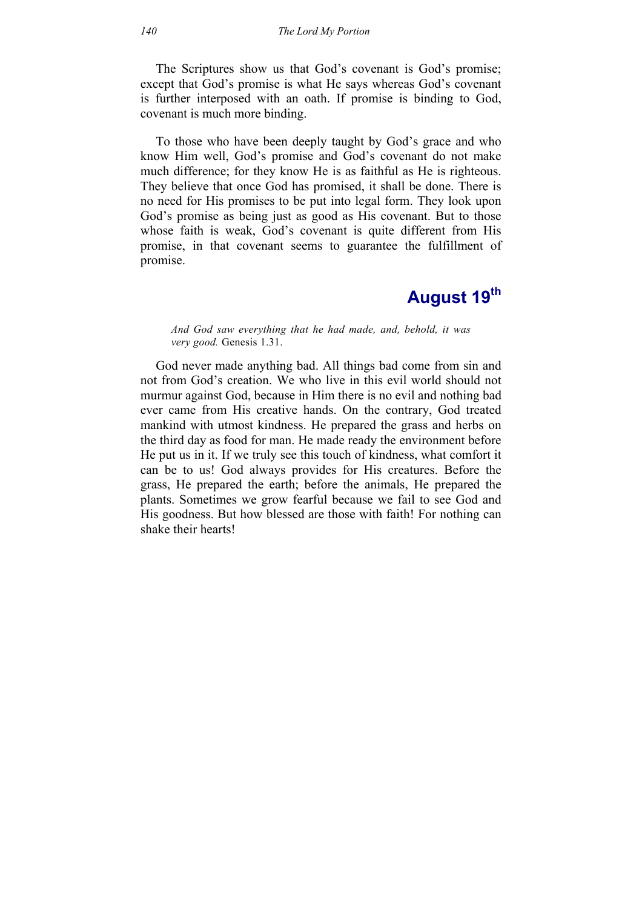The Scriptures show us that God's covenant is God's promise; except that God's promise is what He says whereas God's covenant is further interposed with an oath. If promise is binding to God, covenant is much more binding.

To those who have been deeply taught by God's grace and who know Him well, God's promise and God's covenant do not make much difference; for they know He is as faithful as He is righteous. They believe that once God has promised, it shall be done. There is no need for His promises to be put into legal form. They look upon God's promise as being just as good as His covenant. But to those whose faith is weak, God's covenant is quite different from His promise, in that covenant seems to guarantee the fulfillment of promise.

## August 19th

> *And God saw everything that he had made, and, behold, it was very good.* Genesis 1.31.

God never made anything bad. All things bad come from sin and not from God's creation. We who live in this evil world should not murmur against God, because in Him there is no evil and nothing bad ever came from His creative hands. On the contrary, God treated mankind with utmost kindness. He prepared the grass and herbs on the third day as food for man. He made ready the environment before He put us in it. If we truly see this touch of kindness, what comfort it can be to us! God always provides for His creatures. Before the grass, He prepared the earth; before the animals, He prepared the plants. Sometimes we grow fearful because we fail to see God and His goodness. But how blessed are those with faith! For nothing can shake their hearts!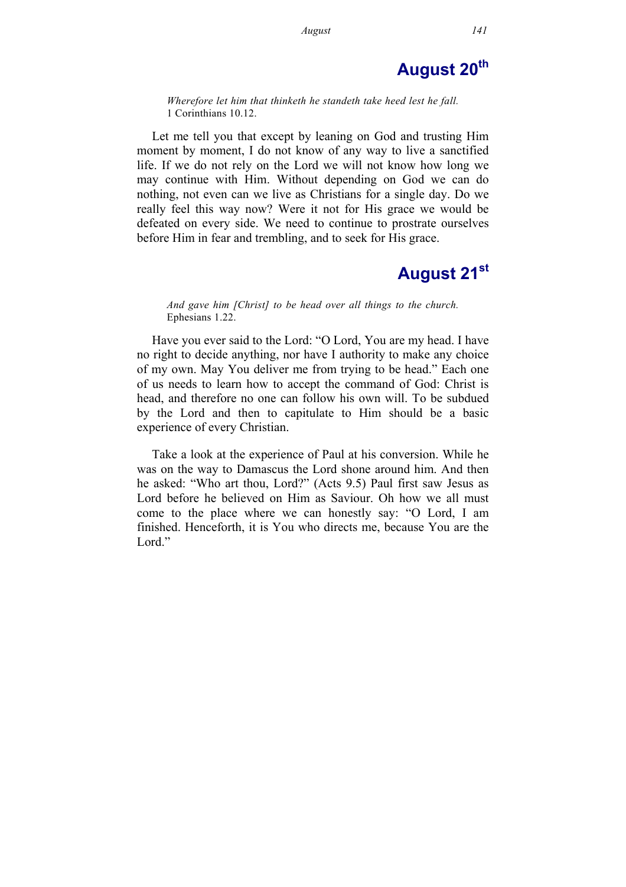## August 20th

*Wherefore let him that thinketh he standeth take heed lest he fall.*
1 Corinthians 10.12.

Let me tell you that except by leaning on God and trusting Him moment by moment, I do not know of any way to live a sanctified life. If we do not rely on the Lord we will not know how long we may continue with Him. Without depending on God we can do nothing, not even can we live as Christians for a single day. Do we really feel this way now? Were it not for His grace we would be defeated on every side. We need to continue to prostrate ourselves before Him in fear and trembling, and to seek for His grace.

## August 21st

*And gave him [Christ] to be head over all things to the church.*
Ephesians 1.22.

Have you ever said to the Lord: "O Lord, You are my head. I have no right to decide anything, nor have I authority to make any choice of my own. May You deliver me from trying to be head." Each one of us needs to learn how to accept the command of God: Christ is head, and therefore no one can follow his own will. To be subdued by the Lord and then to capitulate to Him should be a basic experience of every Christian.

Take a look at the experience of Paul at his conversion. While he was on the way to Damascus the Lord shone around him. And then he asked: "Who art thou, Lord?" (Acts 9.5) Paul first saw Jesus as Lord before he believed on Him as Saviour. Oh how we all must come to the place where we can honestly say: "O Lord, I am finished. Henceforth, it is You who directs me, because You are the Lord."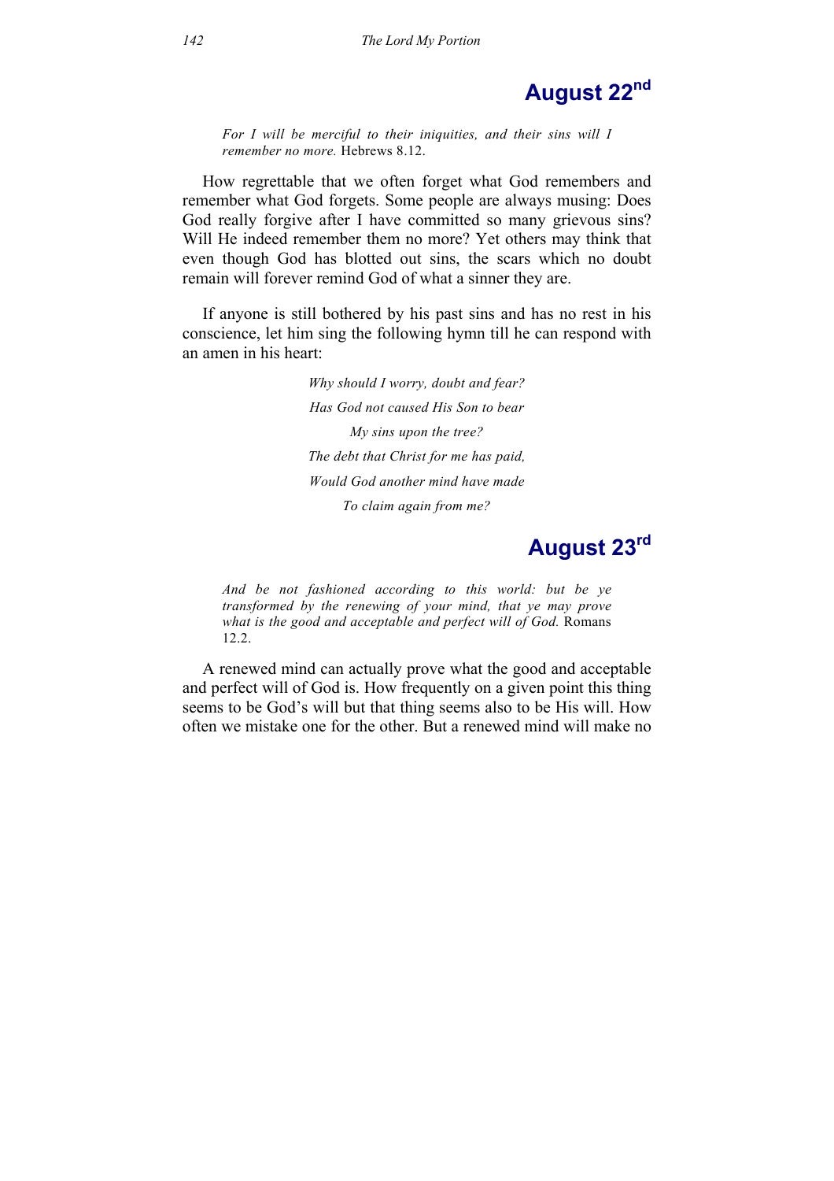## August 22nd

*For I will be merciful to their iniquities, and their sins will I remember no more.* Hebrews 8.12.

How regrettable that we often forget what God remembers and remember what God forgets. Some people are always musing: Does God really forgive after I have committed so many grievous sins? Will He indeed remember them no more? Yet others may think that even though God has blotted out sins, the scars which no doubt remain will forever remind God of what a sinner they are.

If anyone is still bothered by his past sins and has no rest in his conscience, let him sing the following hymn till he can respond with an amen in his heart:

*Why should I worry, doubt and fear?*
*Has God not caused His Son to bear*
*My sins upon the tree?*
*The debt that Christ for me has paid,*
*Would God another mind have made*
*To claim again from me?*

## August 23rd

*And be not fashioned according to this world: but be ye transformed by the renewing of your mind, that ye may prove what is the good and acceptable and perfect will of God.* Romans 12.2.

A renewed mind can actually prove what the good and acceptable and perfect will of God is. How frequently on a given point this thing seems to be God's will but that thing seems also to be His will. How often we mistake one for the other. But a renewed mind will make no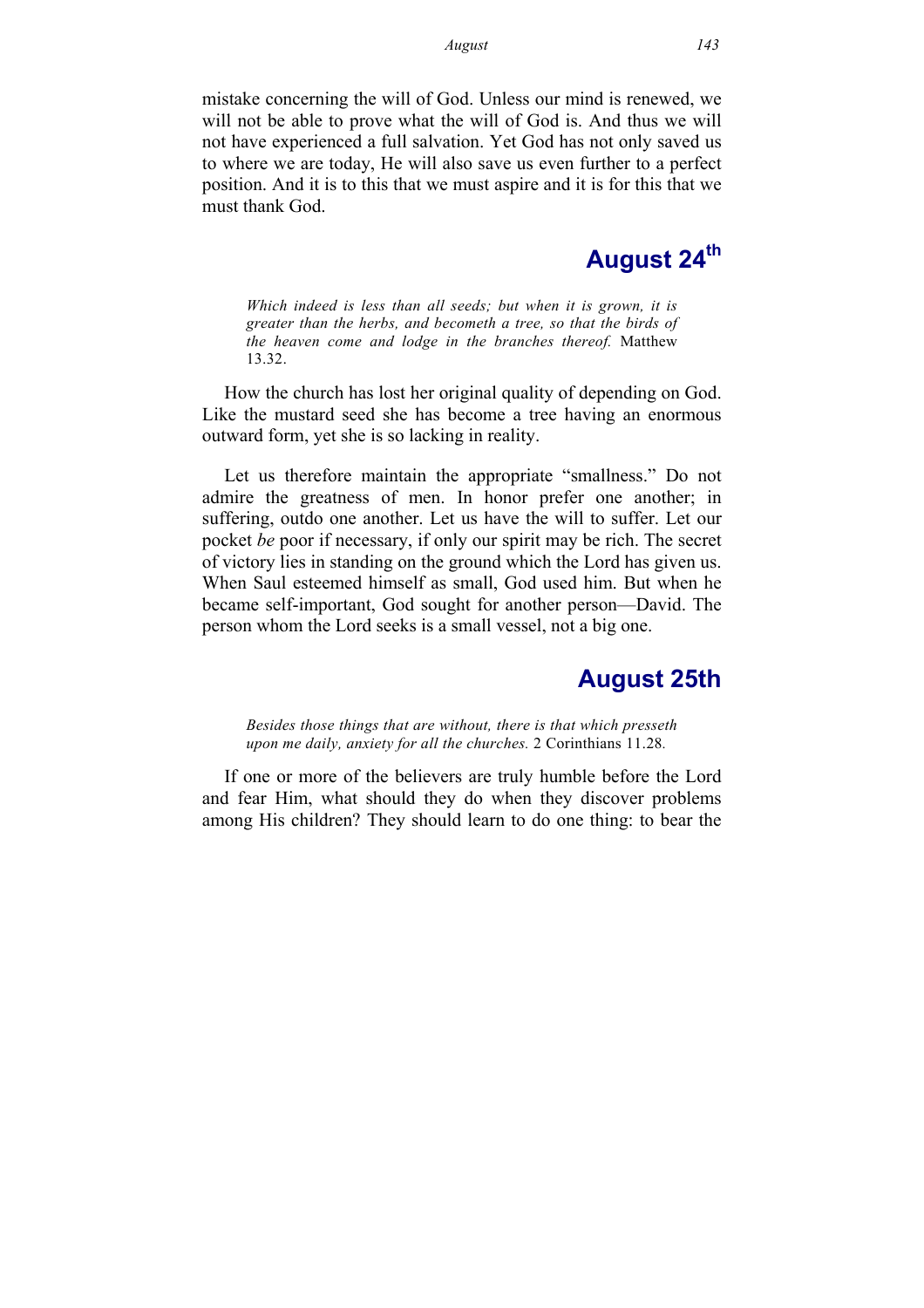mistake concerning the will of God. Unless our mind is renewed, we will not be able to prove what the will of God is. And thus we will not have experienced a full salvation. Yet God has not only saved us to where we are today, He will also save us even further to a perfect position. And it is to this that we must aspire and it is for this that we must thank God.

## August 24th

> *Which indeed is less than all seeds; but when it is grown, it is greater than the herbs, and becometh a tree, so that the birds of the heaven come and lodge in the branches thereof.* Matthew 13.32.

How the church has lost her original quality of depending on God. Like the mustard seed she has become a tree having an enormous outward form, yet she is so lacking in reality.

Let us therefore maintain the appropriate "smallness." Do not admire the greatness of men. In honor prefer one another; in suffering, outdo one another. Let us have the will to suffer. Let our pocket *be* poor if necessary, if only our spirit may be rich. The secret of victory lies in standing on the ground which the Lord has given us. When Saul esteemed himself as small, God used him. But when he became self-important, God sought for another person—David. The person whom the Lord seeks is a small vessel, not a big one.

## August 25th

> *Besides those things that are without, there is that which presseth upon me daily, anxiety for all the churches.* 2 Corinthians 11.28.

If one or more of the believers are truly humble before the Lord and fear Him, what should they do when they discover problems among His children? They should learn to do one thing: to bear the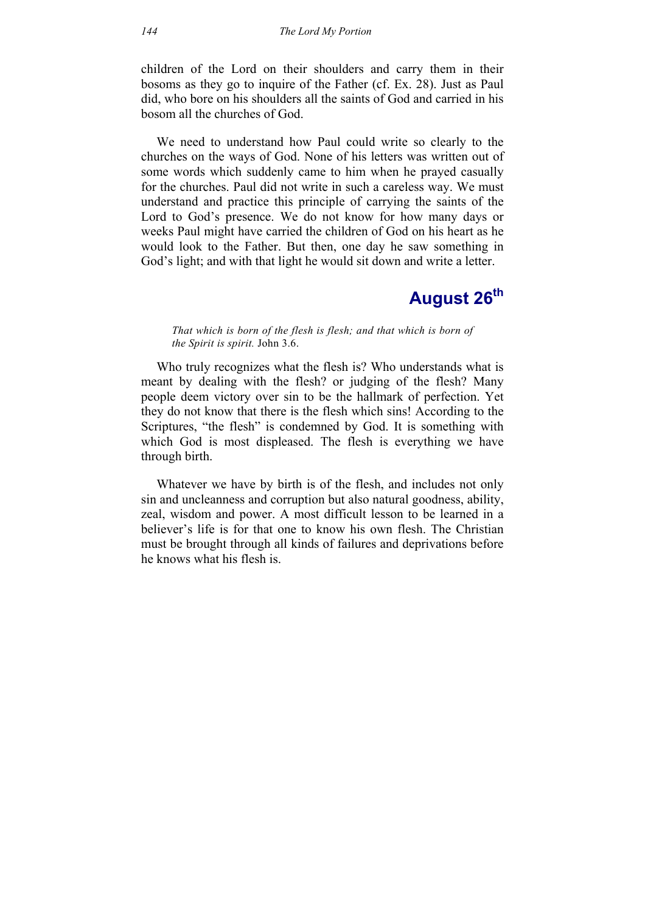children of the Lord on their shoulders and carry them in their bosoms as they go to inquire of the Father (cf. Ex. 28). Just as Paul did, who bore on his shoulders all the saints of God and carried in his bosom all the churches of God.

We need to understand how Paul could write so clearly to the churches on the ways of God. None of his letters was written out of some words which suddenly came to him when he prayed casually for the churches. Paul did not write in such a careless way. We must understand and practice this principle of carrying the saints of the Lord to God's presence. We do not know for how many days or weeks Paul might have carried the children of God on his heart as he would look to the Father. But then, one day he saw something in God's light; and with that light he would sit down and write a letter.

## August 26th

*That which is born of the flesh is flesh; and that which is born of the Spirit is spirit.* John 3.6.

Who truly recognizes what the flesh is? Who understands what is meant by dealing with the flesh? or judging of the flesh? Many people deem victory over sin to be the hallmark of perfection. Yet they do not know that there is the flesh which sins! According to the Scriptures, "the flesh" is condemned by God. It is something with which God is most displeased. The flesh is everything we have through birth.

Whatever we have by birth is of the flesh, and includes not only sin and uncleanness and corruption but also natural goodness, ability, zeal, wisdom and power. A most difficult lesson to be learned in a believer's life is for that one to know his own flesh. The Christian must be brought through all kinds of failures and deprivations before he knows what his flesh is.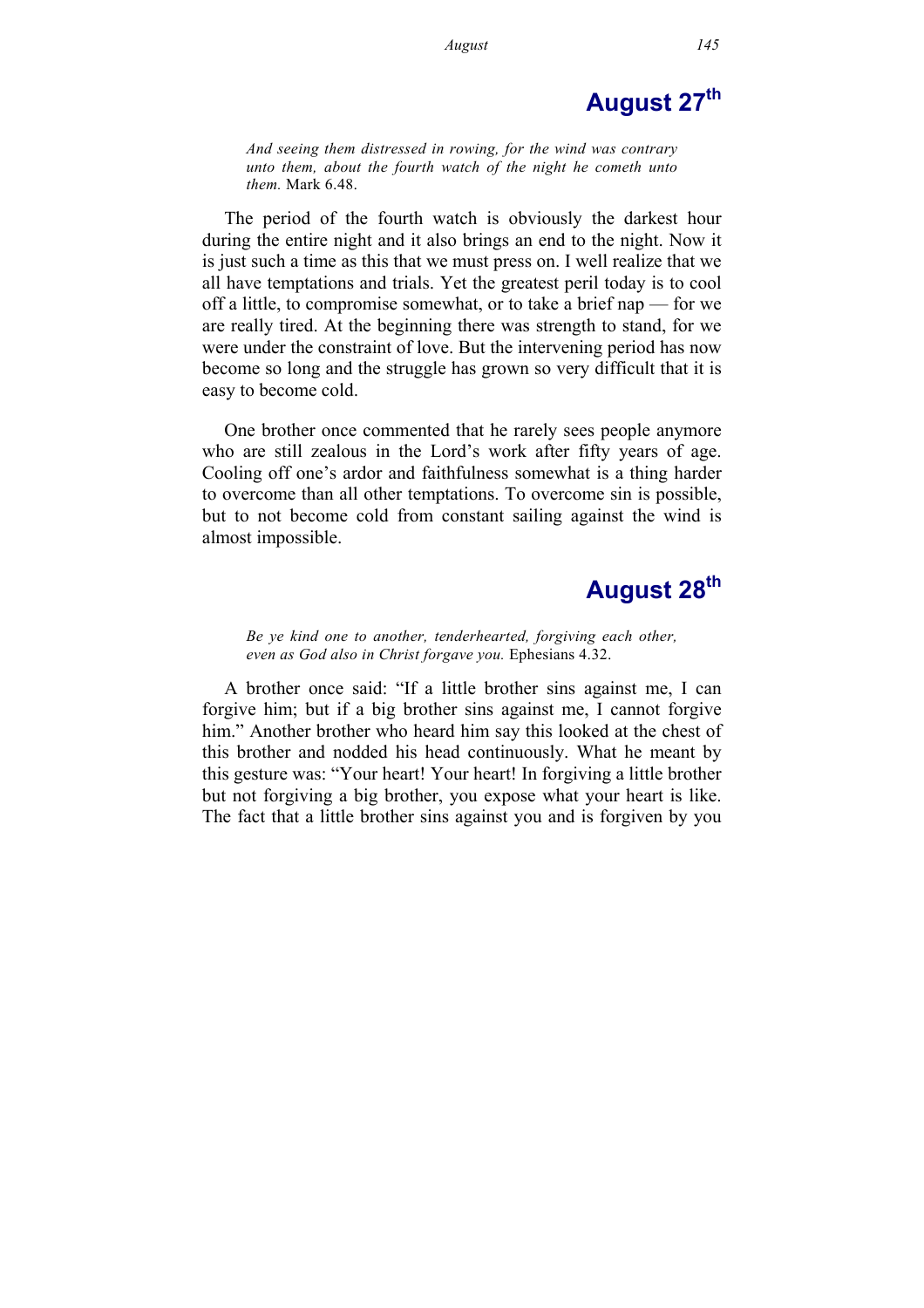## August 27th

*And seeing them distressed in rowing, for the wind was contrary unto them, about the fourth watch of the night he cometh unto them.* Mark 6.48.

The period of the fourth watch is obviously the darkest hour during the entire night and it also brings an end to the night. Now it is just such a time as this that we must press on. I well realize that we all have temptations and trials. Yet the greatest peril today is to cool off a little, to compromise somewhat, or to take a brief nap — for we are really tired. At the beginning there was strength to stand, for we were under the constraint of love. But the intervening period has now become so long and the struggle has grown so very difficult that it is easy to become cold.

One brother once commented that he rarely sees people anymore who are still zealous in the Lord's work after fifty years of age. Cooling off one's ardor and faithfulness somewhat is a thing harder to overcome than all other temptations. To overcome sin is possible, but to not become cold from constant sailing against the wind is almost impossible.

## August 28th

*Be ye kind one to another, tenderhearted, forgiving each other, even as God also in Christ forgave you.* Ephesians 4.32.

A brother once said: "If a little brother sins against me, I can forgive him; but if a big brother sins against me, I cannot forgive him." Another brother who heard him say this looked at the chest of this brother and nodded his head continuously. What he meant by this gesture was: "Your heart! Your heart! In forgiving a little brother but not forgiving a big brother, you expose what your heart is like. The fact that a little brother sins against you and is forgiven by you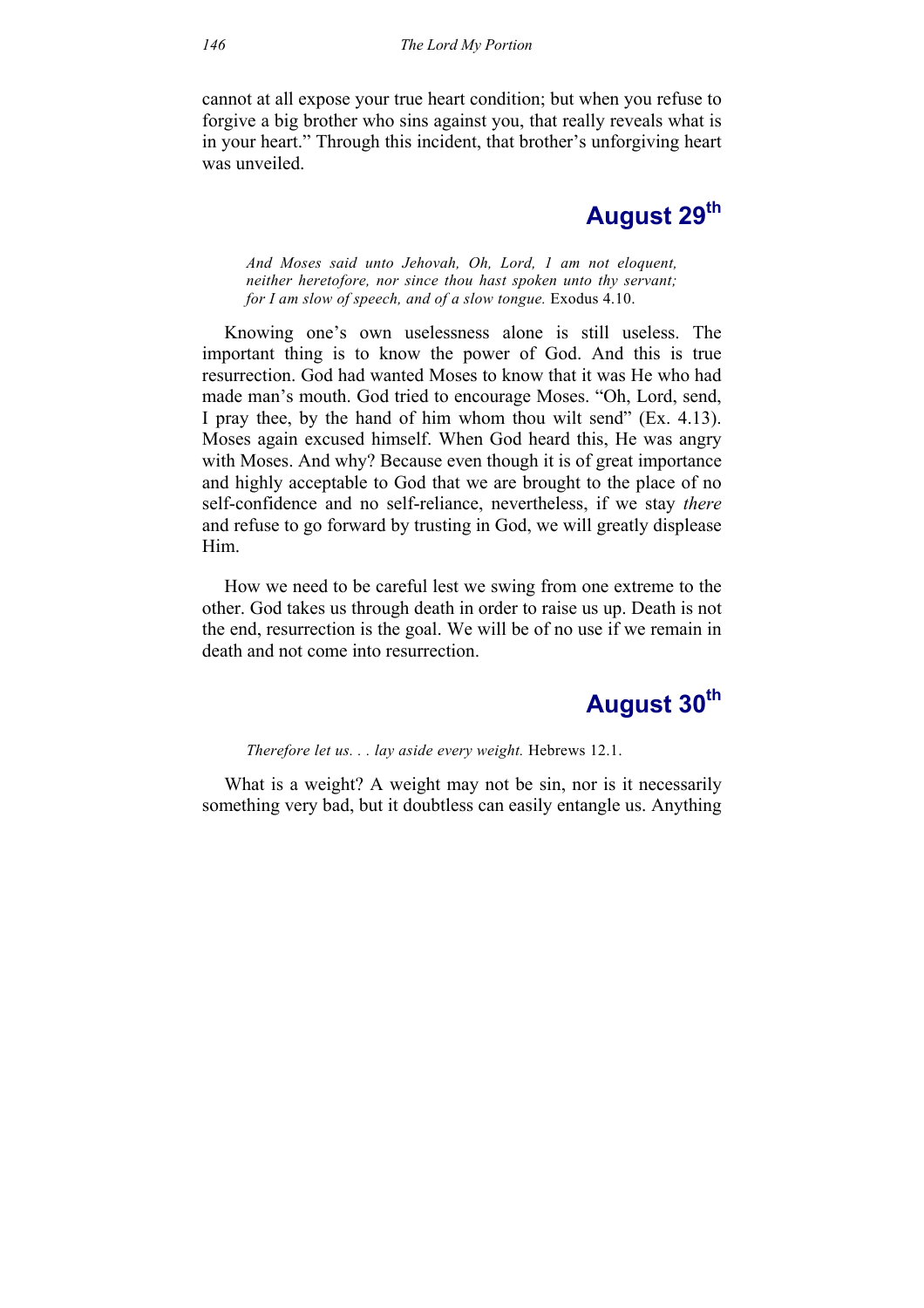cannot at all expose your true heart condition; but when you refuse to forgive a big brother who sins against you, that really reveals what is in your heart." Through this incident, that brother's unforgiving heart was unveiled.

## August 29th

*And Moses said unto Jehovah, Oh, Lord, I am not eloquent, neither heretofore, nor since thou hast spoken unto thy servant; for I am slow of speech, and of a slow tongue.* Exodus 4.10.

Knowing one's own uselessness alone is still useless. The important thing is to know the power of God. And this is true resurrection. God had wanted Moses to know that it was He who had made man's mouth. God tried to encourage Moses. "Oh, Lord, send, I pray thee, by the hand of him whom thou wilt send" (Ex. 4.13). Moses again excused himself. When God heard this, He was angry with Moses. And why? Because even though it is of great importance and highly acceptable to God that we are brought to the place of no self-confidence and no self-reliance, nevertheless, if we stay *there* and refuse to go forward by trusting in God, we will greatly displease Him.

How we need to be careful lest we swing from one extreme to the other. God takes us through death in order to raise us up. Death is not the end, resurrection is the goal. We will be of no use if we remain in death and not come into resurrection.

## August 30th

*Therefore let us. . . lay aside every weight.* Hebrews 12.1.

What is a weight? A weight may not be sin, nor is it necessarily something very bad, but it doubtless can easily entangle us. Anything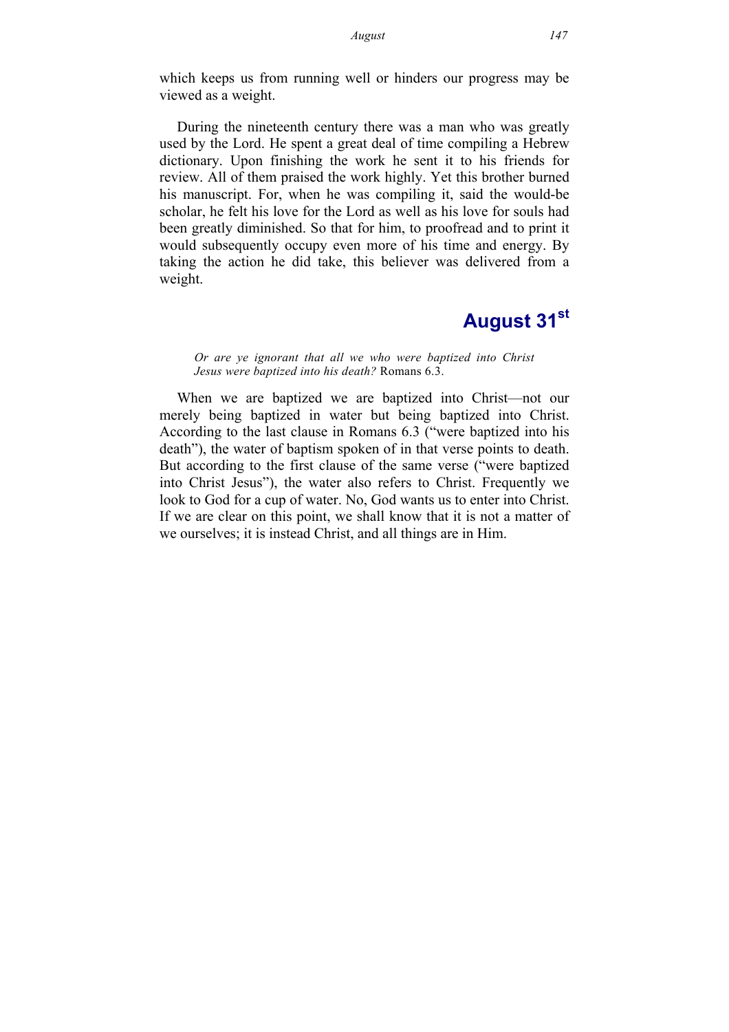which keeps us from running well or hinders our progress may be viewed as a weight.

During the nineteenth century there was a man who was greatly used by the Lord. He spent a great deal of time compiling a Hebrew dictionary. Upon finishing the work he sent it to his friends for review. All of them praised the work highly. Yet this brother burned his manuscript. For, when he was compiling it, said the would-be scholar, he felt his love for the Lord as well as his love for souls had been greatly diminished. So that for him, to proofread and to print it would subsequently occupy even more of his time and energy. By taking the action he did take, this believer was delivered from a weight.

## August 31st

> *Or are ye ignorant that all we who were baptized into Christ Jesus were baptized into his death?* Romans 6.3.

When we are baptized we are baptized into Christ—not our merely being baptized in water but being baptized into Christ. According to the last clause in Romans 6.3 ("were baptized into his death"), the water of baptism spoken of in that verse points to death. But according to the first clause of the same verse ("were baptized into Christ Jesus"), the water also refers to Christ. Frequently we look to God for a cup of water. No, God wants us to enter into Christ. If we are clear on this point, we shall know that it is not a matter of we ourselves; it is instead Christ, and all things are in Him.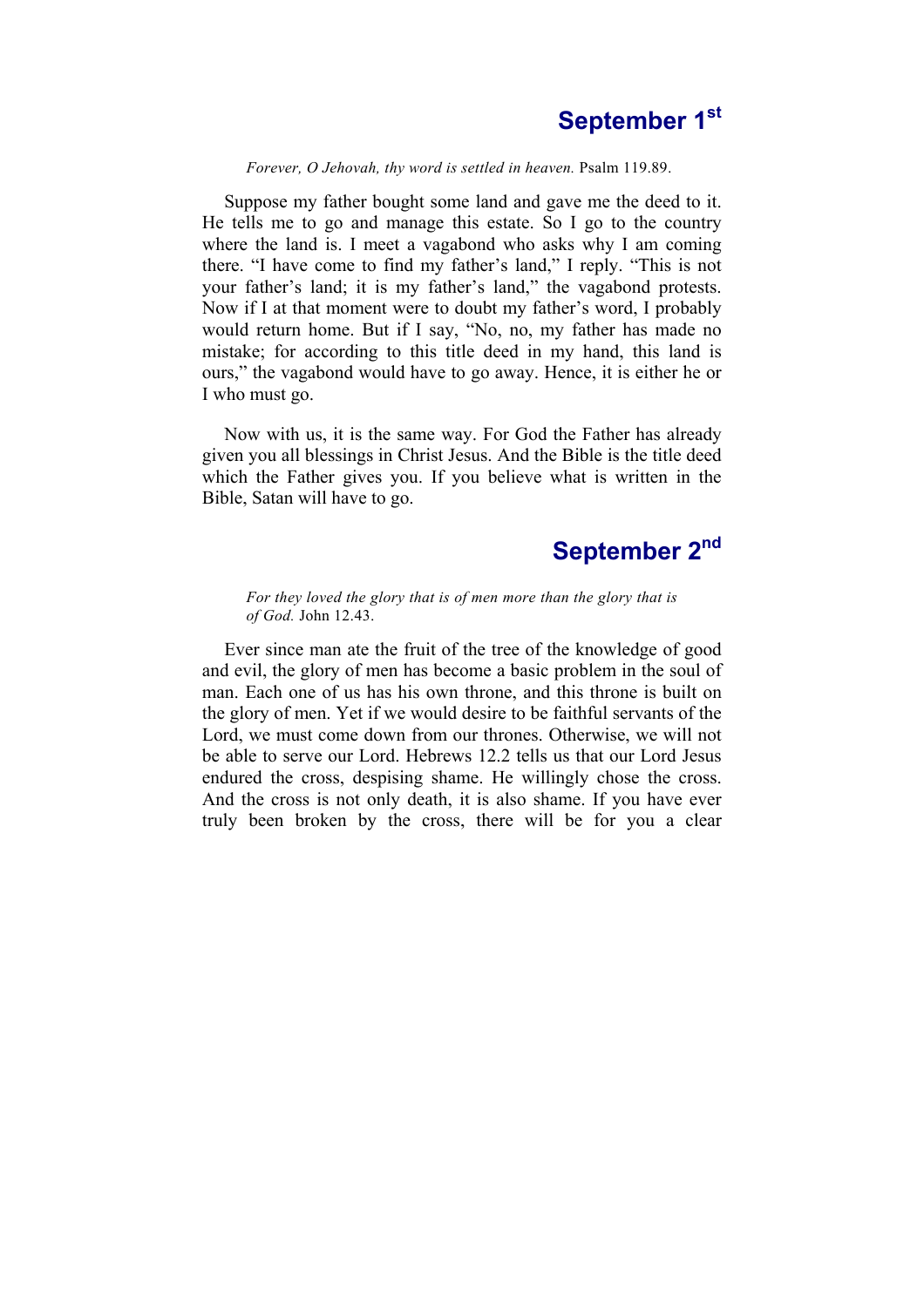## September 1st

*Forever, O Jehovah, thy word is settled in heaven.* Psalm 119.89.

Suppose my father bought some land and gave me the deed to it. He tells me to go and manage this estate. So I go to the country where the land is. I meet a vagabond who asks why I am coming there. "I have come to find my father's land," I reply. "This is not your father's land; it is my father's land," the vagabond protests. Now if I at that moment were to doubt my father's word, I probably would return home. But if I say, "No, no, my father has made no mistake; for according to this title deed in my hand, this land is ours," the vagabond would have to go away. Hence, it is either he or I who must go.

Now with us, it is the same way. For God the Father has already given you all blessings in Christ Jesus. And the Bible is the title deed which the Father gives you. If you believe what is written in the Bible, Satan will have to go.

## September 2nd

*For they loved the glory that is of men more than the glory that is of God.* John 12.43.

Ever since man ate the fruit of the tree of the knowledge of good and evil, the glory of men has become a basic problem in the soul of man. Each one of us has his own throne, and this throne is built on the glory of men. Yet if we would desire to be faithful servants of the Lord, we must come down from our thrones. Otherwise, we will not be able to serve our Lord. Hebrews 12.2 tells us that our Lord Jesus endured the cross, despising shame. He willingly chose the cross. And the cross is not only death, it is also shame. If you have ever truly been broken by the cross, there will be for you a clear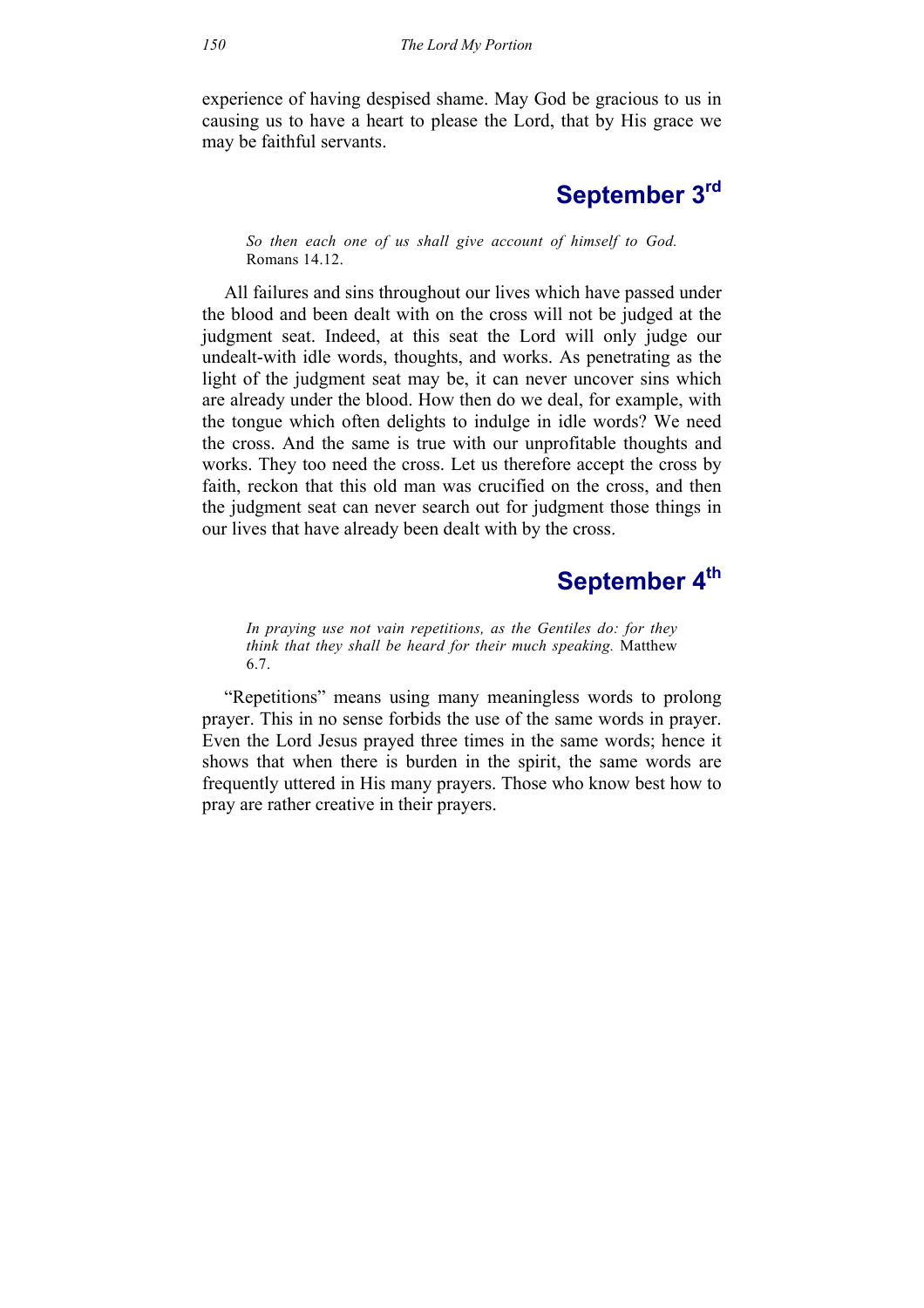experience of having despised shame. May God be gracious to us in causing us to have a heart to please the Lord, that by His grace we may be faithful servants.

## September 3rd

> *So then each one of us shall give account of himself to God.* Romans 14.12.

All failures and sins throughout our lives which have passed under the blood and been dealt with on the cross will not be judged at the judgment seat. Indeed, at this seat the Lord will only judge our undealt-with idle words, thoughts, and works. As penetrating as the light of the judgment seat may be, it can never uncover sins which are already under the blood. How then do we deal, for example, with the tongue which often delights to indulge in idle words? We need the cross. And the same is true with our unprofitable thoughts and works. They too need the cross. Let us therefore accept the cross by faith, reckon that this old man was crucified on the cross, and then the judgment seat can never search out for judgment those things in our lives that have already been dealt with by the cross.

## September 4th

> *In praying use not vain repetitions, as the Gentiles do: for they think that they shall be heard for their much speaking.* Matthew 6.7.

"Repetitions" means using many meaningless words to prolong prayer. This in no sense forbids the use of the same words in prayer. Even the Lord Jesus prayed three times in the same words; hence it shows that when there is burden in the spirit, the same words are frequently uttered in His many prayers. Those who know best how to pray are rather creative in their prayers.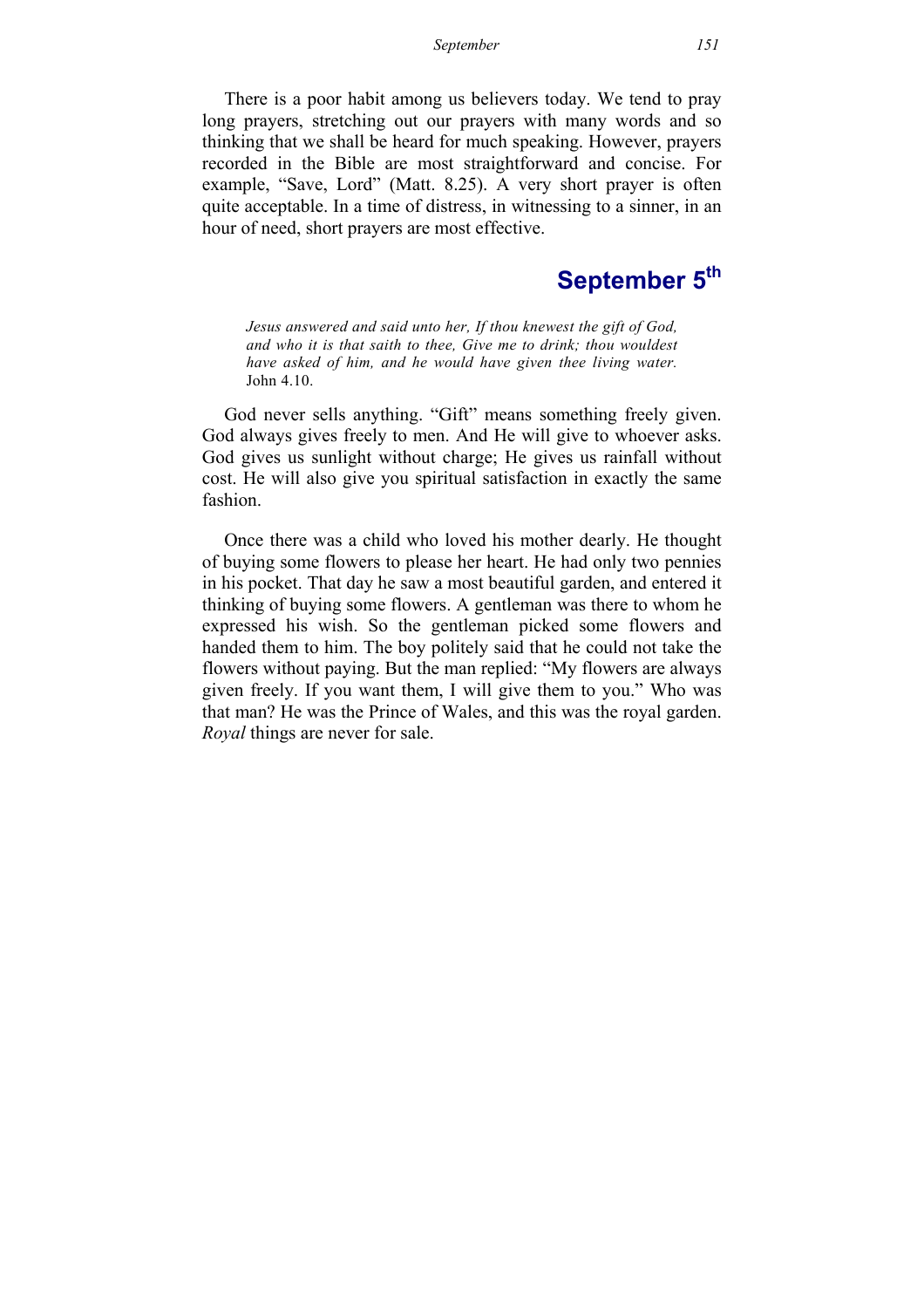There is a poor habit among us believers today. We tend to pray long prayers, stretching out our prayers with many words and so thinking that we shall be heard for much speaking. However, prayers recorded in the Bible are most straightforward and concise. For example, “Save, Lord” (Matt. 8.25). A very short prayer is often quite acceptable. In a time of distress, in witnessing to a sinner, in an hour of need, short prayers are most effective.

## September 5th

> *Jesus answered and said unto her, If thou knewest the gift of God, and who it is that saith to thee, Give me to drink; thou wouldest have asked of him, and he would have given thee living water.* John 4.10.

God never sells anything. “Gift” means something freely given. God always gives freely to men. And He will give to whoever asks. God gives us sunlight without charge; He gives us rainfall without cost. He will also give you spiritual satisfaction in exactly the same fashion.

Once there was a child who loved his mother dearly. He thought of buying some flowers to please her heart. He had only two pennies in his pocket. That day he saw a most beautiful garden, and entered it thinking of buying some flowers. A gentleman was there to whom he expressed his wish. So the gentleman picked some flowers and handed them to him. The boy politely said that he could not take the flowers without paying. But the man replied: “My flowers are always given freely. If you want them, I will give them to you.” Who was that man? He was the Prince of Wales, and this was the royal garden. *Royal* things are never for sale.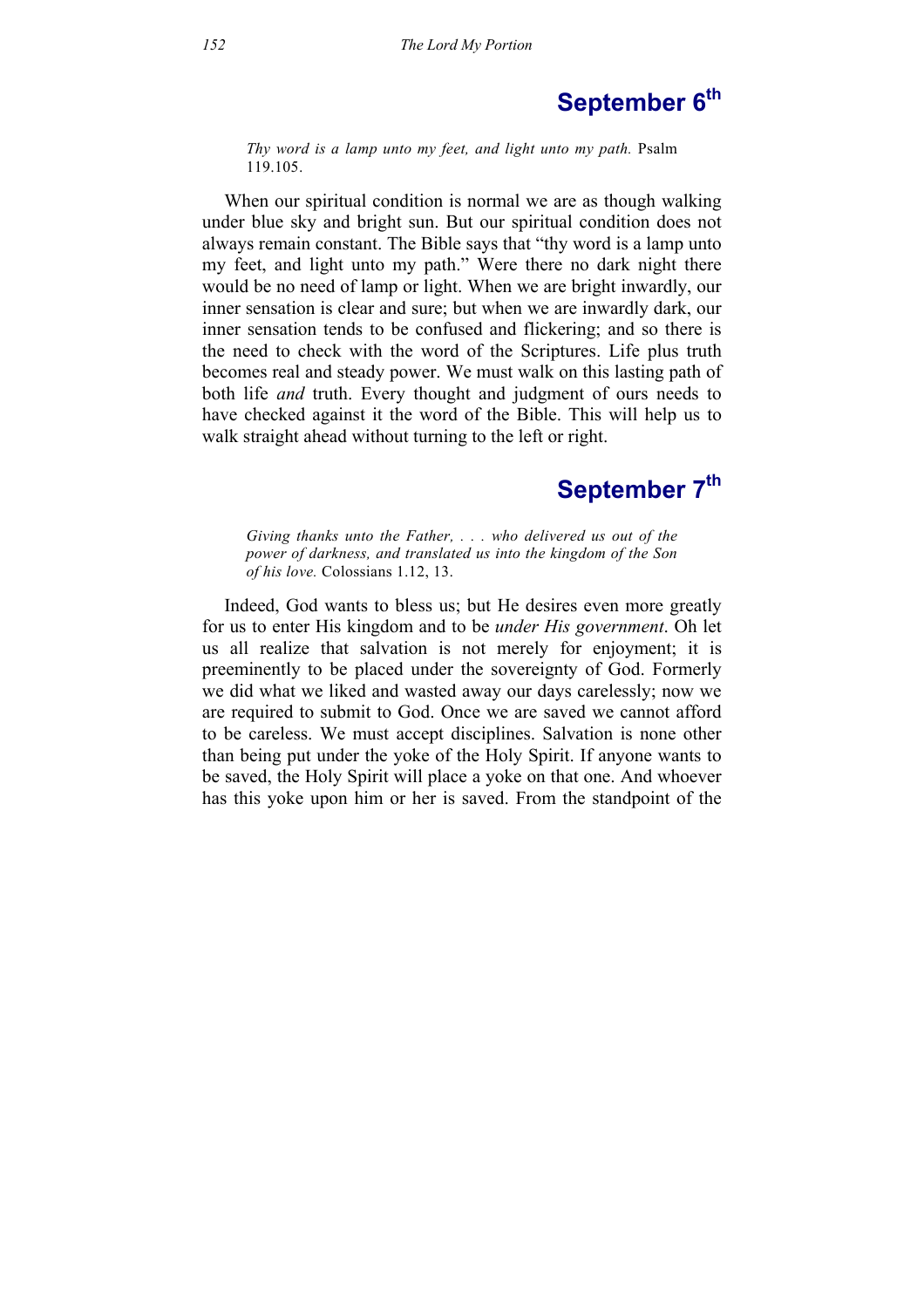## September 6th

*Thy word is a lamp unto my feet, and light unto my path.* Psalm 119.105.

When our spiritual condition is normal we are as though walking under blue sky and bright sun. But our spiritual condition does not always remain constant. The Bible says that "thy word is a lamp unto my feet, and light unto my path." Were there no dark night there would be no need of lamp or light. When we are bright inwardly, our inner sensation is clear and sure; but when we are inwardly dark, our inner sensation tends to be confused and flickering; and so there is the need to check with the word of the Scriptures. Life plus truth becomes real and steady power. We must walk on this lasting path of both life *and* truth. Every thought and judgment of ours needs to have checked against it the word of the Bible. This will help us to walk straight ahead without turning to the left or right.

## September 7th

*Giving thanks unto the Father, . . . who delivered us out of the power of darkness, and translated us into the kingdom of the Son of his love.* Colossians 1.12, 13.

Indeed, God wants to bless us; but He desires even more greatly for us to enter His kingdom and to be *under His government*. Oh let us all realize that salvation is not merely for enjoyment; it is preeminently to be placed under the sovereignty of God. Formerly we did what we liked and wasted away our days carelessly; now we are required to submit to God. Once we are saved we cannot afford to be careless. We must accept disciplines. Salvation is none other than being put under the yoke of the Holy Spirit. If anyone wants to be saved, the Holy Spirit will place a yoke on that one. And whoever has this yoke upon him or her is saved. From the standpoint of the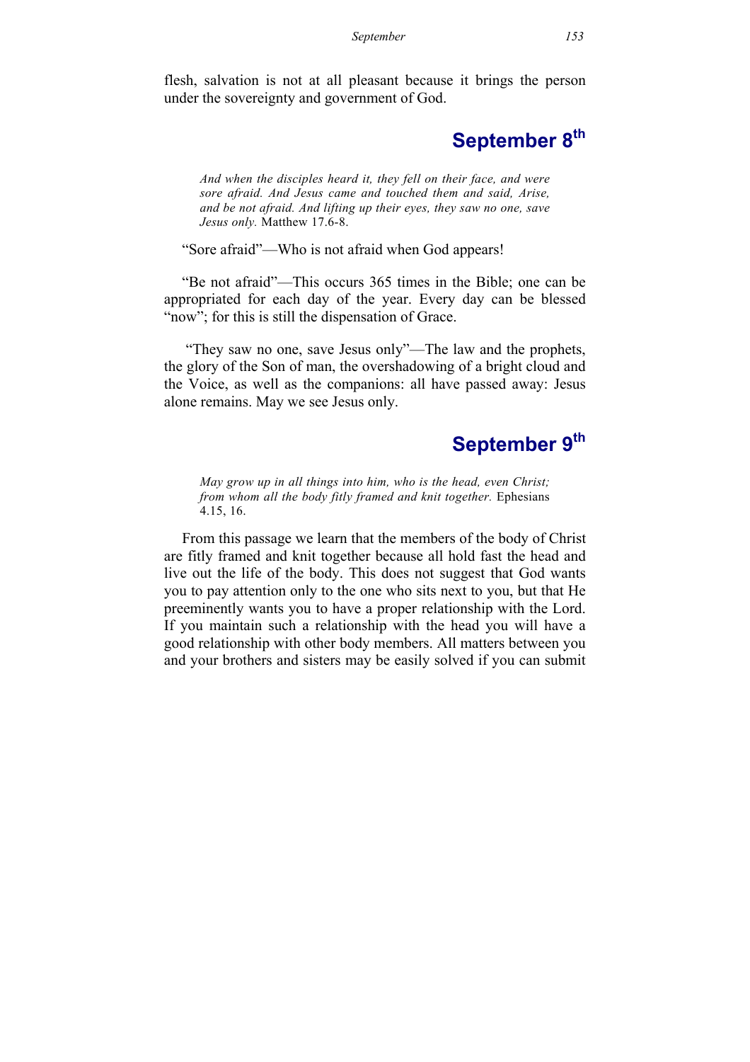flesh, salvation is not at all pleasant because it brings the person under the sovereignty and government of God.

## September 8th

*And when the disciples heard it, they fell on their face, and were sore afraid. And Jesus came and touched them and said, Arise, and be not afraid. And lifting up their eyes, they saw no one, save Jesus only.* Matthew 17.6-8.

"Sore afraid"—Who is not afraid when God appears!

"Be not afraid"—This occurs 365 times in the Bible; one can be appropriated for each day of the year. Every day can be blessed "now"; for this is still the dispensation of Grace.

"They saw no one, save Jesus only"—The law and the prophets, the glory of the Son of man, the overshadowing of a bright cloud and the Voice, as well as the companions: all have passed away: Jesus alone remains. May we see Jesus only.

## September 9th

*May grow up in all things into him, who is the head, even Christ; from whom all the body fitly framed and knit together.* Ephesians 4.15, 16.

From this passage we learn that the members of the body of Christ are fitly framed and knit together because all hold fast the head and live out the life of the body. This does not suggest that God wants you to pay attention only to the one who sits next to you, but that He preeminently wants you to have a proper relationship with the Lord. If you maintain such a relationship with the head you will have a good relationship with other body members. All matters between you and your brothers and sisters may be easily solved if you can submit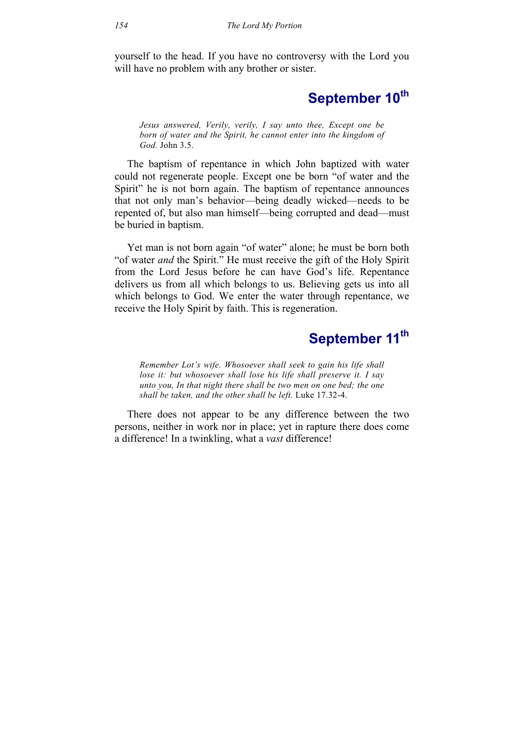yourself to the head. If you have no controversy with the Lord you will have no problem with any brother or sister.

## September 10th

> *Jesus answered, Verily, verily, I say unto thee, Except one be born of water and the Spirit, he cannot enter into the kingdom of God.* John 3.5.

The baptism of repentance in which John baptized with water could not regenerate people. Except one be born "of water and the Spirit" he is not born again. The baptism of repentance announces that not only man's behavior—being deadly wicked—needs to be repented of, but also man himself—being corrupted and dead—must be buried in baptism.

Yet man is not born again "of water" alone; he must be born both "of water *and* the Spirit." He must receive the gift of the Holy Spirit from the Lord Jesus before he can have God's life. Repentance delivers us from all which belongs to us. Believing gets us into all which belongs to God. We enter the water through repentance, we receive the Holy Spirit by faith. This is regeneration.

## September 11th

> *Remember Lot's wife. Whosoever shall seek to gain his life shall lose it: but whosoever shall lose his life shall preserve it. I say unto you, In that night there shall be two men on one bed; the one shall be taken, and the other shall be left.* Luke 17.32-4.

There does not appear to be any difference between the two persons, neither in work nor in place; yet in rapture there does come a difference! In a twinkling, what a *vast* difference!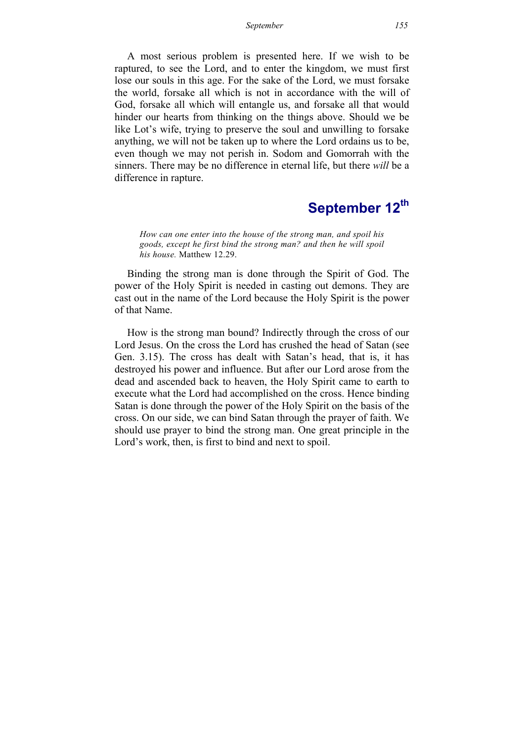A most serious problem is presented here. If we wish to be raptured, to see the Lord, and to enter the kingdom, we must first lose our souls in this age. For the sake of the Lord, we must forsake the world, forsake all which is not in accordance with the will of God, forsake all which will entangle us, and forsake all that would hinder our hearts from thinking on the things above. Should we be like Lot's wife, trying to preserve the soul and unwilling to forsake anything, we will not be taken up to where the Lord ordains us to be, even though we may not perish in. Sodom and Gomorrah with the sinners. There may be no difference in eternal life, but there *will* be a difference in rapture.

## September 12th

> *How can one enter into the house of the strong man, and spoil his goods, except he first bind the strong man? and then he will spoil his house.* Matthew 12.29.

Binding the strong man is done through the Spirit of God. The power of the Holy Spirit is needed in casting out demons. They are cast out in the name of the Lord because the Holy Spirit is the power of that Name.

How is the strong man bound? Indirectly through the cross of our Lord Jesus. On the cross the Lord has crushed the head of Satan (see Gen. 3.15). The cross has dealt with Satan's head, that is, it has destroyed his power and influence. But after our Lord arose from the dead and ascended back to heaven, the Holy Spirit came to earth to execute what the Lord had accomplished on the cross. Hence binding Satan is done through the power of the Holy Spirit on the basis of the cross. On our side, we can bind Satan through the prayer of faith. We should use prayer to bind the strong man. One great principle in the Lord's work, then, is first to bind and next to spoil.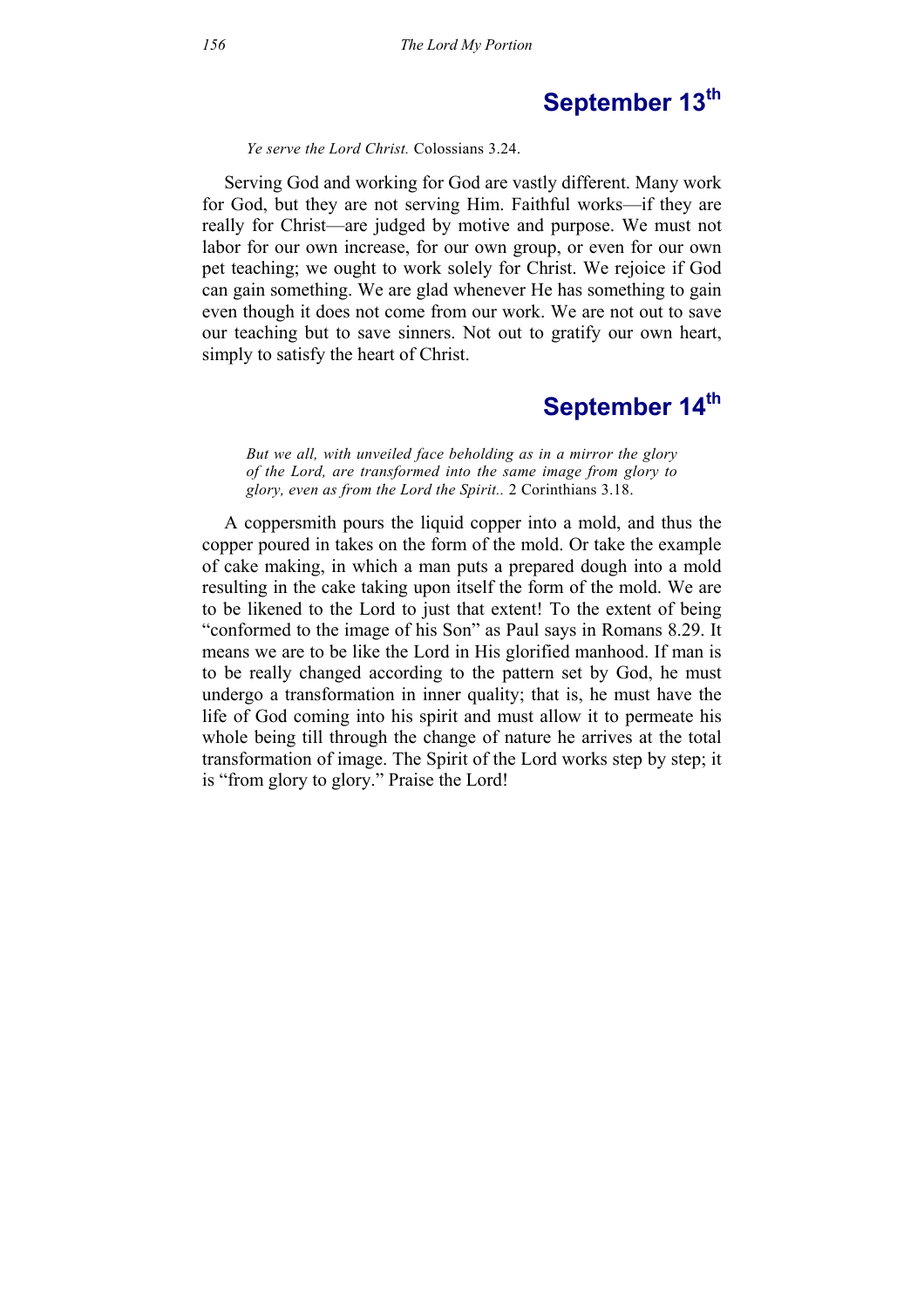## September 13th

*Ye serve the Lord Christ.* Colossians 3.24.

Serving God and working for God are vastly different. Many work for God, but they are not serving Him. Faithful works—if they are really for Christ—are judged by motive and purpose. We must not labor for our own increase, for our own group, or even for our own pet teaching; we ought to work solely for Christ. We rejoice if God can gain something. We are glad whenever He has something to gain even though it does not come from our work. We are not out to save our teaching but to save sinners. Not out to gratify our own heart, simply to satisfy the heart of Christ.

## September 14th

*But we all, with unveiled face beholding as in a mirror the glory of the Lord, are transformed into the same image from glory to glory, even as from the Lord the Spirit..* 2 Corinthians 3.18.

A coppersmith pours the liquid copper into a mold, and thus the copper poured in takes on the form of the mold. Or take the example of cake making, in which a man puts a prepared dough into a mold resulting in the cake taking upon itself the form of the mold. We are to be likened to the Lord to just that extent! To the extent of being "conformed to the image of his Son" as Paul says in Romans 8.29. It means we are to be like the Lord in His glorified manhood. If man is to be really changed according to the pattern set by God, he must undergo a transformation in inner quality; that is, he must have the life of God coming into his spirit and must allow it to permeate his whole being till through the change of nature he arrives at the total transformation of image. The Spirit of the Lord works step by step; it is "from glory to glory." Praise the Lord!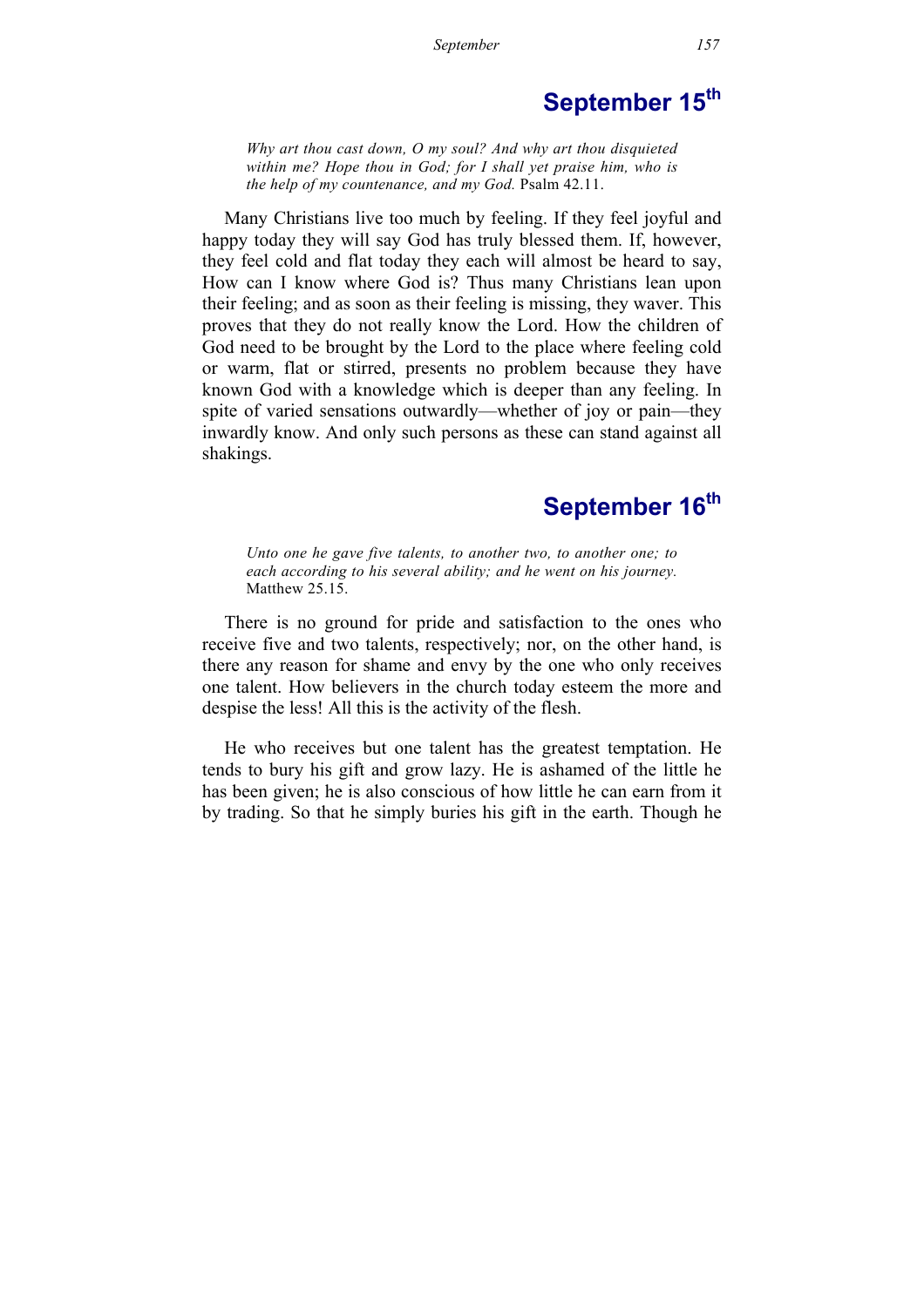## September 15th

*Why art thou cast down, O my soul? And why art thou disquieted within me? Hope thou in God; for I shall yet praise him, who is the help of my countenance, and my God.* Psalm 42.11.

Many Christians live too much by feeling. If they feel joyful and happy today they will say God has truly blessed them. If, however, they feel cold and flat today they each will almost be heard to say, How can I know where God is? Thus many Christians lean upon their feeling; and as soon as their feeling is missing, they waver. This proves that they do not really know the Lord. How the children of God need to be brought by the Lord to the place where feeling cold or warm, flat or stirred, presents no problem because they have known God with a knowledge which is deeper than any feeling. In spite of varied sensations outwardly—whether of joy or pain—they inwardly know. And only such persons as these can stand against all shakings.

## September 16th

*Unto one he gave five talents, to another two, to another one; to each according to his several ability; and he went on his journey.* Matthew 25.15.

There is no ground for pride and satisfaction to the ones who receive five and two talents, respectively; nor, on the other hand, is there any reason for shame and envy by the one who only receives one talent. How believers in the church today esteem the more and despise the less! All this is the activity of the flesh.

He who receives but one talent has the greatest temptation. He tends to bury his gift and grow lazy. He is ashamed of the little he has been given; he is also conscious of how little he can earn from it by trading. So that he simply buries his gift in the earth. Though he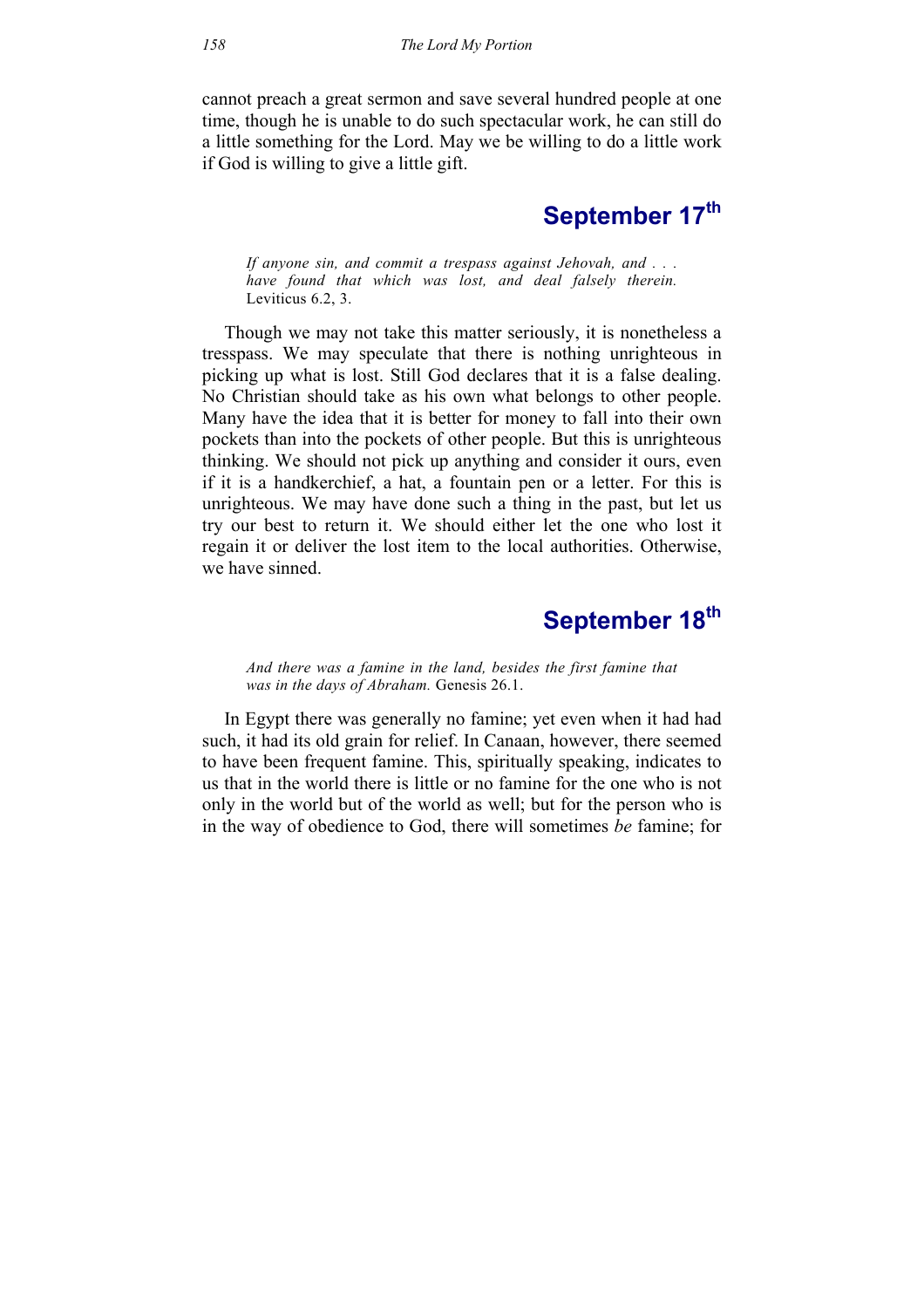cannot preach a great sermon and save several hundred people at one time, though he is unable to do such spectacular work, he can still do a little something for the Lord. May we be willing to do a little work if God is willing to give a little gift.

## September 17th

*If anyone sin, and commit a trespass against Jehovah, and . . . have found that which was lost, and deal falsely therein.* Leviticus 6.2, 3.

Though we may not take this matter seriously, it is nonetheless a tresspass. We may speculate that there is nothing unrighteous in picking up what is lost. Still God declares that it is a false dealing. No Christian should take as his own what belongs to other people. Many have the idea that it is better for money to fall into their own pockets than into the pockets of other people. But this is unrighteous thinking. We should not pick up anything and consider it ours, even if it is a handkerchief, a hat, a fountain pen or a letter. For this is unrighteous. We may have done such a thing in the past, but let us try our best to return it. We should either let the one who lost it regain it or deliver the lost item to the local authorities. Otherwise, we have sinned.

## September 18th

*And there was a famine in the land, besides the first famine that was in the days of Abraham.* Genesis 26.1.

In Egypt there was generally no famine; yet even when it had had such, it had its old grain for relief. In Canaan, however, there seemed to have been frequent famine. This, spiritually speaking, indicates to us that in the world there is little or no famine for the one who is not only in the world but of the world as well; but for the person who is in the way of obedience to God, there will sometimes *be* famine; for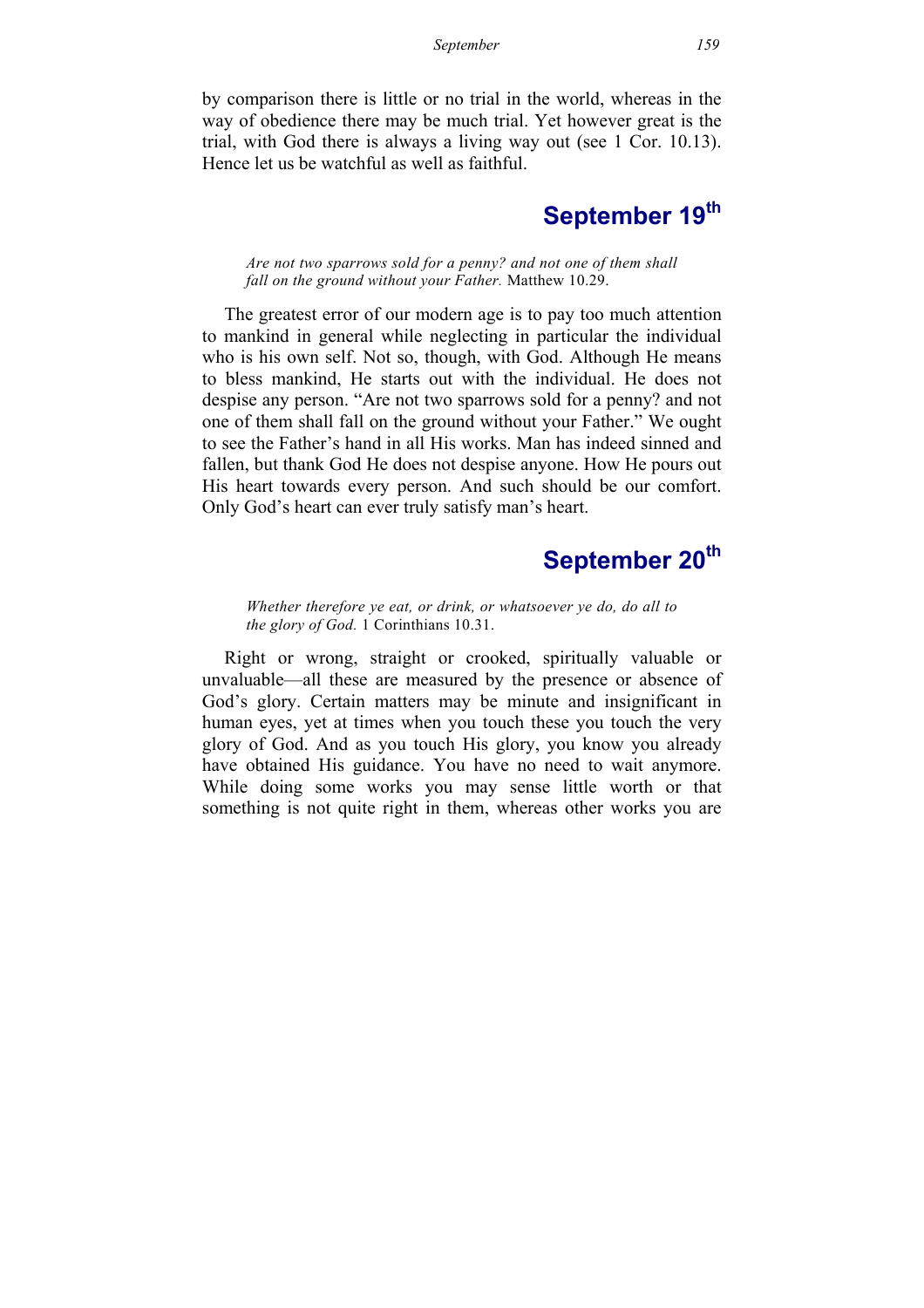by comparison there is little or no trial in the world, whereas in the way of obedience there may be much trial. Yet however great is the trial, with God there is always a living way out (see 1 Cor. 10.13). Hence let us be watchful as well as faithful.

## September 19th

*Are not two sparrows sold for a penny? and not one of them shall fall on the ground without your Father.* Matthew 10.29.

The greatest error of our modern age is to pay too much attention to mankind in general while neglecting in particular the individual who is his own self. Not so, though, with God. Although He means to bless mankind, He starts out with the individual. He does not despise any person. "Are not two sparrows sold for a penny? and not one of them shall fall on the ground without your Father." We ought to see the Father's hand in all His works. Man has indeed sinned and fallen, but thank God He does not despise anyone. How He pours out His heart towards every person. And such should be our comfort. Only God's heart can ever truly satisfy man's heart.

## September 20th

*Whether therefore ye eat, or drink, or whatsoever ye do, do all to the glory of God.* 1 Corinthians 10.31.

Right or wrong, straight or crooked, spiritually valuable or unvaluable—all these are measured by the presence or absence of God's glory. Certain matters may be minute and insignificant in human eyes, yet at times when you touch these you touch the very glory of God. And as you touch His glory, you know you already have obtained His guidance. You have no need to wait anymore. While doing some works you may sense little worth or that something is not quite right in them, whereas other works you are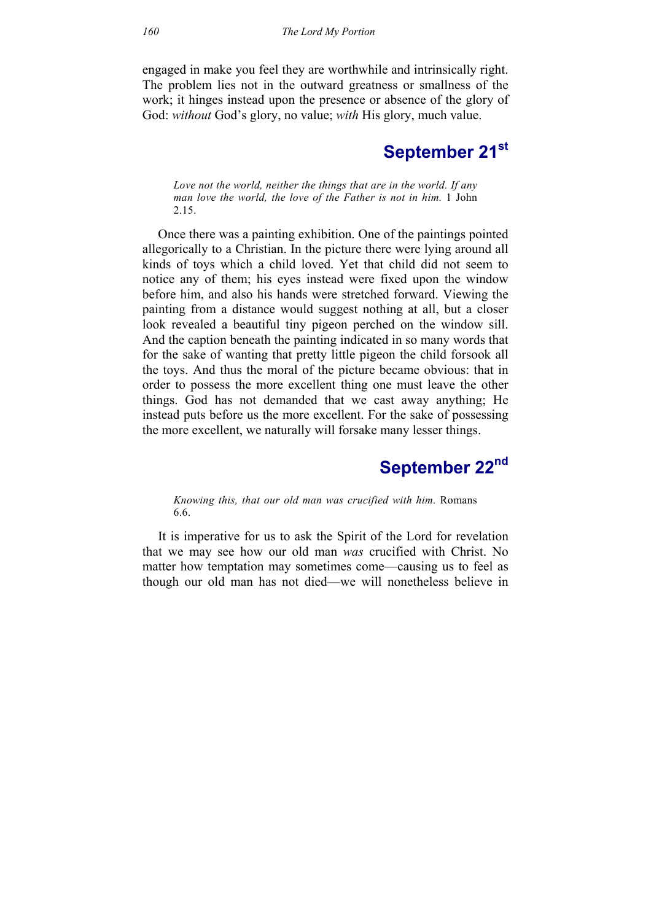engaged in make you feel they are worthwhile and intrinsically right. The problem lies not in the outward greatness or smallness of the work; it hinges instead upon the presence or absence of the glory of God: *without* God's glory, no value; *with* His glory, much value.

## September 21st

> *Love not the world, neither the things that are in the world. If any man love the world, the love of the Father is not in him.* 1 John 2.15.

Once there was a painting exhibition. One of the paintings pointed allegorically to a Christian. In the picture there were lying around all kinds of toys which a child loved. Yet that child did not seem to notice any of them; his eyes instead were fixed upon the window before him, and also his hands were stretched forward. Viewing the painting from a distance would suggest nothing at all, but a closer look revealed a beautiful tiny pigeon perched on the window sill. And the caption beneath the painting indicated in so many words that for the sake of wanting that pretty little pigeon the child forsook all the toys. And thus the moral of the picture became obvious: that in order to possess the more excellent thing one must leave the other things. God has not demanded that we cast away anything; He instead puts before us the more excellent. For the sake of possessing the more excellent, we naturally will forsake many lesser things.

## September 22nd

> *Knowing this, that our old man was crucified with him.* Romans 6.6.

It is imperative for us to ask the Spirit of the Lord for revelation that we may see how our old man *was* crucified with Christ. No matter how temptation may sometimes come—causing us to feel as though our old man has not died—we will nonetheless believe in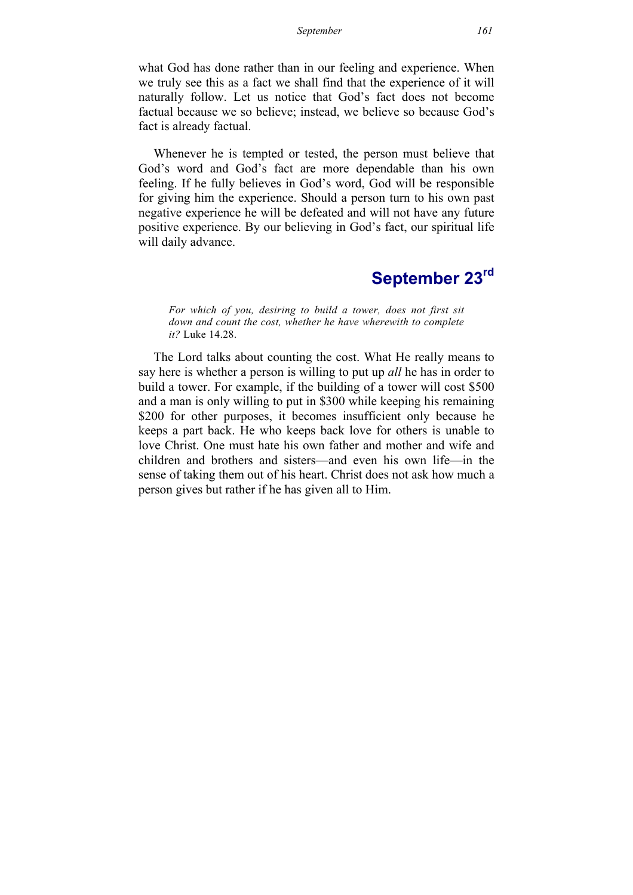what God has done rather than in our feeling and experience. When we truly see this as a fact we shall find that the experience of it will naturally follow. Let us notice that God's fact does not become factual because we so believe; instead, we believe so because God's fact is already factual.

Whenever he is tempted or tested, the person must believe that God's word and God's fact are more dependable than his own feeling. If he fully believes in God's word, God will be responsible for giving him the experience. Should a person turn to his own past negative experience he will be defeated and will not have any future positive experience. By our believing in God's fact, our spiritual life will daily advance.

## September 23rd

> *For which of you, desiring to build a tower, does not first sit down and count the cost, whether he have wherewith to complete it?* Luke 14.28.

The Lord talks about counting the cost. What He really means to say here is whether a person is willing to put up *all* he has in order to build a tower. For example, if the building of a tower will cost $500 and a man is only willing to put in $300 while keeping his remaining $200 for other purposes, it becomes insufficient only because he keeps a part back. He who keeps back love for others is unable to love Christ. One must hate his own father and mother and wife and children and brothers and sisters—and even his own life—in the sense of taking them out of his heart. Christ does not ask how much a person gives but rather if he has given all to Him.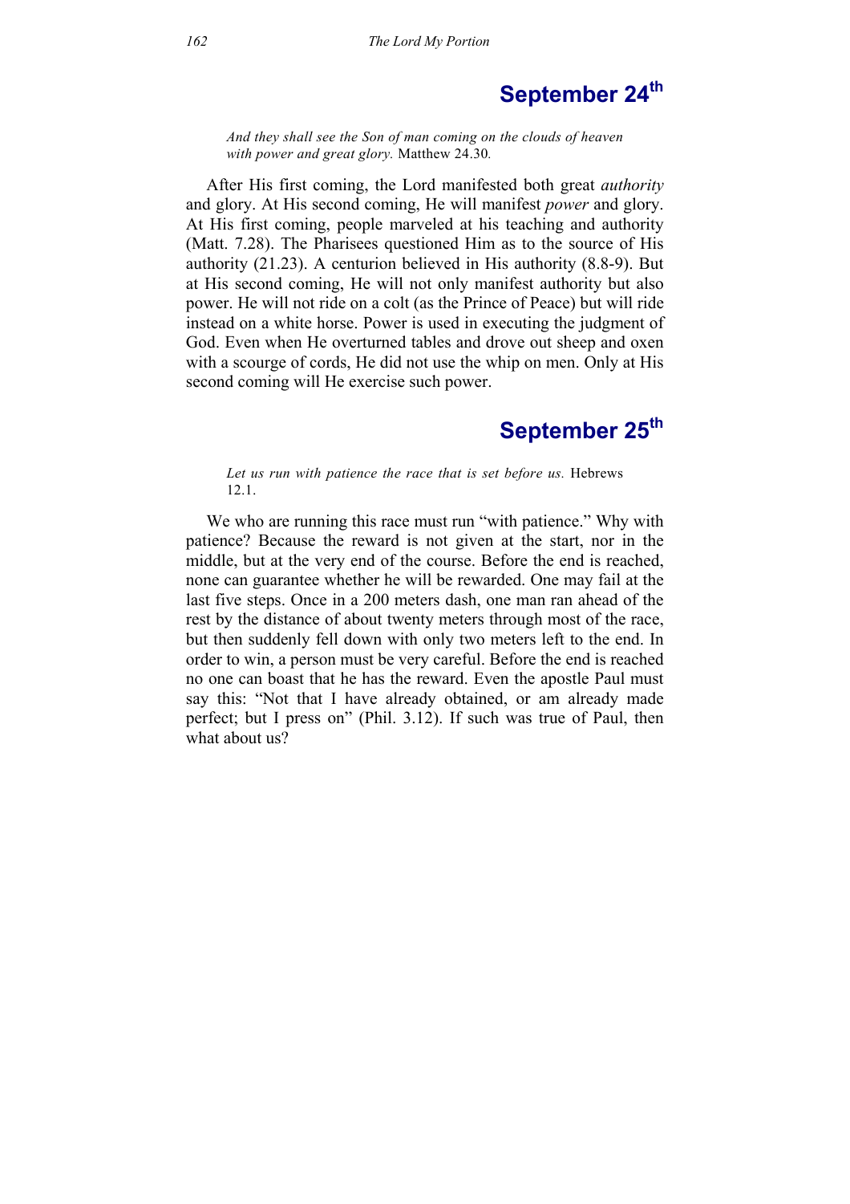## September 24th

*And they shall see the Son of man coming on the clouds of heaven with power and great glory.* Matthew 24.30*.*

After His first coming, the Lord manifested both great *authority* and glory. At His second coming, He will manifest *power* and glory. At His first coming, people marveled at his teaching and authority (Matt. 7.28). The Pharisees questioned Him as to the source of His authority (21.23). A centurion believed in His authority (8.8-9). But at His second coming, He will not only manifest authority but also power. He will not ride on a colt (as the Prince of Peace) but will ride instead on a white horse. Power is used in executing the judgment of God. Even when He overturned tables and drove out sheep and oxen with a scourge of cords, He did not use the whip on men. Only at His second coming will He exercise such power.

## September 25th

*Let us run with patience the race that is set before us.* Hebrews 12.1.

We who are running this race must run "with patience." Why with patience? Because the reward is not given at the start, nor in the middle, but at the very end of the course. Before the end is reached, none can guarantee whether he will be rewarded. One may fail at the last five steps. Once in a 200 meters dash, one man ran ahead of the rest by the distance of about twenty meters through most of the race, but then suddenly fell down with only two meters left to the end. In order to win, a person must be very careful. Before the end is reached no one can boast that he has the reward. Even the apostle Paul must say this: "Not that I have already obtained, or am already made perfect; but I press on" (Phil. 3.12). If such was true of Paul, then what about us?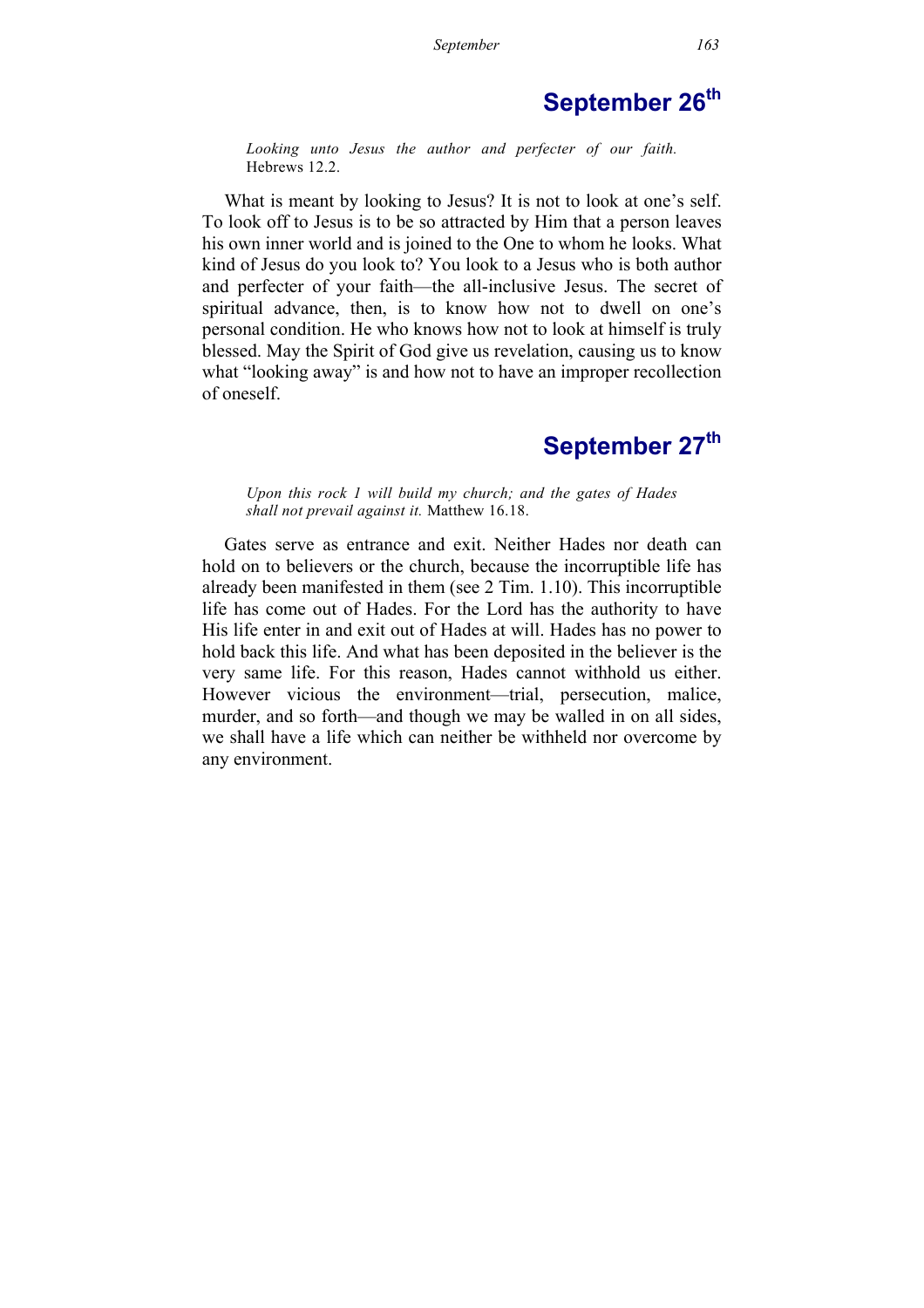## September 26th

*Looking unto Jesus the author and perfecter of our faith.* Hebrews 12.2.

What is meant by looking to Jesus? It is not to look at one's self. To look off to Jesus is to be so attracted by Him that a person leaves his own inner world and is joined to the One to whom he looks. What kind of Jesus do you look to? You look to a Jesus who is both author and perfecter of your faith—the all-inclusive Jesus. The secret of spiritual advance, then, is to know how not to dwell on one's personal condition. He who knows how not to look at himself is truly blessed. May the Spirit of God give us revelation, causing us to know what "looking away" is and how not to have an improper recollection of oneself.

## September 27th

*Upon this rock I will build my church; and the gates of Hades shall not prevail against it.* Matthew 16.18.

Gates serve as entrance and exit. Neither Hades nor death can hold on to believers or the church, because the incorruptible life has already been manifested in them (see 2 Tim. 1.10). This incorruptible life has come out of Hades. For the Lord has the authority to have His life enter in and exit out of Hades at will. Hades has no power to hold back this life. And what has been deposited in the believer is the very same life. For this reason, Hades cannot withhold us either. However vicious the environment—trial, persecution, malice, murder, and so forth—and though we may be walled in on all sides, we shall have a life which can neither be withheld nor overcome by any environment.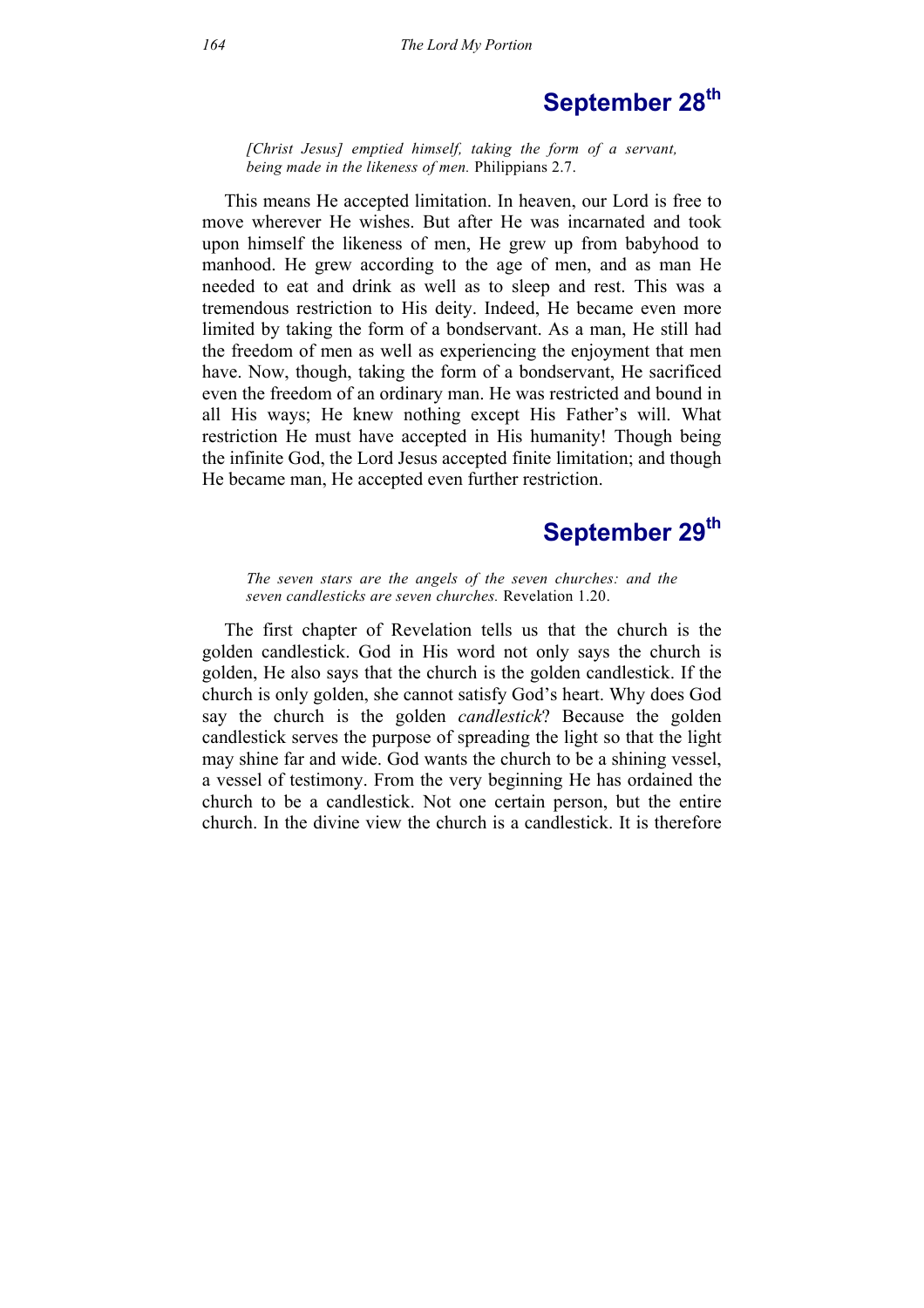## September 28th

*[Christ Jesus] emptied himself, taking the form of a servant, being made in the likeness of men.* Philippians 2.7.

This means He accepted limitation. In heaven, our Lord is free to move wherever He wishes. But after He was incarnated and took upon himself the likeness of men, He grew up from babyhood to manhood. He grew according to the age of men, and as man He needed to eat and drink as well as to sleep and rest. This was a tremendous restriction to His deity. Indeed, He became even more limited by taking the form of a bondservant. As a man, He still had the freedom of men as well as experiencing the enjoyment that men have. Now, though, taking the form of a bondservant, He sacrificed even the freedom of an ordinary man. He was restricted and bound in all His ways; He knew nothing except His Father's will. What restriction He must have accepted in His humanity! Though being the infinite God, the Lord Jesus accepted finite limitation; and though He became man, He accepted even further restriction.

## September 29th

*The seven stars are the angels of the seven churches: and the seven candlesticks are seven churches.* Revelation 1.20.

The first chapter of Revelation tells us that the church is the golden candlestick. God in His word not only says the church is golden, He also says that the church is the golden candlestick. If the church is only golden, she cannot satisfy God's heart. Why does God say the church is the golden *candlestick*? Because the golden candlestick serves the purpose of spreading the light so that the light may shine far and wide. God wants the church to be a shining vessel, a vessel of testimony. From the very beginning He has ordained the church to be a candlestick. Not one certain person, but the entire church. In the divine view the church is a candlestick. It is therefore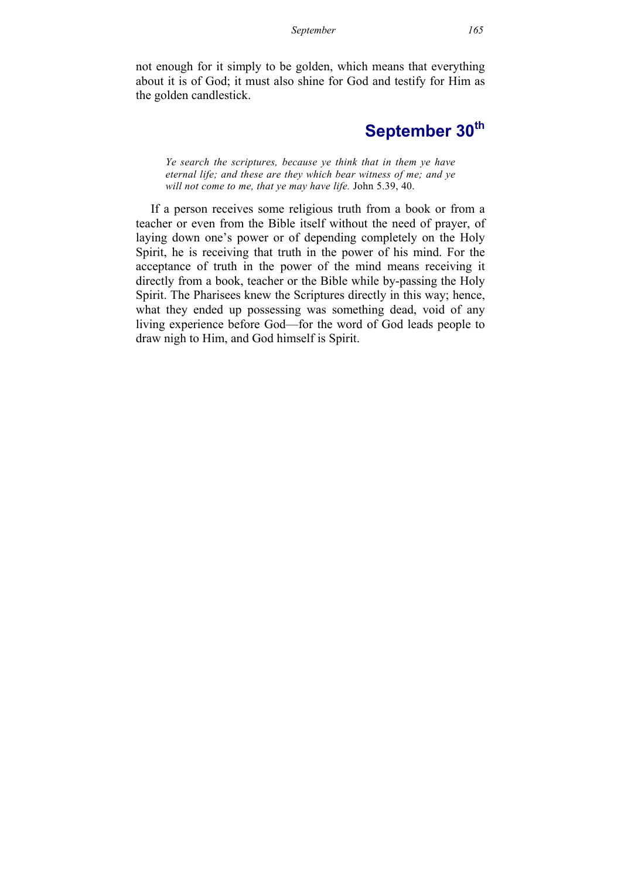not enough for it simply to be golden, which means that everything about it is of God; it must also shine for God and testify for Him as the golden candlestick.

## September 30th

*Ye search the scriptures, because ye think that in them ye have eternal life; and these are they which bear witness of me; and ye will not come to me, that ye may have life.* John 5.39, 40.

If a person receives some religious truth from a book or from a teacher or even from the Bible itself without the need of prayer, of laying down one's power or of depending completely on the Holy Spirit, he is receiving that truth in the power of his mind. For the acceptance of truth in the power of the mind means receiving it directly from a book, teacher or the Bible while by-passing the Holy Spirit. The Pharisees knew the Scriptures directly in this way; hence, what they ended up possessing was something dead, void of any living experience before God—for the word of God leads people to draw nigh to Him, and God himself is Spirit.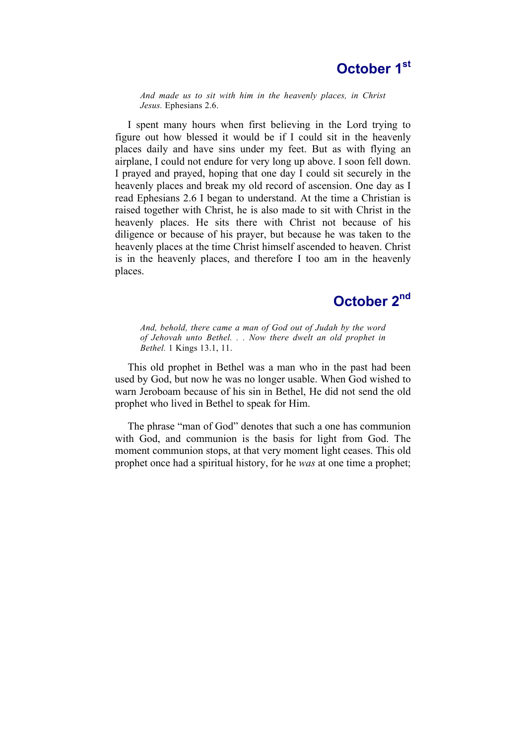# October 1st

*And made us to sit with him in the heavenly places, in Christ Jesus.* Ephesians 2.6.

I spent many hours when first believing in the Lord trying to figure out how blessed it would be if I could sit in the heavenly places daily and have sins under my feet. But as with flying an airplane, I could not endure for very long up above. I soon fell down. I prayed and prayed, hoping that one day I could sit securely in the heavenly places and break my old record of ascension. One day as I read Ephesians 2.6 I began to understand. At the time a Christian is raised together with Christ, he is also made to sit with Christ in the heavenly places. He sits there with Christ not because of his diligence or because of his prayer, but because he was taken to the heavenly places at the time Christ himself ascended to heaven. Christ is in the heavenly places, and therefore I too am in the heavenly places.

# October 2nd

*And, behold, there came a man of God out of Judah by the word of Jehovah unto Bethel. . . Now there dwelt an old prophet in Bethel.* 1 Kings 13.1, 11.

This old prophet in Bethel was a man who in the past had been used by God, but now he was no longer usable. When God wished to warn Jeroboam because of his sin in Bethel, He did not send the old prophet who lived in Bethel to speak for Him.

The phrase "man of God" denotes that such a one has communion with God, and communion is the basis for light from God. The moment communion stops, at that very moment light ceases. This old prophet once had a spiritual history, for he *was* at one time a prophet;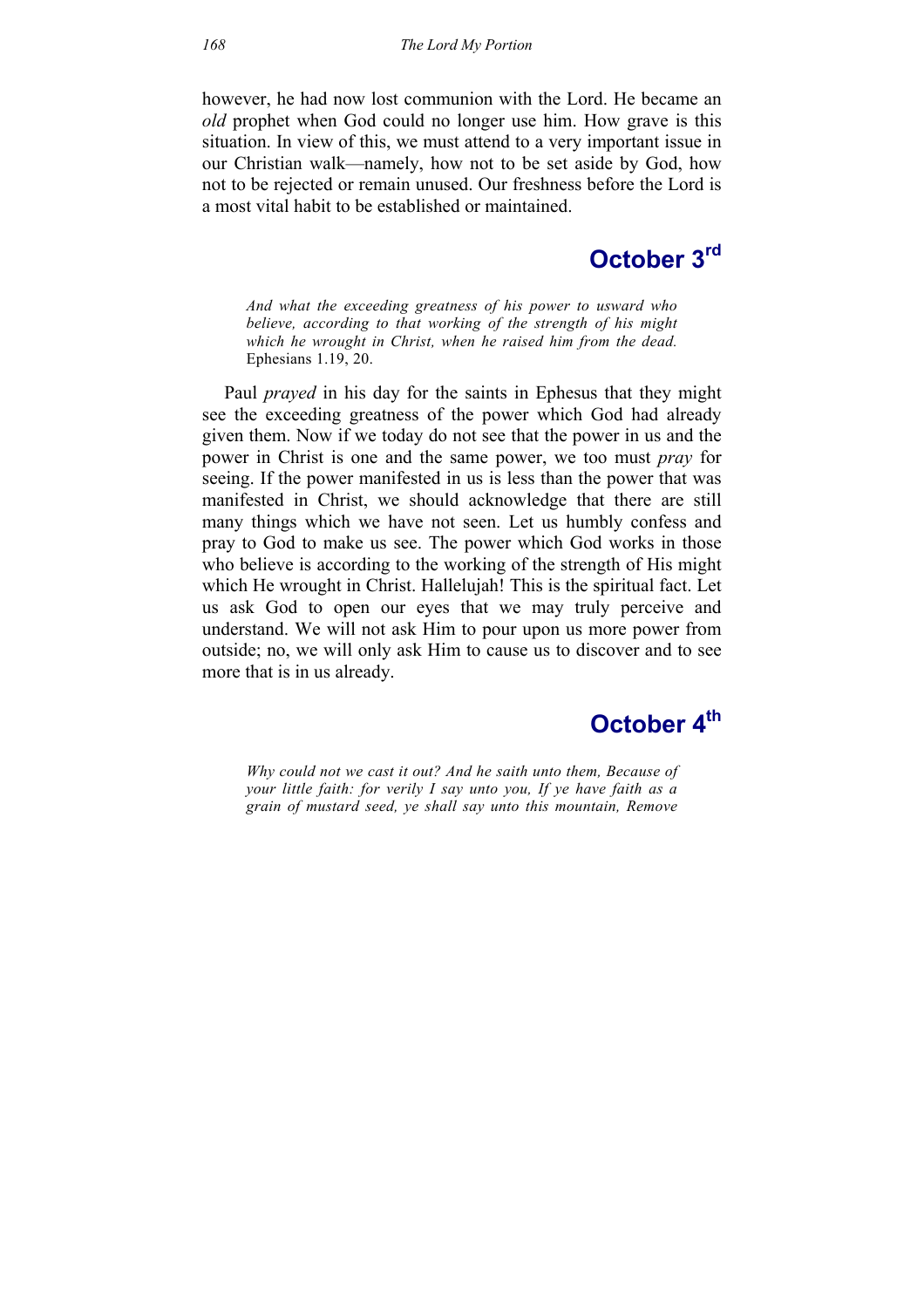however, he had now lost communion with the Lord. He became an *old* prophet when God could no longer use him. How grave is this situation. In view of this, we must attend to a very important issue in our Christian walk—namely, how not to be set aside by God, how not to be rejected or remain unused. Our freshness before the Lord is a most vital habit to be established or maintained.

## October 3rd

> *And what the exceeding greatness of his power to usward who believe, according to that working of the strength of his might which he wrought in Christ, when he raised him from the dead.* Ephesians 1.19, 20.

Paul *prayed* in his day for the saints in Ephesus that they might see the exceeding greatness of the power which God had already given them. Now if we today do not see that the power in us and the power in Christ is one and the same power, we too must *pray* for seeing. If the power manifested in us is less than the power that was manifested in Christ, we should acknowledge that there are still many things which we have not seen. Let us humbly confess and pray to God to make us see. The power which God works in those who believe is according to the working of the strength of His might which He wrought in Christ. Hallelujah! This is the spiritual fact. Let us ask God to open our eyes that we may truly perceive and understand. We will not ask Him to pour upon us more power from outside; no, we will only ask Him to cause us to discover and to see more that is in us already.

## October 4th

> *Why could not we cast it out? And he saith unto them, Because of your little faith: for verily I say unto you, If ye have faith as a grain of mustard seed, ye shall say unto this mountain, Remove*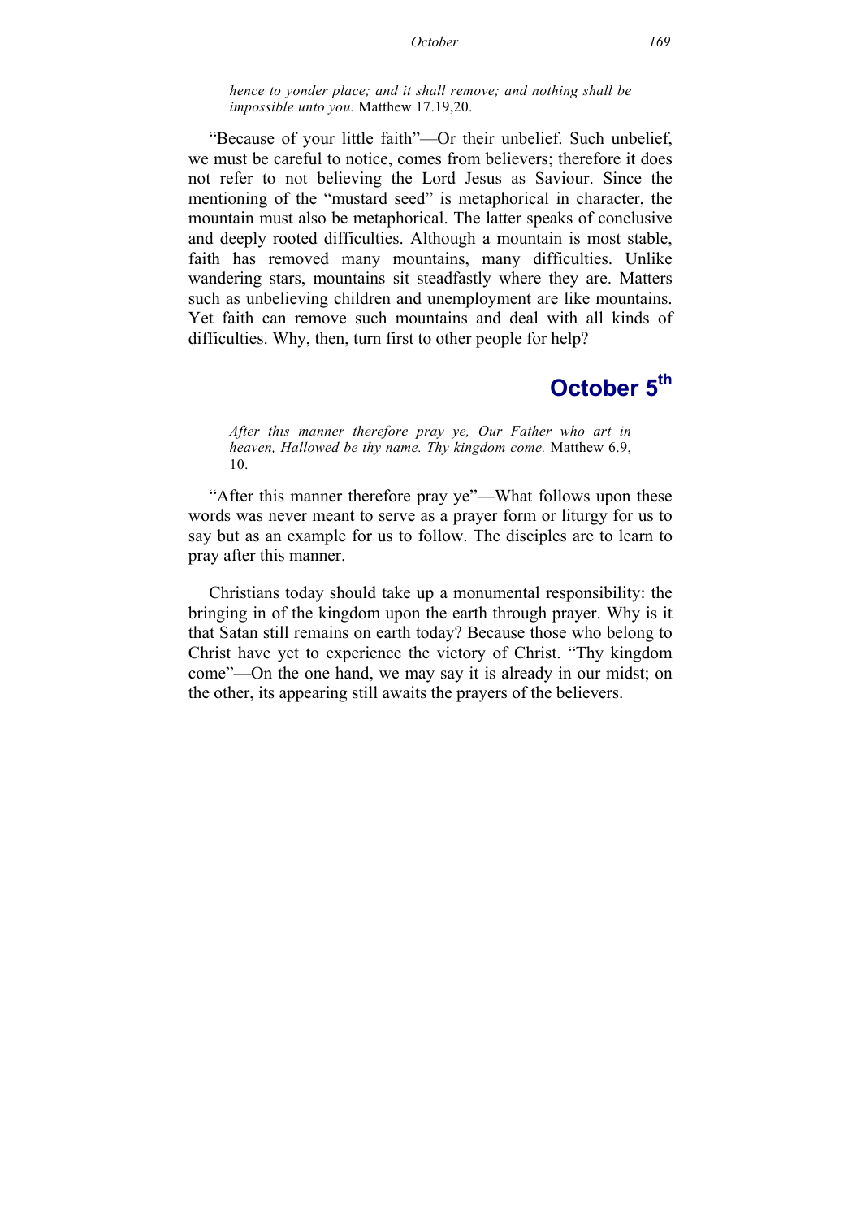*hence to yonder place; and it shall remove; and nothing shall be impossible unto you.* Matthew 17.19,20.

"Because of your little faith"—Or their unbelief. Such unbelief, we must be careful to notice, comes from believers; therefore it does not refer to not believing the Lord Jesus as Saviour. Since the mentioning of the "mustard seed" is metaphorical in character, the mountain must also be metaphorical. The latter speaks of conclusive and deeply rooted difficulties. Although a mountain is most stable, faith has removed many mountains, many difficulties. Unlike wandering stars, mountains sit steadfastly where they are. Matters such as unbelieving children and unemployment are like mountains. Yet faith can remove such mountains and deal with all kinds of difficulties. Why, then, turn first to other people for help?

## October 5th

*After this manner therefore pray ye, Our Father who art in heaven, Hallowed be thy name. Thy kingdom come.* Matthew 6.9, 10.

"After this manner therefore pray ye"—What follows upon these words was never meant to serve as a prayer form or liturgy for us to say but as an example for us to follow. The disciples are to learn to pray after this manner.

Christians today should take up a monumental responsibility: the bringing in of the kingdom upon the earth through prayer. Why is it that Satan still remains on earth today? Because those who belong to Christ have yet to experience the victory of Christ. "Thy kingdom come"—On the one hand, we may say it is already in our midst; on the other, its appearing still awaits the prayers of the believers.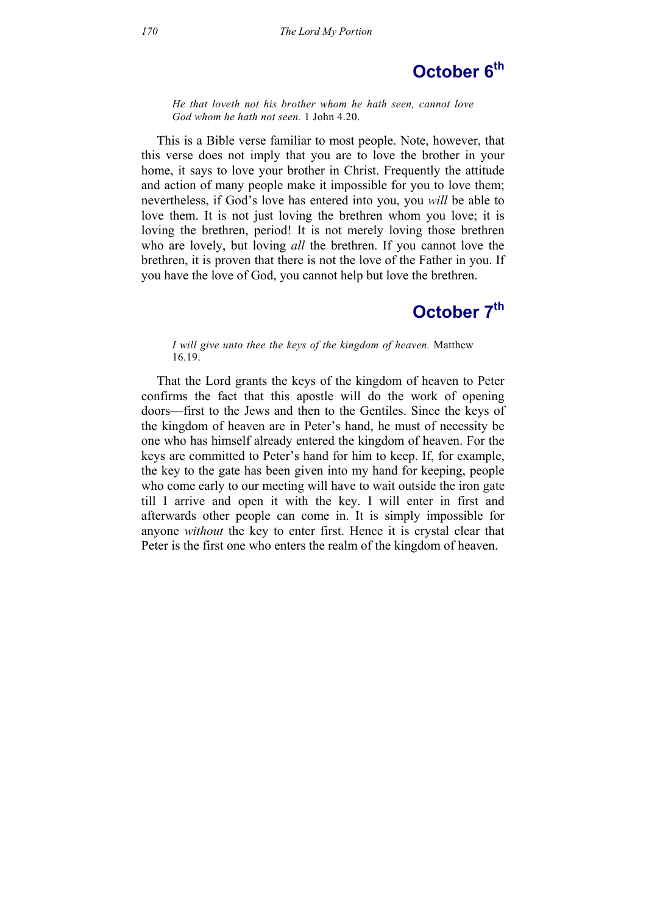## October 6th

*He that loveth not his brother whom he hath seen, cannot love God whom he hath not seen.* 1 John 4.20.

This is a Bible verse familiar to most people. Note, however, that this verse does not imply that you are to love the brother in your home, it says to love your brother in Christ. Frequently the attitude and action of many people make it impossible for you to love them; nevertheless, if God's love has entered into you, you *will* be able to love them. It is not just loving the brethren whom you love; it is loving the brethren, period! It is not merely loving those brethren who are lovely, but loving *all* the brethren. If you cannot love the brethren, it is proven that there is not the love of the Father in you. If you have the love of God, you cannot help but love the brethren.

## October 7th

*I will give unto thee the keys of the kingdom of heaven.* Matthew 16.19.

That the Lord grants the keys of the kingdom of heaven to Peter confirms the fact that this apostle will do the work of opening doors—first to the Jews and then to the Gentiles. Since the keys of the kingdom of heaven are in Peter's hand, he must of necessity be one who has himself already entered the kingdom of heaven. For the keys are committed to Peter's hand for him to keep. If, for example, the key to the gate has been given into my hand for keeping, people who come early to our meeting will have to wait outside the iron gate till I arrive and open it with the key. I will enter in first and afterwards other people can come in. It is simply impossible for anyone *without* the key to enter first. Hence it is crystal clear that Peter is the first one who enters the realm of the kingdom of heaven.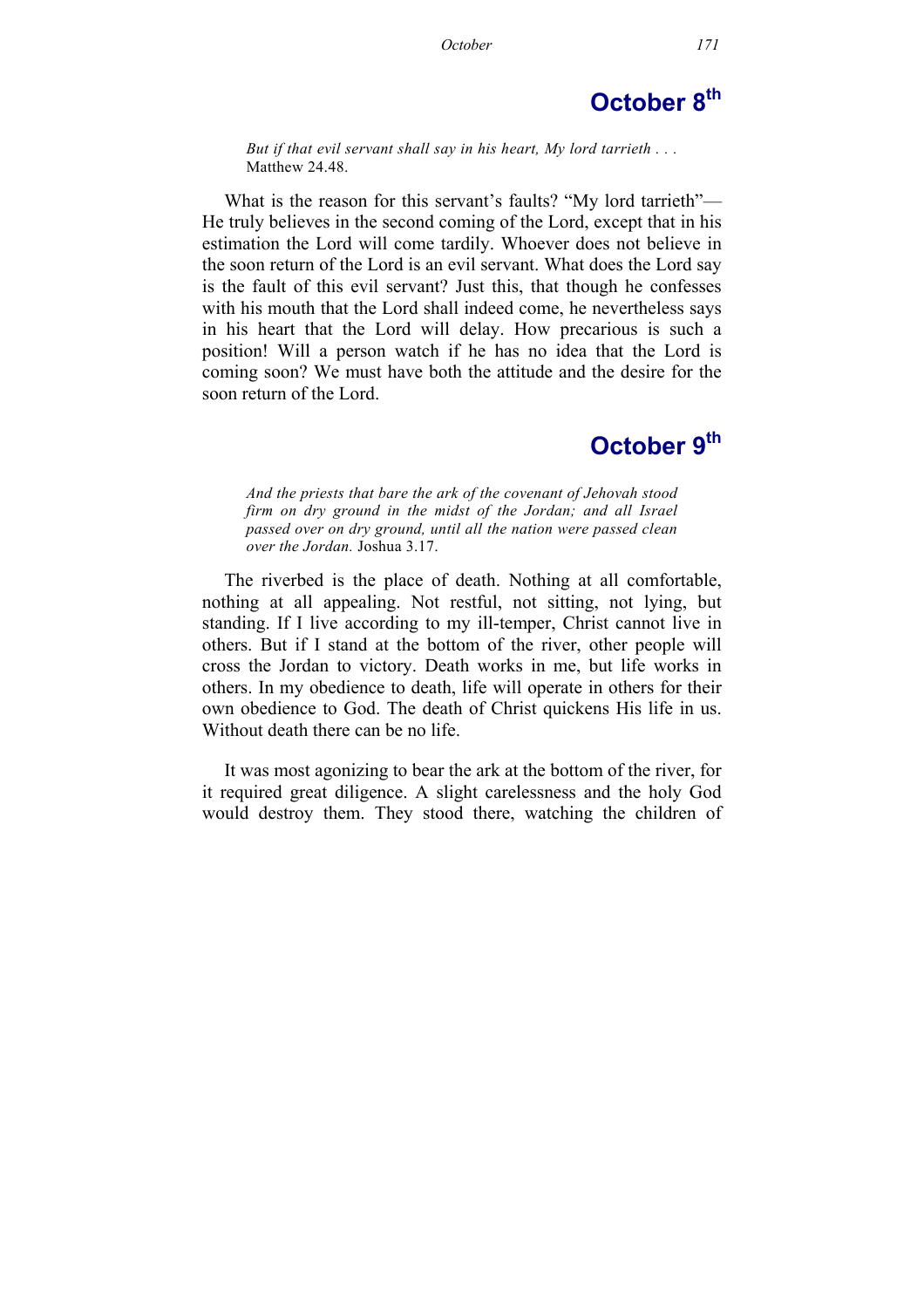## October 8th

> *But if that evil servant shall say in his heart, My lord tarrieth . . .* Matthew 24.48.

What is the reason for this servant's faults? "My lord tarrieth"—He truly believes in the second coming of the Lord, except that in his estimation the Lord will come tardily. Whoever does not believe in the soon return of the Lord is an evil servant. What does the Lord say is the fault of this evil servant? Just this, that though he confesses with his mouth that the Lord shall indeed come, he nevertheless says in his heart that the Lord will delay. How precarious is such a position! Will a person watch if he has no idea that the Lord is coming soon? We must have both the attitude and the desire for the soon return of the Lord.

## October 9th

> *And the priests that bare the ark of the covenant of Jehovah stood firm on dry ground in the midst of the Jordan; and all Israel passed over on dry ground, until all the nation were passed clean over the Jordan.* Joshua 3.17.

The riverbed is the place of death. Nothing at all comfortable, nothing at all appealing. Not restful, not sitting, not lying, but standing. If I live according to my ill-temper, Christ cannot live in others. But if I stand at the bottom of the river, other people will cross the Jordan to victory. Death works in me, but life works in others. In my obedience to death, life will operate in others for their own obedience to God. The death of Christ quickens His life in us. Without death there can be no life.

It was most agonizing to bear the ark at the bottom of the river, for it required great diligence. A slight carelessness and the holy God would destroy them. They stood there, watching the children of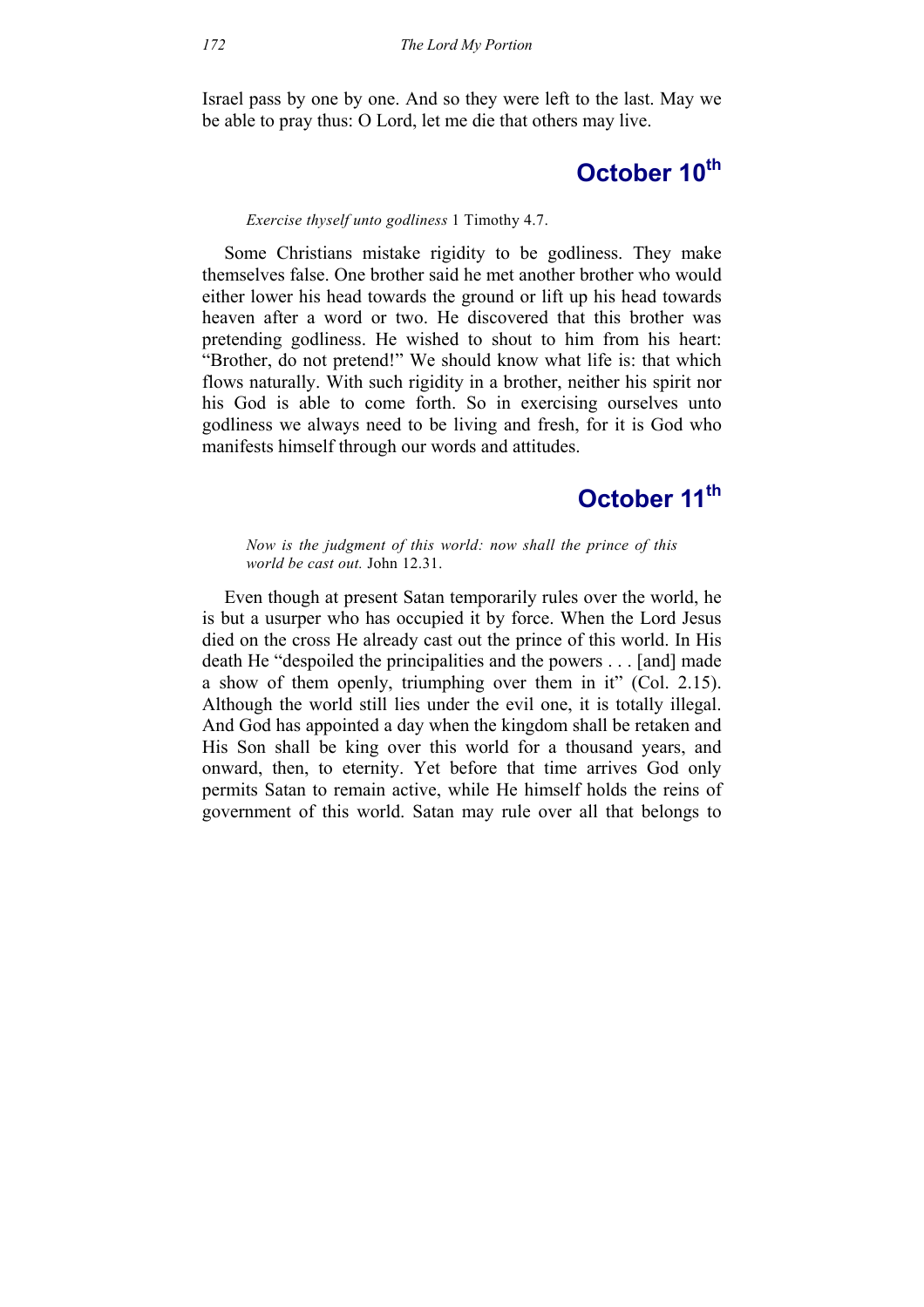Israel pass by one by one. And so they were left to the last. May we be able to pray thus: O Lord, let me die that others may live.

## October 10th

*Exercise thyself unto godliness* 1 Timothy 4.7.

Some Christians mistake rigidity to be godliness. They make themselves false. One brother said he met another brother who would either lower his head towards the ground or lift up his head towards heaven after a word or two. He discovered that this brother was pretending godliness. He wished to shout to him from his heart: "Brother, do not pretend!" We should know what life is: that which flows naturally. With such rigidity in a brother, neither his spirit nor his God is able to come forth. So in exercising ourselves unto godliness we always need to be living and fresh, for it is God who manifests himself through our words and attitudes.

## October 11th

*Now is the judgment of this world: now shall the prince of this world be cast out.* John 12.31.

Even though at present Satan temporarily rules over the world, he is but a usurper who has occupied it by force. When the Lord Jesus died on the cross He already cast out the prince of this world. In His death He "despoiled the principalities and the powers . . . [and] made a show of them openly, triumphing over them in it" (Col. 2.15). Although the world still lies under the evil one, it is totally illegal. And God has appointed a day when the kingdom shall be retaken and His Son shall be king over this world for a thousand years, and onward, then, to eternity. Yet before that time arrives God only permits Satan to remain active, while He himself holds the reins of government of this world. Satan may rule over all that belongs to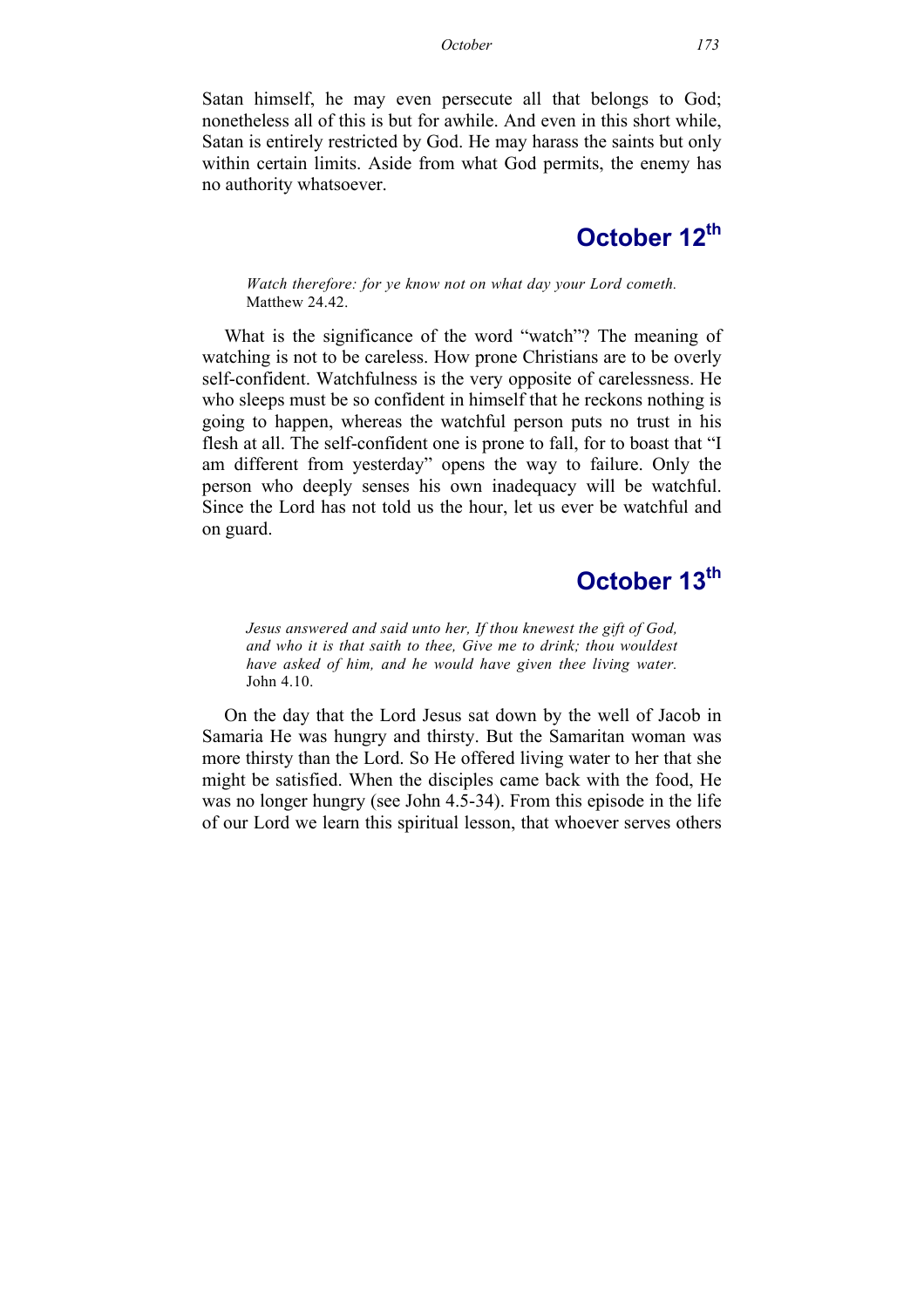Satan himself, he may even persecute all that belongs to God; nonetheless all of this is but for awhile. And even in this short while, Satan is entirely restricted by God. He may harass the saints but only within certain limits. Aside from what God permits, the enemy has no authority whatsoever.

## October 12th

> *Watch therefore: for ye know not on what day your Lord cometh.* Matthew 24.42.

What is the significance of the word "watch"? The meaning of watching is not to be careless. How prone Christians are to be overly self-confident. Watchfulness is the very opposite of carelessness. He who sleeps must be so confident in himself that he reckons nothing is going to happen, whereas the watchful person puts no trust in his flesh at all. The self-confident one is prone to fall, for to boast that "I am different from yesterday" opens the way to failure. Only the person who deeply senses his own inadequacy will be watchful. Since the Lord has not told us the hour, let us ever be watchful and on guard.

## October 13th

> *Jesus answered and said unto her, If thou knewest the gift of God, and who it is that saith to thee, Give me to drink; thou wouldest have asked of him, and he would have given thee living water.* John 4.10.

On the day that the Lord Jesus sat down by the well of Jacob in Samaria He was hungry and thirsty. But the Samaritan woman was more thirsty than the Lord. So He offered living water to her that she might be satisfied. When the disciples came back with the food, He was no longer hungry (see John 4.5-34). From this episode in the life of our Lord we learn this spiritual lesson, that whoever serves others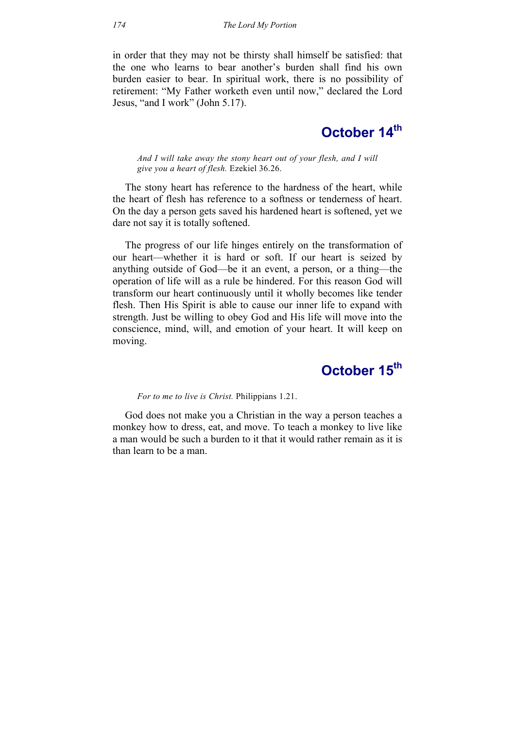in order that they may not be thirsty shall himself be satisfied: that the one who learns to bear another's burden shall find his own burden easier to bear. In spiritual work, there is no possibility of retirement: "My Father worketh even until now," declared the Lord Jesus, "and I work" (John 5.17).

## October 14th

> *And I will take away the stony heart out of your flesh, and I will give you a heart of flesh.* Ezekiel 36.26.

The stony heart has reference to the hardness of the heart, while the heart of flesh has reference to a softness or tenderness of heart. On the day a person gets saved his hardened heart is softened, yet we dare not say it is totally softened.

The progress of our life hinges entirely on the transformation of our heart—whether it is hard or soft. If our heart is seized by anything outside of God—be it an event, a person, or a thing—the operation of life will as a rule be hindered. For this reason God will transform our heart continuously until it wholly becomes like tender flesh. Then His Spirit is able to cause our inner life to expand with strength. Just be willing to obey God and His life will move into the conscience, mind, will, and emotion of your heart. It will keep on moving.

## October 15th

> *For to me to live is Christ.* Philippians 1.21.

God does not make you a Christian in the way a person teaches a monkey how to dress, eat, and move. To teach a monkey to live like a man would be such a burden to it that it would rather remain as it is than learn to be a man.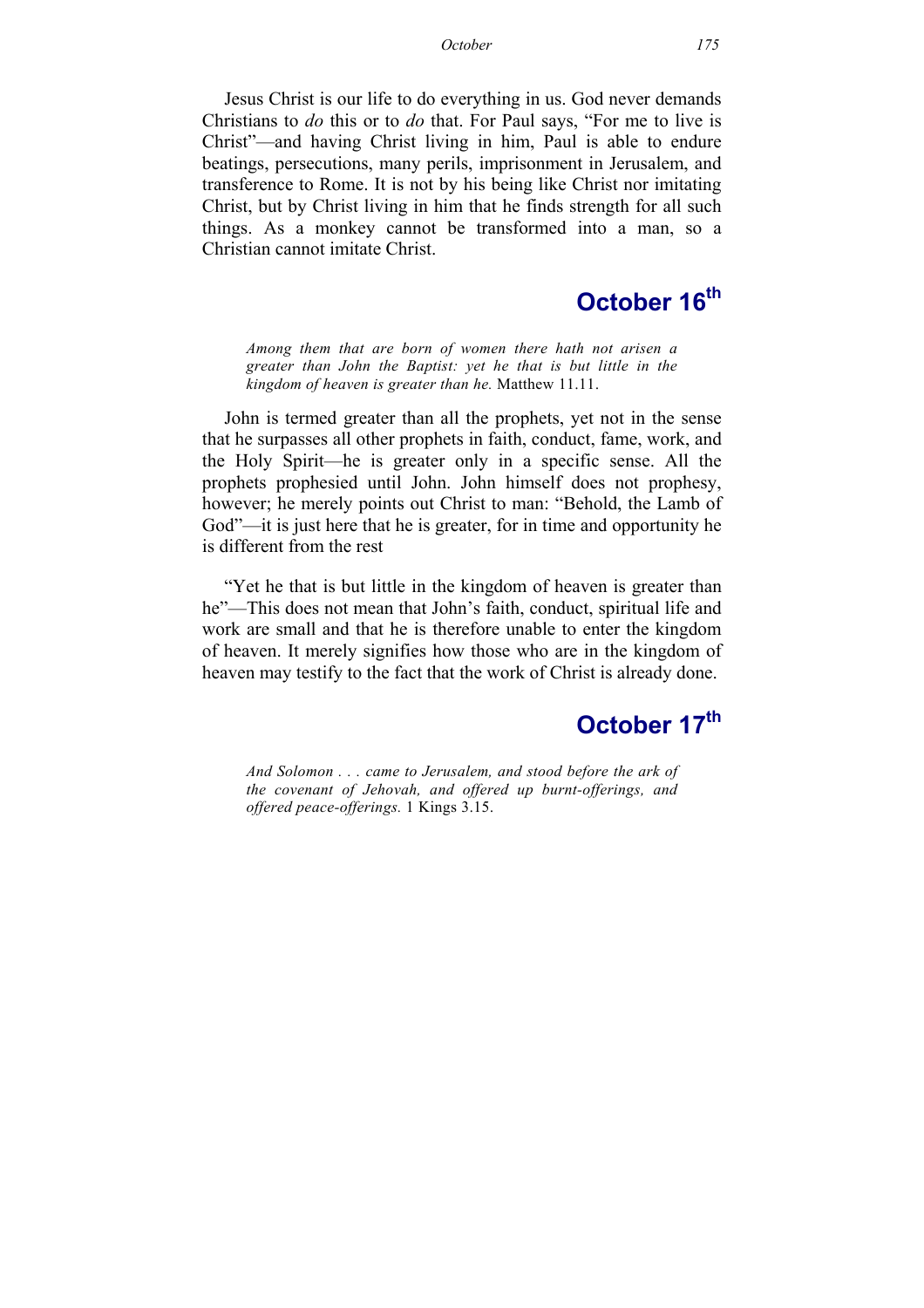Jesus Christ is our life to do everything in us. God never demands Christians to *do* this or to *do* that. For Paul says, "For me to live is Christ"—and having Christ living in him, Paul is able to endure beatings, persecutions, many perils, imprisonment in Jerusalem, and transference to Rome. It is not by his being like Christ nor imitating Christ, but by Christ living in him that he finds strength for all such things. As a monkey cannot be transformed into a man, so a Christian cannot imitate Christ.

## October 16th

> *Among them that are born of women there hath not arisen a greater than John the Baptist: yet he that is but little in the kingdom of heaven is greater than he.* Matthew 11.11.

John is termed greater than all the prophets, yet not in the sense that he surpasses all other prophets in faith, conduct, fame, work, and the Holy Spirit—he is greater only in a specific sense. All the prophets prophesied until John. John himself does not prophesy, however; he merely points out Christ to man: "Behold, the Lamb of God"—it is just here that he is greater, for in time and opportunity he is different from the rest

"Yet he that is but little in the kingdom of heaven is greater than he"—This does not mean that John's faith, conduct, spiritual life and work are small and that he is therefore unable to enter the kingdom of heaven. It merely signifies how those who are in the kingdom of heaven may testify to the fact that the work of Christ is already done.

## October 17th

> *And Solomon . . . came to Jerusalem, and stood before the ark of the covenant of Jehovah, and offered up burnt-offerings, and offered peace-offerings.* 1 Kings 3.15.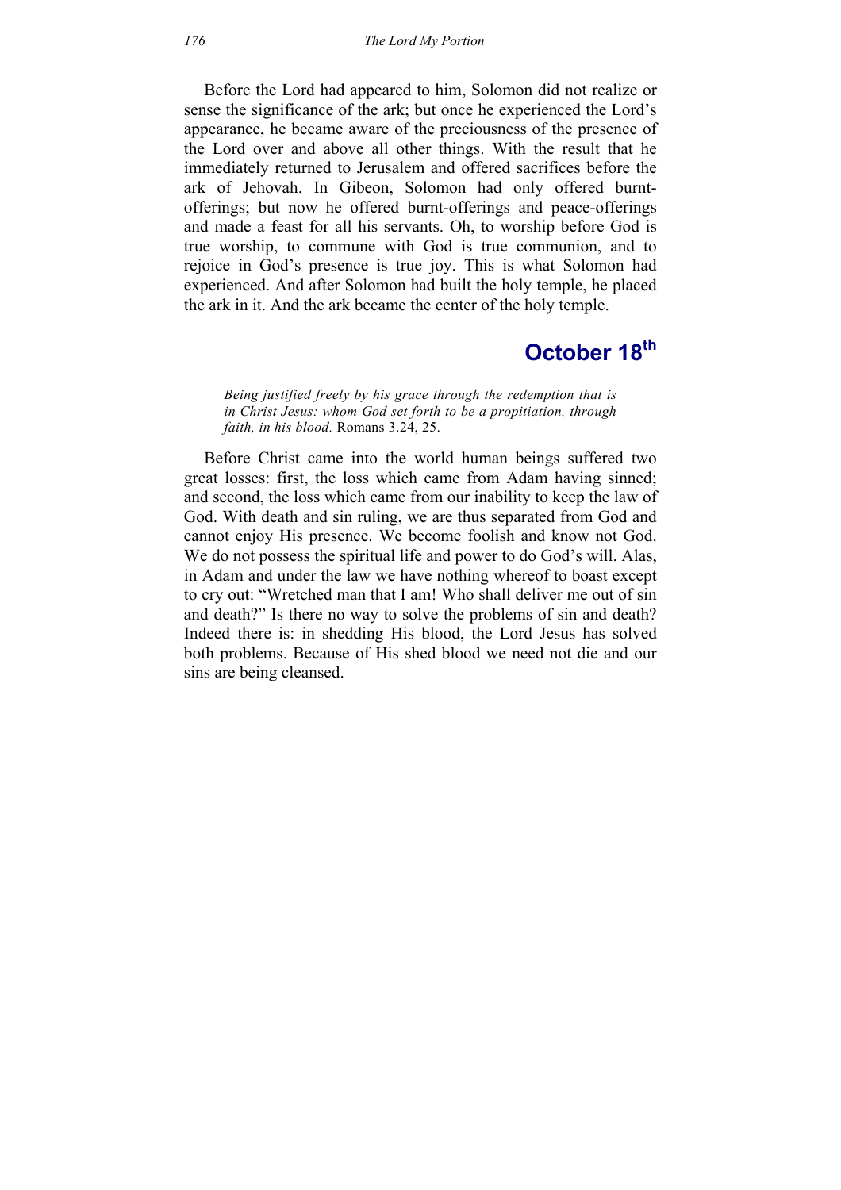Before the Lord had appeared to him, Solomon did not realize or sense the significance of the ark; but once he experienced the Lord's appearance, he became aware of the preciousness of the presence of the Lord over and above all other things. With the result that he immediately returned to Jerusalem and offered sacrifices before the ark of Jehovah. In Gibeon, Solomon had only offered burnt-offerings; but now he offered burnt-offerings and peace-offerings and made a feast for all his servants. Oh, to worship before God is true worship, to commune with God is true communion, and to rejoice in God's presence is true joy. This is what Solomon had experienced. And after Solomon had built the holy temple, he placed the ark in it. And the ark became the center of the holy temple.

## October 18th

*Being justified freely by his grace through the redemption that is in Christ Jesus: whom God set forth to be a propitiation, through faith, in his blood.* Romans 3.24, 25.

Before Christ came into the world human beings suffered two great losses: first, the loss which came from Adam having sinned; and second, the loss which came from our inability to keep the law of God. With death and sin ruling, we are thus separated from God and cannot enjoy His presence. We become foolish and know not God. We do not possess the spiritual life and power to do God's will. Alas, in Adam and under the law we have nothing whereof to boast except to cry out: "Wretched man that I am! Who shall deliver me out of sin and death?" Is there no way to solve the problems of sin and death? Indeed there is: in shedding His blood, the Lord Jesus has solved both problems. Because of His shed blood we need not die and our sins are being cleansed.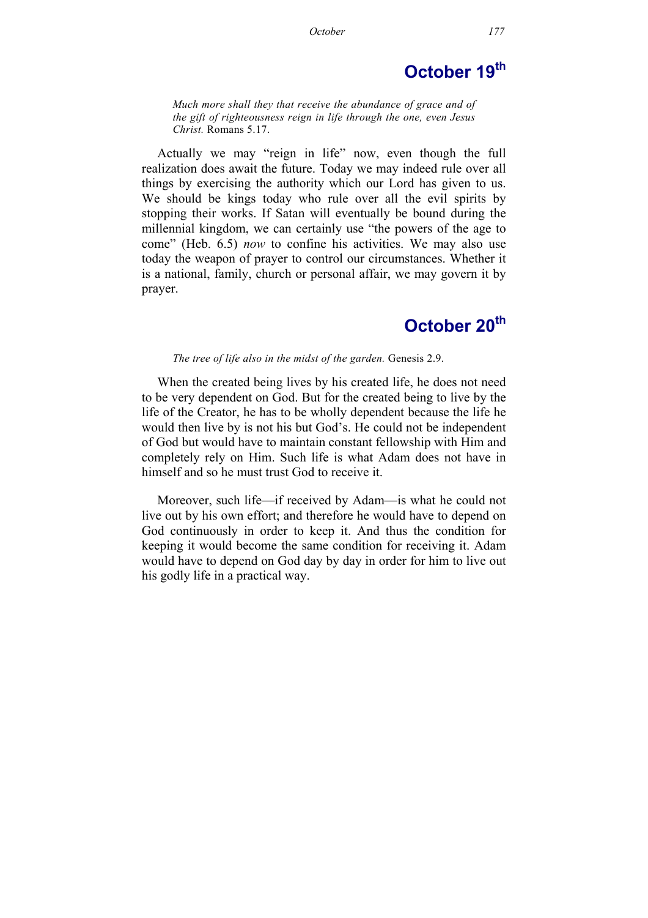## October 19th

*Much more shall they that receive the abundance of grace and of the gift of righteousness reign in life through the one, even Jesus Christ.* Romans 5.17.

Actually we may "reign in life" now, even though the full realization does await the future. Today we may indeed rule over all things by exercising the authority which our Lord has given to us. We should be kings today who rule over all the evil spirits by stopping their works. If Satan will eventually be bound during the millennial kingdom, we can certainly use "the powers of the age to come" (Heb. 6.5) *now* to confine his activities. We may also use today the weapon of prayer to control our circumstances. Whether it is a national, family, church or personal affair, we may govern it by prayer.

## October 20th

*The tree of life also in the midst of the garden.* Genesis 2.9.

When the created being lives by his created life, he does not need to be very dependent on God. But for the created being to live by the life of the Creator, he has to be wholly dependent because the life he would then live by is not his but God's. He could not be independent of God but would have to maintain constant fellowship with Him and completely rely on Him. Such life is what Adam does not have in himself and so he must trust God to receive it.

Moreover, such life—if received by Adam—is what he could not live out by his own effort; and therefore he would have to depend on God continuously in order to keep it. And thus the condition for keeping it would become the same condition for receiving it. Adam would have to depend on God day by day in order for him to live out his godly life in a practical way.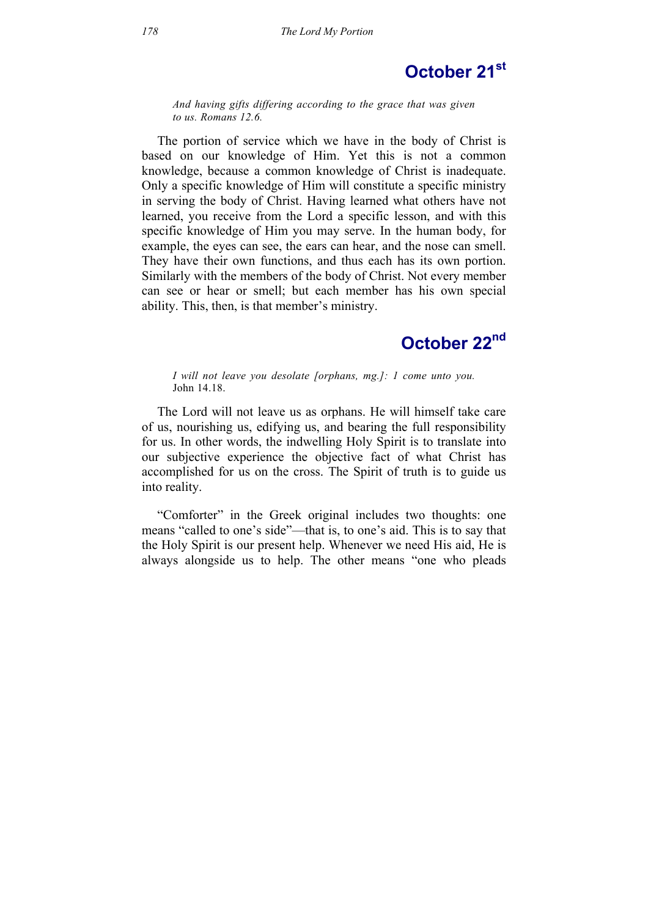## October 21st

*And having gifts differing according to the grace that was given to us. Romans 12.6.*

The portion of service which we have in the body of Christ is based on our knowledge of Him. Yet this is not a common knowledge, because a common knowledge of Christ is inadequate. Only a specific knowledge of Him will constitute a specific ministry in serving the body of Christ. Having learned what others have not learned, you receive from the Lord a specific lesson, and with this specific knowledge of Him you may serve. In the human body, for example, the eyes can see, the ears can hear, and the nose can smell. They have their own functions, and thus each has its own portion. Similarly with the members of the body of Christ. Not every member can see or hear or smell; but each member has his own special ability. This, then, is that member's ministry.

## October 22nd

*I will not leave you desolate [orphans, mg.]: 1 come unto you.* John 14.18.

The Lord will not leave us as orphans. He will himself take care of us, nourishing us, edifying us, and bearing the full responsibility for us. In other words, the indwelling Holy Spirit is to translate into our subjective experience the objective fact of what Christ has accomplished for us on the cross. The Spirit of truth is to guide us into reality.

"Comforter" in the Greek original includes two thoughts: one means "called to one's side"—that is, to one's aid. This is to say that the Holy Spirit is our present help. Whenever we need His aid, He is always alongside us to help. The other means "one who pleads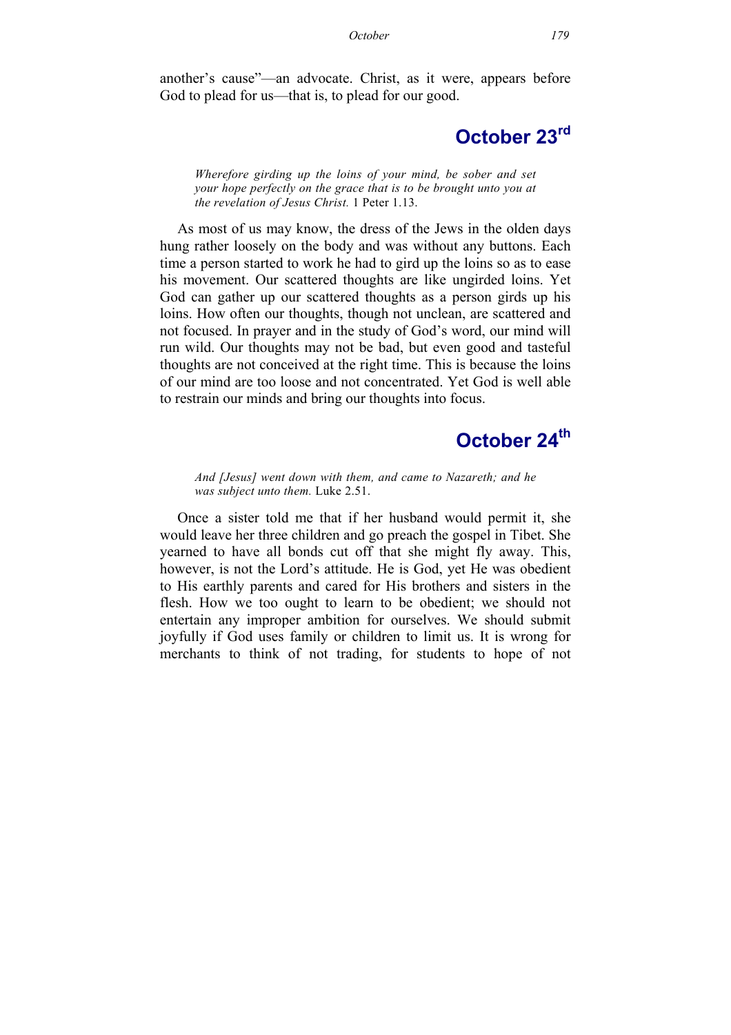another's cause"—an advocate. Christ, as it were, appears before God to plead for us—that is, to plead for our good.

## October 23rd

> *Wherefore girding up the loins of your mind, be sober and set your hope perfectly on the grace that is to be brought unto you at the revelation of Jesus Christ.* 1 Peter 1.13.

As most of us may know, the dress of the Jews in the olden days hung rather loosely on the body and was without any buttons. Each time a person started to work he had to gird up the loins so as to ease his movement. Our scattered thoughts are like ungirded loins. Yet God can gather up our scattered thoughts as a person girds up his loins. How often our thoughts, though not unclean, are scattered and not focused. In prayer and in the study of God's word, our mind will run wild. Our thoughts may not be bad, but even good and tasteful thoughts are not conceived at the right time. This is because the loins of our mind are too loose and not concentrated. Yet God is well able to restrain our minds and bring our thoughts into focus.

## October 24th

> *And [Jesus] went down with them, and came to Nazareth; and he was subject unto them.* Luke 2.51.

Once a sister told me that if her husband would permit it, she would leave her three children and go preach the gospel in Tibet. She yearned to have all bonds cut off that she might fly away. This, however, is not the Lord's attitude. He is God, yet He was obedient to His earthly parents and cared for His brothers and sisters in the flesh. How we too ought to learn to be obedient; we should not entertain any improper ambition for ourselves. We should submit joyfully if God uses family or children to limit us. It is wrong for merchants to think of not trading, for students to hope of not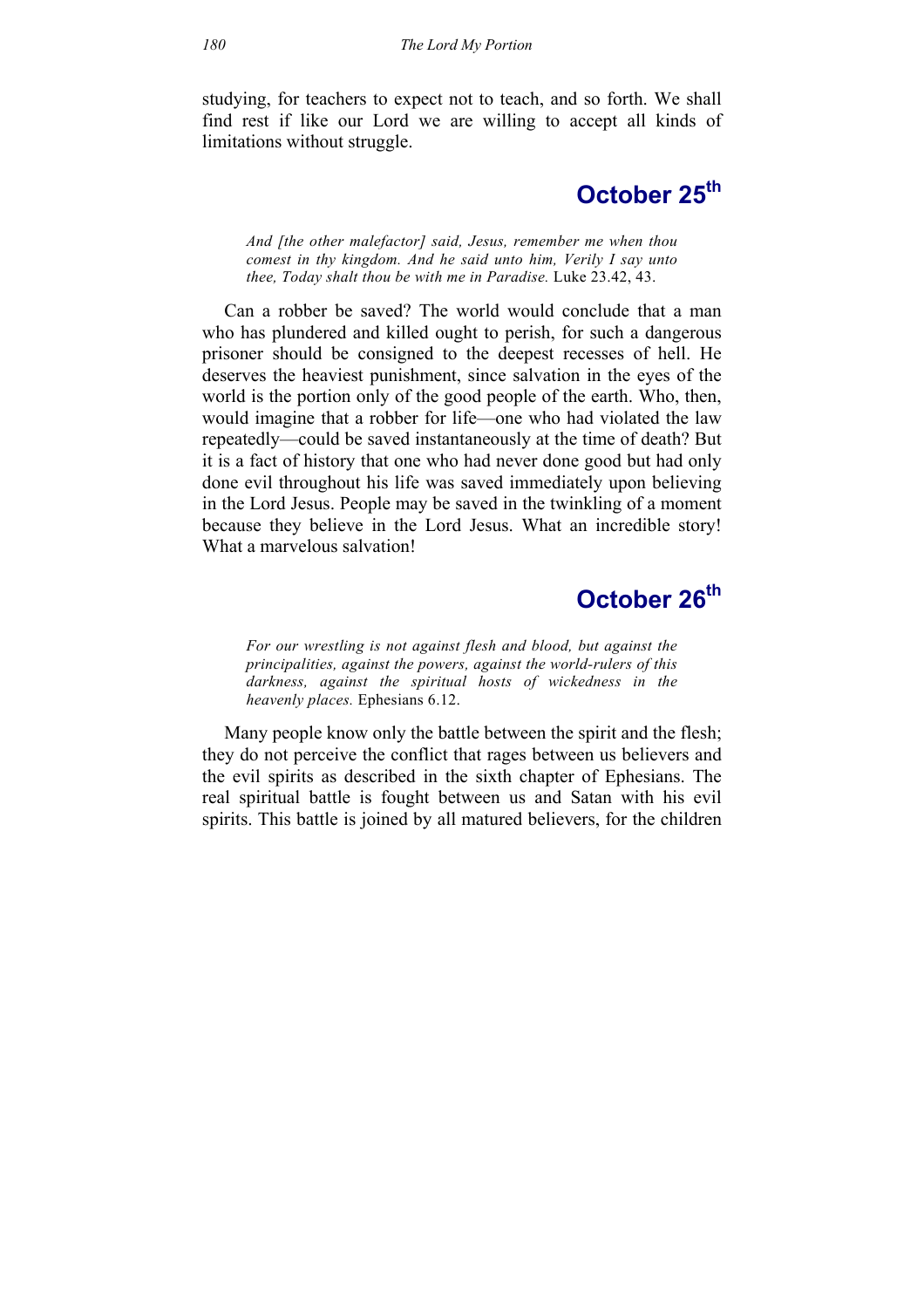studying, for teachers to expect not to teach, and so forth. We shall find rest if like our Lord we are willing to accept all kinds of limitations without struggle.

## October 25th

> *And [the other malefactor] said, Jesus, remember me when thou comest in thy kingdom. And he said unto him, Verily I say unto thee, Today shalt thou be with me in Paradise.* Luke 23.42, 43.

Can a robber be saved? The world would conclude that a man who has plundered and killed ought to perish, for such a dangerous prisoner should be consigned to the deepest recesses of hell. He deserves the heaviest punishment, since salvation in the eyes of the world is the portion only of the good people of the earth. Who, then, would imagine that a robber for life—one who had violated the law repeatedly—could be saved instantaneously at the time of death? But it is a fact of history that one who had never done good but had only done evil throughout his life was saved immediately upon believing in the Lord Jesus. People may be saved in the twinkling of a moment because they believe in the Lord Jesus. What an incredible story! What a marvelous salvation!

## October 26th

> *For our wrestling is not against flesh and blood, but against the principalities, against the powers, against the world-rulers of this darkness, against the spiritual hosts of wickedness in the heavenly places.* Ephesians 6.12.

Many people know only the battle between the spirit and the flesh; they do not perceive the conflict that rages between us believers and the evil spirits as described in the sixth chapter of Ephesians. The real spiritual battle is fought between us and Satan with his evil spirits. This battle is joined by all matured believers, for the children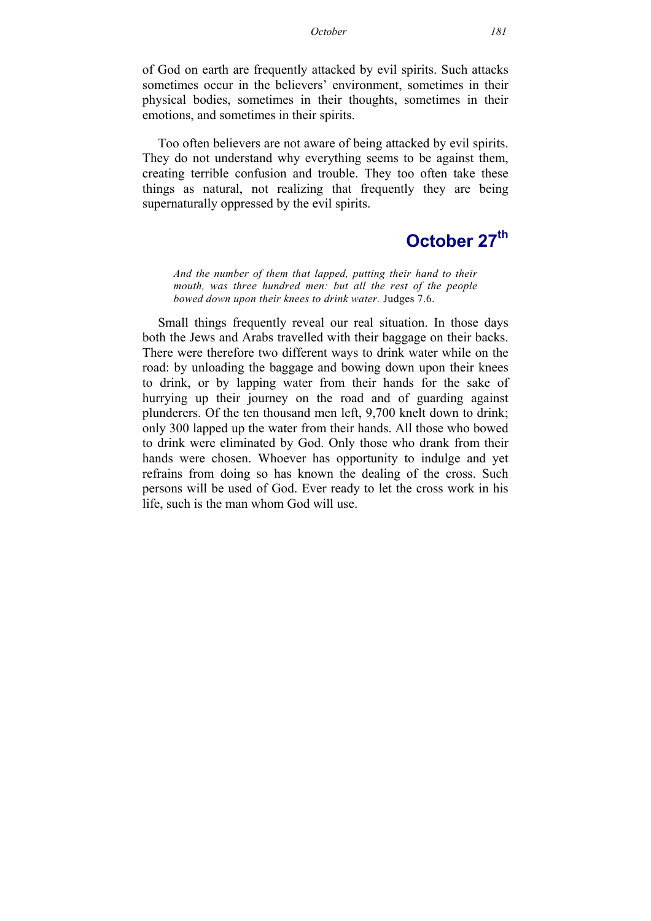of God on earth are frequently attacked by evil spirits. Such attacks sometimes occur in the believers' environment, sometimes in their physical bodies, sometimes in their thoughts, sometimes in their emotions, and sometimes in their spirits.

Too often believers are not aware of being attacked by evil spirits. They do not understand why everything seems to be against them, creating terrible confusion and trouble. They too often take these things as natural, not realizing that frequently they are being supernaturally oppressed by the evil spirits.

## October 27th

> *And the number of them that lapped, putting their hand to their mouth, was three hundred men: but all the rest of the people bowed down upon their knees to drink water.* Judges 7.6.

Small things frequently reveal our real situation. In those days both the Jews and Arabs travelled with their baggage on their backs. There were therefore two different ways to drink water while on the road: by unloading the baggage and bowing down upon their knees to drink, or by lapping water from their hands for the sake of hurrying up their journey on the road and of guarding against plunderers. Of the ten thousand men left, 9,700 knelt down to drink; only 300 lapped up the water from their hands. All those who bowed to drink were eliminated by God. Only those who drank from their hands were chosen. Whoever has opportunity to indulge and yet refrains from doing so has known the dealing of the cross. Such persons will be used of God. Ever ready to let the cross work in his life, such is the man whom God will use.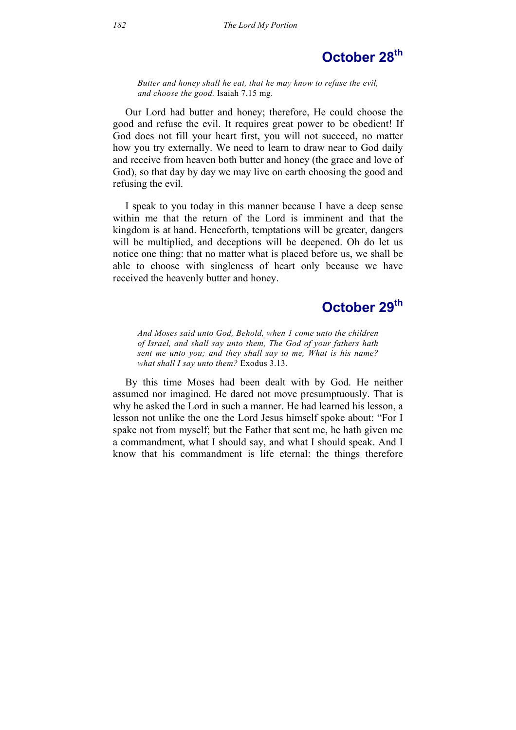## October 28th

> *Butter and honey shall he eat, that he may know to refuse the evil, and choose the good.* Isaiah 7.15 mg.

Our Lord had butter and honey; therefore, He could choose the good and refuse the evil. It requires great power to be obedient! If God does not fill your heart first, you will not succeed, no matter how you try externally. We need to learn to draw near to God daily and receive from heaven both butter and honey (the grace and love of God), so that day by day we may live on earth choosing the good and refusing the evil.

I speak to you today in this manner because I have a deep sense within me that the return of the Lord is imminent and that the kingdom is at hand. Henceforth, temptations will be greater, dangers will be multiplied, and deceptions will be deepened. Oh do let us notice one thing: that no matter what is placed before us, we shall be able to choose with singleness of heart only because we have received the heavenly butter and honey.

## October 29th

> *And Moses said unto God, Behold, when I come unto the children of Israel, and shall say unto them, The God of your fathers hath sent me unto you; and they shall say to me, What is his name? what shall I say unto them?* Exodus 3.13.

By this time Moses had been dealt with by God. He neither assumed nor imagined. He dared not move presumptuously. That is why he asked the Lord in such a manner. He had learned his lesson, a lesson not unlike the one the Lord Jesus himself spoke about: "For I spake not from myself; but the Father that sent me, he hath given me a commandment, what I should say, and what I should speak. And I know that his commandment is life eternal: the things therefore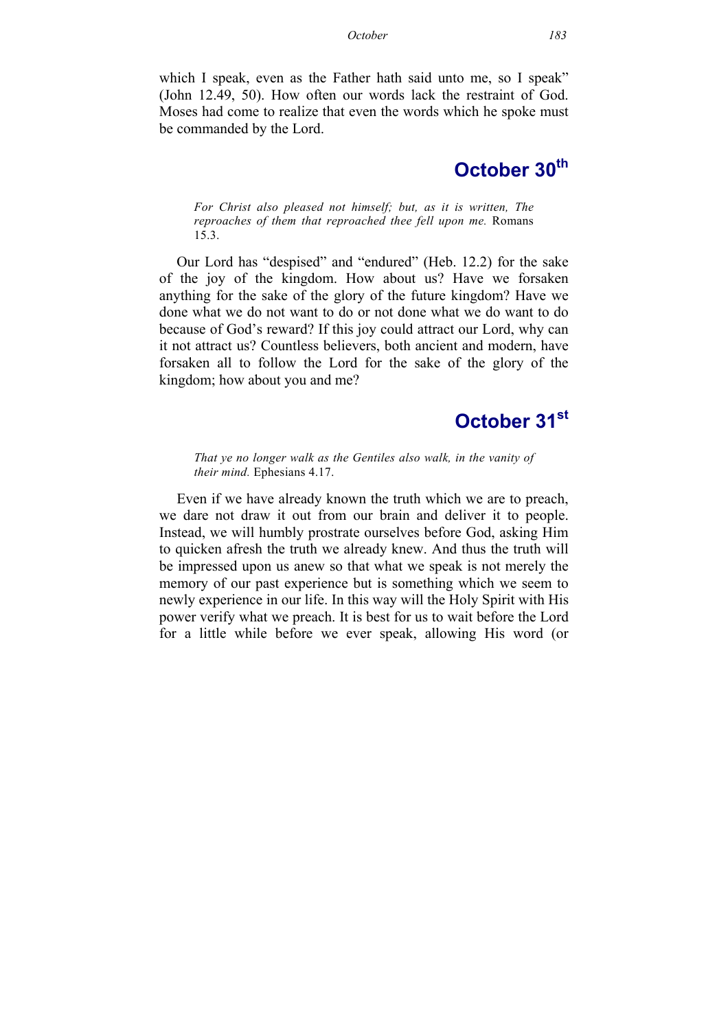which I speak, even as the Father hath said unto me, so I speak" (John 12.49, 50). How often our words lack the restraint of God. Moses had come to realize that even the words which he spoke must be commanded by the Lord.

## October 30th

> *For Christ also pleased not himself; but, as it is written, The reproaches of them that reproached thee fell upon me.* Romans 15.3.

Our Lord has "despised" and "endured" (Heb. 12.2) for the sake of the joy of the kingdom. How about us? Have we forsaken anything for the sake of the glory of the future kingdom? Have we done what we do not want to do or not done what we do want to do because of God's reward? If this joy could attract our Lord, why can it not attract us? Countless believers, both ancient and modern, have forsaken all to follow the Lord for the sake of the glory of the kingdom; how about you and me?

## October 31st

> *That ye no longer walk as the Gentiles also walk, in the vanity of their mind.* Ephesians 4.17.

Even if we have already known the truth which we are to preach, we dare not draw it out from our brain and deliver it to people. Instead, we will humbly prostrate ourselves before God, asking Him to quicken afresh the truth we already knew. And thus the truth will be impressed upon us anew so that what we speak is not merely the memory of our past experience but is something which we seem to newly experience in our life. In this way will the Holy Spirit with His power verify what we preach. It is best for us to wait before the Lord for a little while before we ever speak, allowing His word (or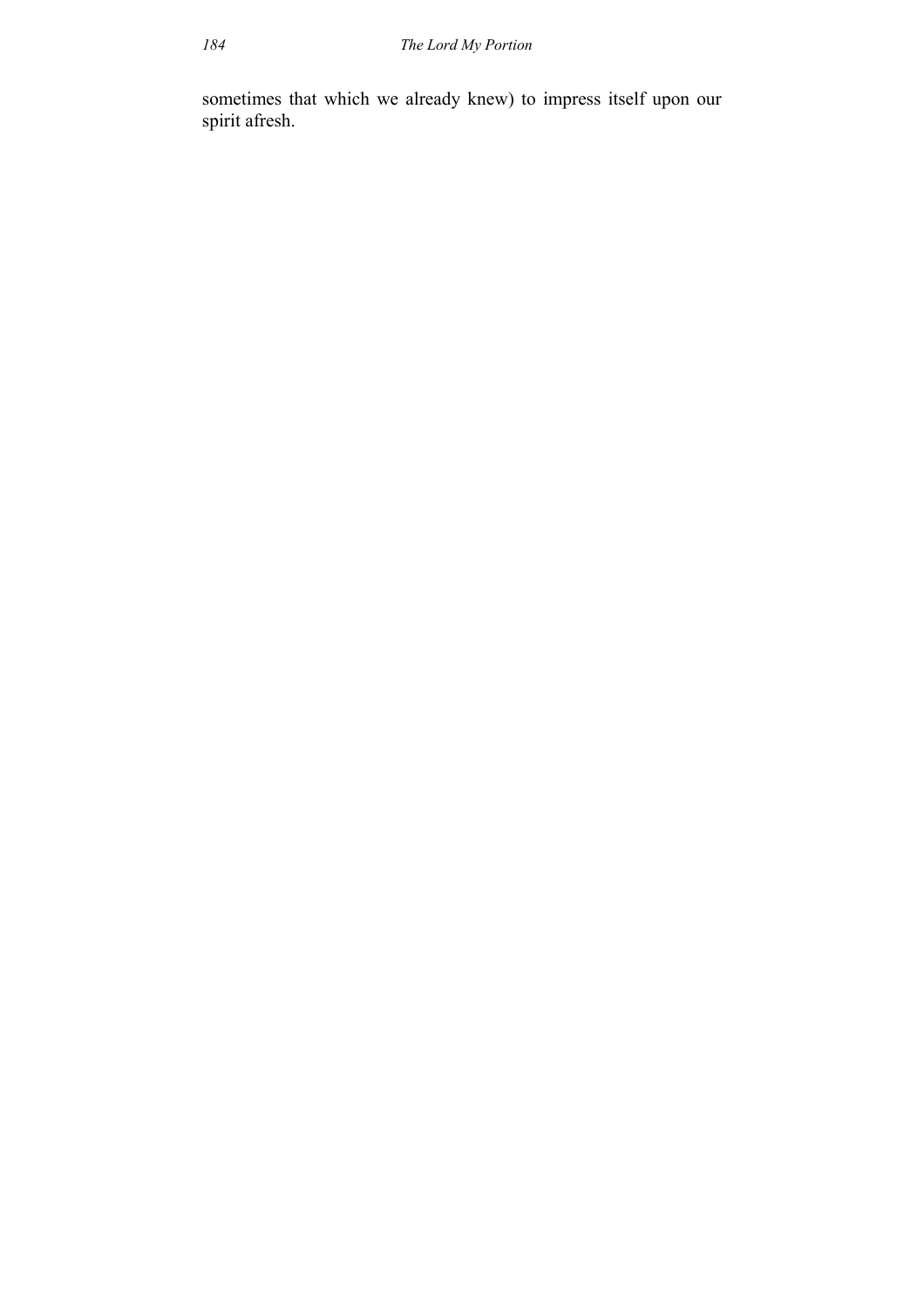sometimes that which we already knew) to impress itself upon our spirit afresh.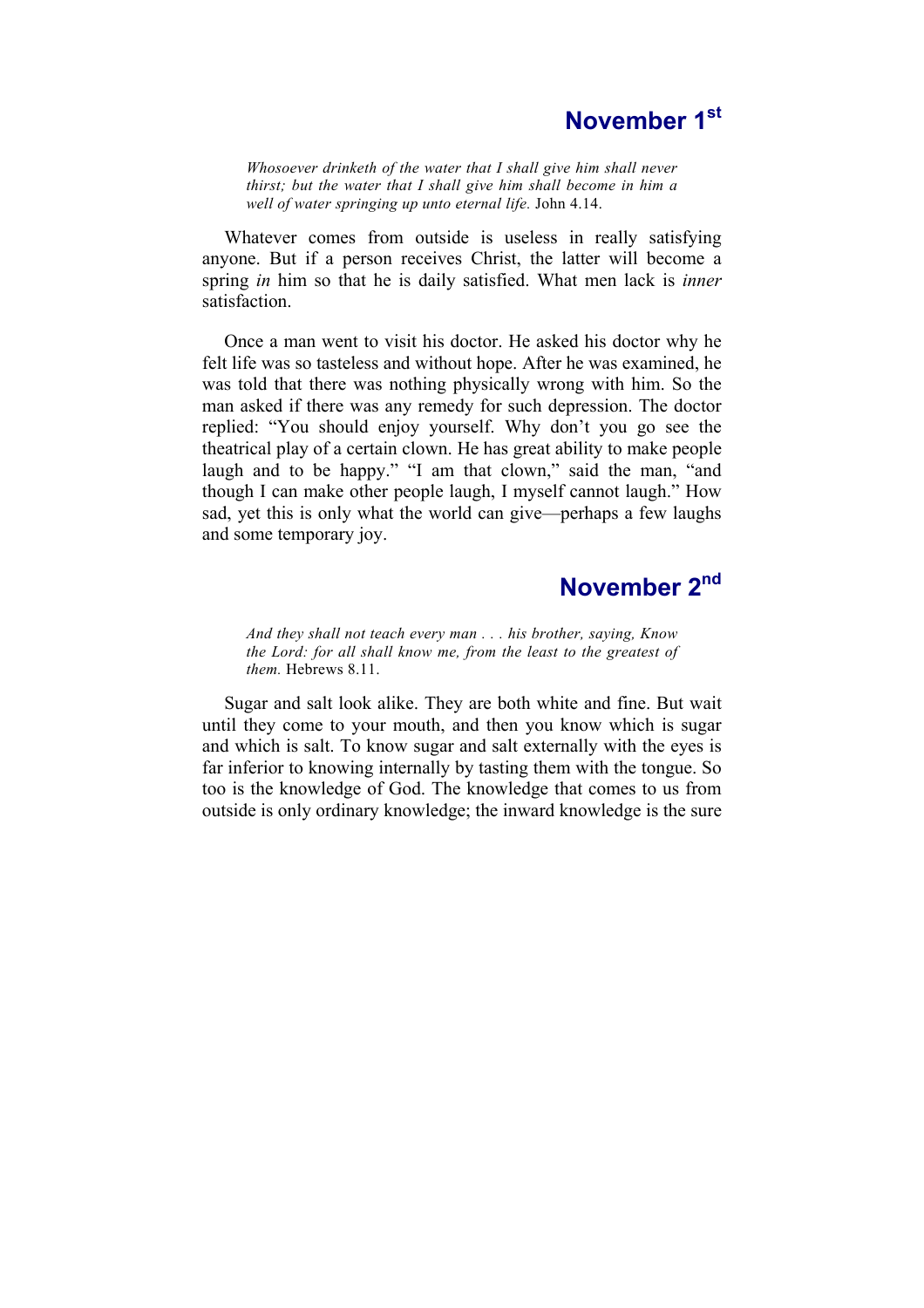## November 1st

> *Whosoever drinketh of the water that I shall give him shall never thirst; but the water that I shall give him shall become in him a well of water springing up unto eternal life.* John 4.14.

Whatever comes from outside is useless in really satisfying anyone. But if a person receives Christ, the latter will become a spring *in* him so that he is daily satisfied. What men lack is *inner* satisfaction.

Once a man went to visit his doctor. He asked his doctor why he felt life was so tasteless and without hope. After he was examined, he was told that there was nothing physically wrong with him. So the man asked if there was any remedy for such depression. The doctor replied: "You should enjoy yourself. Why don't you go see the theatrical play of a certain clown. He has great ability to make people laugh and to be happy." "I am that clown," said the man, "and though I can make other people laugh, I myself cannot laugh." How sad, yet this is only what the world can give—perhaps a few laughs and some temporary joy.

## November 2nd

> *And they shall not teach every man . . . his brother, saying, Know the Lord: for all shall know me, from the least to the greatest of them.* Hebrews 8.11.

Sugar and salt look alike. They are both white and fine. But wait until they come to your mouth, and then you know which is sugar and which is salt. To know sugar and salt externally with the eyes is far inferior to knowing internally by tasting them with the tongue. So too is the knowledge of God. The knowledge that comes to us from outside is only ordinary knowledge; the inward knowledge is the sure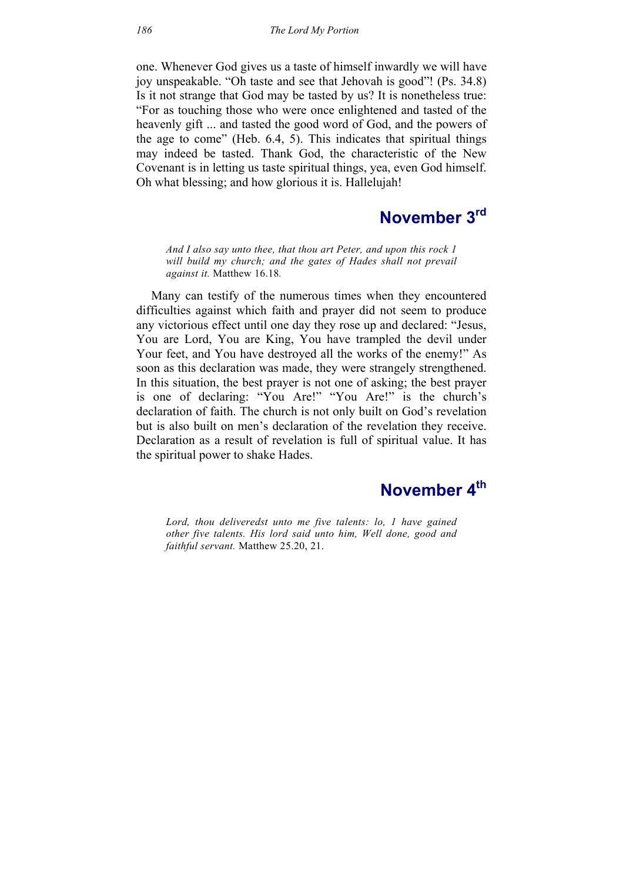one. Whenever God gives us a taste of himself inwardly we will have joy unspeakable. "Oh taste and see that Jehovah is good"! (Ps. 34.8) Is it not strange that God may be tasted by us? It is nonetheless true: "For as touching those who were once enlightened and tasted of the heavenly gift ... and tasted the good word of God, and the powers of the age to come" (Heb. 6.4, 5). This indicates that spiritual things may indeed be tasted. Thank God, the characteristic of the New Covenant is in letting us taste spiritual things, yea, even God himself. Oh what blessing; and how glorious it is. Hallelujah!

## November 3rd

*And I also say unto thee, that thou art Peter, and upon this rock I will build my church; and the gates of Hades shall not prevail against it.* Matthew 16.18.

Many can testify of the numerous times when they encountered difficulties against which faith and prayer did not seem to produce any victorious effect until one day they rose up and declared: "Jesus, You are Lord, You are King, You have trampled the devil under Your feet, and You have destroyed all the works of the enemy!" As soon as this declaration was made, they were strangely strengthened. In this situation, the best prayer is not one of asking; the best prayer is one of declaring: "You Are!" "You Are!" is the church's declaration of faith. The church is not only built on God's revelation but is also built on men's declaration of the revelation they receive. Declaration as a result of revelation is full of spiritual value. It has the spiritual power to shake Hades.

## November 4th

*Lord, thou deliveredst unto me five talents: lo, I have gained other five talents. His lord said unto him, Well done, good and faithful servant.* Matthew 25.20, 21.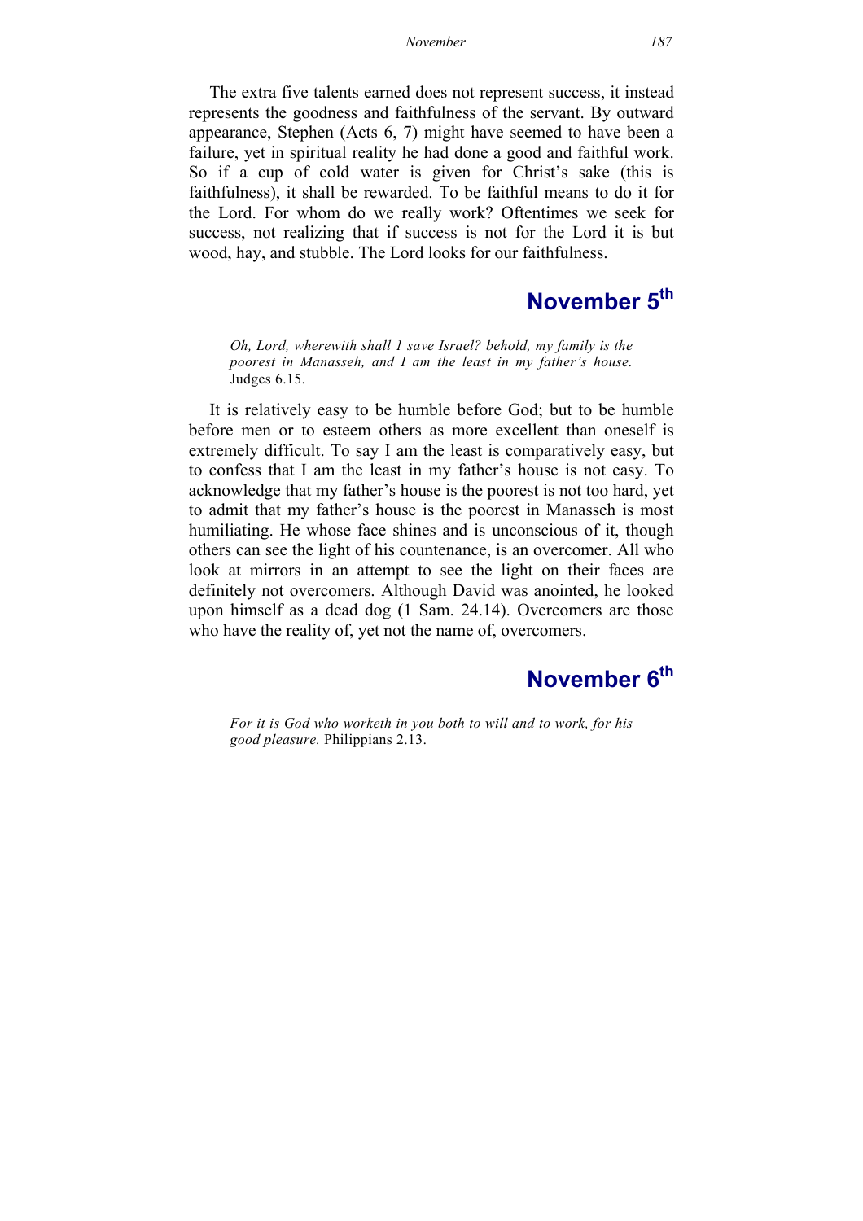The extra five talents earned does not represent success, it instead represents the goodness and faithfulness of the servant. By outward appearance, Stephen (Acts 6, 7) might have seemed to have been a failure, yet in spiritual reality he had done a good and faithful work. So if a cup of cold water is given for Christ's sake (this is faithfulness), it shall be rewarded. To be faithful means to do it for the Lord. For whom do we really work? Oftentimes we seek for success, not realizing that if success is not for the Lord it is but wood, hay, and stubble. The Lord looks for our faithfulness.

## November 5th

> *Oh, Lord, wherewith shall I save Israel? behold, my family is the poorest in Manasseh, and I am the least in my father's house.* Judges 6.15.

It is relatively easy to be humble before God; but to be humble before men or to esteem others as more excellent than oneself is extremely difficult. To say I am the least is comparatively easy, but to confess that I am the least in my father's house is not easy. To acknowledge that my father's house is the poorest is not too hard, yet to admit that my father's house is the poorest in Manasseh is most humiliating. He whose face shines and is unconscious of it, though others can see the light of his countenance, is an overcomer. All who look at mirrors in an attempt to see the light on their faces are definitely not overcomers. Although David was anointed, he looked upon himself as a dead dog (1 Sam. 24.14). Overcomers are those who have the reality of, yet not the name of, overcomers.

## November 6th

> *For it is God who worketh in you both to will and to work, for his good pleasure.* Philippians 2.13.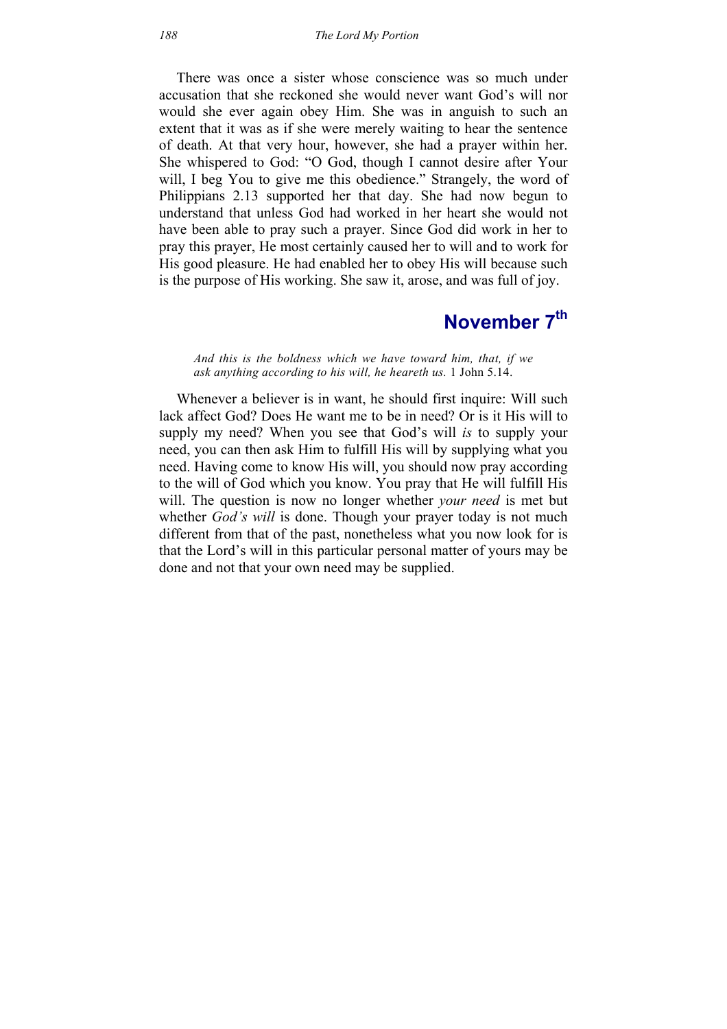There was once a sister whose conscience was so much under accusation that she reckoned she would never want God's will nor would she ever again obey Him. She was in anguish to such an extent that it was as if she were merely waiting to hear the sentence of death. At that very hour, however, she had a prayer within her. She whispered to God: "O God, though I cannot desire after Your will, I beg You to give me this obedience." Strangely, the word of Philippians 2.13 supported her that day. She had now begun to understand that unless God had worked in her heart she would not have been able to pray such a prayer. Since God did work in her to pray this prayer, He most certainly caused her to will and to work for His good pleasure. He had enabled her to obey His will because such is the purpose of His working. She saw it, arose, and was full of joy.

## November 7th

> *And this is the boldness which we have toward him, that, if we ask anything according to his will, he heareth us.* 1 John 5.14.

Whenever a believer is in want, he should first inquire: Will such lack affect God? Does He want me to be in need? Or is it His will to supply my need? When you see that God's will *is* to supply your need, you can then ask Him to fulfill His will by supplying what you need. Having come to know His will, you should now pray according to the will of God which you know. You pray that He will fulfill His will. The question is now no longer whether *your need* is met but whether *God's will* is done. Though your prayer today is not much different from that of the past, nonetheless what you now look for is that the Lord's will in this particular personal matter of yours may be done and not that your own need may be supplied.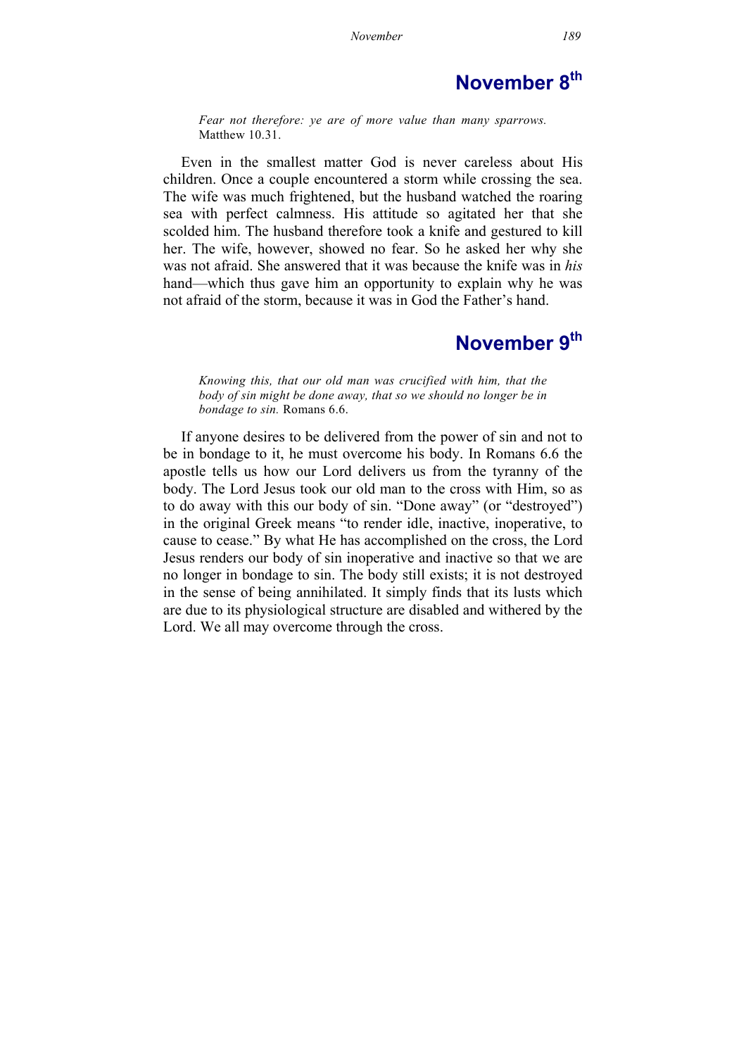## November 8th

*Fear not therefore: ye are of more value than many sparrows.* Matthew 10.31.

Even in the smallest matter God is never careless about His children. Once a couple encountered a storm while crossing the sea. The wife was much frightened, but the husband watched the roaring sea with perfect calmness. His attitude so agitated her that she scolded him. The husband therefore took a knife and gestured to kill her. The wife, however, showed no fear. So he asked her why she was not afraid. She answered that it was because the knife was in *his* hand—which thus gave him an opportunity to explain why he was not afraid of the storm, because it was in God the Father's hand.

## November 9th

*Knowing this, that our old man was crucified with him, that the body of sin might be done away, that so we should no longer be in bondage to sin.* Romans 6.6.

If anyone desires to be delivered from the power of sin and not to be in bondage to it, he must overcome his body. In Romans 6.6 the apostle tells us how our Lord delivers us from the tyranny of the body. The Lord Jesus took our old man to the cross with Him, so as to do away with this our body of sin. "Done away" (or "destroyed") in the original Greek means "to render idle, inactive, inoperative, to cause to cease." By what He has accomplished on the cross, the Lord Jesus renders our body of sin inoperative and inactive so that we are no longer in bondage to sin. The body still exists; it is not destroyed in the sense of being annihilated. It simply finds that its lusts which are due to its physiological structure are disabled and withered by the Lord. We all may overcome through the cross.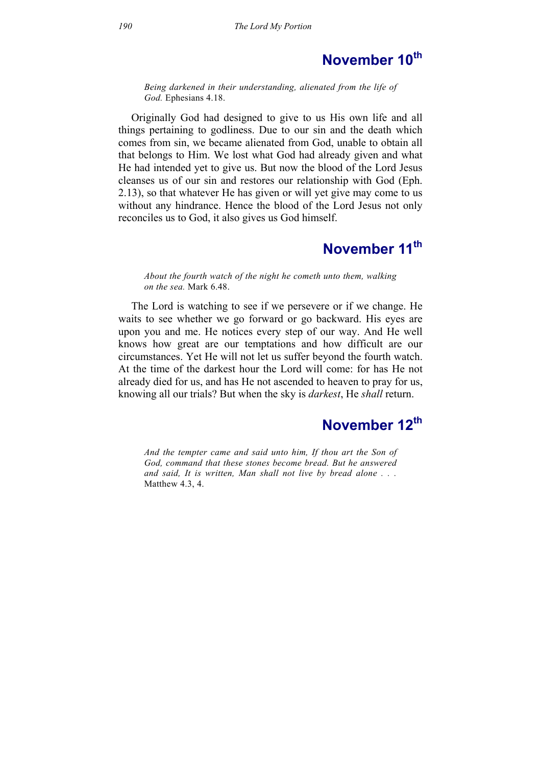## November 10th

*Being darkened in their understanding, alienated from the life of God.* Ephesians 4.18.

Originally God had designed to give to us His own life and all things pertaining to godliness. Due to our sin and the death which comes from sin, we became alienated from God, unable to obtain all that belongs to Him. We lost what God had already given and what He had intended yet to give us. But now the blood of the Lord Jesus cleanses us of our sin and restores our relationship with God (Eph. 2.13), so that whatever He has given or will yet give may come to us without any hindrance. Hence the blood of the Lord Jesus not only reconciles us to God, it also gives us God himself.

## November 11th

*About the fourth watch of the night he cometh unto them, walking on the sea.* Mark 6.48.

The Lord is watching to see if we persevere or if we change. He waits to see whether we go forward or go backward. His eyes are upon you and me. He notices every step of our way. And He well knows how great are our temptations and how difficult are our circumstances. Yet He will not let us suffer beyond the fourth watch. At the time of the darkest hour the Lord will come: for has He not already died for us, and has He not ascended to heaven to pray for us, knowing all our trials? But when the sky is *darkest*, He *shall* return.

## November 12th

*And the tempter came and said unto him, If thou art the Son of God, command that these stones become bread. But he answered and said, It is written, Man shall not live by bread alone . . .* Matthew 4.3, 4.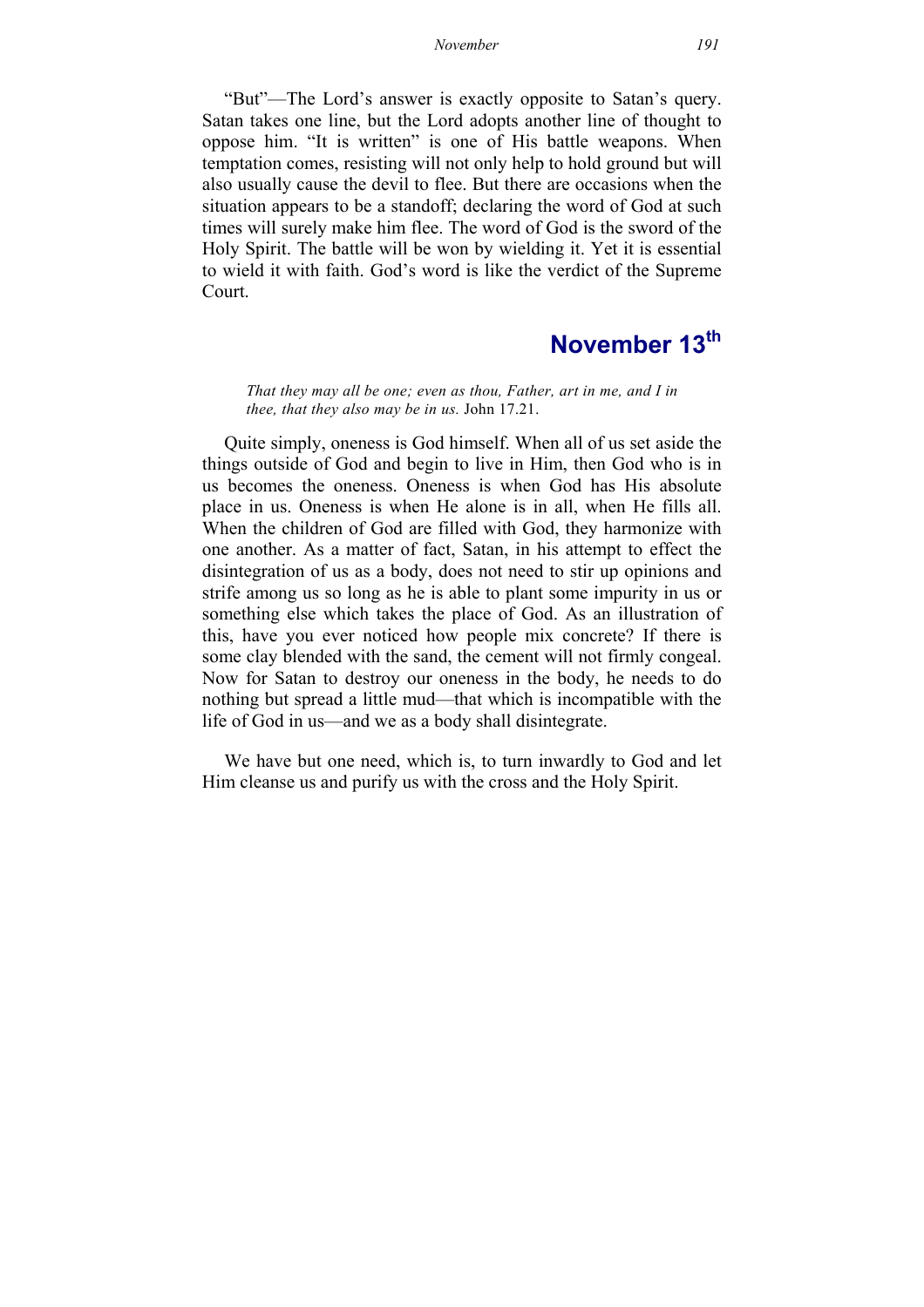"But"—The Lord's answer is exactly opposite to Satan's query. Satan takes one line, but the Lord adopts another line of thought to oppose him. "It is written" is one of His battle weapons. When temptation comes, resisting will not only help to hold ground but will also usually cause the devil to flee. But there are occasions when the situation appears to be a standoff; declaring the word of God at such times will surely make him flee. The word of God is the sword of the Holy Spirit. The battle will be won by wielding it. Yet it is essential to wield it with faith. God's word is like the verdict of the Supreme Court.

## November 13th

> *That they may all be one; even as thou, Father, art in me, and I in thee, that they also may be in us.* John 17.21.

Quite simply, oneness is God himself. When all of us set aside the things outside of God and begin to live in Him, then God who is in us becomes the oneness. Oneness is when God has His absolute place in us. Oneness is when He alone is in all, when He fills all. When the children of God are filled with God, they harmonize with one another. As a matter of fact, Satan, in his attempt to effect the disintegration of us as a body, does not need to stir up opinions and strife among us so long as he is able to plant some impurity in us or something else which takes the place of God. As an illustration of this, have you ever noticed how people mix concrete? If there is some clay blended with the sand, the cement will not firmly congeal. Now for Satan to destroy our oneness in the body, he needs to do nothing but spread a little mud—that which is incompatible with the life of God in us—and we as a body shall disintegrate.

We have but one need, which is, to turn inwardly to God and let Him cleanse us and purify us with the cross and the Holy Spirit.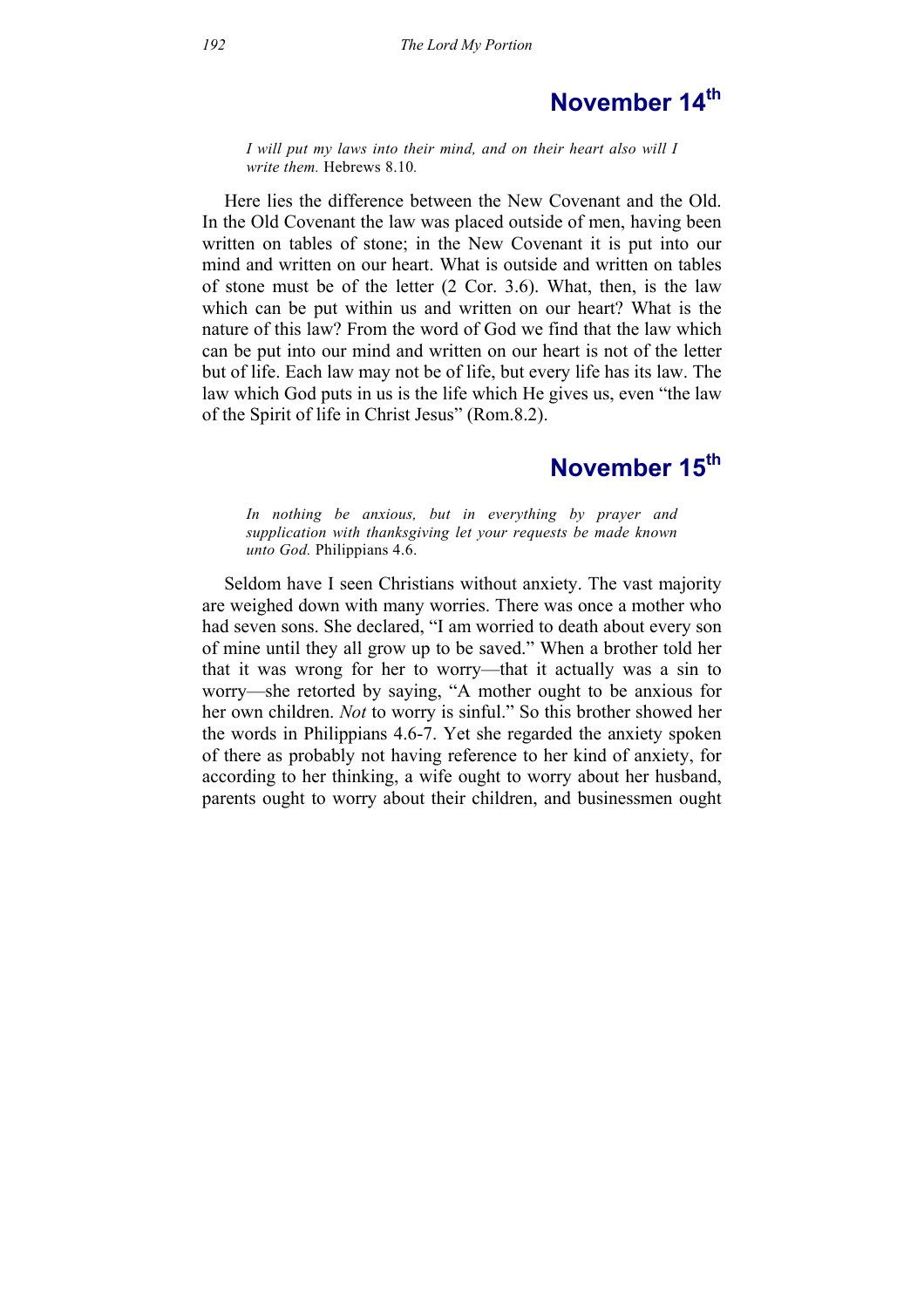## November 14th

> *I will put my laws into their mind, and on their heart also will I write them.* Hebrews 8.10.

Here lies the difference between the New Covenant and the Old. In the Old Covenant the law was placed outside of men, having been written on tables of stone; in the New Covenant it is put into our mind and written on our heart. What is outside and written on tables of stone must be of the letter (2 Cor. 3.6). What, then, is the law which can be put within us and written on our heart? What is the nature of this law? From the word of God we find that the law which can be put into our mind and written on our heart is not of the letter but of life. Each law may not be of life, but every life has its law. The law which God puts in us is the life which He gives us, even "the law of the Spirit of life in Christ Jesus" (Rom.8.2).

## November 15th

> *In nothing be anxious, but in everything by prayer and supplication with thanksgiving let your requests be made known unto God.* Philippians 4.6.

Seldom have I seen Christians without anxiety. The vast majority are weighed down with many worries. There was once a mother who had seven sons. She declared, "I am worried to death about every son of mine until they all grow up to be saved." When a brother told her that it was wrong for her to worry—that it actually was a sin to worry—she retorted by saying, "A mother ought to be anxious for her own children. *Not* to worry is sinful." So this brother showed her the words in Philippians 4.6-7. Yet she regarded the anxiety spoken of there as probably not having reference to her kind of anxiety, for according to her thinking, a wife ought to worry about her husband, parents ought to worry about their children, and businessmen ought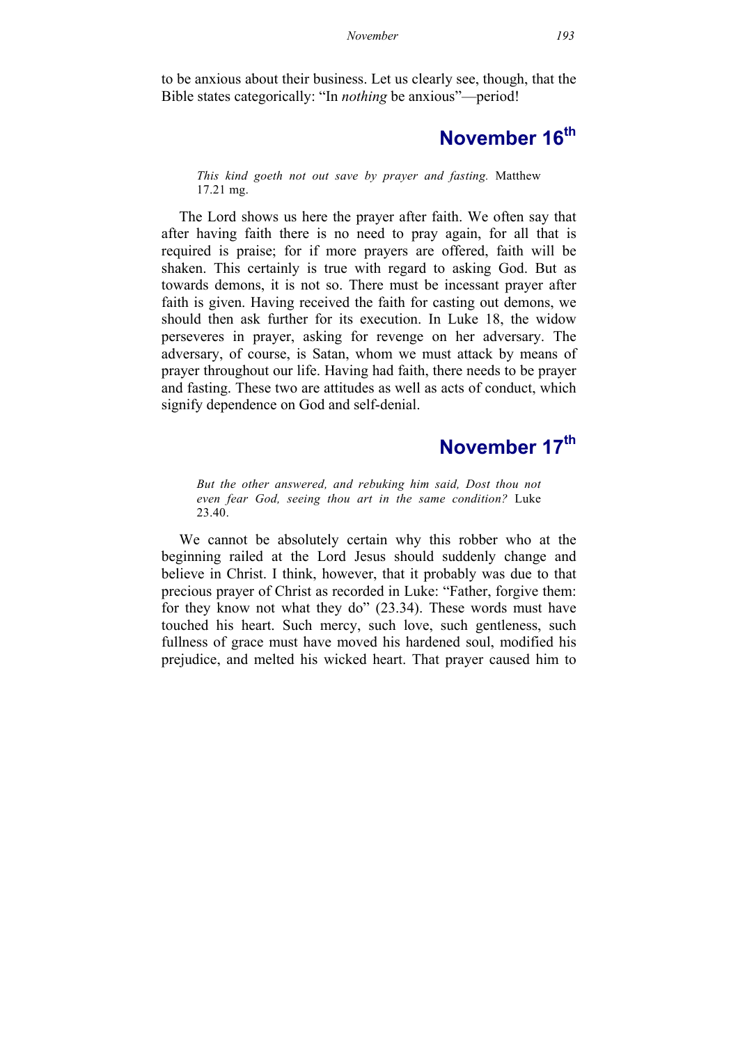to be anxious about their business. Let us clearly see, though, that the Bible states categorically: "In *nothing* be anxious"—period!

## November 16th

> *This kind goeth not out save by prayer and fasting.* Matthew 17.21 mg.

The Lord shows us here the prayer after faith. We often say that after having faith there is no need to pray again, for all that is required is praise; for if more prayers are offered, faith will be shaken. This certainly is true with regard to asking God. But as towards demons, it is not so. There must be incessant prayer after faith is given. Having received the faith for casting out demons, we should then ask further for its execution. In Luke 18, the widow perseveres in prayer, asking for revenge on her adversary. The adversary, of course, is Satan, whom we must attack by means of prayer throughout our life. Having had faith, there needs to be prayer and fasting. These two are attitudes as well as acts of conduct, which signify dependence on God and self-denial.

## November 17th

> *But the other answered, and rebuking him said, Dost thou not even fear God, seeing thou art in the same condition?* Luke 23.40.

We cannot be absolutely certain why this robber who at the beginning railed at the Lord Jesus should suddenly change and believe in Christ. I think, however, that it probably was due to that precious prayer of Christ as recorded in Luke: "Father, forgive them: for they know not what they do" (23.34). These words must have touched his heart. Such mercy, such love, such gentleness, such fullness of grace must have moved his hardened soul, modified his prejudice, and melted his wicked heart. That prayer caused him to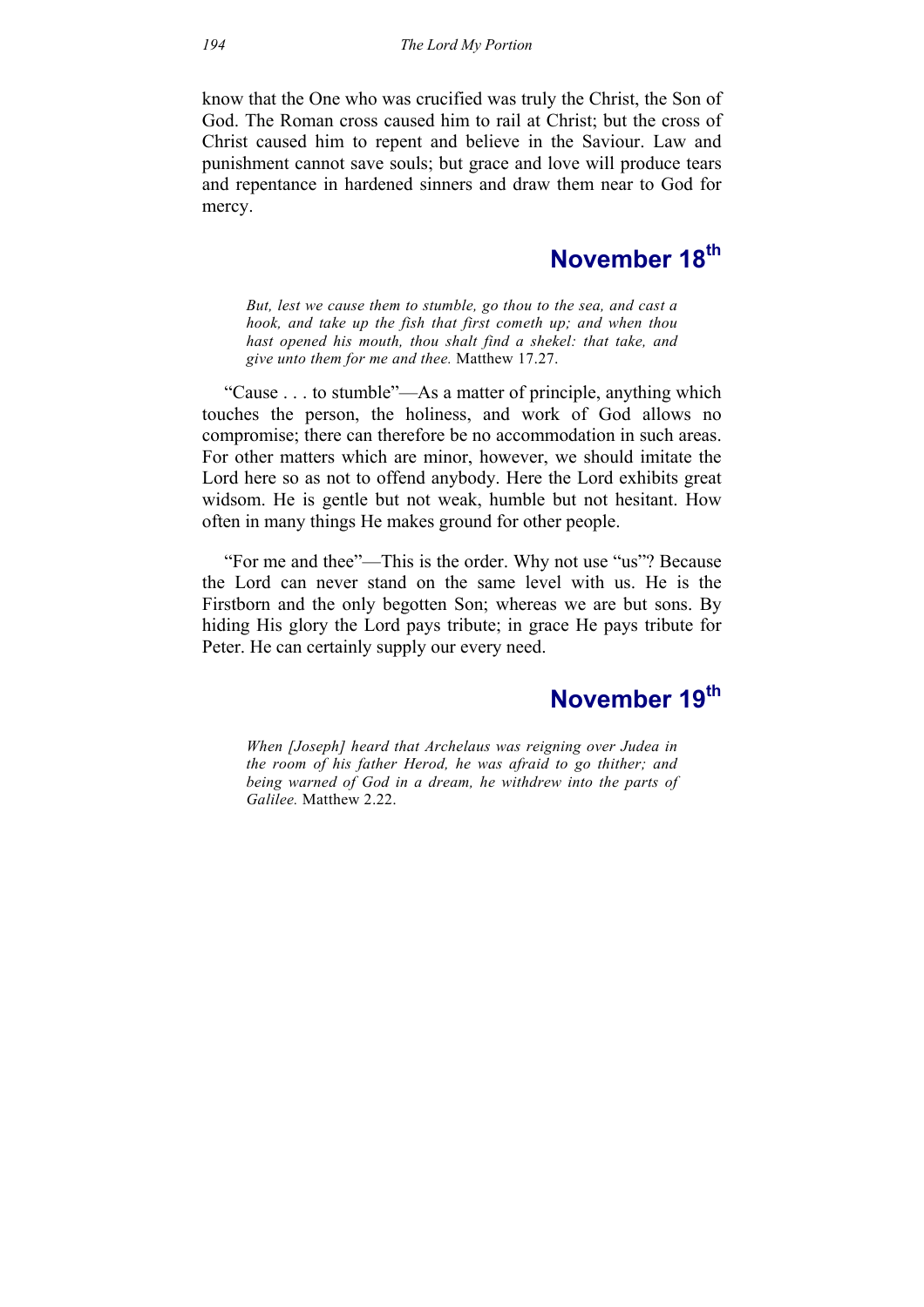know that the One who was crucified was truly the Christ, the Son of God. The Roman cross caused him to rail at Christ; but the cross of Christ caused him to repent and believe in the Saviour. Law and punishment cannot save souls; but grace and love will produce tears and repentance in hardened sinners and draw them near to God for mercy.

## November 18th

> *But, lest we cause them to stumble, go thou to the sea, and cast a hook, and take up the fish that first cometh up; and when thou hast opened his mouth, thou shalt find a shekel: that take, and give unto them for me and thee.* Matthew 17.27.

"Cause . . . to stumble"—As a matter of principle, anything which touches the person, the holiness, and work of God allows no compromise; there can therefore be no accommodation in such areas. For other matters which are minor, however, we should imitate the Lord here so as not to offend anybody. Here the Lord exhibits great widsom. He is gentle but not weak, humble but not hesitant. How often in many things He makes ground for other people.

"For me and thee"—This is the order. Why not use "us"? Because the Lord can never stand on the same level with us. He is the Firstborn and the only begotten Son; whereas we are but sons. By hiding His glory the Lord pays tribute; in grace He pays tribute for Peter. He can certainly supply our every need.

## November 19th

> *When [Joseph] heard that Archelaus was reigning over Judea in the room of his father Herod, he was afraid to go thither; and being warned of God in a dream, he withdrew into the parts of Galilee.* Matthew 2.22.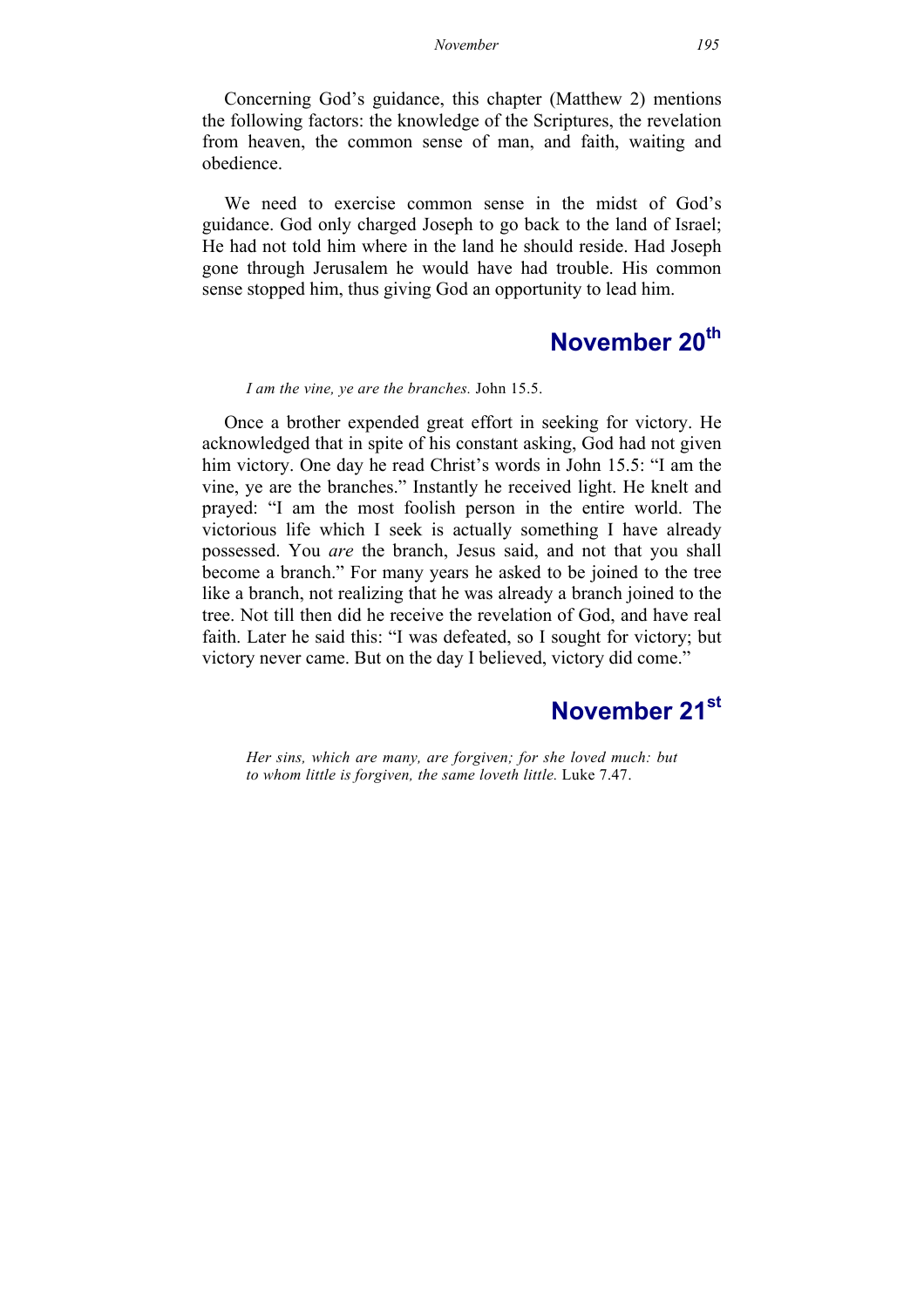Concerning God's guidance, this chapter (Matthew 2) mentions the following factors: the knowledge of the Scriptures, the revelation from heaven, the common sense of man, and faith, waiting and obedience.

We need to exercise common sense in the midst of God's guidance. God only charged Joseph to go back to the land of Israel; He had not told him where in the land he should reside. Had Joseph gone through Jerusalem he would have had trouble. His common sense stopped him, thus giving God an opportunity to lead him.

## November 20th

*I am the vine, ye are the branches.* John 15.5.

Once a brother expended great effort in seeking for victory. He acknowledged that in spite of his constant asking, God had not given him victory. One day he read Christ's words in John 15.5: "I am the vine, ye are the branches." Instantly he received light. He knelt and prayed: "I am the most foolish person in the entire world. The victorious life which I seek is actually something I have already possessed. You *are* the branch, Jesus said, and not that you shall become a branch." For many years he asked to be joined to the tree like a branch, not realizing that he was already a branch joined to the tree. Not till then did he receive the revelation of God, and have real faith. Later he said this: "I was defeated, so I sought for victory; but victory never came. But on the day I believed, victory did come."

## November 21st

*Her sins, which are many, are forgiven; for she loved much: but to whom little is forgiven, the same loveth little.* Luke 7.47.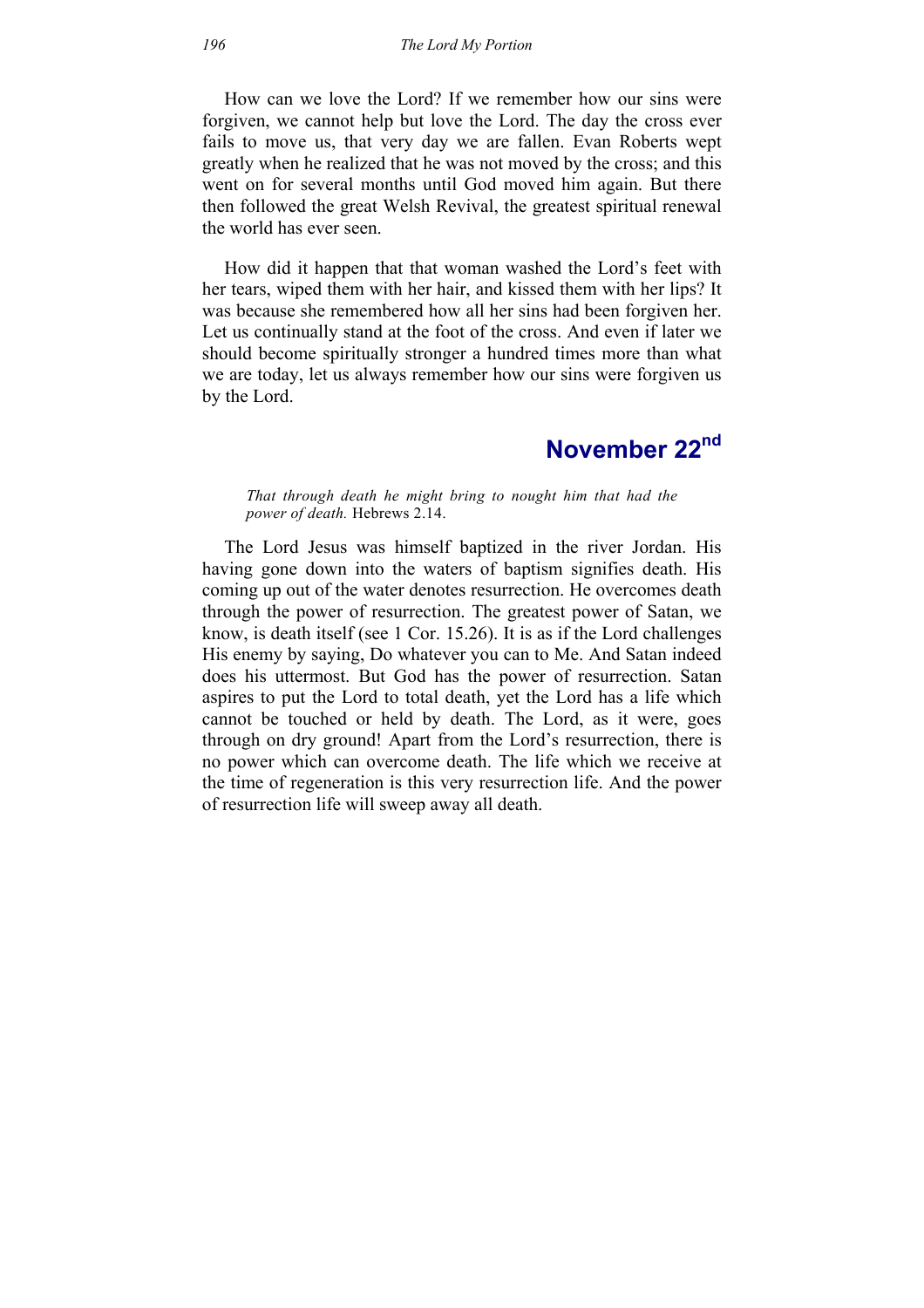How can we love the Lord? If we remember how our sins were forgiven, we cannot help but love the Lord. The day the cross ever fails to move us, that very day we are fallen. Evan Roberts wept greatly when he realized that he was not moved by the cross; and this went on for several months until God moved him again. But there then followed the great Welsh Revival, the greatest spiritual renewal the world has ever seen.

How did it happen that that woman washed the Lord's feet with her tears, wiped them with her hair, and kissed them with her lips? It was because she remembered how all her sins had been forgiven her. Let us continually stand at the foot of the cross. And even if later we should become spiritually stronger a hundred times more than what we are today, let us always remember how our sins were forgiven us by the Lord.

## November 22nd

*That through death he might bring to nought him that had the power of death.* Hebrews 2.14.

The Lord Jesus was himself baptized in the river Jordan. His having gone down into the waters of baptism signifies death. His coming up out of the water denotes resurrection. He overcomes death through the power of resurrection. The greatest power of Satan, we know, is death itself (see 1 Cor. 15.26). It is as if the Lord challenges His enemy by saying, Do whatever you can to Me. And Satan indeed does his uttermost. But God has the power of resurrection. Satan aspires to put the Lord to total death, yet the Lord has a life which cannot be touched or held by death. The Lord, as it were, goes through on dry ground! Apart from the Lord's resurrection, there is no power which can overcome death. The life which we receive at the time of regeneration is this very resurrection life. And the power of resurrection life will sweep away all death.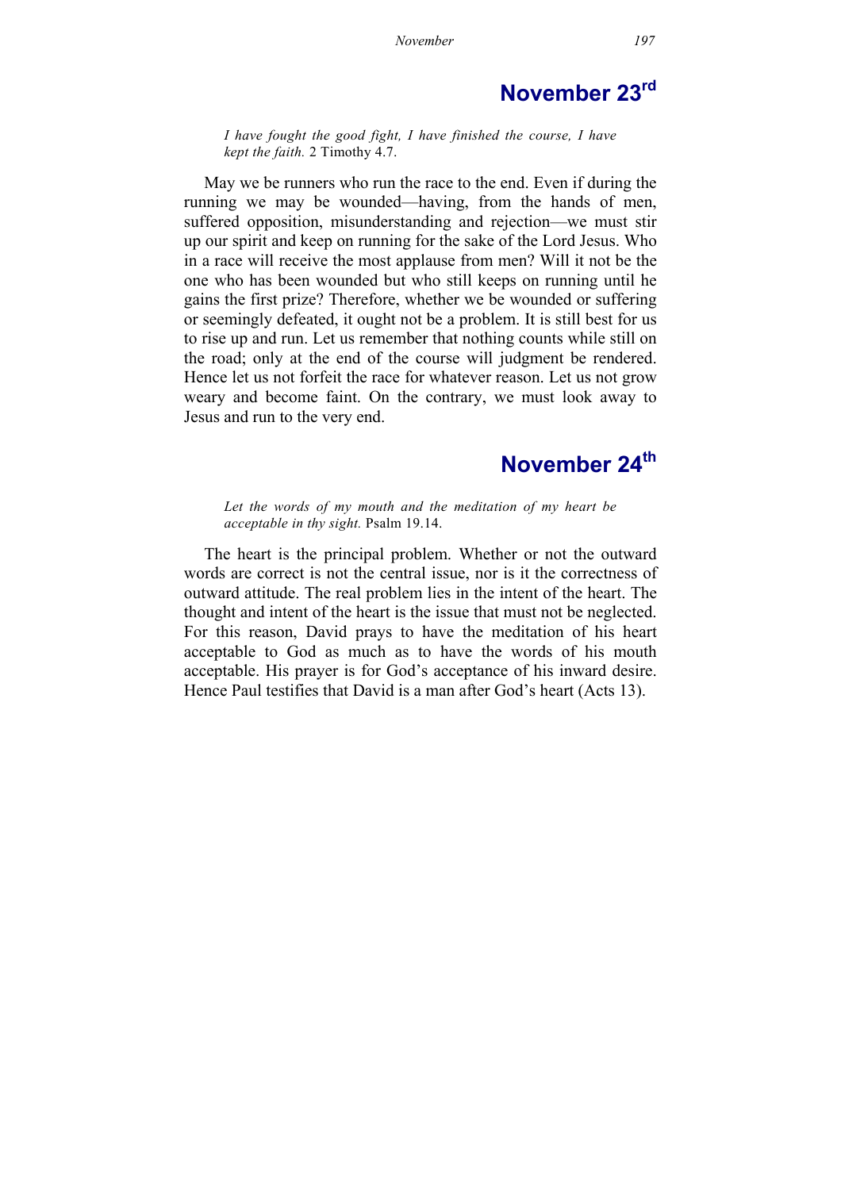## November 23rd

*I have fought the good fight, I have finished the course, I have kept the faith.* 2 Timothy 4.7.

May we be runners who run the race to the end. Even if during the running we may be wounded—having, from the hands of men, suffered opposition, misunderstanding and rejection—we must stir up our spirit and keep on running for the sake of the Lord Jesus. Who in a race will receive the most applause from men? Will it not be the one who has been wounded but who still keeps on running until he gains the first prize? Therefore, whether we be wounded or suffering or seemingly defeated, it ought not be a problem. It is still best for us to rise up and run. Let us remember that nothing counts while still on the road; only at the end of the course will judgment be rendered. Hence let us not forfeit the race for whatever reason. Let us not grow weary and become faint. On the contrary, we must look away to Jesus and run to the very end.

## November 24th

*Let the words of my mouth and the meditation of my heart be acceptable in thy sight.* Psalm 19.14.

The heart is the principal problem. Whether or not the outward words are correct is not the central issue, nor is it the correctness of outward attitude. The real problem lies in the intent of the heart. The thought and intent of the heart is the issue that must not be neglected. For this reason, David prays to have the meditation of his heart acceptable to God as much as to have the words of his mouth acceptable. His prayer is for God's acceptance of his inward desire. Hence Paul testifies that David is a man after God's heart (Acts 13).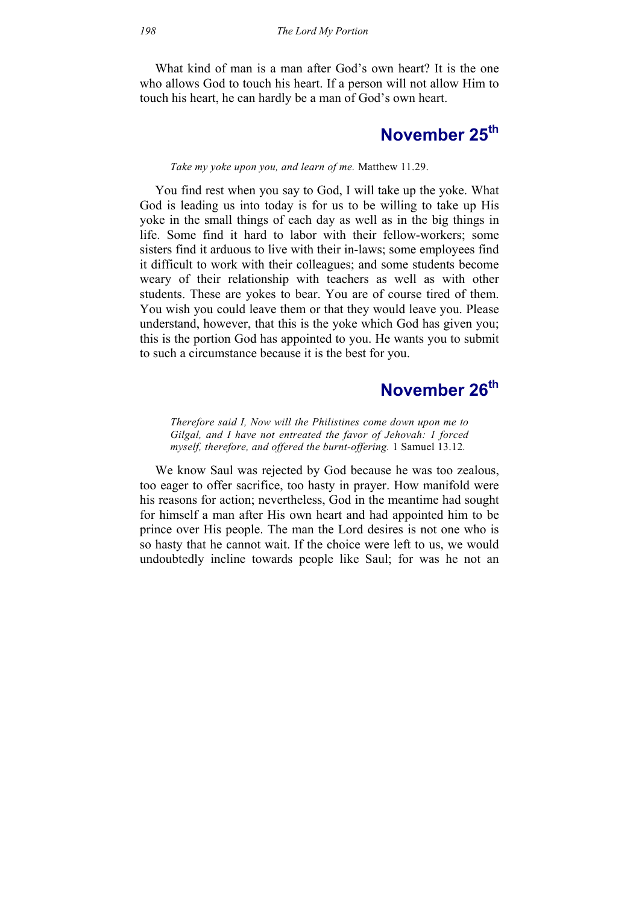What kind of man is a man after God's own heart? It is the one who allows God to touch his heart. If a person will not allow Him to touch his heart, he can hardly be a man of God's own heart.

## November 25th

*Take my yoke upon you, and learn of me.* Matthew 11.29.

You find rest when you say to God, I will take up the yoke. What God is leading us into today is for us to be willing to take up His yoke in the small things of each day as well as in the big things in life. Some find it hard to labor with their fellow-workers; some sisters find it arduous to live with their in-laws; some employees find it difficult to work with their colleagues; and some students become weary of their relationship with teachers as well as with other students. These are yokes to bear. You are of course tired of them. You wish you could leave them or that they would leave you. Please understand, however, that this is the yoke which God has given you; this is the portion God has appointed to you. He wants you to submit to such a circumstance because it is the best for you.

## November 26th

*Therefore said I, Now will the Philistines come down upon me to Gilgal, and I have not entreated the favor of Jehovah: I forced myself, therefore, and offered the burnt-offering.* 1 Samuel 13.12.

We know Saul was rejected by God because he was too zealous, too eager to offer sacrifice, too hasty in prayer. How manifold were his reasons for action; nevertheless, God in the meantime had sought for himself a man after His own heart and had appointed him to be prince over His people. The man the Lord desires is not one who is so hasty that he cannot wait. If the choice were left to us, we would undoubtedly incline towards people like Saul; for was he not an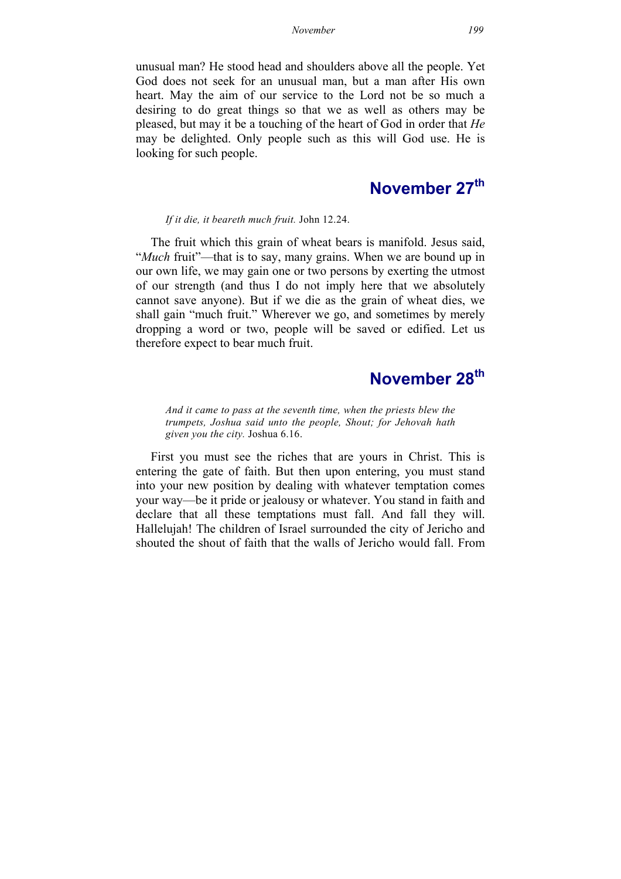unusual man? He stood head and shoulders above all the people. Yet God does not seek for an unusual man, but a man after His own heart. May the aim of our service to the Lord not be so much a desiring to do great things so that we as well as others may be pleased, but may it be a touching of the heart of God in order that *He* may be delighted. Only people such as this will God use. He is looking for such people.

## November 27th

*If it die, it beareth much fruit.* John 12.24.

The fruit which this grain of wheat bears is manifold. Jesus said, "*Much* fruit"—that is to say, many grains. When we are bound up in our own life, we may gain one or two persons by exerting the utmost of our strength (and thus I do not imply here that we absolutely cannot save anyone). But if we die as the grain of wheat dies, we shall gain "much fruit." Wherever we go, and sometimes by merely dropping a word or two, people will be saved or edified. Let us therefore expect to bear much fruit.

## November 28th

*And it came to pass at the seventh time, when the priests blew the trumpets, Joshua said unto the people, Shout; for Jehovah hath given you the city.* Joshua 6.16.

First you must see the riches that are yours in Christ. This is entering the gate of faith. But then upon entering, you must stand into your new position by dealing with whatever temptation comes your way—be it pride or jealousy or whatever. You stand in faith and declare that all these temptations must fall. And fall they will. Hallelujah! The children of Israel surrounded the city of Jericho and shouted the shout of faith that the walls of Jericho would fall. From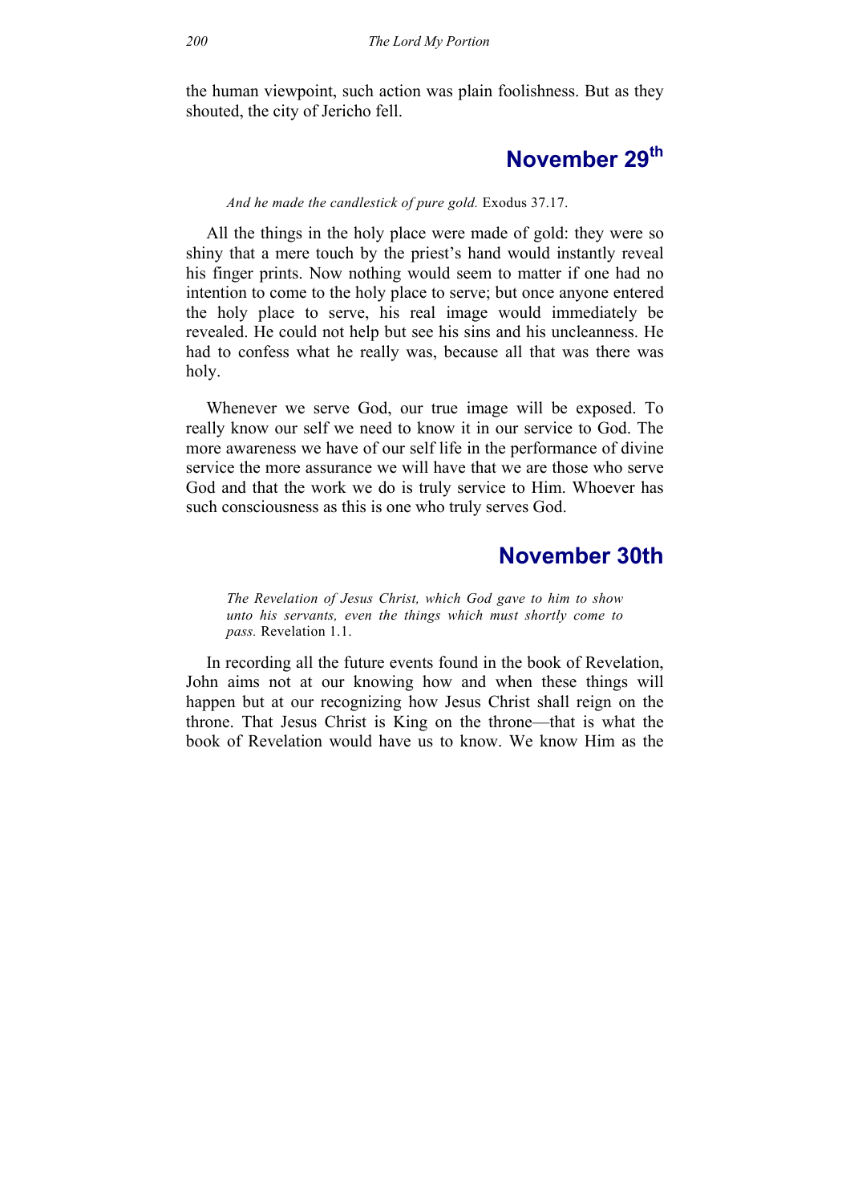the human viewpoint, such action was plain foolishness. But as they shouted, the city of Jericho fell.

## November 29th

*And he made the candlestick of pure gold.* Exodus 37.17.

All the things in the holy place were made of gold: they were so shiny that a mere touch by the priest's hand would instantly reveal his finger prints. Now nothing would seem to matter if one had no intention to come to the holy place to serve; but once anyone entered the holy place to serve, his real image would immediately be revealed. He could not help but see his sins and his uncleanness. He had to confess what he really was, because all that was there was holy.

Whenever we serve God, our true image will be exposed. To really know our self we need to know it in our service to God. The more awareness we have of our self life in the performance of divine service the more assurance we will have that we are those who serve God and that the work we do is truly service to Him. Whoever has such consciousness as this is one who truly serves God.

## November 30th

*The Revelation of Jesus Christ, which God gave to him to show unto his servants, even the things which must shortly come to pass.* Revelation 1.1.

In recording all the future events found in the book of Revelation, John aims not at our knowing how and when these things will happen but at our recognizing how Jesus Christ shall reign on the throne. That Jesus Christ is King on the throne—that is what the book of Revelation would have us to know. We know Him as the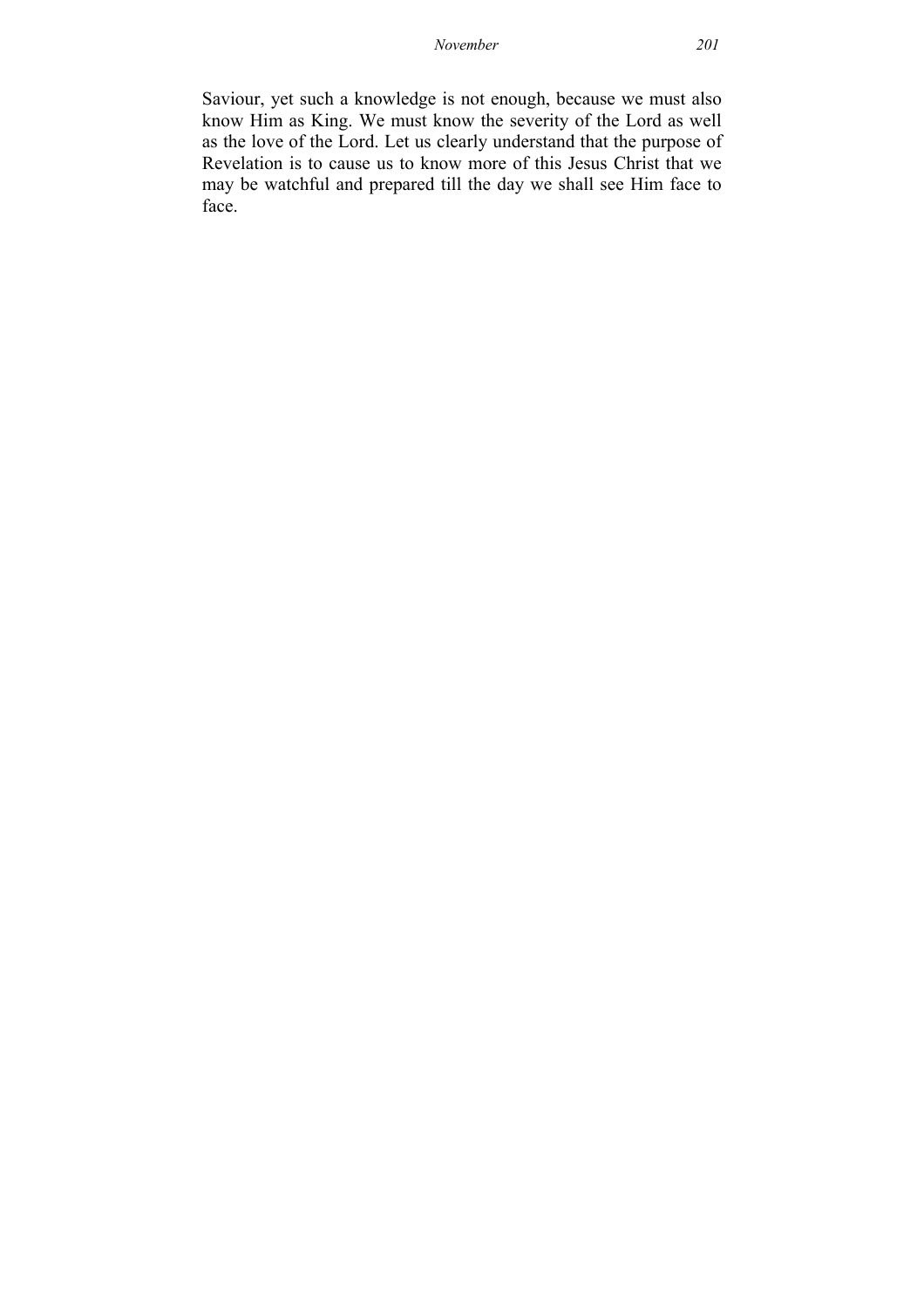Saviour, yet such a knowledge is not enough, because we must also know Him as King. We must know the severity of the Lord as well as the love of the Lord. Let us clearly understand that the purpose of Revelation is to cause us to know more of this Jesus Christ that we may be watchful and prepared till the day we shall see Him face to face.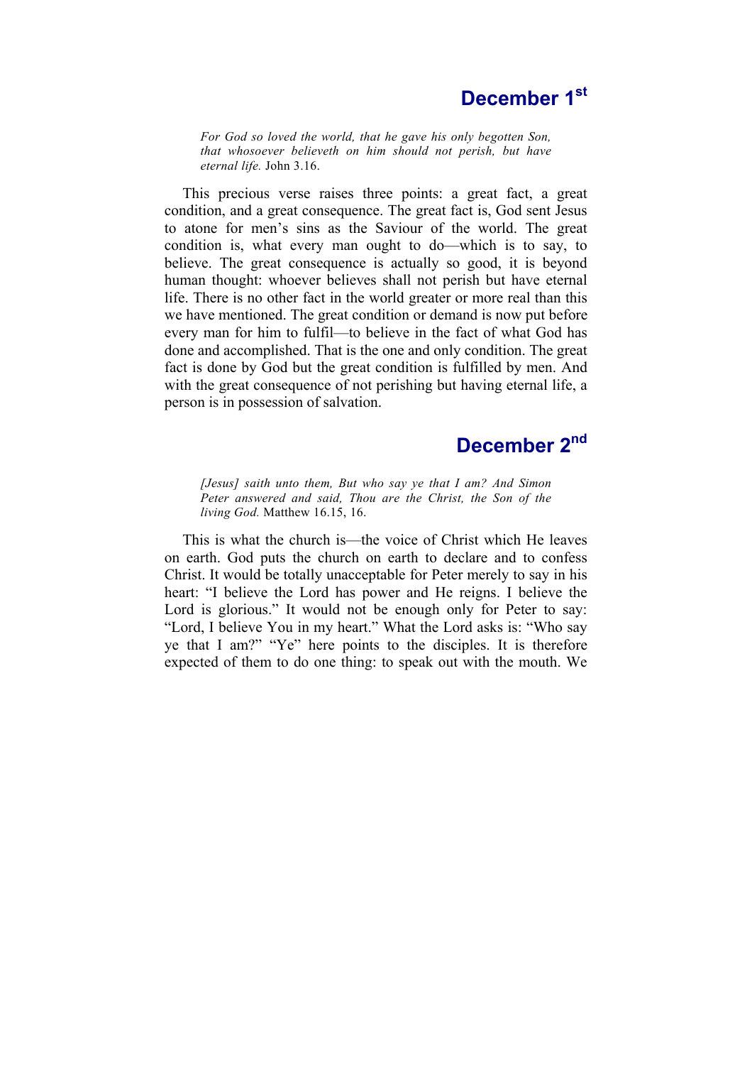## December 1st

> *For God so loved the world, that he gave his only begotten Son, that whosoever believeth on him should not perish, but have eternal life.* John 3.16.

This precious verse raises three points: a great fact, a great condition, and a great consequence. The great fact is, God sent Jesus to atone for men's sins as the Saviour of the world. The great condition is, what every man ought to do—which is to say, to believe. The great consequence is actually so good, it is beyond human thought: whoever believes shall not perish but have eternal life. There is no other fact in the world greater or more real than this we have mentioned. The great condition or demand is now put before every man for him to fulfil—to believe in the fact of what God has done and accomplished. That is the one and only condition. The great fact is done by God but the great condition is fulfilled by men. And with the great consequence of not perishing but having eternal life, a person is in possession of salvation.

## December 2nd

> *[Jesus] saith unto them, But who say ye that I am? And Simon Peter answered and said, Thou are the Christ, the Son of the living God.* Matthew 16.15, 16.

This is what the church is—the voice of Christ which He leaves on earth. God puts the church on earth to declare and to confess Christ. It would be totally unacceptable for Peter merely to say in his heart: "I believe the Lord has power and He reigns. I believe the Lord is glorious." It would not be enough only for Peter to say: "Lord, I believe You in my heart." What the Lord asks is: "Who say ye that I am?" "Ye" here points to the disciples. It is therefore expected of them to do one thing: to speak out with the mouth. We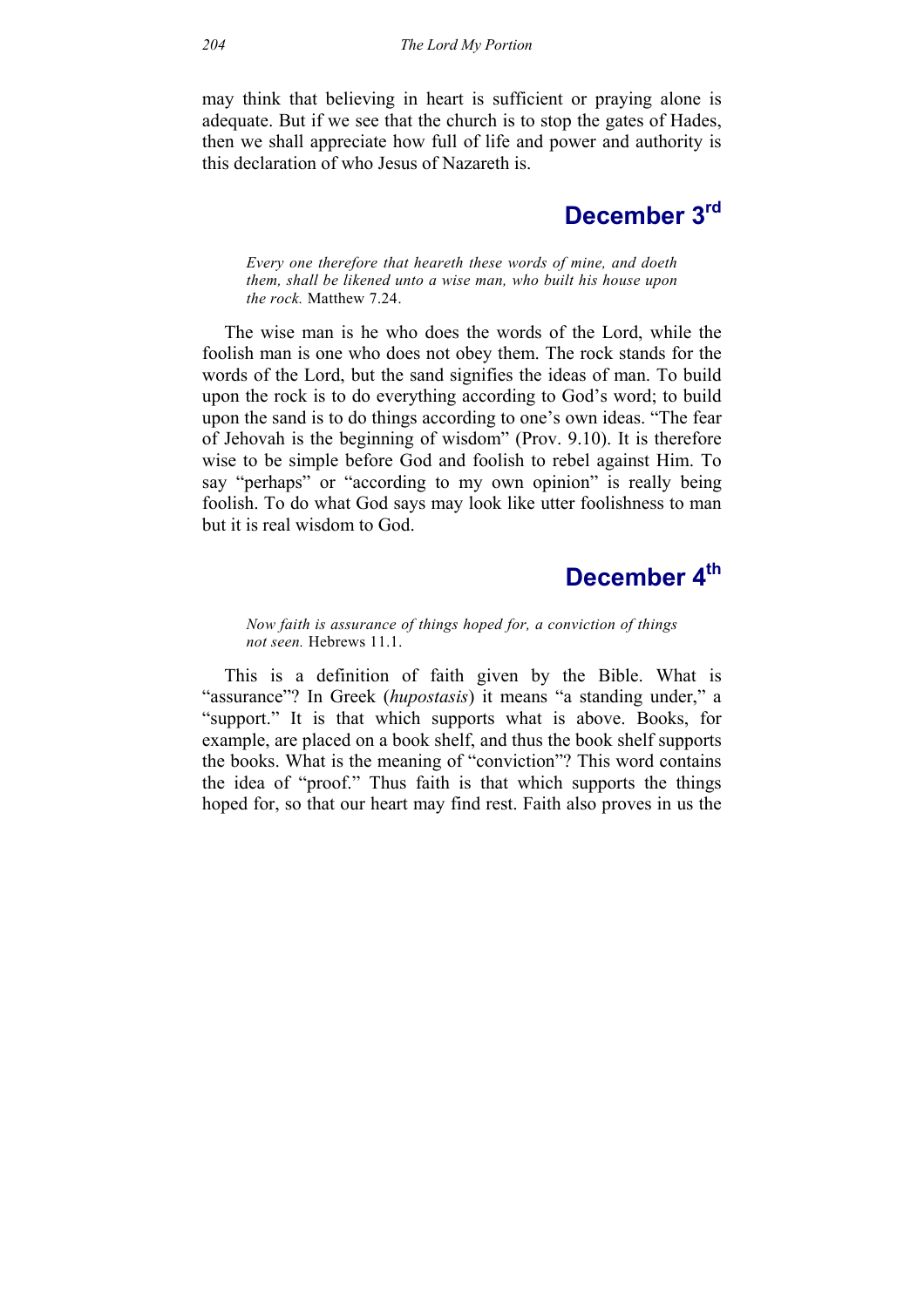may think that believing in heart is sufficient or praying alone is adequate. But if we see that the church is to stop the gates of Hades, then we shall appreciate how full of life and power and authority is this declaration of who Jesus of Nazareth is.

## December 3rd

> *Every one therefore that heareth these words of mine, and doeth them, shall be likened unto a wise man, who built his house upon the rock.* Matthew 7.24.

The wise man is he who does the words of the Lord, while the foolish man is one who does not obey them. The rock stands for the words of the Lord, but the sand signifies the ideas of man. To build upon the rock is to do everything according to God's word; to build upon the sand is to do things according to one's own ideas. "The fear of Jehovah is the beginning of wisdom" (Prov. 9.10). It is therefore wise to be simple before God and foolish to rebel against Him. To say "perhaps" or "according to my own opinion" is really being foolish. To do what God says may look like utter foolishness to man but it is real wisdom to God.

## December 4th

> *Now faith is assurance of things hoped for, a conviction of things not seen.* Hebrews 11.1.

This is a definition of faith given by the Bible. What is "assurance"? In Greek (*hupostasis*) it means "a standing under," a "support." It is that which supports what is above. Books, for example, are placed on a book shelf, and thus the book shelf supports the books. What is the meaning of "conviction"? This word contains the idea of "proof." Thus faith is that which supports the things hoped for, so that our heart may find rest. Faith also proves in us the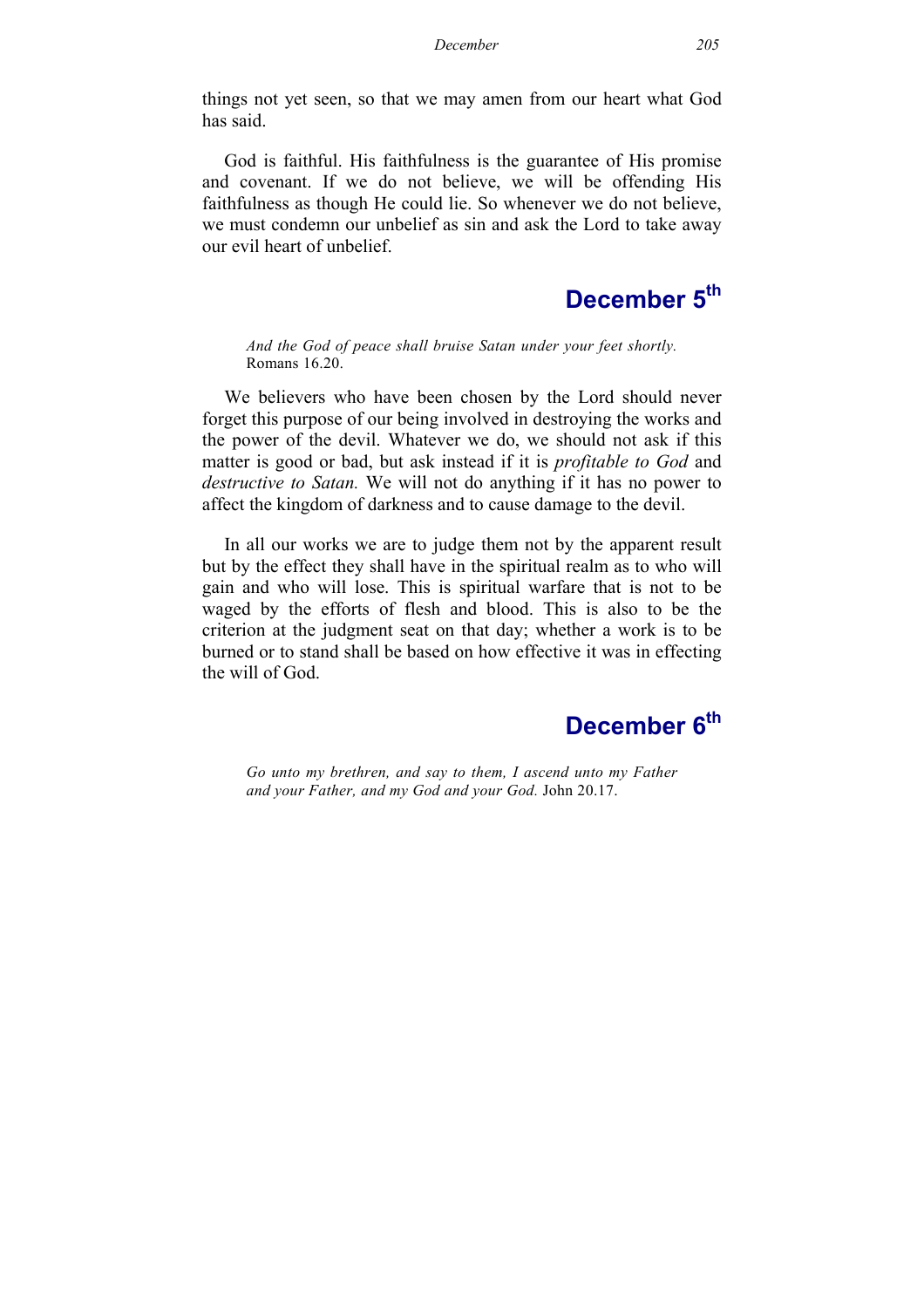things not yet seen, so that we may amen from our heart what God has said.

God is faithful. His faithfulness is the guarantee of His promise and covenant. If we do not believe, we will be offending His faithfulness as though He could lie. So whenever we do not believe, we must condemn our unbelief as sin and ask the Lord to take away our evil heart of unbelief.

## December 5th

> *And the God of peace shall bruise Satan under your feet shortly.* Romans 16.20.

We believers who have been chosen by the Lord should never forget this purpose of our being involved in destroying the works and the power of the devil. Whatever we do, we should not ask if this matter is good or bad, but ask instead if it is *profitable to God* and *destructive to Satan.* We will not do anything if it has no power to affect the kingdom of darkness and to cause damage to the devil.

In all our works we are to judge them not by the apparent result but by the effect they shall have in the spiritual realm as to who will gain and who will lose. This is spiritual warfare that is not to be waged by the efforts of flesh and blood. This is also to be the criterion at the judgment seat on that day; whether a work is to be burned or to stand shall be based on how effective it was in effecting the will of God.

## December 6th

> *Go unto my brethren, and say to them, I ascend unto my Father and your Father, and my God and your God.* John 20.17.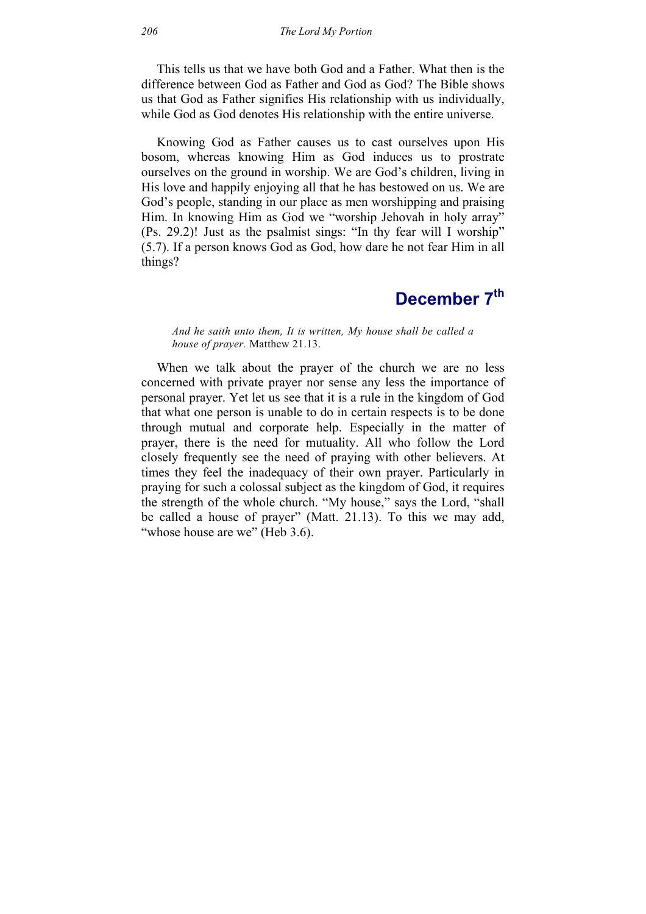This tells us that we have both God and a Father. What then is the difference between God as Father and God as God? The Bible shows us that God as Father signifies His relationship with us individually, while God as God denotes His relationship with the entire universe.

Knowing God as Father causes us to cast ourselves upon His bosom, whereas knowing Him as God induces us to prostrate ourselves on the ground in worship. We are God's children, living in His love and happily enjoying all that he has bestowed on us. We are God's people, standing in our place as men worshipping and praising Him. In knowing Him as God we "worship Jehovah in holy array" (Ps. 29.2)! Just as the psalmist sings: "In thy fear will I worship" (5.7). If a person knows God as God, how dare he not fear Him in all things?

## December 7th

*And he saith unto them, It is written, My house shall be called a house of prayer.* Matthew 21.13.

When we talk about the prayer of the church we are no less concerned with private prayer nor sense any less the importance of personal prayer. Yet let us see that it is a rule in the kingdom of God that what one person is unable to do in certain respects is to be done through mutual and corporate help. Especially in the matter of prayer, there is the need for mutuality. All who follow the Lord closely frequently see the need of praying with other believers. At times they feel the inadequacy of their own prayer. Particularly in praying for such a colossal subject as the kingdom of God, it requires the strength of the whole church. "My house," says the Lord, "shall be called a house of prayer" (Matt. 21.13). To this we may add, "whose house are we" (Heb 3.6).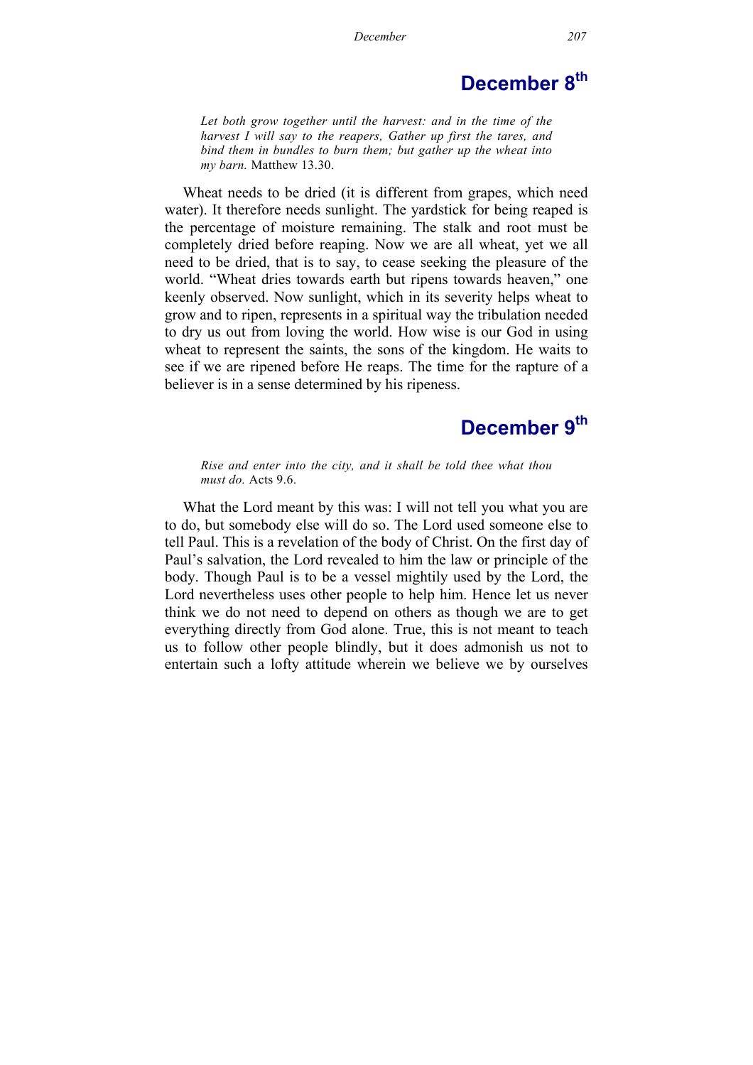## December 8th

> *Let both grow together until the harvest: and in the time of the harvest I will say to the reapers, Gather up first the tares, and bind them in bundles to burn them; but gather up the wheat into my barn.* Matthew 13.30.

Wheat needs to be dried (it is different from grapes, which need water). It therefore needs sunlight. The yardstick for being reaped is the percentage of moisture remaining. The stalk and root must be completely dried before reaping. Now we are all wheat, yet we all need to be dried, that is to say, to cease seeking the pleasure of the world. "Wheat dries towards earth but ripens towards heaven," one keenly observed. Now sunlight, which in its severity helps wheat to grow and to ripen, represents in a spiritual way the tribulation needed to dry us out from loving the world. How wise is our God in using wheat to represent the saints, the sons of the kingdom. He waits to see if we are ripened before He reaps. The time for the rapture of a believer is in a sense determined by his ripeness.

## December 9th

> *Rise and enter into the city, and it shall be told thee what thou must do.* Acts 9.6.

What the Lord meant by this was: I will not tell you what you are to do, but somebody else will do so. The Lord used someone else to tell Paul. This is a revelation of the body of Christ. On the first day of Paul's salvation, the Lord revealed to him the law or principle of the body. Though Paul is to be a vessel mightily used by the Lord, the Lord nevertheless uses other people to help him. Hence let us never think we do not need to depend on others as though we are to get everything directly from God alone. True, this is not meant to teach us to follow other people blindly, but it does admonish us not to entertain such a lofty attitude wherein we believe we by ourselves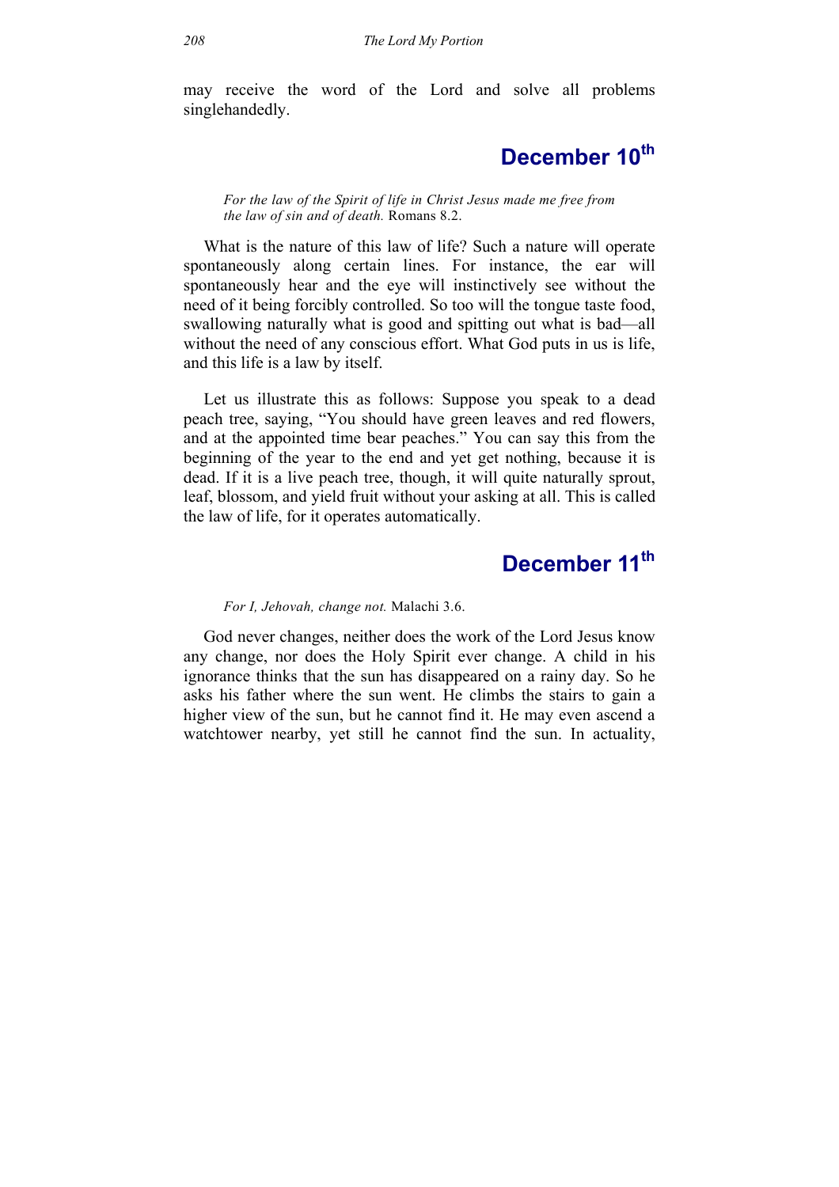may receive the word of the Lord and solve all problems singlehandedly.

## December 10th

*For the law of the Spirit of life in Christ Jesus made me free from the law of sin and of death.* Romans 8.2.

What is the nature of this law of life? Such a nature will operate spontaneously along certain lines. For instance, the ear will spontaneously hear and the eye will instinctively see without the need of it being forcibly controlled. So too will the tongue taste food, swallowing naturally what is good and spitting out what is bad—all without the need of any conscious effort. What God puts in us is life, and this life is a law by itself.

Let us illustrate this as follows: Suppose you speak to a dead peach tree, saying, "You should have green leaves and red flowers, and at the appointed time bear peaches." You can say this from the beginning of the year to the end and yet get nothing, because it is dead. If it is a live peach tree, though, it will quite naturally sprout, leaf, blossom, and yield fruit without your asking at all. This is called the law of life, for it operates automatically.

## December 11th

*For I, Jehovah, change not.* Malachi 3.6.

God never changes, neither does the work of the Lord Jesus know any change, nor does the Holy Spirit ever change. A child in his ignorance thinks that the sun has disappeared on a rainy day. So he asks his father where the sun went. He climbs the stairs to gain a higher view of the sun, but he cannot find it. He may even ascend a watchtower nearby, yet still he cannot find the sun. In actuality,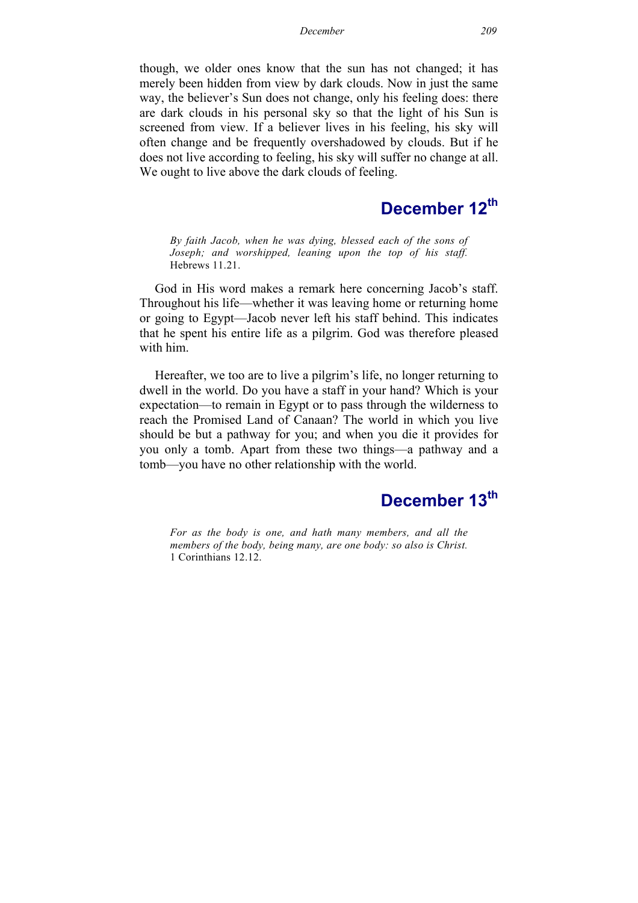though, we older ones know that the sun has not changed; it has merely been hidden from view by dark clouds. Now in just the same way, the believer's Sun does not change, only his feeling does: there are dark clouds in his personal sky so that the light of his Sun is screened from view. If a believer lives in his feeling, his sky will often change and be frequently overshadowed by clouds. But if he does not live according to feeling, his sky will suffer no change at all. We ought to live above the dark clouds of feeling.

## December 12th

> *By faith Jacob, when he was dying, blessed each of the sons of Joseph; and worshipped, leaning upon the top of his staff.* Hebrews 11.21.

God in His word makes a remark here concerning Jacob's staff. Throughout his life—whether it was leaving home or returning home or going to Egypt—Jacob never left his staff behind. This indicates that he spent his entire life as a pilgrim. God was therefore pleased with him.

Hereafter, we too are to live a pilgrim's life, no longer returning to dwell in the world. Do you have a staff in your hand? Which is your expectation—to remain in Egypt or to pass through the wilderness to reach the Promised Land of Canaan? The world in which you live should be but a pathway for you; and when you die it provides for you only a tomb. Apart from these two things—a pathway and a tomb—you have no other relationship with the world.

## December 13th

> *For as the body is one, and hath many members, and all the members of the body, being many, are one body: so also is Christ.* 1 Corinthians 12.12.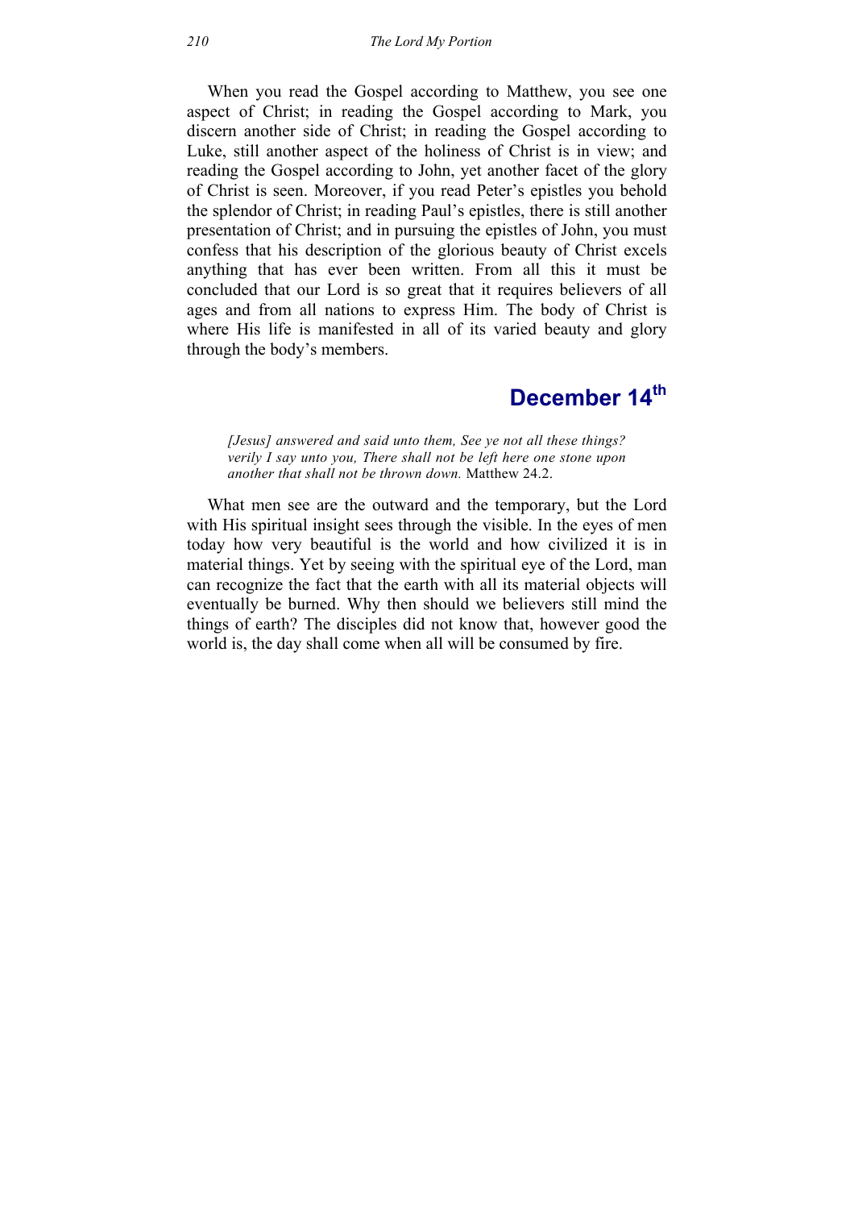When you read the Gospel according to Matthew, you see one aspect of Christ; in reading the Gospel according to Mark, you discern another side of Christ; in reading the Gospel according to Luke, still another aspect of the holiness of Christ is in view; and reading the Gospel according to John, yet another facet of the glory of Christ is seen. Moreover, if you read Peter's epistles you behold the splendor of Christ; in reading Paul's epistles, there is still another presentation of Christ; and in pursuing the epistles of John, you must confess that his description of the glorious beauty of Christ excels anything that has ever been written. From all this it must be concluded that our Lord is so great that it requires believers of all ages and from all nations to express Him. The body of Christ is where His life is manifested in all of its varied beauty and glory through the body's members.

## December 14th

> *[Jesus] answered and said unto them, See ye not all these things? verily I say unto you, There shall not be left here one stone upon another that shall not be thrown down.* Matthew 24.2.

What men see are the outward and the temporary, but the Lord with His spiritual insight sees through the visible. In the eyes of men today how very beautiful is the world and how civilized it is in material things. Yet by seeing with the spiritual eye of the Lord, man can recognize the fact that the earth with all its material objects will eventually be burned. Why then should we believers still mind the things of earth? The disciples did not know that, however good the world is, the day shall come when all will be consumed by fire.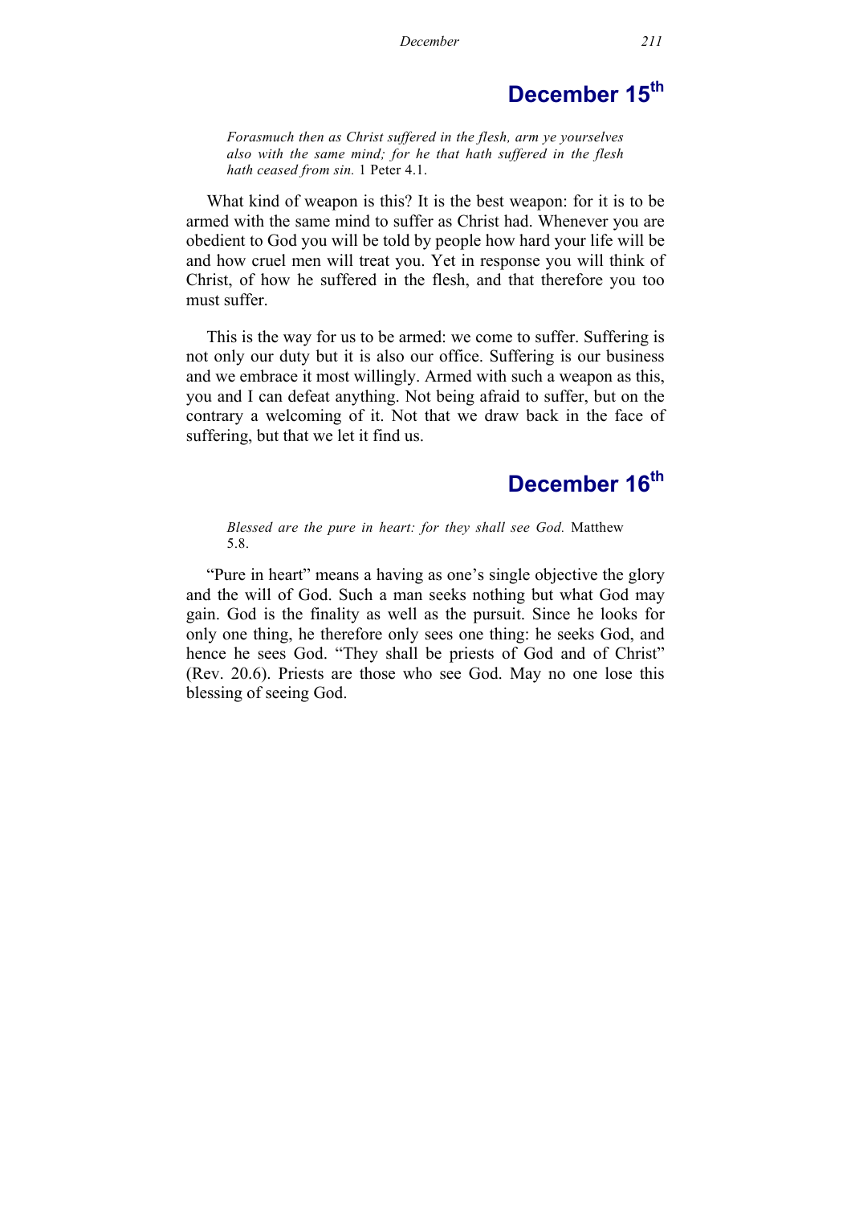## December 15th

*Forasmuch then as Christ suffered in the flesh, arm ye yourselves also with the same mind; for he that hath suffered in the flesh hath ceased from sin.* 1 Peter 4.1.

What kind of weapon is this? It is the best weapon: for it is to be armed with the same mind to suffer as Christ had. Whenever you are obedient to God you will be told by people how hard your life will be and how cruel men will treat you. Yet in response you will think of Christ, of how he suffered in the flesh, and that therefore you too must suffer.

This is the way for us to be armed: we come to suffer. Suffering is not only our duty but it is also our office. Suffering is our business and we embrace it most willingly. Armed with such a weapon as this, you and I can defeat anything. Not being afraid to suffer, but on the contrary a welcoming of it. Not that we draw back in the face of suffering, but that we let it find us.

## December 16th

*Blessed are the pure in heart: for they shall see God.* Matthew 5.8.

"Pure in heart" means a having as one's single objective the glory and the will of God. Such a man seeks nothing but what God may gain. God is the finality as well as the pursuit. Since he looks for only one thing, he therefore only sees one thing: he seeks God, and hence he sees God. "They shall be priests of God and of Christ" (Rev. 20.6). Priests are those who see God. May no one lose this blessing of seeing God.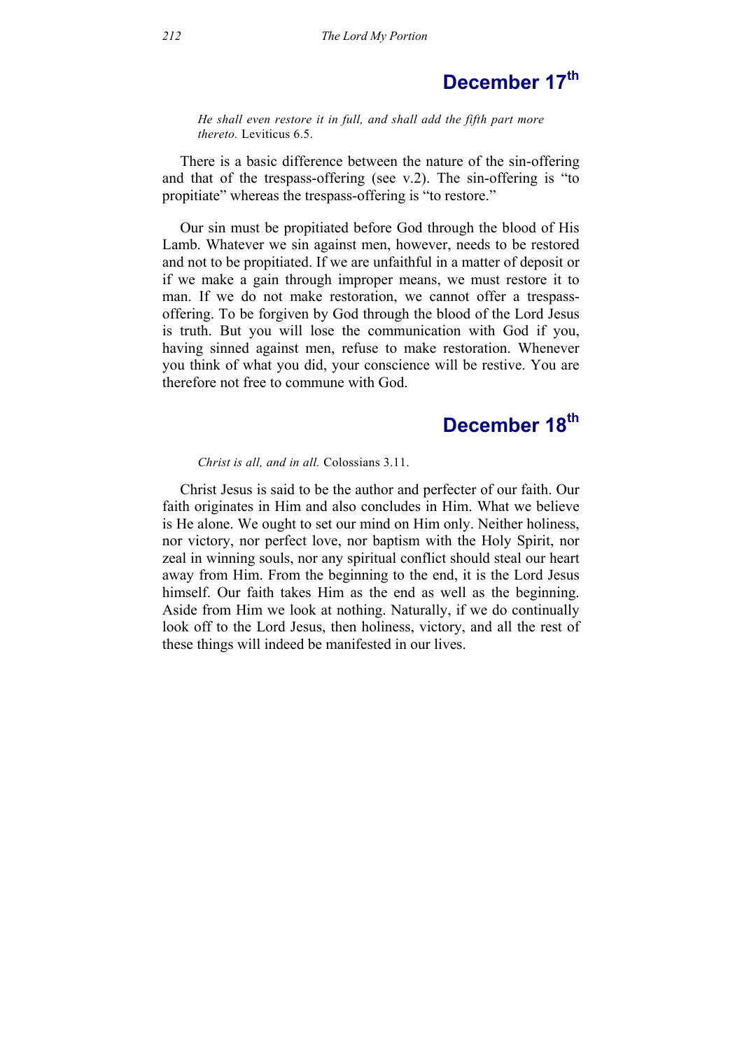## December 17th

*He shall even restore it in full, and shall add the fifth part more thereto.* Leviticus 6.5.

There is a basic difference between the nature of the sin-offering and that of the trespass-offering (see v.2). The sin-offering is "to propitiate" whereas the trespass-offering is "to restore."

Our sin must be propitiated before God through the blood of His Lamb. Whatever we sin against men, however, needs to be restored and not to be propitiated. If we are unfaithful in a matter of deposit or if we make a gain through improper means, we must restore it to man. If we do not make restoration, we cannot offer a trespass-offering. To be forgiven by God through the blood of the Lord Jesus is truth. But you will lose the communication with God if you, having sinned against men, refuse to make restoration. Whenever you think of what you did, your conscience will be restive. You are therefore not free to commune with God.

## December 18th

*Christ is all, and in all.* Colossians 3.11.

Christ Jesus is said to be the author and perfecter of our faith. Our faith originates in Him and also concludes in Him. What we believe is He alone. We ought to set our mind on Him only. Neither holiness, nor victory, nor perfect love, nor baptism with the Holy Spirit, nor zeal in winning souls, nor any spiritual conflict should steal our heart away from Him. From the beginning to the end, it is the Lord Jesus himself. Our faith takes Him as the end as well as the beginning. Aside from Him we look at nothing. Naturally, if we do continually look off to the Lord Jesus, then holiness, victory, and all the rest of these things will indeed be manifested in our lives.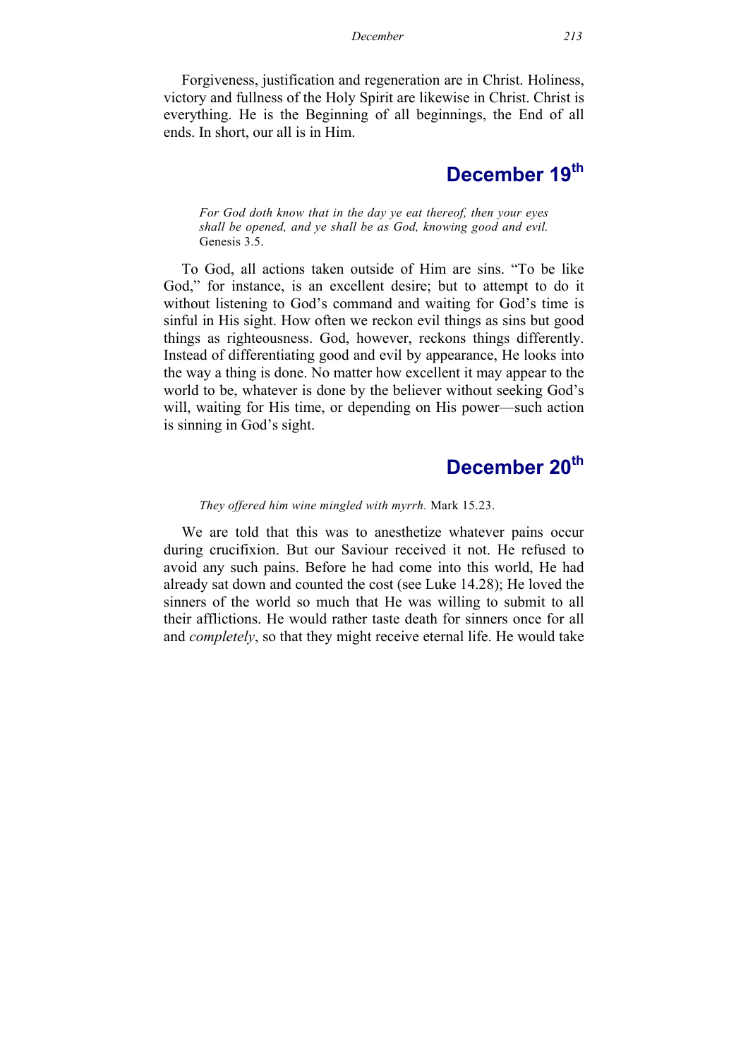Forgiveness, justification and regeneration are in Christ. Holiness, victory and fullness of the Holy Spirit are likewise in Christ. Christ is everything. He is the Beginning of all beginnings, the End of all ends. In short, our all is in Him.

## December 19th

> *For God doth know that in the day ye eat thereof, then your eyes shall be opened, and ye shall be as God, knowing good and evil.* Genesis 3.5.

To God, all actions taken outside of Him are sins. "To be like God," for instance, is an excellent desire; but to attempt to do it without listening to God's command and waiting for God's time is sinful in His sight. How often we reckon evil things as sins but good things as righteousness. God, however, reckons things differently. Instead of differentiating good and evil by appearance, He looks into the way a thing is done. No matter how excellent it may appear to the world to be, whatever is done by the believer without seeking God's will, waiting for His time, or depending on His power—such action is sinning in God's sight.

## December 20th

> *They offered him wine mingled with myrrh.* Mark 15.23.

We are told that this was to anesthetize whatever pains occur during crucifixion. But our Saviour received it not. He refused to avoid any such pains. Before he had come into this world, He had already sat down and counted the cost (see Luke 14.28); He loved the sinners of the world so much that He was willing to submit to all their afflictions. He would rather taste death for sinners once for all and *completely*, so that they might receive eternal life. He would take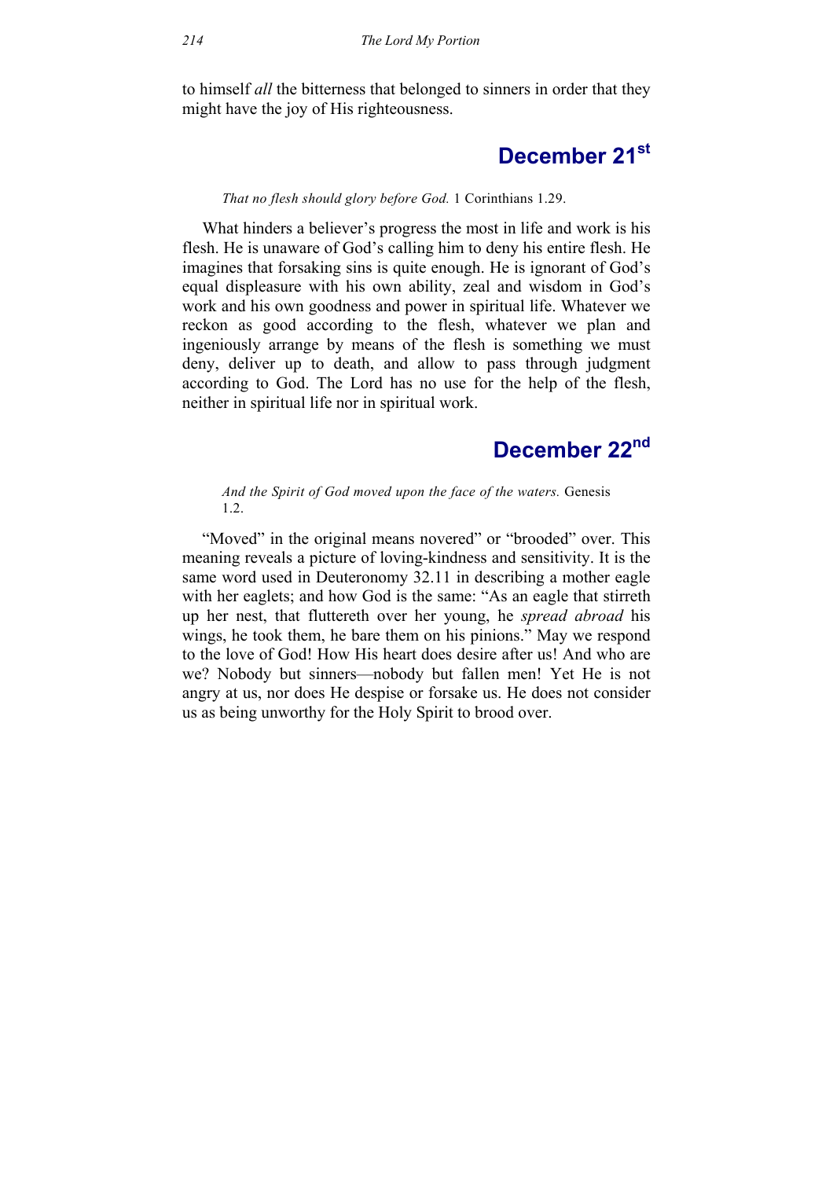to himself *all* the bitterness that belonged to sinners in order that they might have the joy of His righteousness.

## December 21st

*That no flesh should glory before God.* 1 Corinthians 1.29.

What hinders a believer's progress the most in life and work is his flesh. He is unaware of God's calling him to deny his entire flesh. He imagines that forsaking sins is quite enough. He is ignorant of God's equal displeasure with his own ability, zeal and wisdom in God's work and his own goodness and power in spiritual life. Whatever we reckon as good according to the flesh, whatever we plan and ingeniously arrange by means of the flesh is something we must deny, deliver up to death, and allow to pass through judgment according to God. The Lord has no use for the help of the flesh, neither in spiritual life nor in spiritual work.

## December 22nd

*And the Spirit of God moved upon the face of the waters.* Genesis 1.2.

"Moved" in the original means novered" or "brooded" over. This meaning reveals a picture of loving-kindness and sensitivity. It is the same word used in Deuteronomy 32.11 in describing a mother eagle with her eaglets; and how God is the same: "As an eagle that stirreth up her nest, that fluttereth over her young, he *spread abroad* his wings, he took them, he bare them on his pinions." May we respond to the love of God! How His heart does desire after us! And who are we? Nobody but sinners—nobody but fallen men! Yet He is not angry at us, nor does He despise or forsake us. He does not consider us as being unworthy for the Holy Spirit to brood over.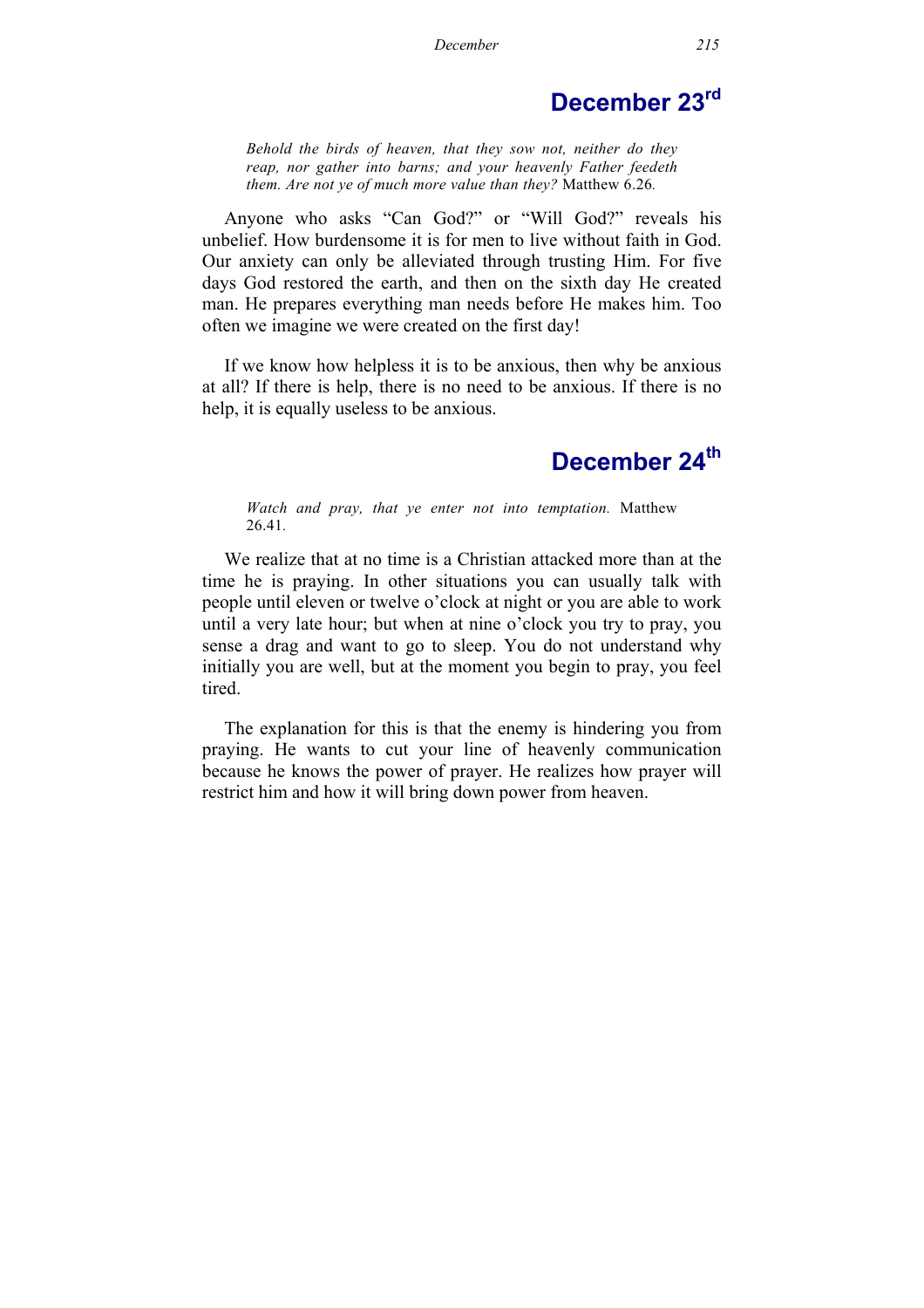## December 23rd

> *Behold the birds of heaven, that they sow not, neither do they reap, nor gather into barns; and your heavenly Father feedeth them. Are not ye of much more value than they?* Matthew 6.26.

Anyone who asks “Can God?” or “Will God?” reveals his unbelief. How burdensome it is for men to live without faith in God. Our anxiety can only be alleviated through trusting Him. For five days God restored the earth, and then on the sixth day He created man. He prepares everything man needs before He makes him. Too often we imagine we were created on the first day!

If we know how helpless it is to be anxious, then why be anxious at all? If there is help, there is no need to be anxious. If there is no help, it is equally useless to be anxious.

## December 24th

> *Watch and pray, that ye enter not into temptation.* Matthew 26.41.

We realize that at no time is a Christian attacked more than at the time he is praying. In other situations you can usually talk with people until eleven or twelve o’clock at night or you are able to work until a very late hour; but when at nine o’clock you try to pray, you sense a drag and want to go to sleep. You do not understand why initially you are well, but at the moment you begin to pray, you feel tired.

The explanation for this is that the enemy is hindering you from praying. He wants to cut your line of heavenly communication because he knows the power of prayer. He realizes how prayer will restrict him and how it will bring down power from heaven.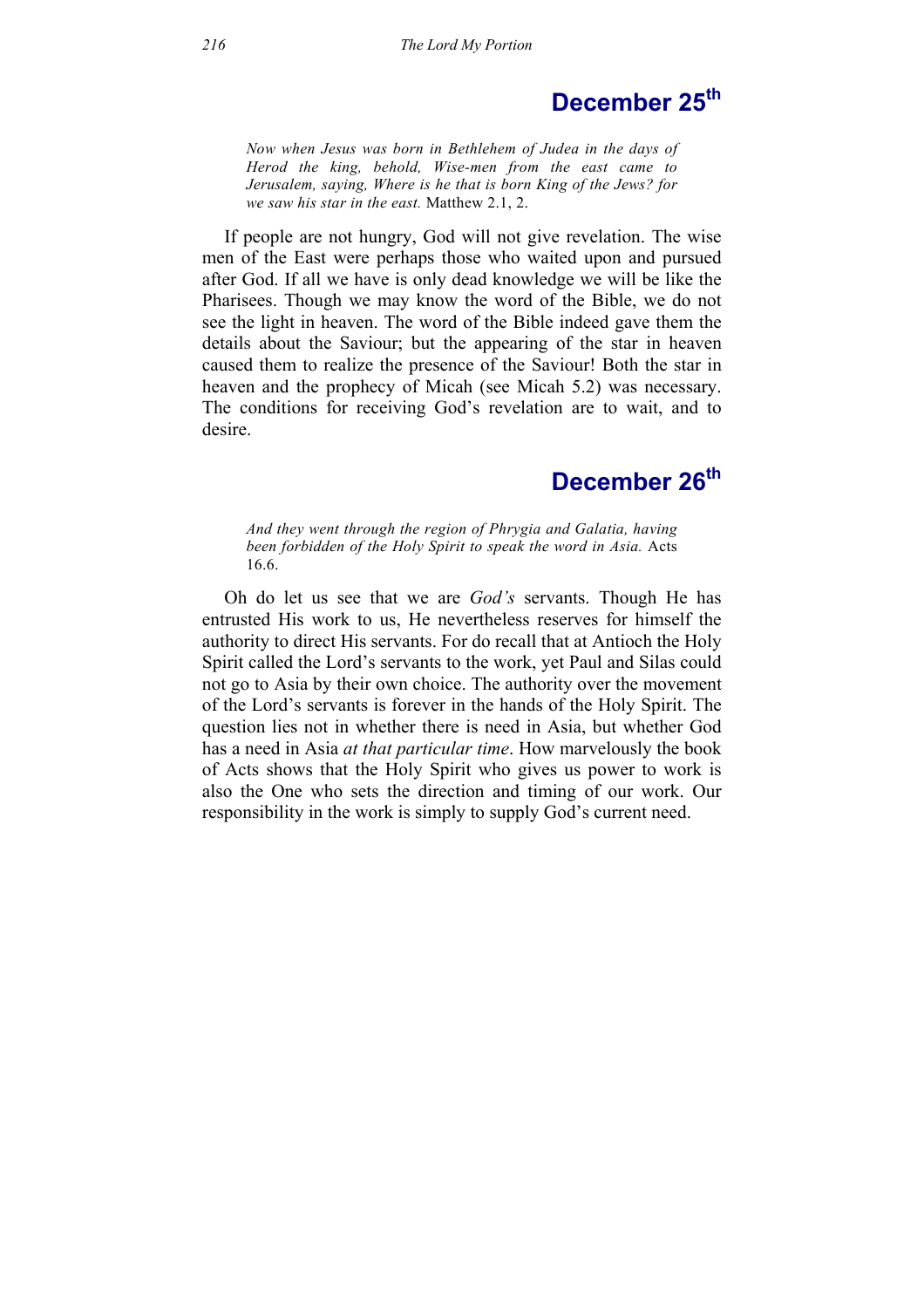## December 25th

*Now when Jesus was born in Bethlehem of Judea in the days of Herod the king, behold, Wise-men from the east came to Jerusalem, saying, Where is he that is born King of the Jews? for we saw his star in the east.* Matthew 2.1, 2.

If people are not hungry, God will not give revelation. The wise men of the East were perhaps those who waited upon and pursued after God. If all we have is only dead knowledge we will be like the Pharisees. Though we may know the word of the Bible, we do not see the light in heaven. The word of the Bible indeed gave them the details about the Saviour; but the appearing of the star in heaven caused them to realize the presence of the Saviour! Both the star in heaven and the prophecy of Micah (see Micah 5.2) was necessary. The conditions for receiving God's revelation are to wait, and to desire.

## December 26th

*And they went through the region of Phrygia and Galatia, having been forbidden of the Holy Spirit to speak the word in Asia.* Acts 16.6.

Oh do let us see that we are *God's* servants. Though He has entrusted His work to us, He nevertheless reserves for himself the authority to direct His servants. For do recall that at Antioch the Holy Spirit called the Lord's servants to the work, yet Paul and Silas could not go to Asia by their own choice. The authority over the movement of the Lord's servants is forever in the hands of the Holy Spirit. The question lies not in whether there is need in Asia, but whether God has a need in Asia *at that particular time*. How marvelously the book of Acts shows that the Holy Spirit who gives us power to work is also the One who sets the direction and timing of our work. Our responsibility in the work is simply to supply God's current need.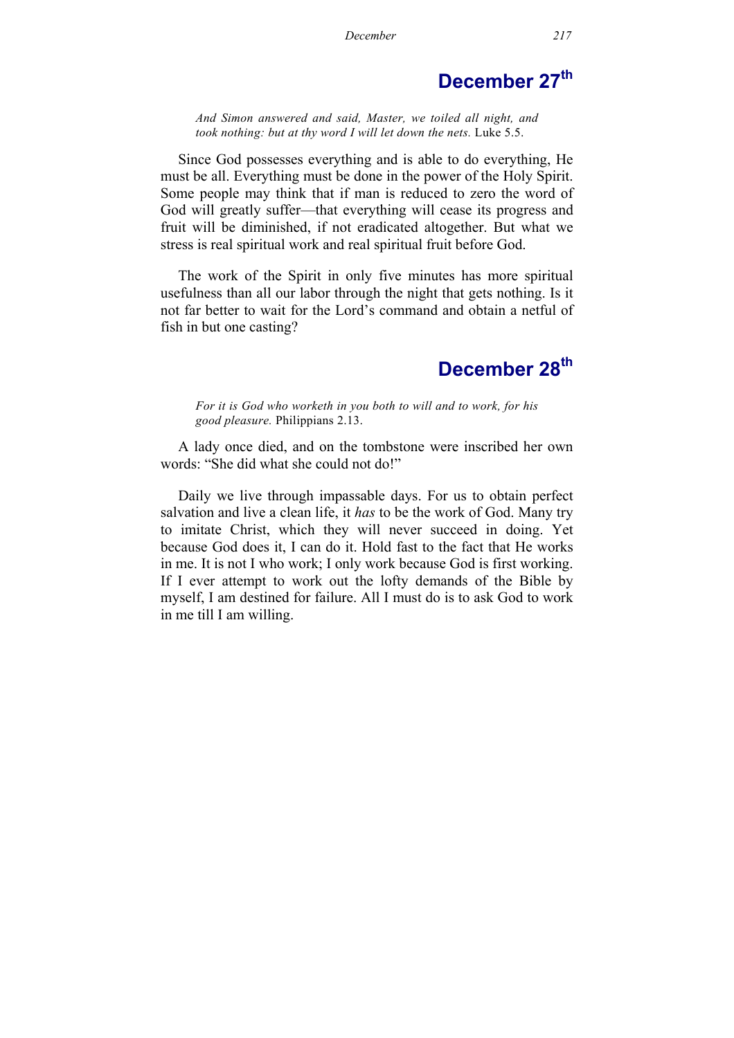## December 27th

*And Simon answered and said, Master, we toiled all night, and took nothing: but at thy word I will let down the nets.* Luke 5.5.

Since God possesses everything and is able to do everything, He must be all. Everything must be done in the power of the Holy Spirit. Some people may think that if man is reduced to zero the word of God will greatly suffer—that everything will cease its progress and fruit will be diminished, if not eradicated altogether. But what we stress is real spiritual work and real spiritual fruit before God.

The work of the Spirit in only five minutes has more spiritual usefulness than all our labor through the night that gets nothing. Is it not far better to wait for the Lord's command and obtain a netful of fish in but one casting?

## December 28th

*For it is God who worketh in you both to will and to work, for his good pleasure.* Philippians 2.13.

A lady once died, and on the tombstone were inscribed her own words: "She did what she could not do!"

Daily we live through impassable days. For us to obtain perfect salvation and live a clean life, it *has* to be the work of God. Many try to imitate Christ, which they will never succeed in doing. Yet because God does it, I can do it. Hold fast to the fact that He works in me. It is not I who work; I only work because God is first working. If I ever attempt to work out the lofty demands of the Bible by myself, I am destined for failure. All I must do is to ask God to work in me till I am willing.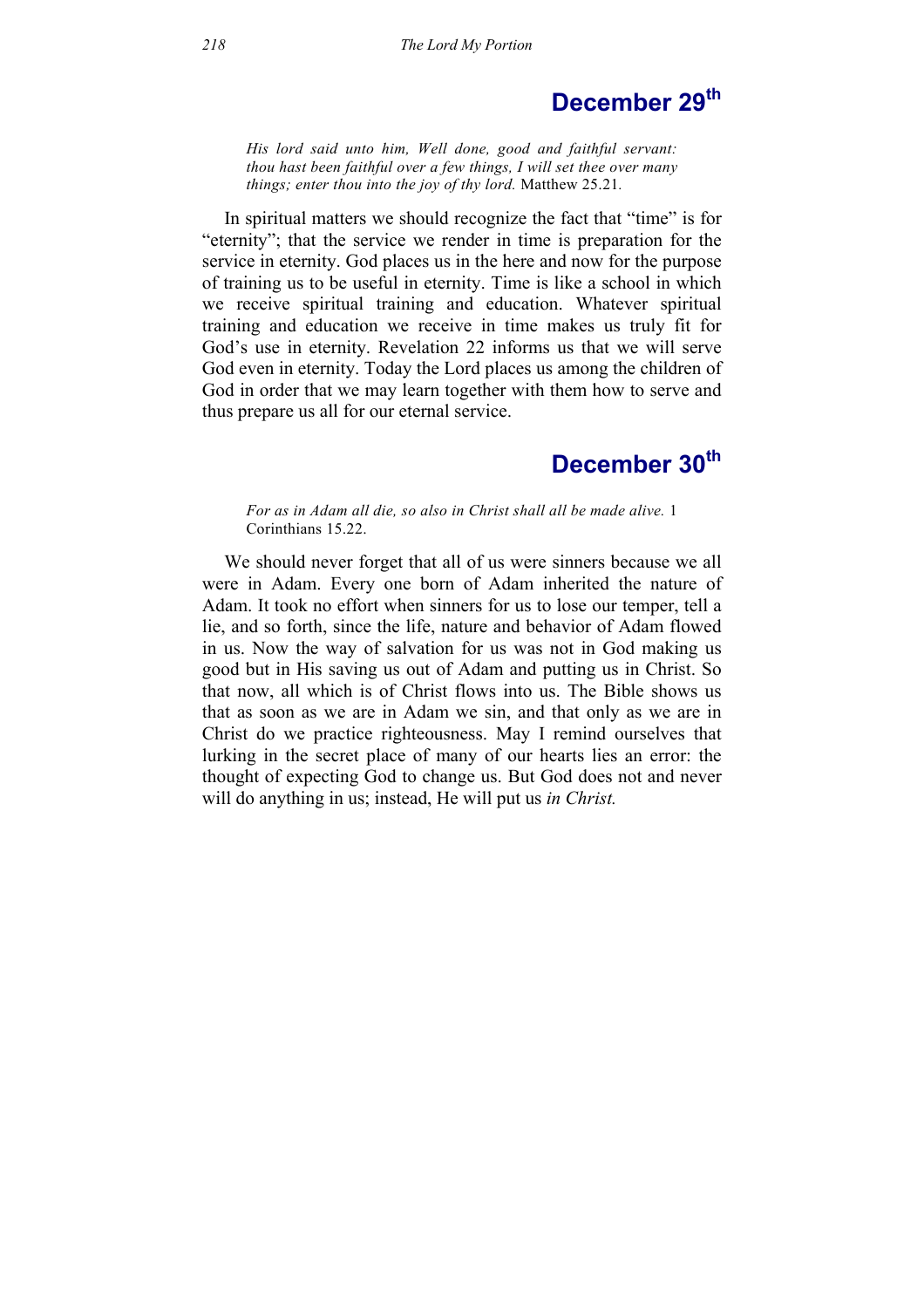## December 29th

*His lord said unto him, Well done, good and faithful servant: thou hast been faithful over a few things, I will set thee over many things; enter thou into the joy of thy lord.* Matthew 25.21.

In spiritual matters we should recognize the fact that "time" is for "eternity"; that the service we render in time is preparation for the service in eternity. God places us in the here and now for the purpose of training us to be useful in eternity. Time is like a school in which we receive spiritual training and education. Whatever spiritual training and education we receive in time makes us truly fit for God's use in eternity. Revelation 22 informs us that we will serve God even in eternity. Today the Lord places us among the children of God in order that we may learn together with them how to serve and thus prepare us all for our eternal service.

## December 30th

*For as in Adam all die, so also in Christ shall all be made alive.* 1 Corinthians 15.22.

We should never forget that all of us were sinners because we all were in Adam. Every one born of Adam inherited the nature of Adam. It took no effort when sinners for us to lose our temper, tell a lie, and so forth, since the life, nature and behavior of Adam flowed in us. Now the way of salvation for us was not in God making us good but in His saving us out of Adam and putting us in Christ. So that now, all which is of Christ flows into us. The Bible shows us that as soon as we are in Adam we sin, and that only as we are in Christ do we practice righteousness. May I remind ourselves that lurking in the secret place of many of our hearts lies an error: the thought of expecting God to change us. But God does not and never will do anything in us; instead, He will put us *in Christ.*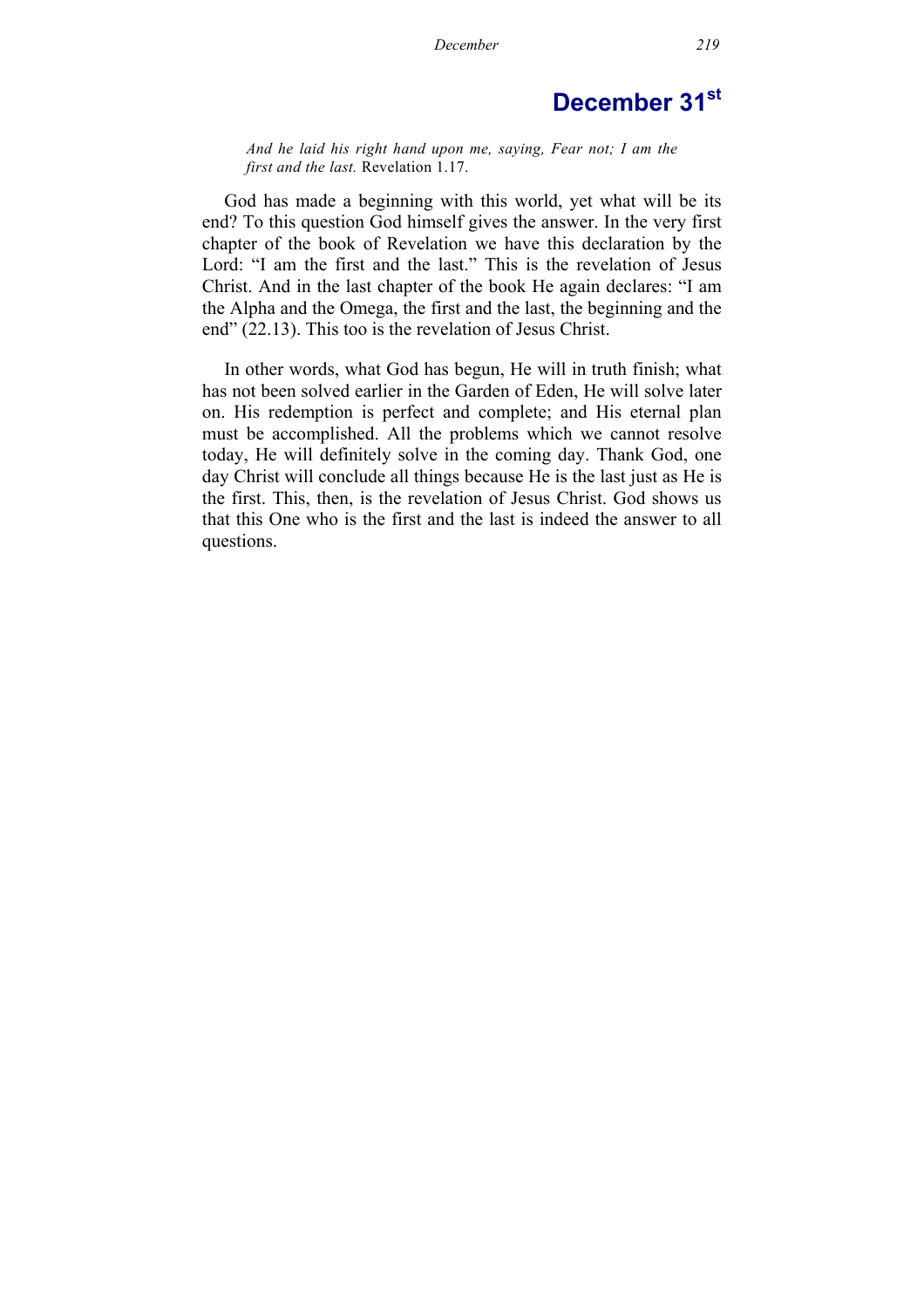# December 31st

*And he laid his right hand upon me, saying, Fear not; I am the first and the last.* Revelation 1.17.

God has made a beginning with this world, yet what will be its end? To this question God himself gives the answer. In the very first chapter of the book of Revelation we have this declaration by the Lord: "I am the first and the last." This is the revelation of Jesus Christ. And in the last chapter of the book He again declares: "I am the Alpha and the Omega, the first and the last, the beginning and the end" (22.13). This too is the revelation of Jesus Christ.

In other words, what God has begun, He will in truth finish; what has not been solved earlier in the Garden of Eden, He will solve later on. His redemption is perfect and complete; and His eternal plan must be accomplished. All the problems which we cannot resolve today, He will definitely solve in the coming day. Thank God, one day Christ will conclude all things because He is the last just as He is the first. This, then, is the revelation of Jesus Christ. God shows us that this One who is the first and the last is indeed the answer to all questions.